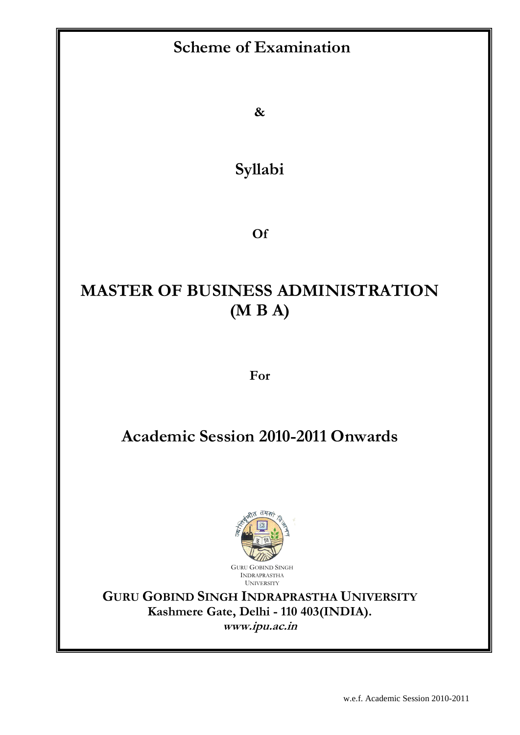# Scheme of Examination

**&**

# Syllabi

**Of**

# MASTER OF BUSINESS ADMINISTRATION (M B A)

**For**

## Academic Session 2010-2011 Onwards

GURU GOBIND SINGH INDRAPRASTHA UNIVERSITY

**GURU GOBIND SINGH INDRAPRASTHA UNIVERSITY**
**Kashmere Gate, Delhi - 110 403(INDIA).**
***www.ipu.ac.in***

w.e.f. Academic Session 2010-2011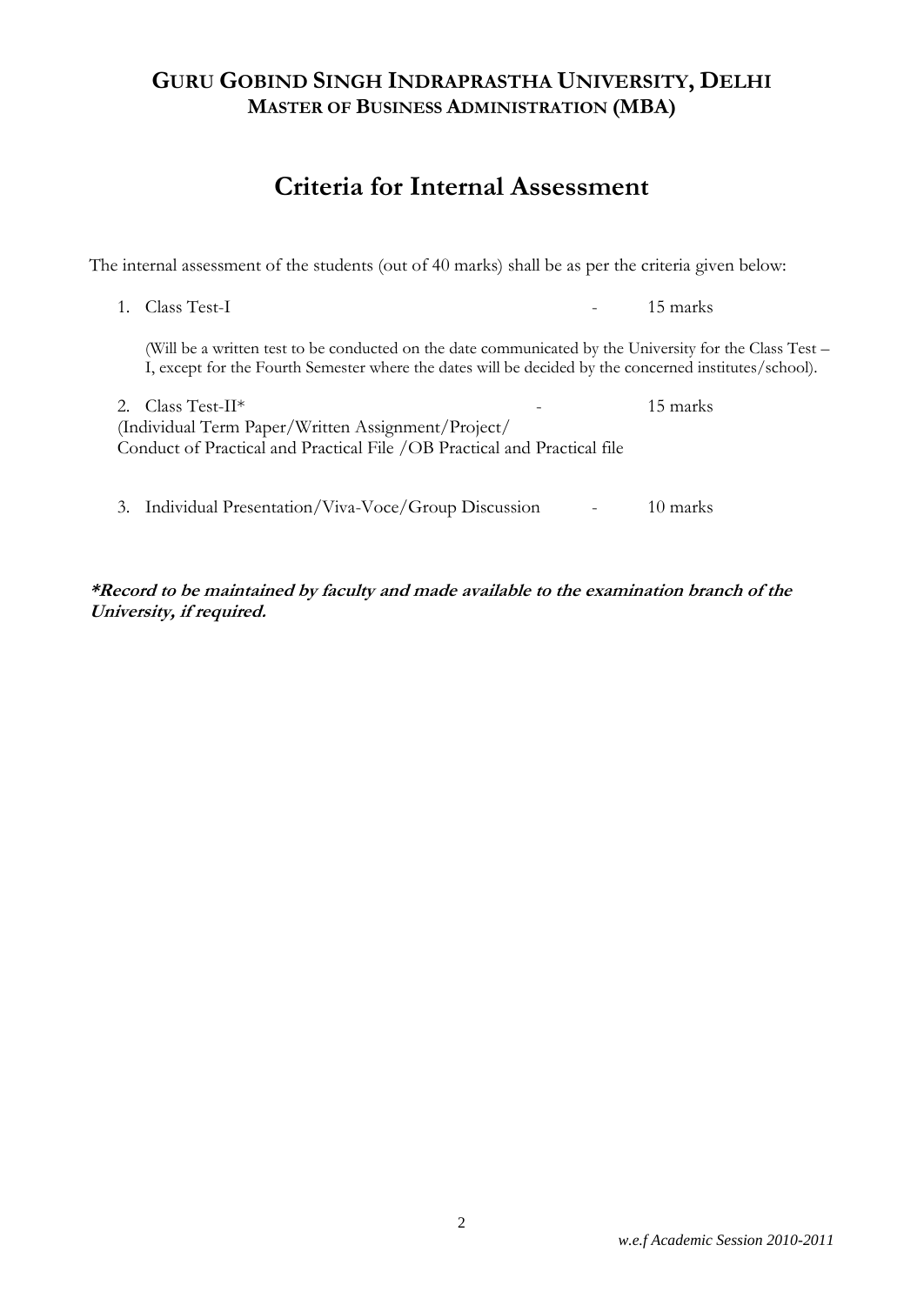## GURU GOBIND SINGH INDRAPRASTHA UNIVERSITY, DELHI
### MASTER OF BUSINESS ADMINISTRATION (MBA)

# Criteria for Internal Assessment

The internal assessment of the students (out of 40 marks) shall be as per the criteria given below:

1. Class Test-I - 15 marks

   (Will be a written test to be conducted on the date communicated by the University for the Class Test – I, except for the Fourth Semester where the dates will be decided by the concerned institutes/school).

2. Class Test-II* - 15 marks
   (Individual Term Paper/Written Assignment/Project/
   Conduct of Practical and Practical File /OB Practical and Practical file

3. Individual Presentation/Viva-Voce/Group Discussion - 10 marks

***Record to be maintained by faculty and made available to the examination branch of the University, if required.**

*w.e.f Academic Session 2010-2011*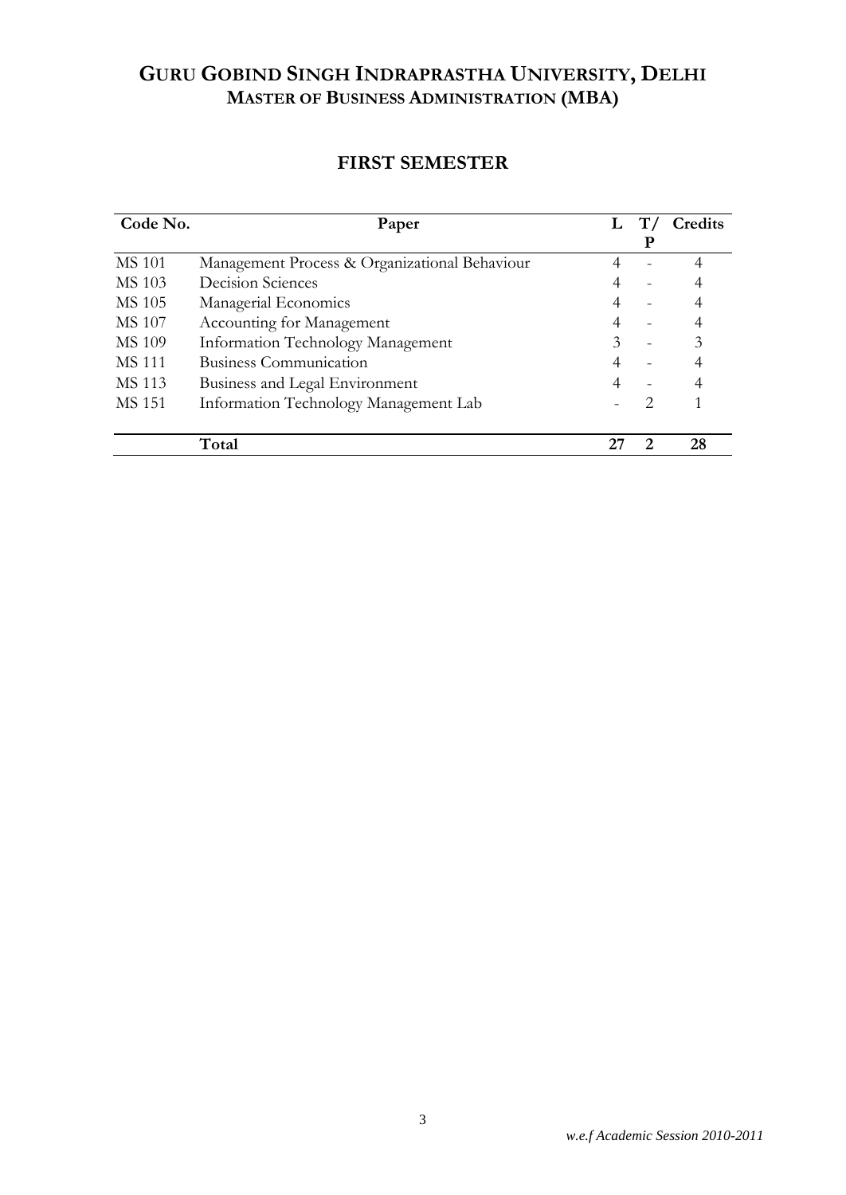# GURU GOBIND SINGH INDRAPRASTHA UNIVERSITY, DELHI

## MASTER OF BUSINESS ADMINISTRATION (MBA)

### FIRST SEMESTER

| Code No. | Paper | L | T/P | Credits |
|---|---|---|---|---|
| MS 101 | Management Process & Organizational Behaviour | 4 | - | 4 |
| MS 103 | Decision Sciences | 4 | - | 4 |
| MS 105 | Managerial Economics | 4 | - | 4 |
| MS 107 | Accounting for Management | 4 | - | 4 |
| MS 109 | Information Technology Management | 3 | - | 3 |
| MS 111 | Business Communication | 4 | - | 4 |
| MS 113 | Business and Legal Environment | 4 | - | 4 |
| MS 151 | Information Technology Management Lab | - | 2 | 1 |
| | **Total** | **27** | **2** | **28** |

*w.e.f Academic Session 2010-2011*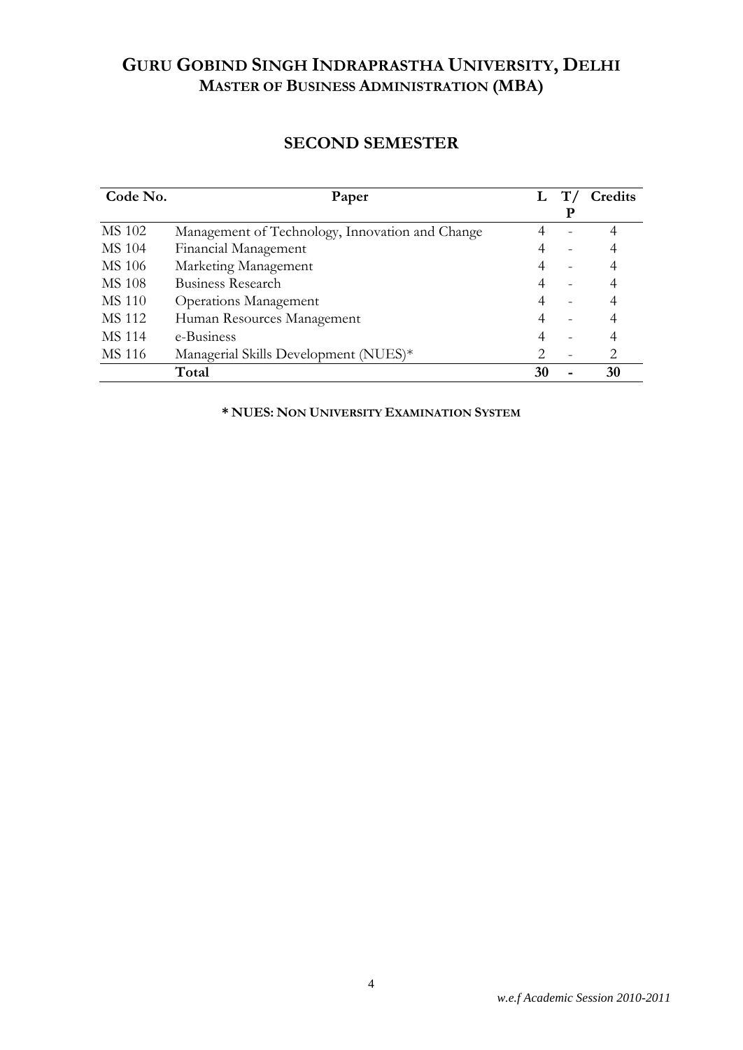# GURU GOBIND SINGH INDRAPRASTHA UNIVERSITY, DELHI
## MASTER OF BUSINESS ADMINISTRATION (MBA)

## SECOND SEMESTER

| Code No. | Paper | L | T/P | Credits |
|---|---|---|---|---|
| MS 102 | Management of Technology, Innovation and Change | 4 | - | 4 |
| MS 104 | Financial Management | 4 | - | 4 |
| MS 106 | Marketing Management | 4 | - | 4 |
| MS 108 | Business Research | 4 | - | 4 |
| MS 110 | Operations Management | 4 | - | 4 |
| MS 112 | Human Resources Management | 4 | - | 4 |
| MS 114 | e-Business | 4 | - | 4 |
| MS 116 | Managerial Skills Development (NUES)* | 2 | - | 2 |
| | **Total** | **30** | **-** | **30** |

**\* NUES: NON UNIVERSITY EXAMINATION SYSTEM**

*w.e.f Academic Session 2010-2011*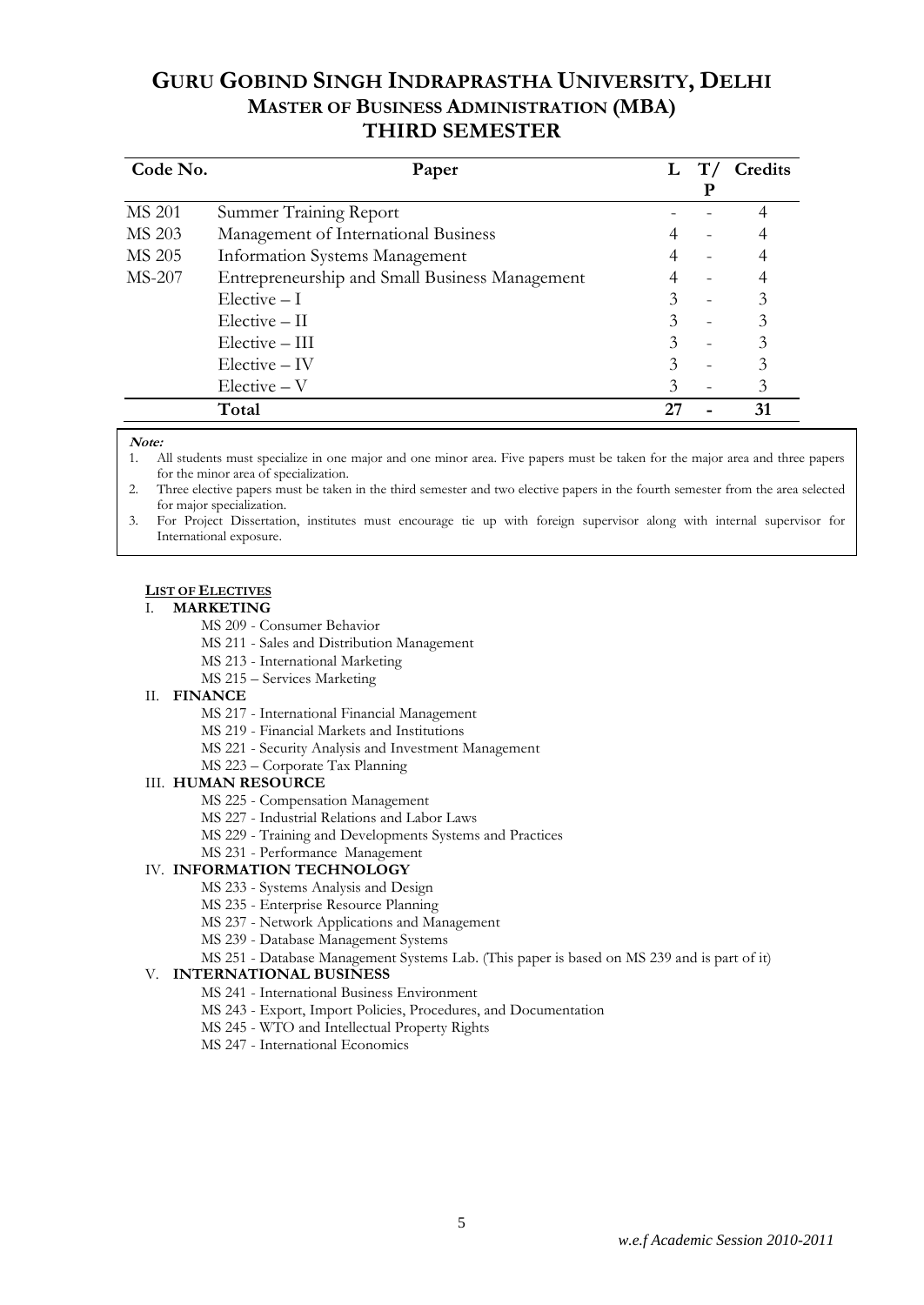# GURU GOBIND SINGH INDRAPRASTHA UNIVERSITY, DELHI

## MASTER OF BUSINESS ADMINISTRATION (MBA)

## THIRD SEMESTER

| Code No. | Paper | L | T/P | Credits |
|---|---|---|---|---|
| MS 201 | Summer Training Report | - | - | 4 |
| MS 203 | Management of International Business | 4 | - | 4 |
| MS 205 | Information Systems Management | 4 | - | 4 |
| MS-207 | Entrepreneurship and Small Business Management | 4 | - | 4 |
| | Elective – I | 3 | - | 3 |
| | Elective – II | 3 | - | 3 |
| | Elective – III | 3 | - | 3 |
| | Elective – IV | 3 | - | 3 |
| | Elective – V | 3 | - | 3 |
| | **Total** | **27** | **-** | **31** |

***Note:***

1. All students must specialize in one major and one minor area. Five papers must be taken for the major area and three papers for the minor area of specialization.
2. Three elective papers must be taken in the third semester and two elective papers in the fourth semester from the area selected for major specialization.
3. For Project Dissertation, institutes must encourage tie up with foreign supervisor along with internal supervisor for International exposure.

**LIST OF ELECTIVES**

I. **MARKETING**
- MS 209 - Consumer Behavior
- MS 211 - Sales and Distribution Management
- MS 213 - International Marketing
- MS 215 – Services Marketing

II. **FINANCE**
- MS 217 - International Financial Management
- MS 219 - Financial Markets and Institutions
- MS 221 - Security Analysis and Investment Management
- MS 223 – Corporate Tax Planning

III. **HUMAN RESOURCE**
- MS 225 - Compensation Management
- MS 227 - Industrial Relations and Labor Laws
- MS 229 - Training and Developments Systems and Practices
- MS 231 - Performance Management

IV. **INFORMATION TECHNOLOGY**
- MS 233 - Systems Analysis and Design
- MS 235 - Enterprise Resource Planning
- MS 237 - Network Applications and Management
- MS 239 - Database Management Systems
- MS 251 - Database Management Systems Lab. (This paper is based on MS 239 and is part of it)

V. **INTERNATIONAL BUSINESS**
- MS 241 - International Business Environment
- MS 243 - Export, Import Policies, Procedures, and Documentation
- MS 245 - WTO and Intellectual Property Rights
- MS 247 - International Economics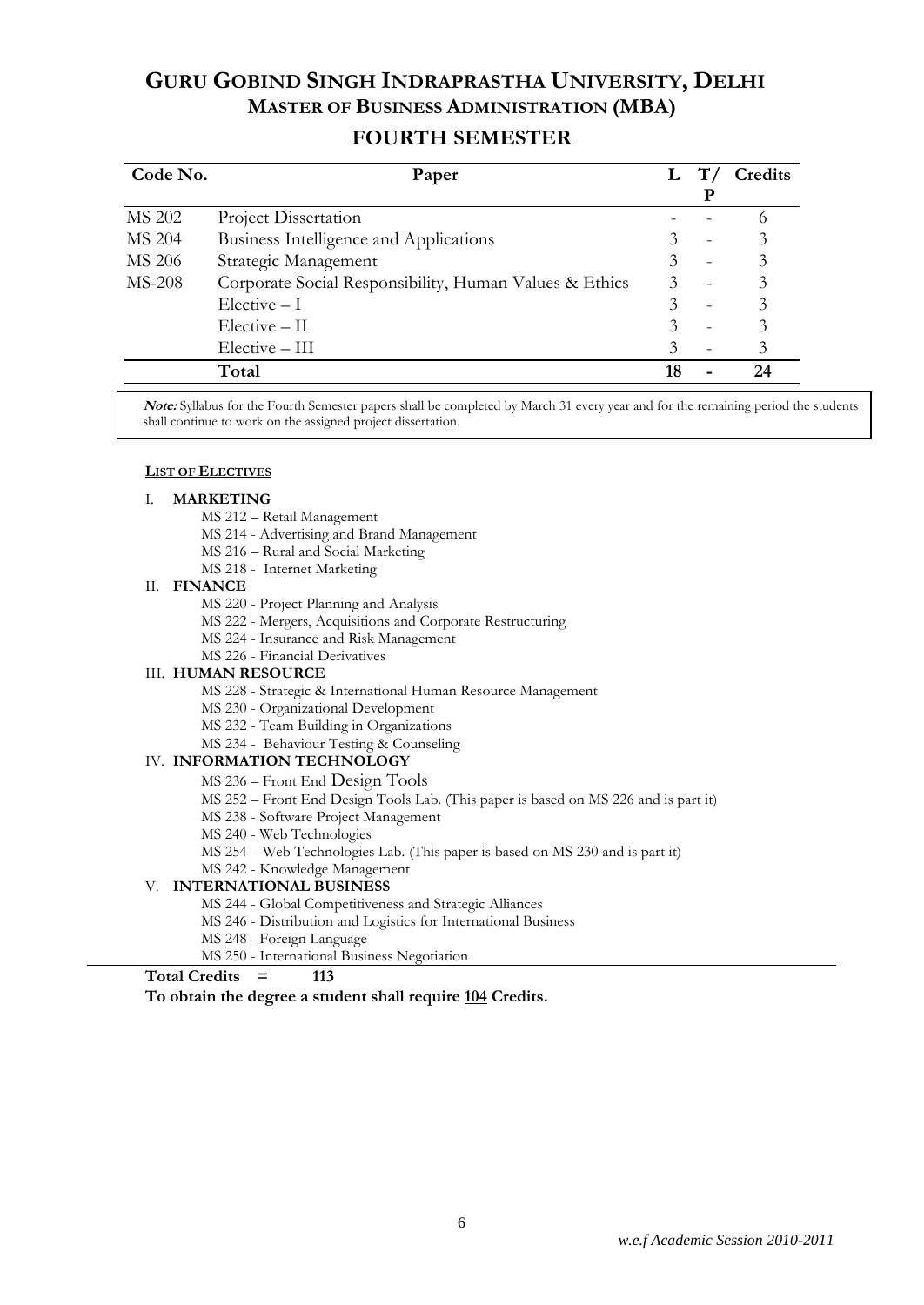# GURU GOBIND SINGH INDRAPRASTHA UNIVERSITY, DELHI

## MASTER OF BUSINESS ADMINISTRATION (MBA)

## FOURTH SEMESTER

| Code No. | Paper | L | T/P | Credits |
|---|---|---|---|---|
| MS 202 | Project Dissertation | - | - | 6 |
| MS 204 | Business Intelligence and Applications | 3 | - | 3 |
| MS 206 | Strategic Management | 3 | - | 3 |
| MS-208 | Corporate Social Responsibility, Human Values & Ethics | 3 | - | 3 |
| | Elective – I | 3 | - | 3 |
| | Elective – II | 3 | - | 3 |
| | Elective – III | 3 | - | 3 |
| | **Total** | **18** | **-** | **24** |

***Note:*** Syllabus for the Fourth Semester papers shall be completed by March 31 every year and for the remaining period the students shall continue to work on the assigned project dissertation.

**LIST OF ELECTIVES**

I. **MARKETING**
- MS 212 – Retail Management
- MS 214 - Advertising and Brand Management
- MS 216 – Rural and Social Marketing
- MS 218 - Internet Marketing

II. **FINANCE**
- MS 220 - Project Planning and Analysis
- MS 222 - Mergers, Acquisitions and Corporate Restructuring
- MS 224 - Insurance and Risk Management
- MS 226 - Financial Derivatives

III. **HUMAN RESOURCE**
- MS 228 - Strategic & International Human Resource Management
- MS 230 - Organizational Development
- MS 232 - Team Building in Organizations
- MS 234 - Behaviour Testing & Counseling

IV. **INFORMATION TECHNOLOGY**
- MS 236 – Front End Design Tools
- MS 252 – Front End Design Tools Lab. (This paper is based on MS 226 and is part it)
- MS 238 - Software Project Management
- MS 240 - Web Technologies
- MS 254 – Web Technologies Lab. (This paper is based on MS 230 and is part it)
- MS 242 - Knowledge Management

V. **INTERNATIONAL BUSINESS**
- MS 244 - Global Competitiveness and Strategic Alliances
- MS 246 - Distribution and Logistics for International Business
- MS 248 - Foreign Language
- MS 250 - International Business Negotiation

**Total Credits = 113**

**To obtain the degree a student shall require 104 Credits.**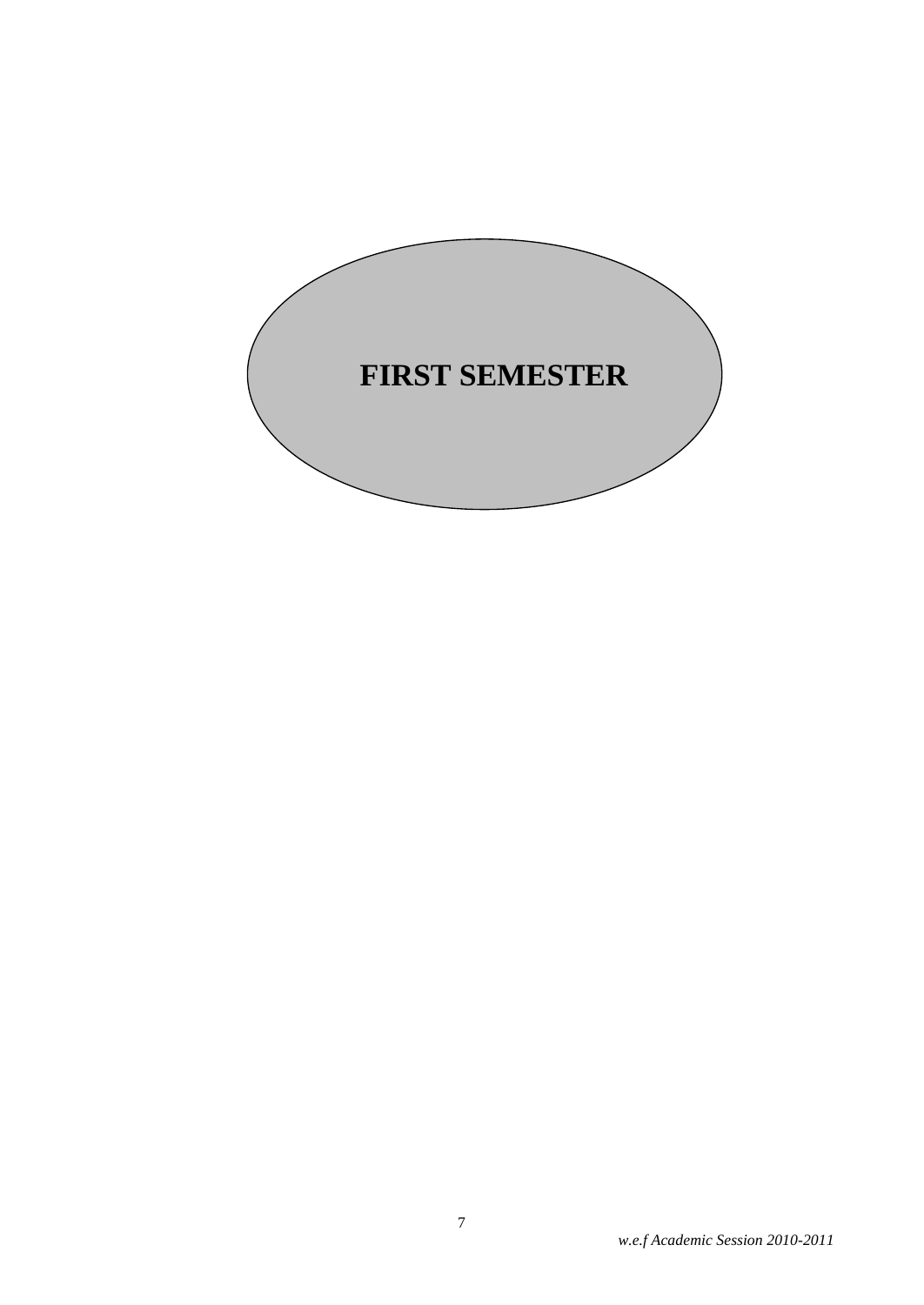# FIRST SEMESTER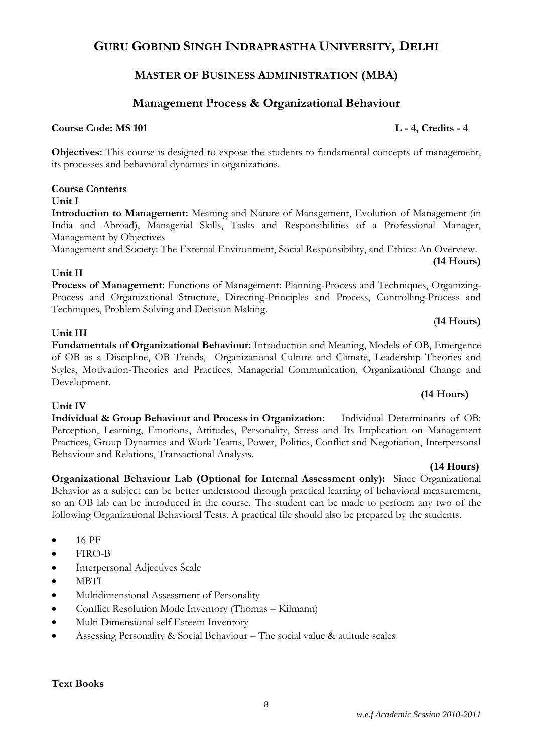# GURU GOBIND SINGH INDRAPRASTHA UNIVERSITY, DELHI

## MASTER OF BUSINESS ADMINISTRATION (MBA)

## Management Process & Organizational Behaviour

**Course Code: MS 101** **L - 4, Credits - 4**

**Objectives:** This course is designed to expose the students to fundamental concepts of management, its processes and behavioral dynamics in organizations.

**Course Contents**

**Unit I**

**Introduction to Management:** Meaning and Nature of Management, Evolution of Management (in India and Abroad), Managerial Skills, Tasks and Responsibilities of a Professional Manager, Management by Objectives

Management and Society: The External Environment, Social Responsibility, and Ethics: An Overview.

**(14 Hours)**

**Unit II**

**Process of Management:** Functions of Management: Planning-Process and Techniques, Organizing-Process and Organizational Structure, Directing-Principles and Process, Controlling-Process and Techniques, Problem Solving and Decision Making.

(**14 Hours)**

**Unit III**

**Fundamentals of Organizational Behaviour:** Introduction and Meaning, Models of OB, Emergence of OB as a Discipline, OB Trends, Organizational Culture and Climate, Leadership Theories and Styles, Motivation-Theories and Practices, Managerial Communication, Organizational Change and Development.

**(14 Hours)**

**Unit IV**

**Individual & Group Behaviour and Process in Organization:** Individual Determinants of OB: Perception, Learning, Emotions, Attitudes, Personality, Stress and Its Implication on Management Practices, Group Dynamics and Work Teams, Power, Politics, Conflict and Negotiation, Interpersonal Behaviour and Relations, Transactional Analysis.

**(14 Hours)**

**Organizational Behaviour Lab (Optional for Internal Assessment only):** Since Organizational Behavior as a subject can be better understood through practical learning of behavioral measurement, so an OB lab can be introduced in the course. The student can be made to perform any two of the following Organizational Behavioral Tests. A practical file should also be prepared by the students.

- 16 PF
- FIRO-B
- Interpersonal Adjectives Scale
- MBTI
- Multidimensional Assessment of Personality
- Conflict Resolution Mode Inventory (Thomas – Kilmann)
- Multi Dimensional self Esteem Inventory
- Assessing Personality & Social Behaviour – The social value & attitude scales

**Text Books**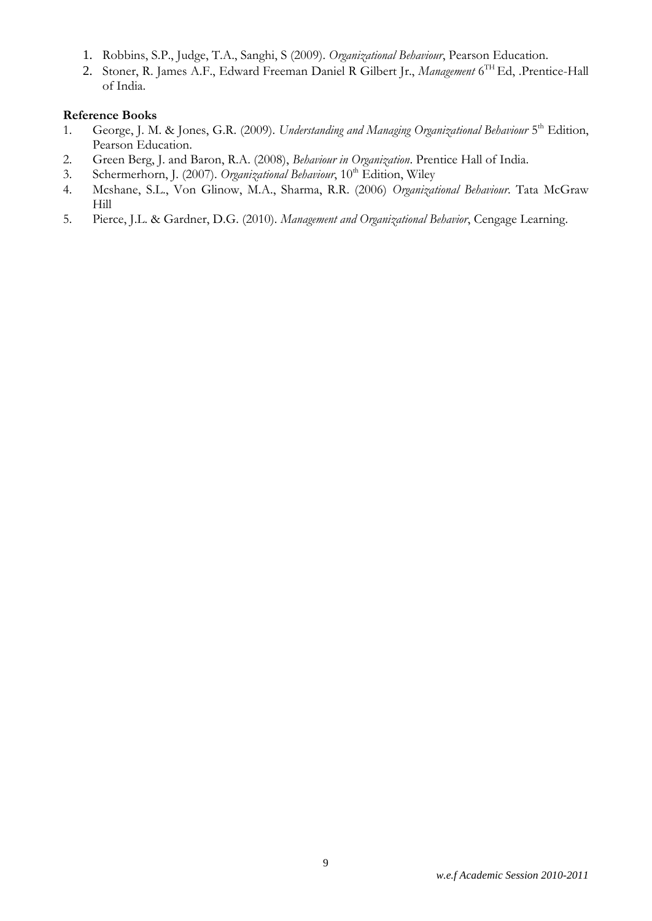1. Robbins, S.P., Judge, T.A., Sanghi, S (2009). *Organizational Behaviour*, Pearson Education.
2. Stoner, R. James A.F., Edward Freeman Daniel R Gilbert Jr., *Management* 6$^{TH}$ Ed, .Prentice-Hall of India.

**Reference Books**

1. George, J. M. & Jones, G.R. (2009). *Understanding and Managing Organizational Behaviour* 5$^{th}$ Edition, Pearson Education.
2. Green Berg, J. and Baron, R.A. (2008), *Behaviour in Organization*. Prentice Hall of India.
3. Schermerhorn, J. (2007). *Organizational Behaviour*, 10$^{th}$ Edition, Wiley
4. Mcshane, S.L., Von Glinow, M.A., Sharma, R.R. (2006) *Organizational Behaviour*. Tata McGraw Hill
5. Pierce, J.L. & Gardner, D.G. (2010). *Management and Organizational Behavior*, Cengage Learning.

*w.e.f Academic Session 2010-2011*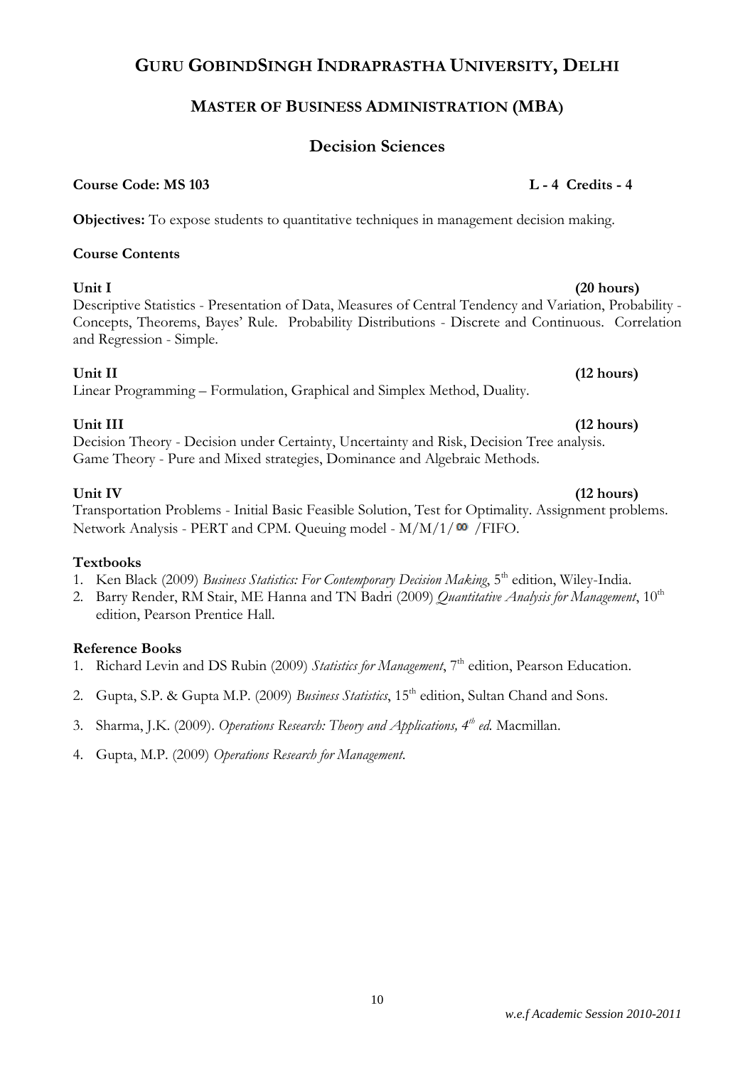# GURU GOBINDSINGH INDRAPRASTHA UNIVERSITY, DELHI

## MASTER OF BUSINESS ADMINISTRATION (MBA)

## Decision Sciences

**Course Code: MS 103** **L - 4 Credits - 4**

**Objectives:** To expose students to quantitative techniques in management decision making.

**Course Contents**

**Unit I** **(20 hours)**
Descriptive Statistics - Presentation of Data, Measures of Central Tendency and Variation, Probability - Concepts, Theorems, Bayes' Rule. Probability Distributions - Discrete and Continuous. Correlation and Regression - Simple.

**Unit II** **(12 hours)**
Linear Programming – Formulation, Graphical and Simplex Method, Duality.

**Unit III** **(12 hours)**
Decision Theory - Decision under Certainty, Uncertainty and Risk, Decision Tree analysis.
Game Theory - Pure and Mixed strategies, Dominance and Algebraic Methods.

**Unit IV** **(12 hours)**
Transportation Problems - Initial Basic Feasible Solution, Test for Optimality. Assignment problems.
Network Analysis - PERT and CPM. Queuing model - $M/M/1/\infty$ /FIFO.

**Textbooks**

1. Ken Black (2009) *Business Statistics: For Contemporary Decision Making*, 5th edition, Wiley-India.
2. Barry Render, RM Stair, ME Hanna and TN Badri (2009) *Quantitative Analysis for Management*, 10th edition, Pearson Prentice Hall.

**Reference Books**

1. Richard Levin and DS Rubin (2009) *Statistics for Management*, 7th edition, Pearson Education.
2. Gupta, S.P. & Gupta M.P. (2009) *Business Statistics*, 15th edition, Sultan Chand and Sons.
3. Sharma, J.K. (2009). *Operations Research: Theory and Applications, 4th ed.* Macmillan.
4. Gupta, M.P. (2009) *Operations Research for Management*.

*w.e.f Academic Session 2010-2011*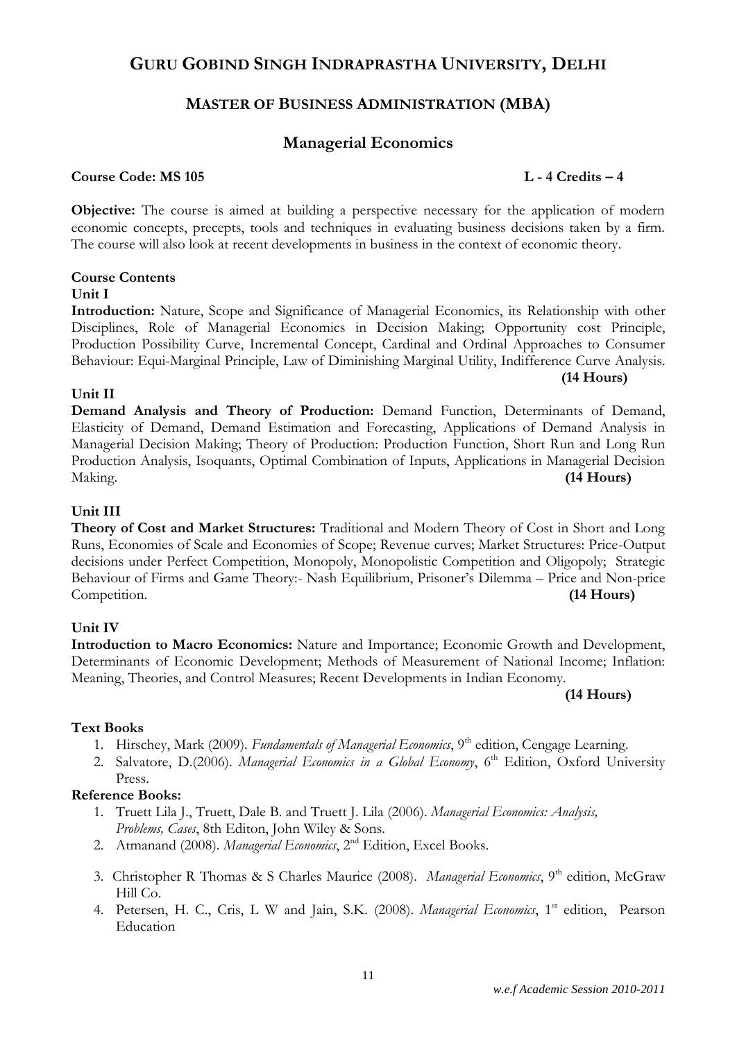# GURU GOBIND SINGH INDRAPRASTHA UNIVERSITY, DELHI

## MASTER OF BUSINESS ADMINISTRATION (MBA)

## Managerial Economics

**Course Code: MS 105** **L - 4 Credits – 4**

**Objective:** The course is aimed at building a perspective necessary for the application of modern economic concepts, precepts, tools and techniques in evaluating business decisions taken by a firm. The course will also look at recent developments in business in the context of economic theory.

**Course Contents**

**Unit I**

**Introduction:** Nature, Scope and Significance of Managerial Economics, its Relationship with other Disciplines, Role of Managerial Economics in Decision Making; Opportunity cost Principle, Production Possibility Curve, Incremental Concept, Cardinal and Ordinal Approaches to Consumer Behaviour: Equi-Marginal Principle, Law of Diminishing Marginal Utility, Indifference Curve Analysis. **(14 Hours)**

**Unit II**

**Demand Analysis and Theory of Production:** Demand Function, Determinants of Demand, Elasticity of Demand, Demand Estimation and Forecasting, Applications of Demand Analysis in Managerial Decision Making; Theory of Production: Production Function, Short Run and Long Run Production Analysis, Isoquants, Optimal Combination of Inputs, Applications in Managerial Decision Making. **(14 Hours)**

**Unit III**

**Theory of Cost and Market Structures:** Traditional and Modern Theory of Cost in Short and Long Runs, Economies of Scale and Economies of Scope; Revenue curves; Market Structures: Price-Output decisions under Perfect Competition, Monopoly, Monopolistic Competition and Oligopoly; Strategic Behaviour of Firms and Game Theory:- Nash Equilibrium, Prisoner's Dilemma – Price and Non-price Competition. **(14 Hours)**

**Unit IV**

**Introduction to Macro Economics:** Nature and Importance; Economic Growth and Development, Determinants of Economic Development; Methods of Measurement of National Income; Inflation: Meaning, Theories, and Control Measures; Recent Developments in Indian Economy. **(14 Hours)**

**Text Books**

1. Hirschey, Mark (2009). *Fundamentals of Managerial Economics*, 9th edition, Cengage Learning.
2. Salvatore, D.(2006). *Managerial Economics in a Global Economy*, 6th Edition, Oxford University Press.

**Reference Books:**

1. Truett Lila J., Truett, Dale B. and Truett J. Lila (2006). *Managerial Economics: Analysis, Problems, Cases*, 8th Editon, John Wiley & Sons.
2. Atmanand (2008). *Managerial Economics*, 2nd Edition, Excel Books.
3. Christopher R Thomas & S Charles Maurice (2008). *Managerial Economics*, 9th edition, McGraw Hill Co.
4. Petersen, H. C., Cris, L W and Jain, S.K. (2008). *Managerial Economics*, 1st edition, Pearson Education

*w.e.f Academic Session 2010-2011*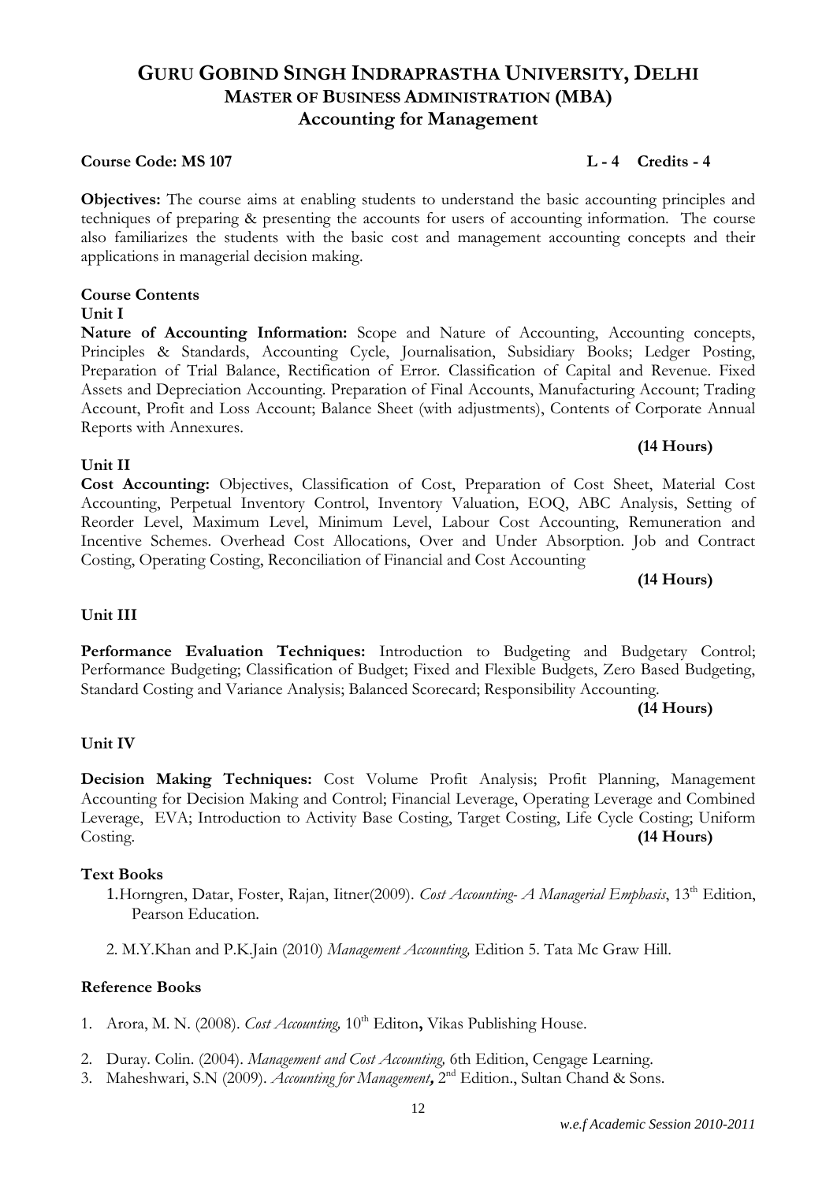# GURU GOBIND SINGH INDRAPRASTHA UNIVERSITY, DELHI

## MASTER OF BUSINESS ADMINISTRATION (MBA)

## Accounting for Management

**Course Code: MS 107** **L - 4 Credits - 4**

**Objectives:** The course aims at enabling students to understand the basic accounting principles and techniques of preparing & presenting the accounts for users of accounting information. The course also familiarizes the students with the basic cost and management accounting concepts and their applications in managerial decision making.

**Course Contents**

**Unit I**

**Nature of Accounting Information:** Scope and Nature of Accounting, Accounting concepts, Principles & Standards, Accounting Cycle, Journalisation, Subsidiary Books; Ledger Posting, Preparation of Trial Balance, Rectification of Error. Classification of Capital and Revenue. Fixed Assets and Depreciation Accounting. Preparation of Final Accounts, Manufacturing Account; Trading Account, Profit and Loss Account; Balance Sheet (with adjustments), Contents of Corporate Annual Reports with Annexures.

**(14 Hours)**

**Unit II**

**Cost Accounting:** Objectives, Classification of Cost, Preparation of Cost Sheet, Material Cost Accounting, Perpetual Inventory Control, Inventory Valuation, EOQ, ABC Analysis, Setting of Reorder Level, Maximum Level, Minimum Level, Labour Cost Accounting, Remuneration and Incentive Schemes. Overhead Cost Allocations, Over and Under Absorption. Job and Contract Costing, Operating Costing, Reconciliation of Financial and Cost Accounting

**(14 Hours)**

**Unit III**

**Performance Evaluation Techniques:** Introduction to Budgeting and Budgetary Control; Performance Budgeting; Classification of Budget; Fixed and Flexible Budgets, Zero Based Budgeting, Standard Costing and Variance Analysis; Balanced Scorecard; Responsibility Accounting.

**(14 Hours)**

**Unit IV**

**Decision Making Techniques:** Cost Volume Profit Analysis; Profit Planning, Management Accounting for Decision Making and Control; Financial Leverage, Operating Leverage and Combined Leverage, EVA; Introduction to Activity Base Costing, Target Costing, Life Cycle Costing; Uniform Costing. **(14 Hours)**

**Text Books**

1. Horngren, Datar, Foster, Rajan, Iitner(2009). *Cost Accounting- A Managerial Emphasis*, 13th Edition, Pearson Education.

2. M.Y.Khan and P.K.Jain (2010) *Management Accounting,* Edition 5. Tata Mc Graw Hill.

**Reference Books**

1. Arora, M. N. (2008). *Cost Accounting,* 10th Editon**,** Vikas Publishing House.

2. Duray. Colin. (2004). *Management and Cost Accounting,* 6th Edition, Cengage Learning.
3. Maheshwari, S.N (2009). *Accounting for Management***,** 2nd Edition., Sultan Chand & Sons.

*w.e.f Academic Session 2010-2011*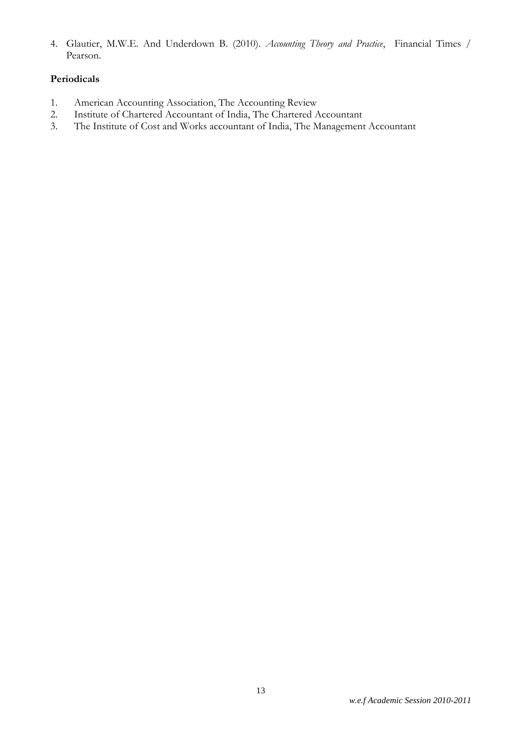4. Glautier, M.W.E. And Underdown B. (2010). *Accounting Theory and Practice*, Financial Times / Pearson.

**Periodicals**

1. American Accounting Association, The Accounting Review
2. Institute of Chartered Accountant of India, The Chartered Accountant
3. The Institute of Cost and Works accountant of India, The Management Accountant

*w.e.f Academic Session 2010-2011*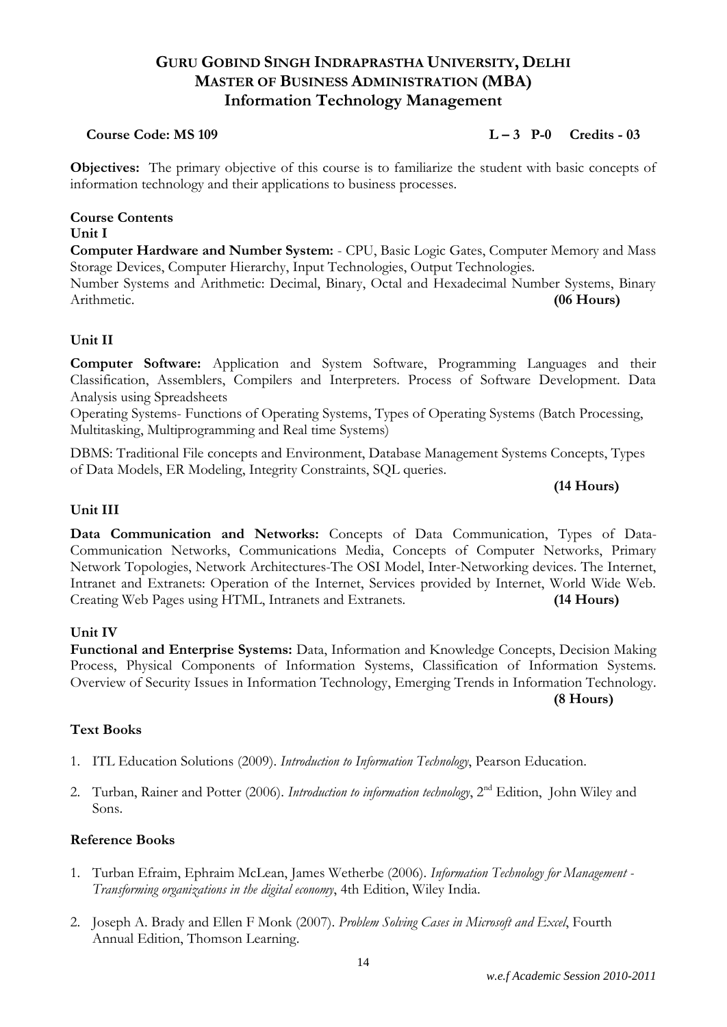# GURU GOBIND SINGH INDRAPRASTHA UNIVERSITY, DELHI
## MASTER OF BUSINESS ADMINISTRATION (MBA)
## Information Technology Management

**Course Code: MS 109** **L – 3 P-0 Credits - 03**

**Objectives:** The primary objective of this course is to familiarize the student with basic concepts of information technology and their applications to business processes.

**Course Contents**

**Unit I**

**Computer Hardware and Number System:** - CPU, Basic Logic Gates, Computer Memory and Mass Storage Devices, Computer Hierarchy, Input Technologies, Output Technologies.

Number Systems and Arithmetic: Decimal, Binary, Octal and Hexadecimal Number Systems, Binary Arithmetic. **(06 Hours)**

**Unit II**

**Computer Software:** Application and System Software, Programming Languages and their Classification, Assemblers, Compilers and Interpreters. Process of Software Development. Data Analysis using Spreadsheets

Operating Systems- Functions of Operating Systems, Types of Operating Systems (Batch Processing, Multitasking, Multiprogramming and Real time Systems)

DBMS: Traditional File concepts and Environment, Database Management Systems Concepts, Types of Data Models, ER Modeling, Integrity Constraints, SQL queries.

**(14 Hours)**

**Unit III**

**Data Communication and Networks:** Concepts of Data Communication, Types of Data-Communication Networks, Communications Media, Concepts of Computer Networks, Primary Network Topologies, Network Architectures-The OSI Model, Inter-Networking devices. The Internet, Intranet and Extranets: Operation of the Internet, Services provided by Internet, World Wide Web. Creating Web Pages using HTML, Intranets and Extranets. **(14 Hours)**

**Unit IV**

**Functional and Enterprise Systems:** Data, Information and Knowledge Concepts, Decision Making Process, Physical Components of Information Systems, Classification of Information Systems. Overview of Security Issues in Information Technology, Emerging Trends in Information Technology.

**(8 Hours)**

**Text Books**

1. ITL Education Solutions (2009). *Introduction to Information Technology*, Pearson Education.
2. Turban, Rainer and Potter (2006). *Introduction to information technology*, 2nd Edition, John Wiley and Sons.

**Reference Books**

1. Turban Efraim, Ephraim McLean, James Wetherbe (2006). *Information Technology for Management - Transforming organizations in the digital economy*, 4th Edition, Wiley India.
2. Joseph A. Brady and Ellen F Monk (2007). *Problem Solving Cases in Microsoft and Excel*, Fourth Annual Edition, Thomson Learning.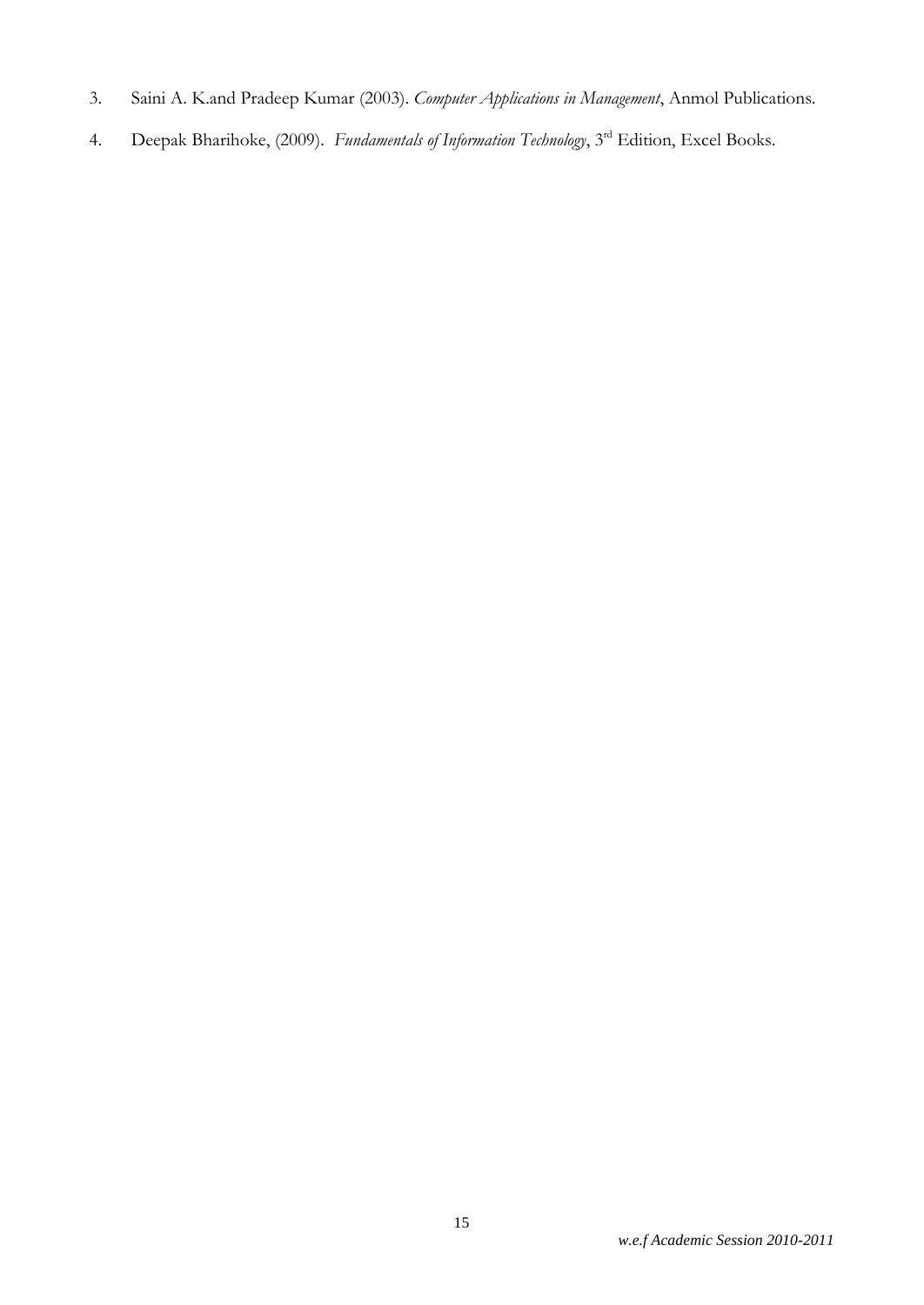3. Saini A. K.and Pradeep Kumar (2003). *Computer Applications in Management*, Anmol Publications.

4. Deepak Bharihoke, (2009). *Fundamentals of Information Technology*, 3rd Edition, Excel Books.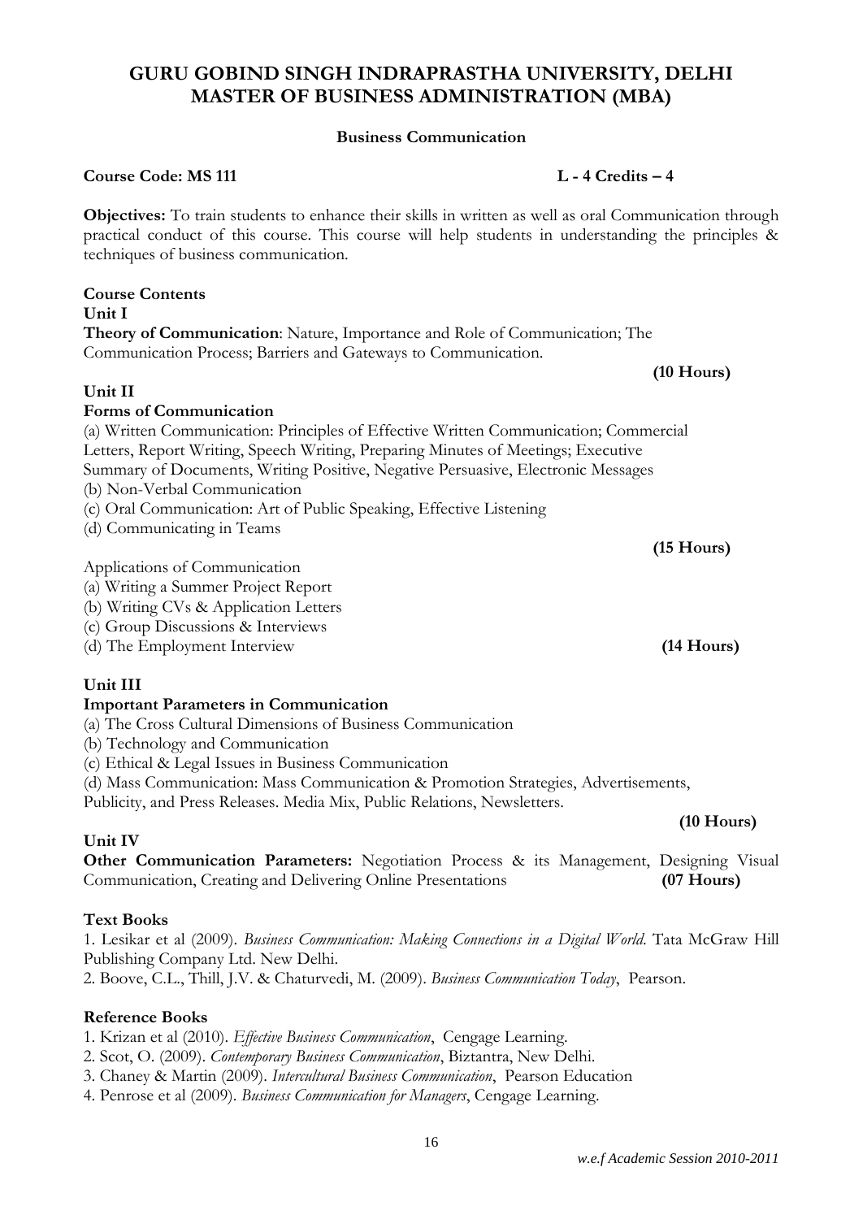# GURU GOBIND SINGH INDRAPRASTHA UNIVERSITY, DELHI
# MASTER OF BUSINESS ADMINISTRATION (MBA)

## Business Communication

**Course Code: MS 111** **L - 4 Credits – 4**

**Objectives:** To train students to enhance their skills in written as well as oral Communication through practical conduct of this course. This course will help students in understanding the principles & techniques of business communication.

**Course Contents**

**Unit I**

**Theory of Communication**: Nature, Importance and Role of Communication; The Communication Process; Barriers and Gateways to Communication.

**(10 Hours)**

**Unit II**

**Forms of Communication**

(a) Written Communication: Principles of Effective Written Communication; Commercial Letters, Report Writing, Speech Writing, Preparing Minutes of Meetings; Executive Summary of Documents, Writing Positive, Negative Persuasive, Electronic Messages
(b) Non-Verbal Communication
(c) Oral Communication: Art of Public Speaking, Effective Listening
(d) Communicating in Teams

**(15 Hours)**

Applications of Communication
(a) Writing a Summer Project Report
(b) Writing CVs & Application Letters
(c) Group Discussions & Interviews
(d) The Employment Interview **(14 Hours)**

**Unit III**

**Important Parameters in Communication**

(a) The Cross Cultural Dimensions of Business Communication
(b) Technology and Communication
(c) Ethical & Legal Issues in Business Communication
(d) Mass Communication: Mass Communication & Promotion Strategies, Advertisements, Publicity, and Press Releases. Media Mix, Public Relations, Newsletters.

**(10 Hours)**

**Unit IV**

**Other Communication Parameters:** Negotiation Process & its Management, Designing Visual Communication, Creating and Delivering Online Presentations **(07 Hours)**

**Text Books**

1. Lesikar et al (2009). *Business Communication: Making Connections in a Digital World*. Tata McGraw Hill Publishing Company Ltd. New Delhi.
2. Boove, C.L., Thill, J.V. & Chaturvedi, M. (2009). *Business Communication Today*, Pearson.

**Reference Books**

1. Krizan et al (2010). *Effective Business Communication*, Cengage Learning.
2. Scot, O. (2009). *Contemporary Business Communication*, Biztantra, New Delhi.
3. Chaney & Martin (2009). *Intercultural Business Communication*, Pearson Education
4. Penrose et al (2009). *Business Communication for Managers*, Cengage Learning.

*w.e.f Academic Session 2010-2011*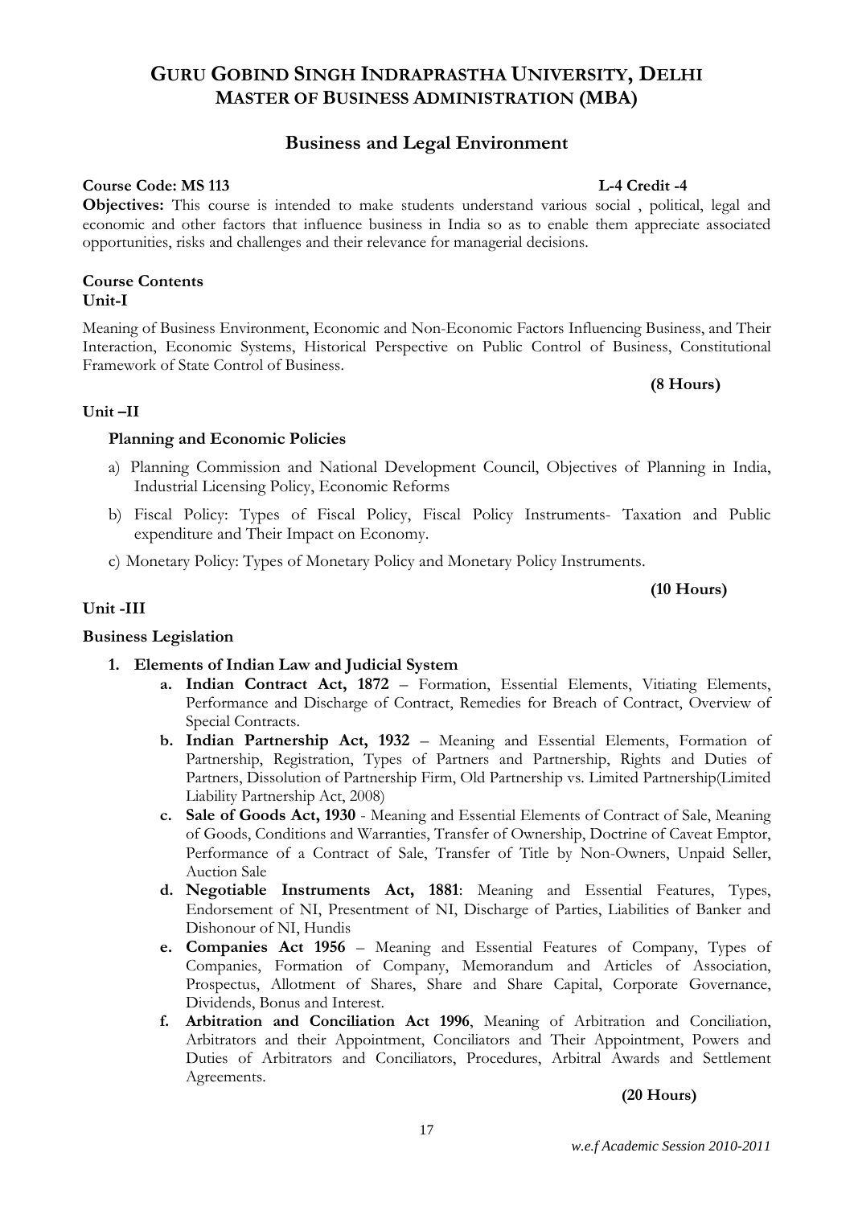# GURU GOBIND SINGH INDRAPRASTHA UNIVERSITY, DELHI
## MASTER OF BUSINESS ADMINISTRATION (MBA)

## Business and Legal Environment

**Course Code: MS 113** **L-4 Credit -4**

**Objectives:** This course is intended to make students understand various social , political, legal and economic and other factors that influence business in India so as to enable them appreciate associated opportunities, risks and challenges and their relevance for managerial decisions.

**Course Contents**

**Unit-I**

Meaning of Business Environment, Economic and Non-Economic Factors Influencing Business, and Their Interaction, Economic Systems, Historical Perspective on Public Control of Business, Constitutional Framework of State Control of Business.

**(8 Hours)**

**Unit –II**

**Planning and Economic Policies**

a) Planning Commission and National Development Council, Objectives of Planning in India, Industrial Licensing Policy, Economic Reforms

b) Fiscal Policy: Types of Fiscal Policy, Fiscal Policy Instruments- Taxation and Public expenditure and Their Impact on Economy.

c) Monetary Policy: Types of Monetary Policy and Monetary Policy Instruments.

**(10 Hours)**

**Unit -III**

**Business Legislation**

1. **Elements of Indian Law and Judicial System**
   a. **Indian Contract Act, 1872** – Formation, Essential Elements, Vitiating Elements, Performance and Discharge of Contract, Remedies for Breach of Contract, Overview of Special Contracts.
   b. **Indian Partnership Act, 1932** – Meaning and Essential Elements, Formation of Partnership, Registration, Types of Partners and Partnership, Rights and Duties of Partners, Dissolution of Partnership Firm, Old Partnership vs. Limited Partnership(Limited Liability Partnership Act, 2008)
   c. **Sale of Goods Act, 1930** - Meaning and Essential Elements of Contract of Sale, Meaning of Goods, Conditions and Warranties, Transfer of Ownership, Doctrine of Caveat Emptor, Performance of a Contract of Sale, Transfer of Title by Non-Owners, Unpaid Seller, Auction Sale
   d. **Negotiable Instruments Act, 1881**: Meaning and Essential Features, Types, Endorsement of NI, Presentment of NI, Discharge of Parties, Liabilities of Banker and Dishonour of NI, Hundis
   e. **Companies Act 1956** – Meaning and Essential Features of Company, Types of Companies, Formation of Company, Memorandum and Articles of Association, Prospectus, Allotment of Shares, Share and Share Capital, Corporate Governance, Dividends, Bonus and Interest.
   f. **Arbitration and Conciliation Act 1996**, Meaning of Arbitration and Conciliation, Arbitrators and their Appointment, Conciliators and Their Appointment, Powers and Duties of Arbitrators and Conciliators, Procedures, Arbitral Awards and Settlement Agreements.

**(20 Hours)**

*w.e.f Academic Session 2010-2011*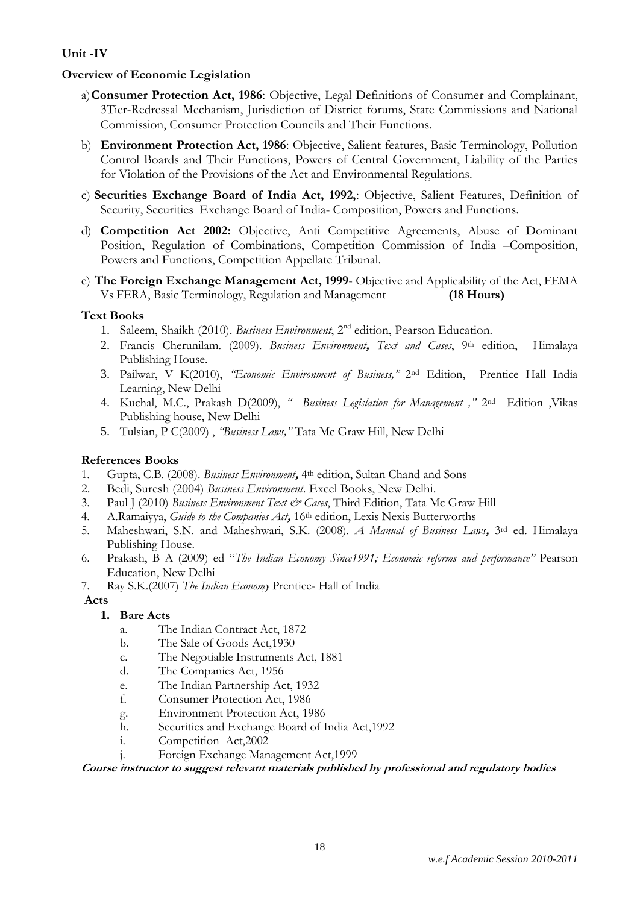**Unit -IV**

**Overview of Economic Legislation**

a) **Consumer Protection Act, 1986**: Objective, Legal Definitions of Consumer and Complainant, 3Tier-Redressal Mechanism, Jurisdiction of District forums, State Commissions and National Commission, Consumer Protection Councils and Their Functions.

b) **Environment Protection Act, 1986**: Objective, Salient features, Basic Terminology, Pollution Control Boards and Their Functions, Powers of Central Government, Liability of the Parties for Violation of the Provisions of the Act and Environmental Regulations.

c) **Securities Exchange Board of India Act, 1992,**: Objective, Salient Features, Definition of Security, Securities Exchange Board of India- Composition, Powers and Functions.

d) **Competition Act 2002:** Objective, Anti Competitive Agreements, Abuse of Dominant Position, Regulation of Combinations, Competition Commission of India –Composition, Powers and Functions, Competition Appellate Tribunal.

e) **The Foreign Exchange Management Act, 1999**- Objective and Applicability of the Act, FEMA Vs FERA, Basic Terminology, Regulation and Management **(18 Hours)**

**Text Books**

1. Saleem, Shaikh (2010). *Business Environment*, 2nd edition, Pearson Education.
2. Francis Cherunilam. (2009). *Business Environment, Text and Cases*, 9th edition, Himalaya Publishing House.
3. Pailwar, V K(2010), *"Economic Environment of Business,"* 2nd Edition, Prentice Hall India Learning, New Delhi
4. Kuchal, M.C., Prakash D(2009), *" Business Legislation for Management ,"* 2nd Edition ,Vikas Publishing house, New Delhi
5. Tulsian, P C(2009) , *"Business Laws,"* Tata Mc Graw Hill, New Delhi

**References Books**

1. Gupta, C.B. (2008). *Business Environment*, 4th edition, Sultan Chand and Sons
2. Bedi, Suresh (2004) *Business Environment*. Excel Books, New Delhi.
3. Paul J (2010) *Business Environment Text & Cases*, Third Edition, Tata Mc Graw Hill
4. A.Ramaiyya, *Guide to the Companies Act*, 16th edition, Lexis Nexis Butterworths
5. Maheshwari, S.N. and Maheshwari, S.K. (2008). *A Manual of Business Laws*, 3rd ed. Himalaya Publishing House.
6. Prakash, B A (2009) ed "*The Indian Economy Since1991; Economic reforms and performance"* Pearson Education, New Delhi
7. Ray S.K.(2007) *The Indian Economy* Prentice- Hall of India

**Acts**

1. **Bare Acts**
   a. The Indian Contract Act, 1872
   b. The Sale of Goods Act,1930
   c. The Negotiable Instruments Act, 1881
   d. The Companies Act, 1956
   e. The Indian Partnership Act, 1932
   f. Consumer Protection Act, 1986
   g. Environment Protection Act, 1986
   h. Securities and Exchange Board of India Act,1992
   i. Competition Act,2002
   j. Foreign Exchange Management Act,1999

***Course instructor to suggest relevant materials published by professional and regulatory bodies***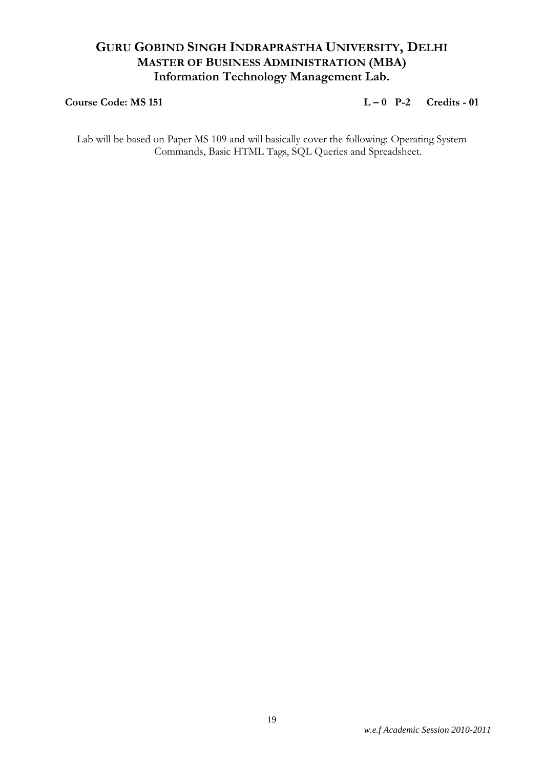# GURU GOBIND SINGH INDRAPRASTHA UNIVERSITY, DELHI
## MASTER OF BUSINESS ADMINISTRATION (MBA)
## Information Technology Management Lab.

**Course Code: MS 151** **L – 0 P-2 Credits - 01**

Lab will be based on Paper MS 109 and will basically cover the following: Operating System Commands, Basic HTML Tags, SQL Queries and Spreadsheet.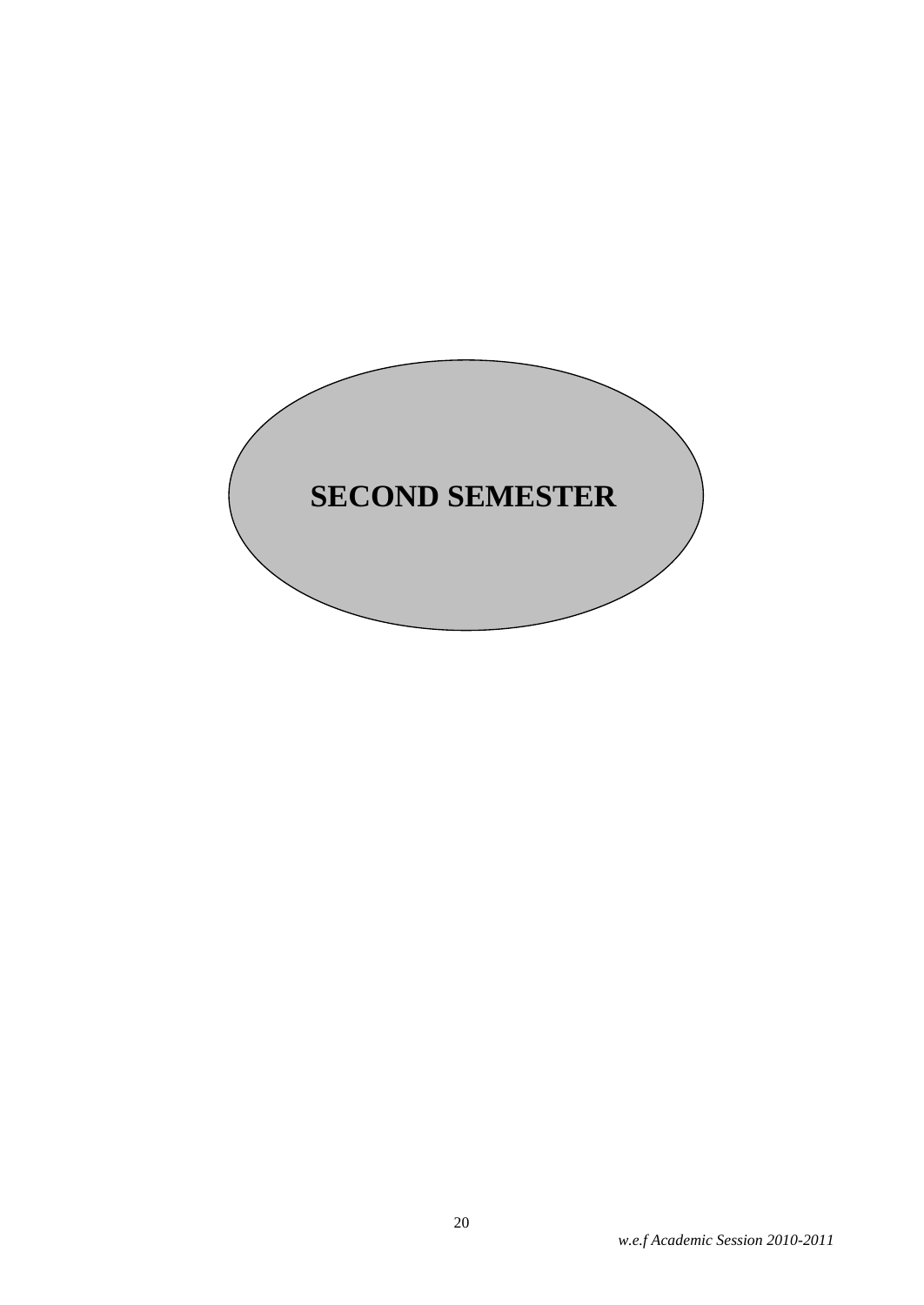# SECOND SEMESTER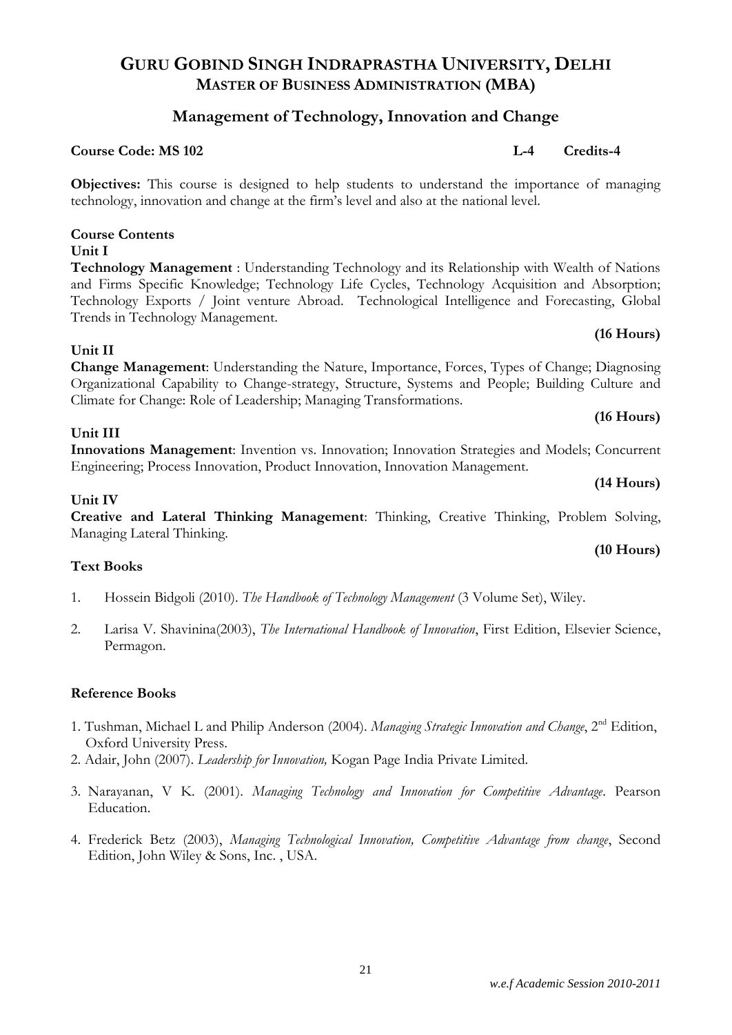# GURU GOBIND SINGH INDRAPRASTHA UNIVERSITY, DELHI
## MASTER OF BUSINESS ADMINISTRATION (MBA)

## Management of Technology, Innovation and Change

**Course Code: MS 102** **L-4 Credits-4**

**Objectives:** This course is designed to help students to understand the importance of managing technology, innovation and change at the firm's level and also at the national level.

**Course Contents**

**Unit I**

**Technology Management** : Understanding Technology and its Relationship with Wealth of Nations and Firms Specific Knowledge; Technology Life Cycles, Technology Acquisition and Absorption; Technology Exports / Joint venture Abroad. Technological Intelligence and Forecasting, Global Trends in Technology Management.

**(16 Hours)**

**Unit II**

**Change Management**: Understanding the Nature, Importance, Forces, Types of Change; Diagnosing Organizational Capability to Change-strategy, Structure, Systems and People; Building Culture and Climate for Change: Role of Leadership; Managing Transformations.

**(16 Hours)**

**Unit III**

**Innovations Management**: Invention vs. Innovation; Innovation Strategies and Models; Concurrent Engineering; Process Innovation, Product Innovation, Innovation Management.

**(14 Hours)**

**Unit IV**

**Creative and Lateral Thinking Management**: Thinking, Creative Thinking, Problem Solving, Managing Lateral Thinking.

**(10 Hours)**

**Text Books**

1. Hossein Bidgoli (2010). *The Handbook of Technology Management* (3 Volume Set), Wiley.
2. Larisa V. Shavinina(2003), *The International Handbook of Innovation*, First Edition, Elsevier Science, Permagon.

**Reference Books**

1. Tushman, Michael L and Philip Anderson (2004). *Managing Strategic Innovation and Change*, 2nd Edition, Oxford University Press.
2. Adair, John (2007). *Leadership for Innovation,* Kogan Page India Private Limited.
3. Narayanan, V K. (2001). *Managing Technology and Innovation for Competitive Advantage*. Pearson Education.
4. Frederick Betz (2003), *Managing Technological Innovation, Competitive Advantage from change*, Second Edition, John Wiley & Sons, Inc. , USA.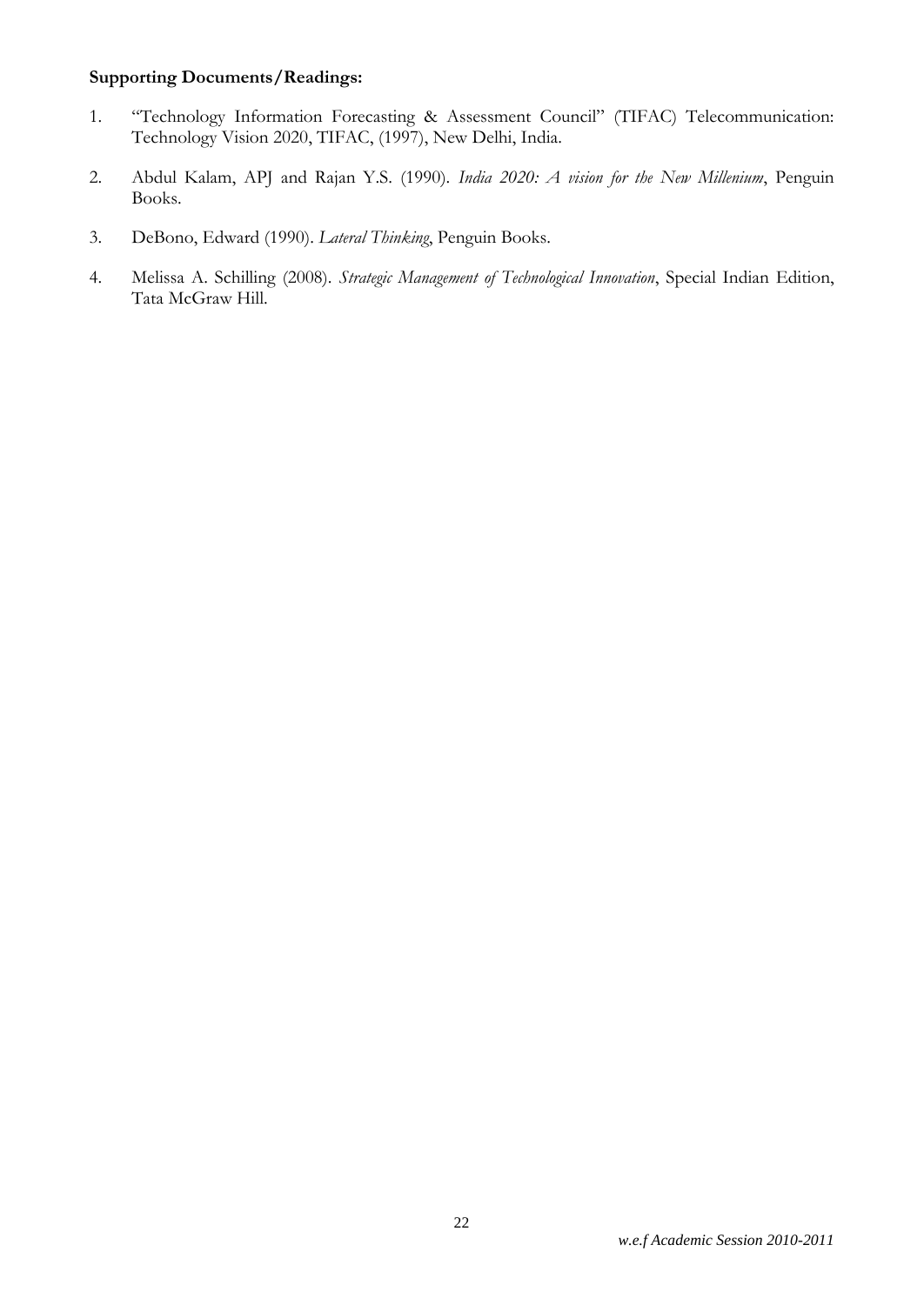**Supporting Documents/Readings:**

1. "Technology Information Forecasting & Assessment Council" (TIFAC) Telecommunication: Technology Vision 2020, TIFAC, (1997), New Delhi, India.

2. Abdul Kalam, APJ and Rajan Y.S. (1990). *India 2020: A vision for the New Millenium*, Penguin Books.

3. DeBono, Edward (1990). *Lateral Thinking*, Penguin Books.

4. Melissa A. Schilling (2008). *Strategic Management of Technological Innovation*, Special Indian Edition, Tata McGraw Hill.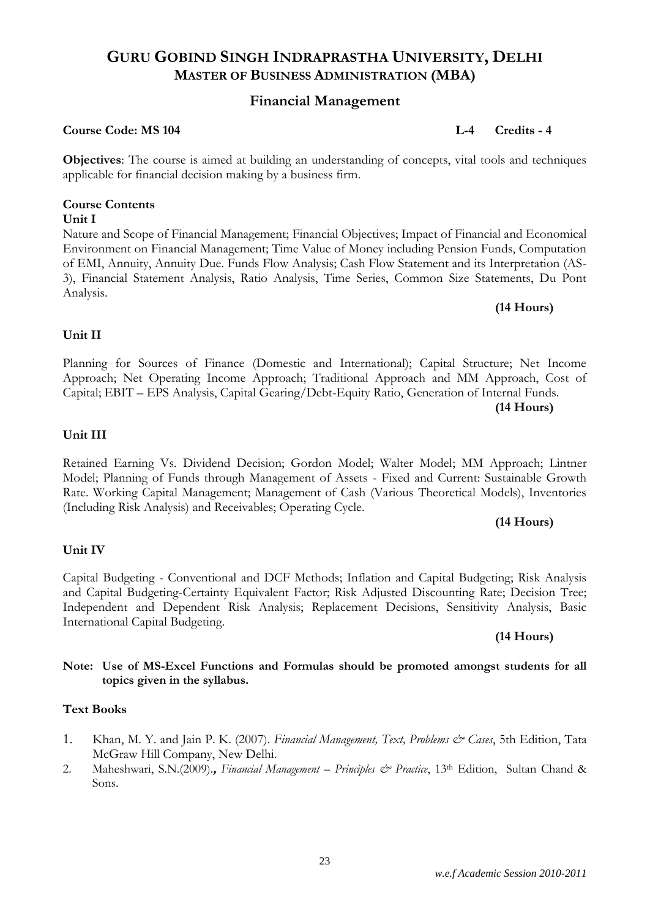# GURU GOBIND SINGH INDRAPRASTHA UNIVERSITY, DELHI

## MASTER OF BUSINESS ADMINISTRATION (MBA)

## Financial Management

**Course Code: MS 104** **L-4 Credits - 4**

**Objectives**: The course is aimed at building an understanding of concepts, vital tools and techniques applicable for financial decision making by a business firm.

**Course Contents**

**Unit I**

Nature and Scope of Financial Management; Financial Objectives; Impact of Financial and Economical Environment on Financial Management; Time Value of Money including Pension Funds, Computation of EMI, Annuity, Annuity Due. Funds Flow Analysis; Cash Flow Statement and its Interpretation (AS-3), Financial Statement Analysis, Ratio Analysis, Time Series, Common Size Statements, Du Pont Analysis.

**(14 Hours)**

**Unit II**

Planning for Sources of Finance (Domestic and International); Capital Structure; Net Income Approach; Net Operating Income Approach; Traditional Approach and MM Approach, Cost of Capital; EBIT – EPS Analysis, Capital Gearing/Debt-Equity Ratio, Generation of Internal Funds.

**(14 Hours)**

**Unit III**

Retained Earning Vs. Dividend Decision; Gordon Model; Walter Model; MM Approach; Lintner Model; Planning of Funds through Management of Assets - Fixed and Current: Sustainable Growth Rate. Working Capital Management; Management of Cash (Various Theoretical Models), Inventories (Including Risk Analysis) and Receivables; Operating Cycle.

**(14 Hours)**

**Unit IV**

Capital Budgeting - Conventional and DCF Methods; Inflation and Capital Budgeting; Risk Analysis and Capital Budgeting-Certainty Equivalent Factor; Risk Adjusted Discounting Rate; Decision Tree; Independent and Dependent Risk Analysis; Replacement Decisions, Sensitivity Analysis, Basic International Capital Budgeting.

**(14 Hours)**

**Note: Use of MS-Excel Functions and Formulas should be promoted amongst students for all topics given in the syllabus.**

**Text Books**

1. Khan, M. Y. and Jain P. K. (2007). *Financial Management, Text, Problems & Cases*, 5th Edition, Tata McGraw Hill Company, New Delhi.
2. Maheshwari, S.N.(2009)., *Financial Management – Principles & Practice*, 13th Edition, Sultan Chand & Sons.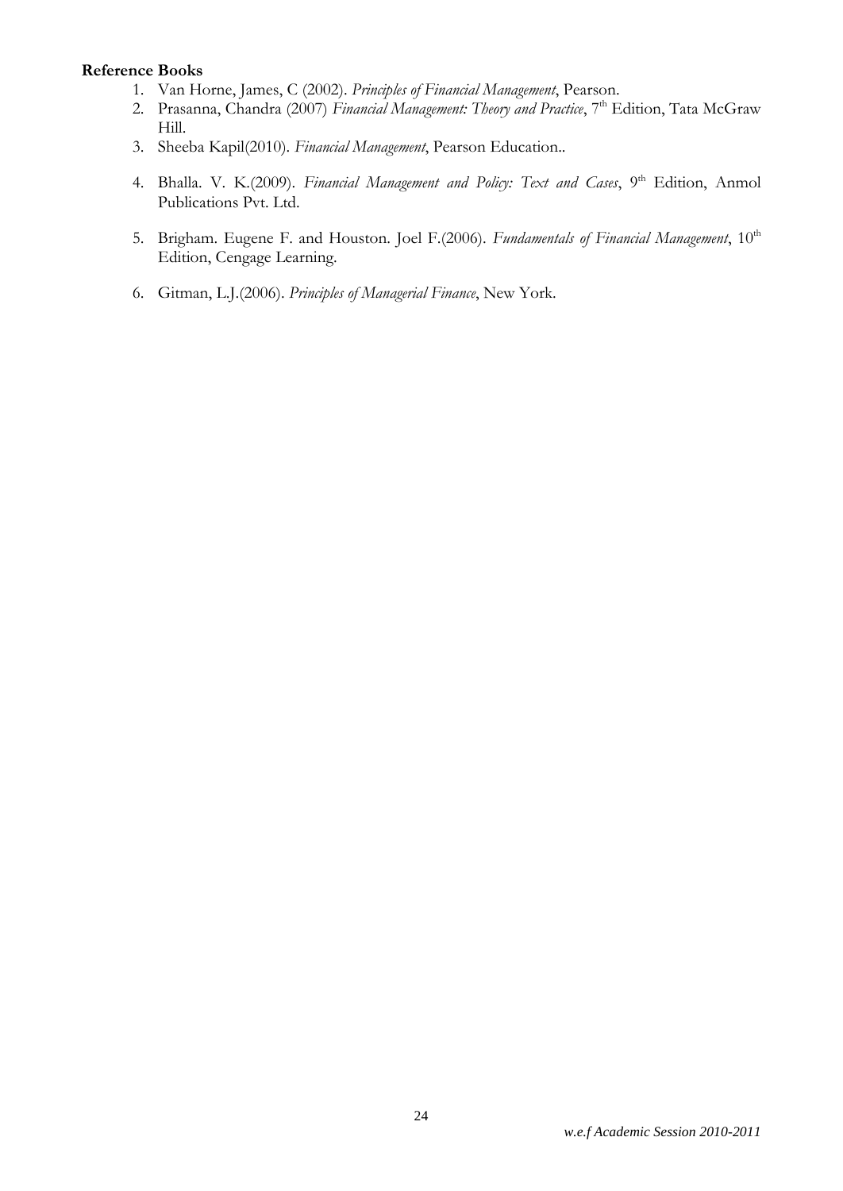**Reference Books**

1. Van Horne, James, C (2002). *Principles of Financial Management*, Pearson.
2. Prasanna, Chandra (2007) *Financial Management: Theory and Practice*, 7th Edition, Tata McGraw Hill.
3. Sheeba Kapil(2010). *Financial Management*, Pearson Education..
4. Bhalla. V. K.(2009). *Financial Management and Policy: Text and Cases*, 9th Edition, Anmol Publications Pvt. Ltd.
5. Brigham. Eugene F. and Houston. Joel F.(2006). *Fundamentals of Financial Management*, 10th Edition, Cengage Learning.
6. Gitman, L.J.(2006). *Principles of Managerial Finance*, New York.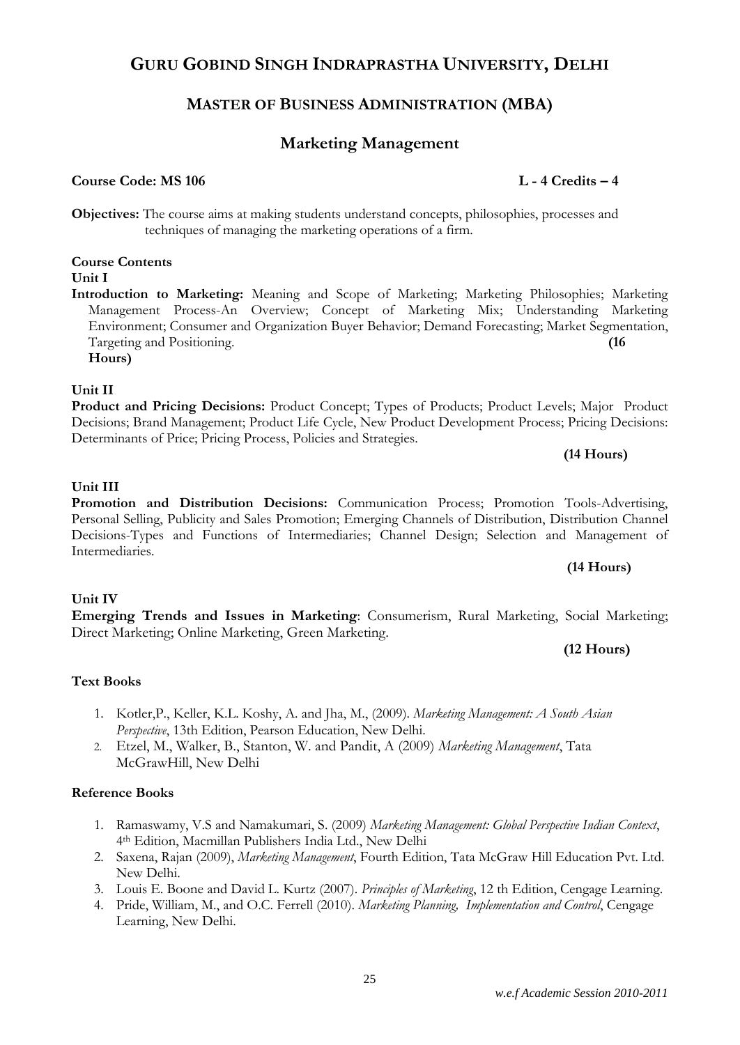# GURU GOBIND SINGH INDRAPRASTHA UNIVERSITY, DELHI

## MASTER OF BUSINESS ADMINISTRATION (MBA)

## Marketing Management

**Course Code: MS 106** **L - 4 Credits – 4**

**Objectives:** The course aims at making students understand concepts, philosophies, processes and techniques of managing the marketing operations of a firm.

**Course Contents**

**Unit I**

**Introduction to Marketing:** Meaning and Scope of Marketing; Marketing Philosophies; Marketing Management Process-An Overview; Concept of Marketing Mix; Understanding Marketing Environment; Consumer and Organization Buyer Behavior; Demand Forecasting; Market Segmentation, Targeting and Positioning. **(16 Hours)**

**Unit II**

**Product and Pricing Decisions:** Product Concept; Types of Products; Product Levels; Major Product Decisions; Brand Management; Product Life Cycle, New Product Development Process; Pricing Decisions: Determinants of Price; Pricing Process, Policies and Strategies.

**(14 Hours)**

**Unit III**

**Promotion and Distribution Decisions:** Communication Process; Promotion Tools-Advertising, Personal Selling, Publicity and Sales Promotion; Emerging Channels of Distribution, Distribution Channel Decisions-Types and Functions of Intermediaries; Channel Design; Selection and Management of Intermediaries.

**(14 Hours)**

**Unit IV**

**Emerging Trends and Issues in Marketing**: Consumerism, Rural Marketing, Social Marketing; Direct Marketing; Online Marketing, Green Marketing.

**(12 Hours)**

**Text Books**

1. Kotler,P., Keller, K.L. Koshy, A. and Jha, M., (2009). *Marketing Management: A South Asian Perspective*, 13th Edition, Pearson Education, New Delhi.
2. Etzel, M., Walker, B., Stanton, W. and Pandit, A (2009) *Marketing Management*, Tata McGrawHill, New Delhi

**Reference Books**

1. Ramaswamy, V.S and Namakumari, S. (2009) *Marketing Management: Global Perspective Indian Context*, 4th Edition, Macmillan Publishers India Ltd., New Delhi
2. Saxena, Rajan (2009), *Marketing Management*, Fourth Edition, Tata McGraw Hill Education Pvt. Ltd. New Delhi.
3. Louis E. Boone and David L. Kurtz (2007). *Principles of Marketing*, 12 th Edition, Cengage Learning.
4. Pride, William, M., and O.C. Ferrell (2010). *Marketing Planning, Implementation and Control*, Cengage Learning, New Delhi.

*w.e.f Academic Session 2010-2011*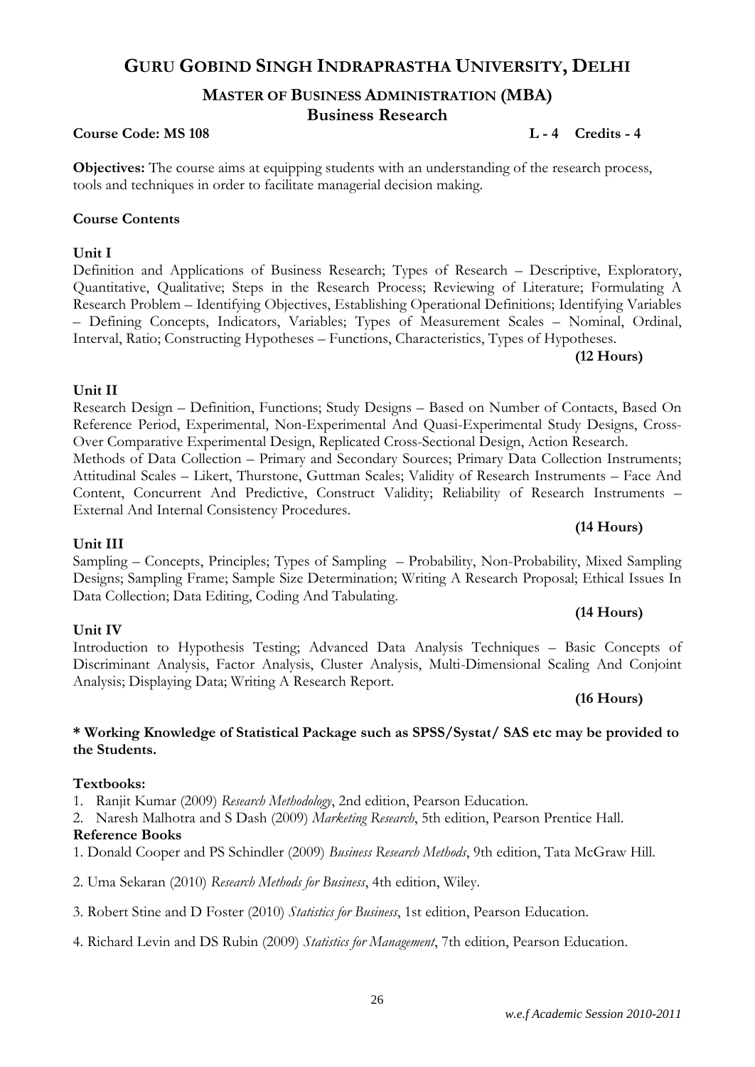# GURU GOBIND SINGH INDRAPRASTHA UNIVERSITY, DELHI

## MASTER OF BUSINESS ADMINISTRATION (MBA)

## Business Research

**Course Code: MS 108** **L - 4 Credits - 4**

**Objectives:** The course aims at equipping students with an understanding of the research process, tools and techniques in order to facilitate managerial decision making.

**Course Contents**

**Unit I**

Definition and Applications of Business Research; Types of Research – Descriptive, Exploratory, Quantitative, Qualitative; Steps in the Research Process; Reviewing of Literature; Formulating A Research Problem – Identifying Objectives, Establishing Operational Definitions; Identifying Variables – Defining Concepts, Indicators, Variables; Types of Measurement Scales – Nominal, Ordinal, Interval, Ratio; Constructing Hypotheses – Functions, Characteristics, Types of Hypotheses.

**(12 Hours)**

**Unit II**

Research Design – Definition, Functions; Study Designs – Based on Number of Contacts, Based On Reference Period, Experimental, Non-Experimental And Quasi-Experimental Study Designs, Cross-Over Comparative Experimental Design, Replicated Cross-Sectional Design, Action Research.

Methods of Data Collection – Primary and Secondary Sources; Primary Data Collection Instruments; Attitudinal Scales – Likert, Thurstone, Guttman Scales; Validity of Research Instruments – Face And Content, Concurrent And Predictive, Construct Validity; Reliability of Research Instruments – External And Internal Consistency Procedures.

**(14 Hours)**

**Unit III**

Sampling – Concepts, Principles; Types of Sampling – Probability, Non-Probability, Mixed Sampling Designs; Sampling Frame; Sample Size Determination; Writing A Research Proposal; Ethical Issues In Data Collection; Data Editing, Coding And Tabulating.

**(14 Hours)**

**Unit IV**

Introduction to Hypothesis Testing; Advanced Data Analysis Techniques – Basic Concepts of Discriminant Analysis, Factor Analysis, Cluster Analysis, Multi-Dimensional Scaling And Conjoint Analysis; Displaying Data; Writing A Research Report.

**(16 Hours)**

**\* Working Knowledge of Statistical Package such as SPSS/Systat/ SAS etc may be provided to the Students.**

**Textbooks:**

1. Ranjit Kumar (2009) *Research Methodology*, 2nd edition, Pearson Education.
2. Naresh Malhotra and S Dash (2009) *Marketing Research*, 5th edition, Pearson Prentice Hall.

**Reference Books**

1. Donald Cooper and PS Schindler (2009) *Business Research Methods*, 9th edition, Tata McGraw Hill.
2. Uma Sekaran (2010) *Research Methods for Business*, 4th edition, Wiley.
3. Robert Stine and D Foster (2010) *Statistics for Business*, 1st edition, Pearson Education.
4. Richard Levin and DS Rubin (2009) *Statistics for Management*, 7th edition, Pearson Education.

*w.e.f Academic Session 2010-2011*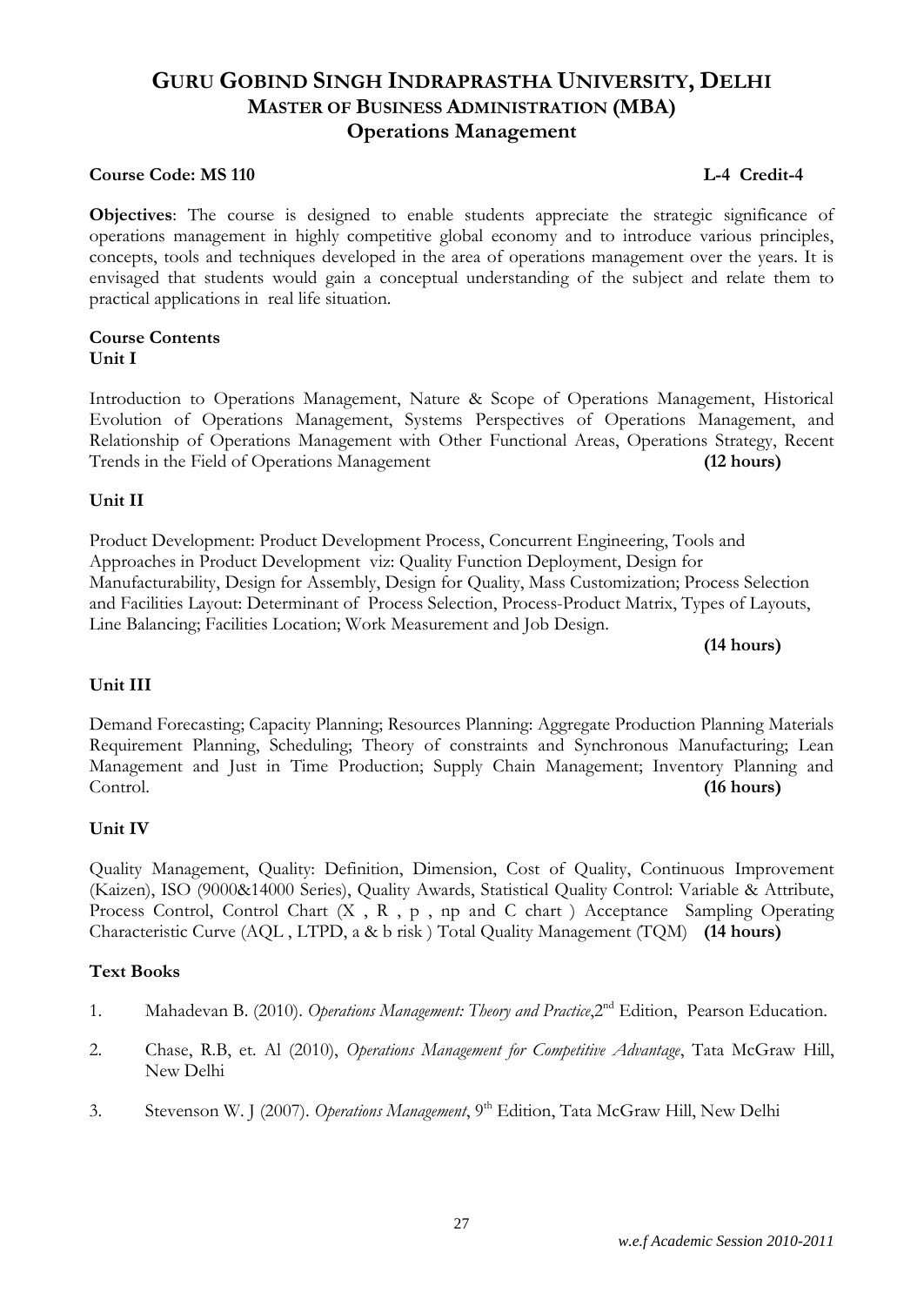# GURU GOBIND SINGH INDRAPRASTHA UNIVERSITY, DELHI

## MASTER OF BUSINESS ADMINISTRATION (MBA)

## Operations Management

**Course Code: MS 110** **L-4 Credit-4**

**Objectives**: The course is designed to enable students appreciate the strategic significance of operations management in highly competitive global economy and to introduce various principles, concepts, tools and techniques developed in the area of operations management over the years. It is envisaged that students would gain a conceptual understanding of the subject and relate them to practical applications in real life situation.

**Course Contents**

**Unit I**

Introduction to Operations Management, Nature & Scope of Operations Management, Historical Evolution of Operations Management, Systems Perspectives of Operations Management, and Relationship of Operations Management with Other Functional Areas, Operations Strategy, Recent Trends in the Field of Operations Management **(12 hours)**

**Unit II**

Product Development: Product Development Process, Concurrent Engineering, Tools and Approaches in Product Development viz: Quality Function Deployment, Design for Manufacturability, Design for Assembly, Design for Quality, Mass Customization; Process Selection and Facilities Layout: Determinant of Process Selection, Process-Product Matrix, Types of Layouts, Line Balancing; Facilities Location; Work Measurement and Job Design.

**(14 hours)**

**Unit III**

Demand Forecasting; Capacity Planning; Resources Planning: Aggregate Production Planning Materials Requirement Planning, Scheduling; Theory of constraints and Synchronous Manufacturing; Lean Management and Just in Time Production; Supply Chain Management; Inventory Planning and Control. **(16 hours)**

**Unit IV**

Quality Management, Quality: Definition, Dimension, Cost of Quality, Continuous Improvement (Kaizen), ISO (9000&14000 Series), Quality Awards, Statistical Quality Control: Variable & Attribute, Process Control, Control Chart (X , R , p , np and C chart ) Acceptance Sampling Operating Characteristic Curve (AQL , LTPD, a & b risk ) Total Quality Management (TQM) **(14 hours)**

**Text Books**

1. Mahadevan B. (2010). *Operations Management: Theory and Practice*,2nd Edition, Pearson Education.
2. Chase, R.B, et. Al (2010), *Operations Management for Competitive Advantage*, Tata McGraw Hill, New Delhi
3. Stevenson W. J (2007). *Operations Management*, 9th Edition, Tata McGraw Hill, New Delhi

*w.e.f Academic Session 2010-2011*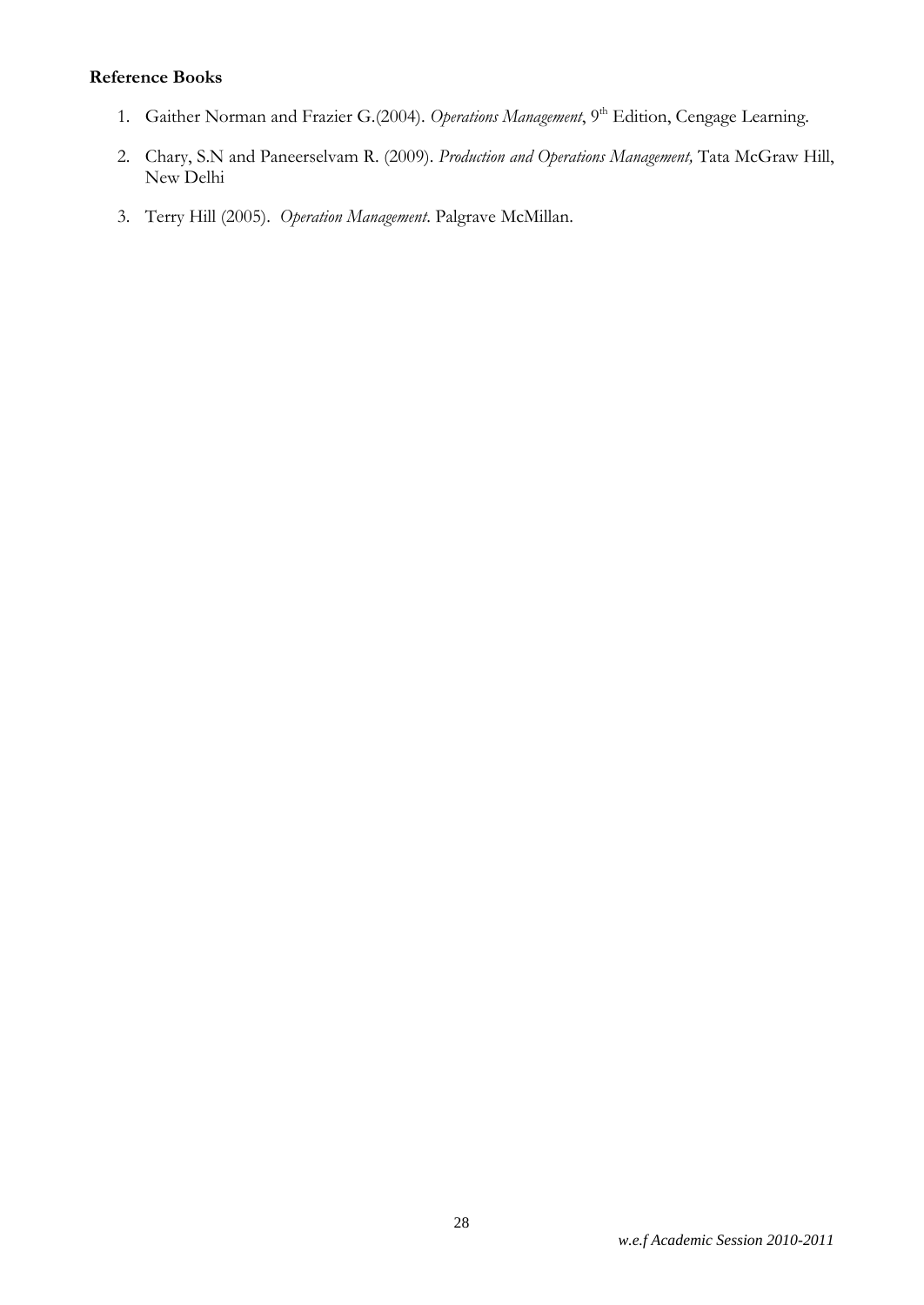**Reference Books**

1. Gaither Norman and Frazier G.(2004). *Operations Management*, 9th Edition, Cengage Learning.
2. Chary, S.N and Paneerselvam R. (2009). *Production and Operations Management,* Tata McGraw Hill, New Delhi
3. Terry Hill (2005). *Operation Management*. Palgrave McMillan.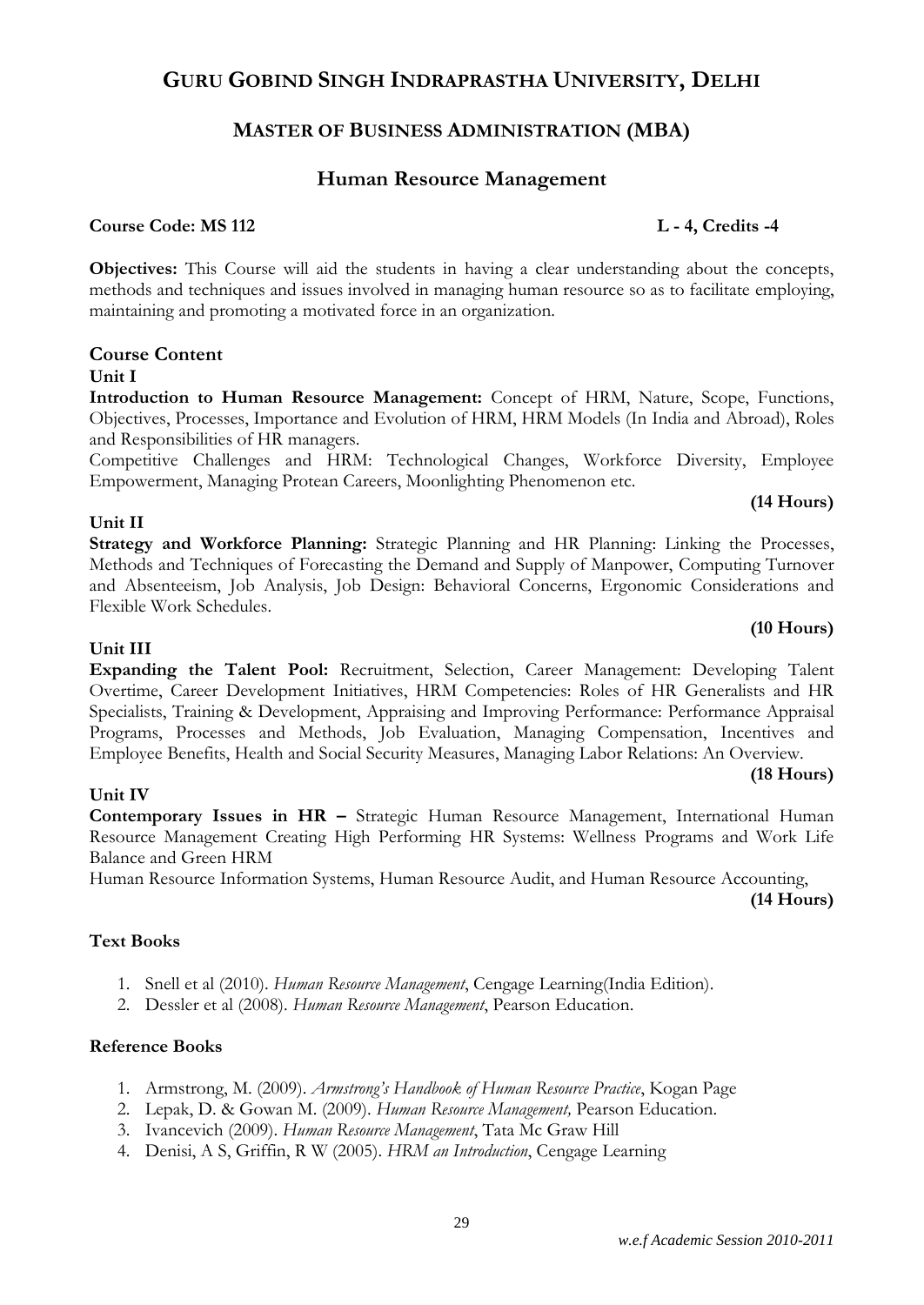# GURU GOBIND SINGH INDRAPRASTHA UNIVERSITY, DELHI

## MASTER OF BUSINESS ADMINISTRATION (MBA)

## Human Resource Management

**Course Code: MS 112** **L - 4, Credits -4**

**Objectives:** This Course will aid the students in having a clear understanding about the concepts, methods and techniques and issues involved in managing human resource so as to facilitate employing, maintaining and promoting a motivated force in an organization.

### Course Content

**Unit I**

**Introduction to Human Resource Management:** Concept of HRM, Nature, Scope, Functions, Objectives, Processes, Importance and Evolution of HRM, HRM Models (In India and Abroad), Roles and Responsibilities of HR managers.

Competitive Challenges and HRM: Technological Changes, Workforce Diversity, Employee Empowerment, Managing Protean Careers, Moonlighting Phenomenon etc.

**(14 Hours)**

**Unit II**

**Strategy and Workforce Planning:** Strategic Planning and HR Planning: Linking the Processes, Methods and Techniques of Forecasting the Demand and Supply of Manpower, Computing Turnover and Absenteeism, Job Analysis, Job Design: Behavioral Concerns, Ergonomic Considerations and Flexible Work Schedules.

**(10 Hours)**

**Unit III**

**Expanding the Talent Pool:** Recruitment, Selection, Career Management: Developing Talent Overtime, Career Development Initiatives, HRM Competencies: Roles of HR Generalists and HR Specialists, Training & Development, Appraising and Improving Performance: Performance Appraisal Programs, Processes and Methods, Job Evaluation, Managing Compensation, Incentives and Employee Benefits, Health and Social Security Measures, Managing Labor Relations: An Overview.

**(18 Hours)**

**Unit IV**

**Contemporary Issues in HR –** Strategic Human Resource Management, International Human Resource Management Creating High Performing HR Systems: Wellness Programs and Work Life Balance and Green HRM

Human Resource Information Systems, Human Resource Audit, and Human Resource Accounting,

**(14 Hours)**

### Text Books

1. Snell et al (2010). *Human Resource Management*, Cengage Learning(India Edition).
2. Dessler et al (2008). *Human Resource Management*, Pearson Education.

### Reference Books

1. Armstrong, M. (2009). *Armstrong's Handbook of Human Resource Practice*, Kogan Page
2. Lepak, D. & Gowan M. (2009). *Human Resource Management,* Pearson Education.
3. Ivancevich (2009). *Human Resource Management*, Tata Mc Graw Hill
4. Denisi, A S, Griffin, R W (2005). *HRM an Introduction*, Cengage Learning

*w.e.f Academic Session 2010-2011*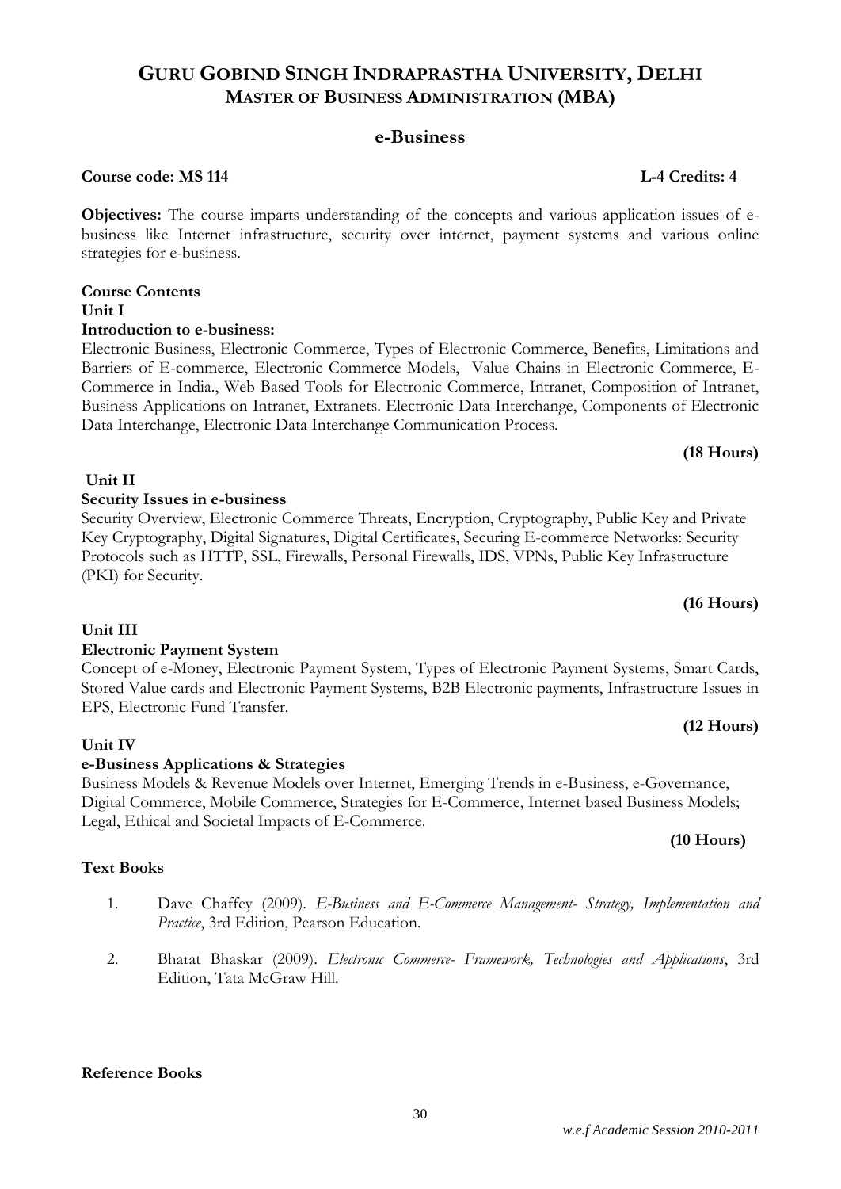# GURU GOBIND SINGH INDRAPRASTHA UNIVERSITY, DELHI
## MASTER OF BUSINESS ADMINISTRATION (MBA)

### e-Business

**Course code: MS 114** **L-4 Credits: 4**

**Objectives:** The course imparts understanding of the concepts and various application issues of e-business like Internet infrastructure, security over internet, payment systems and various online strategies for e-business.

**Course Contents**

**Unit I**

**Introduction to e-business:**

Electronic Business, Electronic Commerce, Types of Electronic Commerce, Benefits, Limitations and Barriers of E-commerce, Electronic Commerce Models, Value Chains in Electronic Commerce, E-Commerce in India., Web Based Tools for Electronic Commerce, Intranet, Composition of Intranet, Business Applications on Intranet, Extranets. Electronic Data Interchange, Components of Electronic Data Interchange, Electronic Data Interchange Communication Process.

**(18 Hours)**

**Unit II**

**Security Issues in e-business**

Security Overview, Electronic Commerce Threats, Encryption, Cryptography, Public Key and Private Key Cryptography, Digital Signatures, Digital Certificates, Securing E-commerce Networks: Security Protocols such as HTTP, SSL, Firewalls, Personal Firewalls, IDS, VPNs, Public Key Infrastructure (PKI) for Security.

**(16 Hours)**

**Unit III**

**Electronic Payment System**

Concept of e-Money, Electronic Payment System, Types of Electronic Payment Systems, Smart Cards, Stored Value cards and Electronic Payment Systems, B2B Electronic payments, Infrastructure Issues in EPS, Electronic Fund Transfer.

**(12 Hours)**

**Unit IV**

**e-Business Applications & Strategies**

Business Models & Revenue Models over Internet, Emerging Trends in e-Business, e-Governance, Digital Commerce, Mobile Commerce, Strategies for E-Commerce, Internet based Business Models; Legal, Ethical and Societal Impacts of E-Commerce.

**(10 Hours)**

**Text Books**

1. Dave Chaffey (2009). *E-Business and E-Commerce Management- Strategy, Implementation and Practice*, 3rd Edition, Pearson Education.
2. Bharat Bhaskar (2009). *Electronic Commerce- Framework, Technologies and Applications*, 3rd Edition, Tata McGraw Hill.

**Reference Books**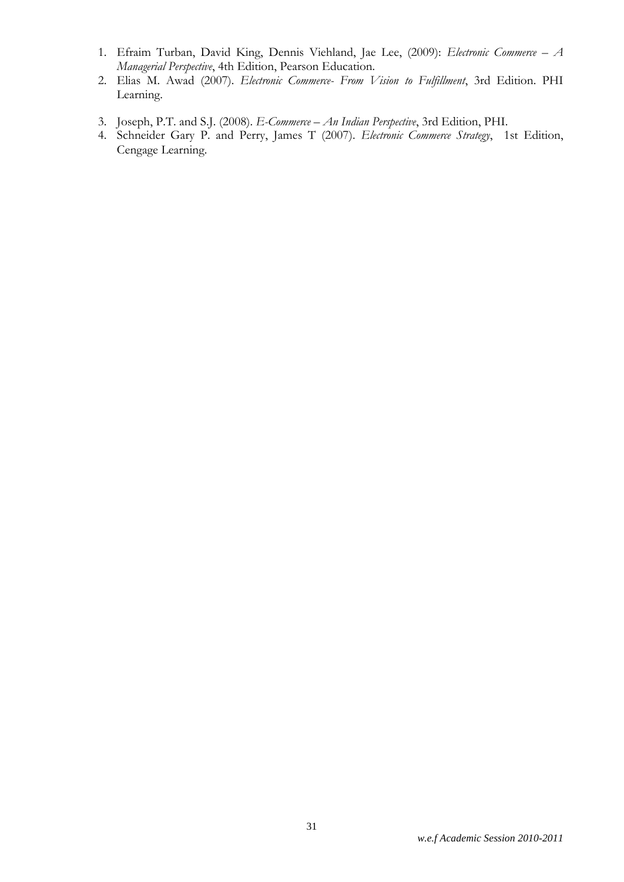1. Efraim Turban, David King, Dennis Viehland, Jae Lee, (2009): *Electronic Commerce – A Managerial Perspective*, 4th Edition, Pearson Education.
2. Elias M. Awad (2007). *Electronic Commerce- From Vision to Fulfillment*, 3rd Edition. PHI Learning.
3. Joseph, P.T. and S.J. (2008). *E-Commerce – An Indian Perspective*, 3rd Edition, PHI.
4. Schneider Gary P. and Perry, James T (2007). *Electronic Commerce Strategy*, 1st Edition, Cengage Learning.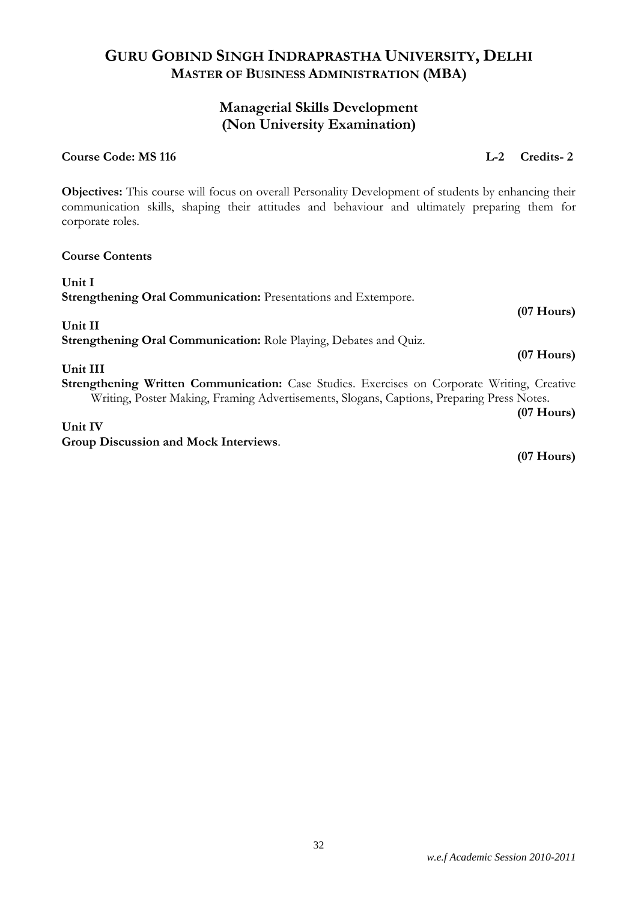# GURU GOBIND SINGH INDRAPRASTHA UNIVERSITY, DELHI
## MASTER OF BUSINESS ADMINISTRATION (MBA)

### Managerial Skills Development
### (Non University Examination)

**Course Code: MS 116** **L-2 Credits- 2**

**Objectives:** This course will focus on overall Personality Development of students by enhancing their communication skills, shaping their attitudes and behaviour and ultimately preparing them for corporate roles.

**Course Contents**

**Unit I**
**Strengthening Oral Communication:** Presentations and Extempore.
**(07 Hours)**

**Unit II**
**Strengthening Oral Communication:** Role Playing, Debates and Quiz.
**(07 Hours)**

**Unit III**
**Strengthening Written Communication:** Case Studies. Exercises on Corporate Writing, Creative Writing, Poster Making, Framing Advertisements, Slogans, Captions, Preparing Press Notes.
**(07 Hours)**

**Unit IV**
**Group Discussion and Mock Interviews**.
**(07 Hours)**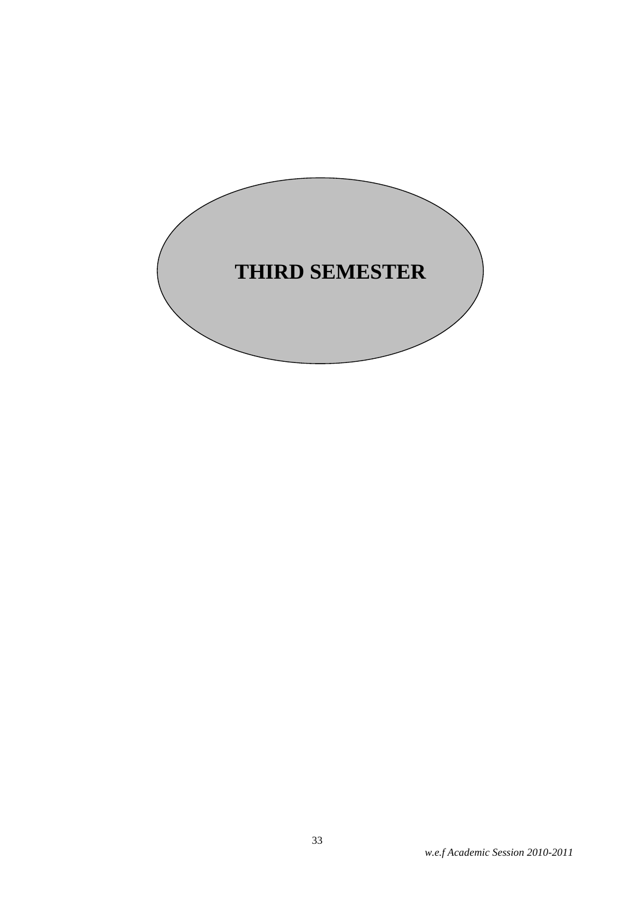# THIRD SEMESTER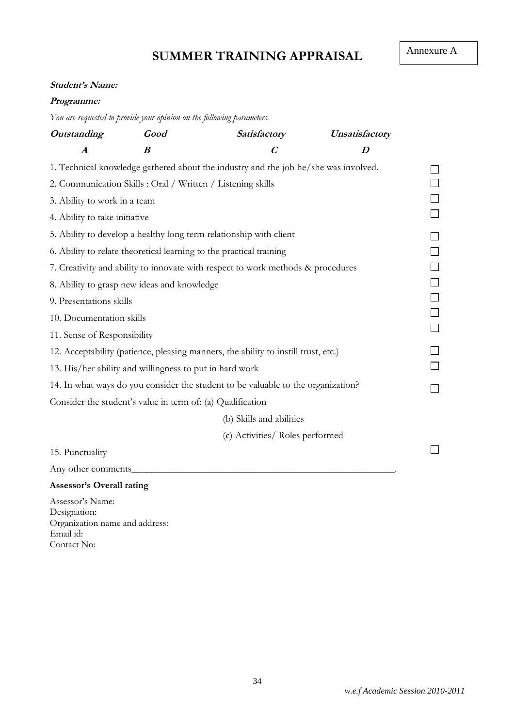Annexure A

# SUMMER TRAINING APPRAISAL

***Student's Name:***

***Programme:***

*You are requested to provide your opinion on the following parameters.*

| ***Outstanding*** | ***Good*** | ***Satisfactory*** | ***Unsatisfactory*** |
|---|---|---|---|
| ***A*** | ***B*** | ***C*** | ***D*** |

1. Technical knowledge gathered about the industry and the job he/she was involved. ☐
2. Communication Skills : Oral / Written / Listening skills ☐
3. Ability to work in a team ☐
4. Ability to take initiative ☐
5. Ability to develop a healthy long term relationship with client ☐
6. Ability to relate theoretical learning to the practical training ☐
7. Creativity and ability to innovate with respect to work methods & procedures ☐
8. Ability to grasp new ideas and knowledge ☐
9. Presentations skills ☐
10. Documentation skills ☐
11. Sense of Responsibility ☐
12. Acceptability (patience, pleasing manners, the ability to instill trust, etc.) ☐
13. His/her ability and willingness to put in hard work ☐
14. In what ways do you consider the student to be valuable to the organization? ☐

Consider the student's value in term of: (a) Qualification

(b) Skills and abilities

(c) Activities/ Roles performed

15. Punctuality ☐

Any other comments\_\_\_\_\_\_\_\_\_\_\_\_\_\_\_\_\_\_\_\_\_\_\_\_\_\_\_\_\_\_\_\_\_\_\_\_\_\_\_\_\_\_\_\_\_\_\_\_\_\_\_\_\_\_.

**Assessor's Overall rating**

Assessor's Name:
Designation:
Organization name and address:
Email id:
Contact No:

*w.e.f Academic Session 2010-2011*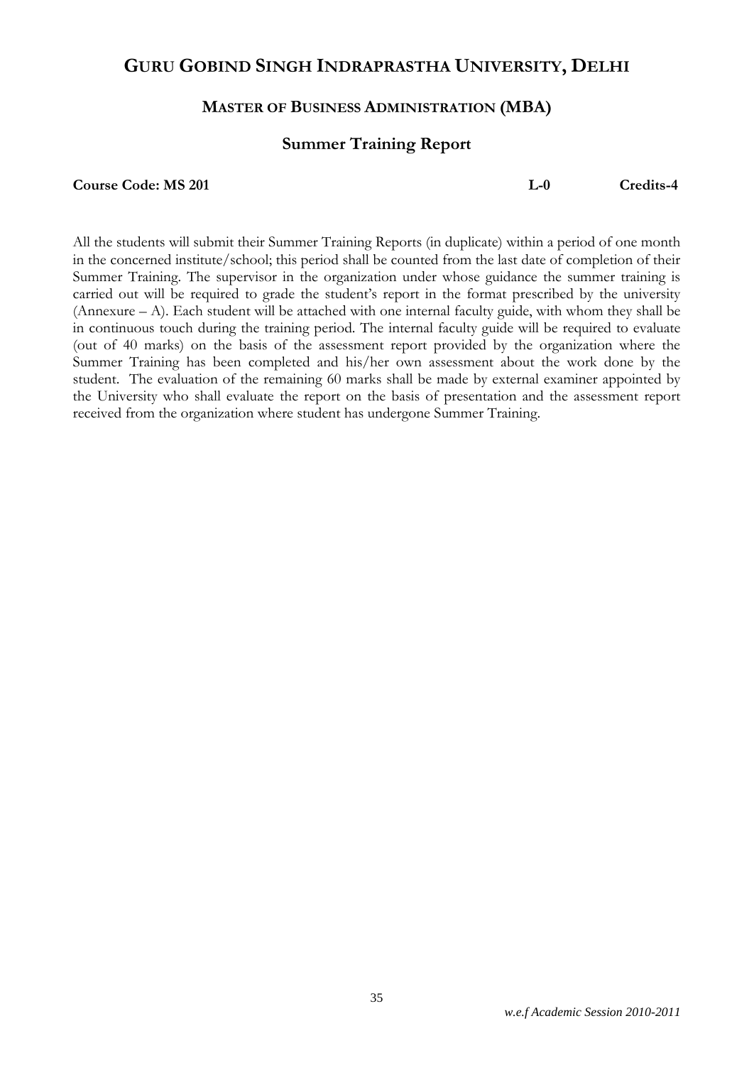# GURU GOBIND SINGH INDRAPRASTHA UNIVERSITY, DELHI

## MASTER OF BUSINESS ADMINISTRATION (MBA)

## Summer Training Report

**Course Code: MS 201** **L-0** **Credits-4**

All the students will submit their Summer Training Reports (in duplicate) within a period of one month in the concerned institute/school; this period shall be counted from the last date of completion of their Summer Training. The supervisor in the organization under whose guidance the summer training is carried out will be required to grade the student's report in the format prescribed by the university (Annexure – A). Each student will be attached with one internal faculty guide, with whom they shall be in continuous touch during the training period. The internal faculty guide will be required to evaluate (out of 40 marks) on the basis of the assessment report provided by the organization where the Summer Training has been completed and his/her own assessment about the work done by the student. The evaluation of the remaining 60 marks shall be made by external examiner appointed by the University who shall evaluate the report on the basis of presentation and the assessment report received from the organization where student has undergone Summer Training.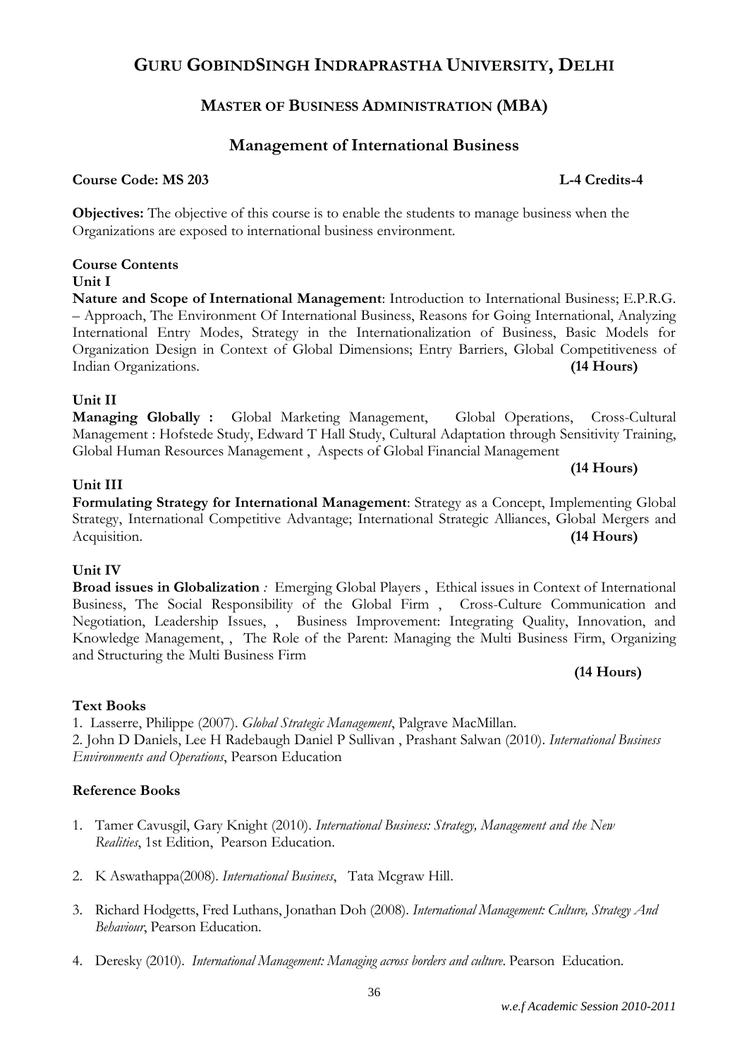# GURU GOBINDSINGH INDRAPRASTHA UNIVERSITY, DELHI

## MASTER OF BUSINESS ADMINISTRATION (MBA)

## Management of International Business

**Course Code: MS 203** **L-4 Credits-4**

**Objectives:** The objective of this course is to enable the students to manage business when the Organizations are exposed to international business environment.

**Course Contents**

**Unit I**

**Nature and Scope of International Management**: Introduction to International Business; E.P.R.G. – Approach, The Environment Of International Business, Reasons for Going International, Analyzing International Entry Modes, Strategy in the Internationalization of Business, Basic Models for Organization Design in Context of Global Dimensions; Entry Barriers, Global Competitiveness of Indian Organizations. **(14 Hours)**

**Unit II**

**Managing Globally :** Global Marketing Management, Global Operations, Cross-Cultural Management : Hofstede Study, Edward T Hall Study, Cultural Adaptation through Sensitivity Training, Global Human Resources Management , Aspects of Global Financial Management **(14 Hours)**

**Unit III**

**Formulating Strategy for International Management**: Strategy as a Concept, Implementing Global Strategy, International Competitive Advantage; International Strategic Alliances, Global Mergers and Acquisition. **(14 Hours)**

**Unit IV**

**Broad issues in Globalization** *:* Emerging Global Players , Ethical issues in Context of International Business, The Social Responsibility of the Global Firm , Cross-Culture Communication and Negotiation, Leadership Issues, , Business Improvement: Integrating Quality, Innovation, and Knowledge Management, , The Role of the Parent: Managing the Multi Business Firm, Organizing and Structuring the Multi Business Firm **(14 Hours)**

**Text Books**

1. Lasserre, Philippe (2007). *Global Strategic Management*, Palgrave MacMillan.
2. John D Daniels, Lee H Radebaugh Daniel P Sullivan , Prashant Salwan (2010). *International Business Environments and Operations*, Pearson Education

**Reference Books**

1. Tamer Cavusgil, Gary Knight (2010). *International Business: Strategy, Management and the New Realities*, 1st Edition, Pearson Education.
2. K Aswathappa(2008). *International Business*, Tata Mcgraw Hill.
3. Richard Hodgetts, Fred Luthans, Jonathan Doh (2008). *International Management: Culture, Strategy And Behaviour*, Pearson Education.
4. Deresky (2010). *International Management: Managing across borders and culture*. Pearson Education.

*w.e.f Academic Session 2010-2011*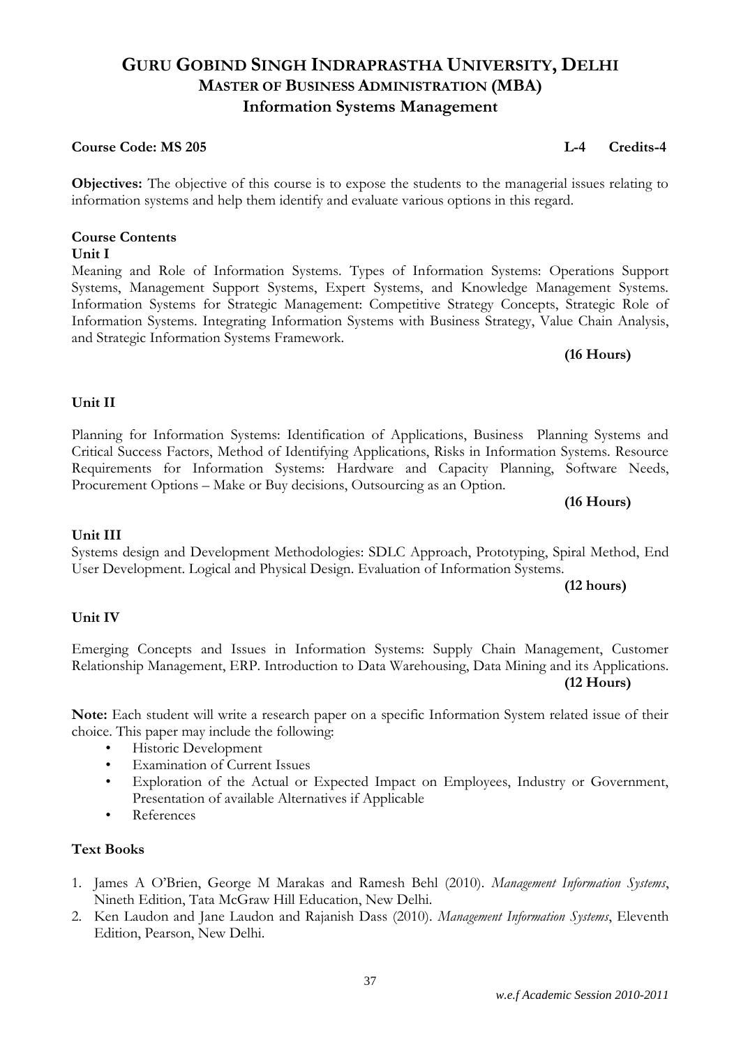# GURU GOBIND SINGH INDRAPRASTHA UNIVERSITY, DELHI
## MASTER OF BUSINESS ADMINISTRATION (MBA)
## Information Systems Management

**Course Code: MS 205** **L-4 Credits-4**

**Objectives:** The objective of this course is to expose the students to the managerial issues relating to information systems and help them identify and evaluate various options in this regard.

**Course Contents**

**Unit I**

Meaning and Role of Information Systems. Types of Information Systems: Operations Support Systems, Management Support Systems, Expert Systems, and Knowledge Management Systems. Information Systems for Strategic Management: Competitive Strategy Concepts, Strategic Role of Information Systems. Integrating Information Systems with Business Strategy, Value Chain Analysis, and Strategic Information Systems Framework.

**(16 Hours)**

**Unit II**

Planning for Information Systems: Identification of Applications, Business Planning Systems and Critical Success Factors, Method of Identifying Applications, Risks in Information Systems. Resource Requirements for Information Systems: Hardware and Capacity Planning, Software Needs, Procurement Options – Make or Buy decisions, Outsourcing as an Option.

**(16 Hours)**

**Unit III**

Systems design and Development Methodologies: SDLC Approach, Prototyping, Spiral Method, End User Development. Logical and Physical Design. Evaluation of Information Systems.

**(12 hours)**

**Unit IV**

Emerging Concepts and Issues in Information Systems: Supply Chain Management, Customer Relationship Management, ERP. Introduction to Data Warehousing, Data Mining and its Applications.

**(12 Hours)**

**Note:** Each student will write a research paper on a specific Information System related issue of their choice. This paper may include the following:

- Historic Development
- Examination of Current Issues
- Exploration of the Actual or Expected Impact on Employees, Industry or Government, Presentation of available Alternatives if Applicable
- References

**Text Books**

1. James A O'Brien, George M Marakas and Ramesh Behl (2010). *Management Information Systems*, Nineth Edition, Tata McGraw Hill Education, New Delhi.
2. Ken Laudon and Jane Laudon and Rajanish Dass (2010). *Management Information Systems*, Eleventh Edition, Pearson, New Delhi.

*w.e.f Academic Session 2010-2011*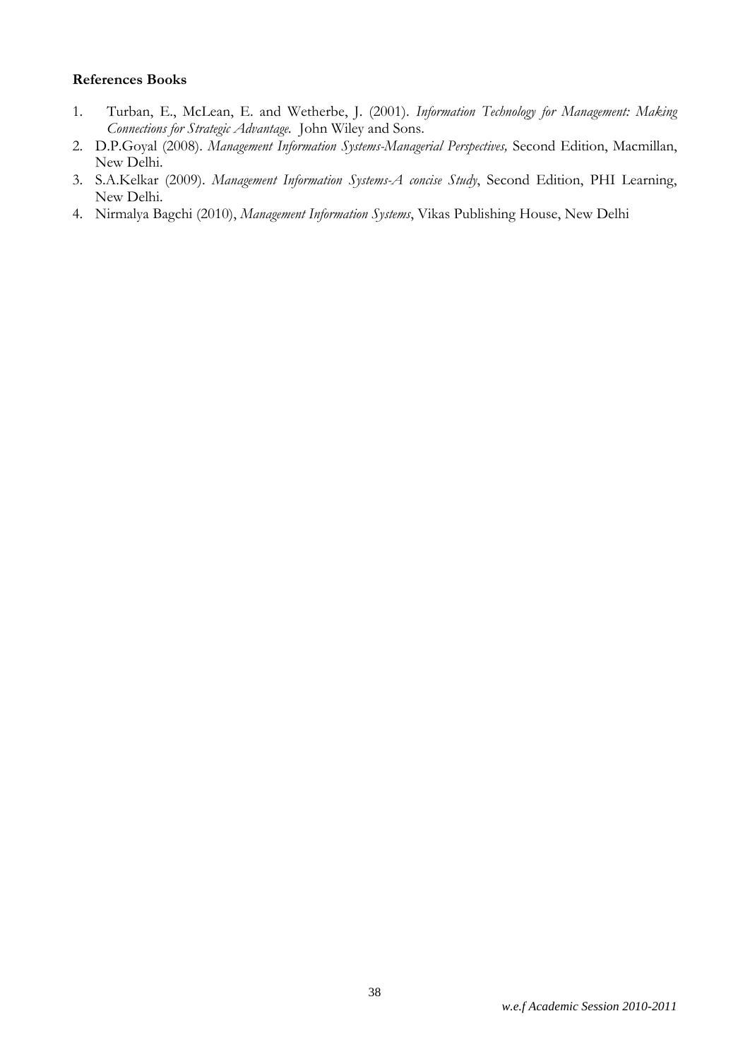**References Books**

1. Turban, E., McLean, E. and Wetherbe, J. (2001). *Information Technology for Management: Making Connections for Strategic Advantage.* John Wiley and Sons.
2. D.P.Goyal (2008). *Management Information Systems-Managerial Perspectives,* Second Edition, Macmillan, New Delhi.
3. S.A.Kelkar (2009). *Management Information Systems-A concise Study*, Second Edition, PHI Learning, New Delhi.
4. Nirmalya Bagchi (2010), *Management Information Systems*, Vikas Publishing House, New Delhi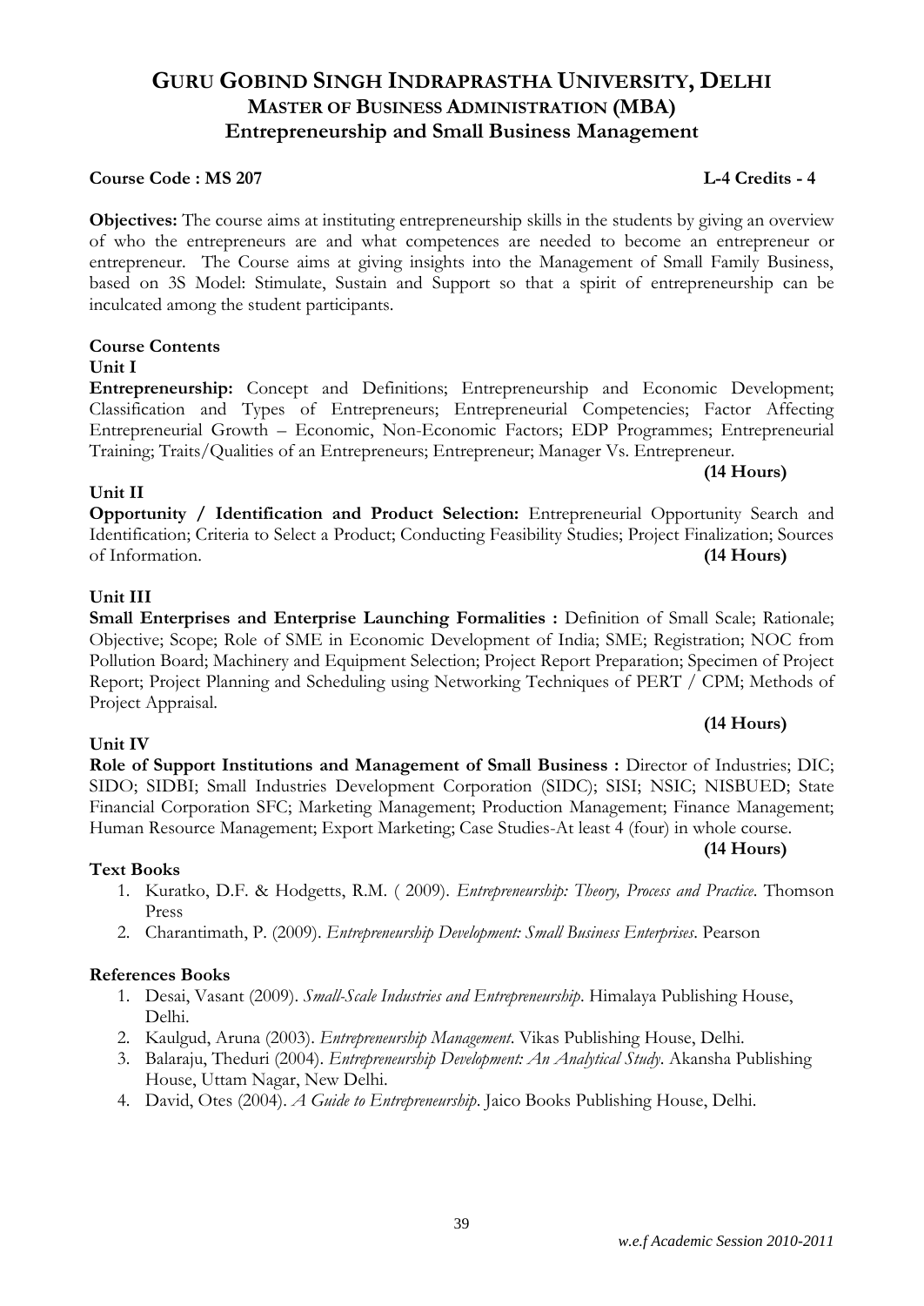# GURU GOBIND SINGH INDRAPRASTHA UNIVERSITY, DELHI
## MASTER OF BUSINESS ADMINISTRATION (MBA)
## Entrepreneurship and Small Business Management

**Course Code : MS 207** **L-4 Credits - 4**

**Objectives:** The course aims at instituting entrepreneurship skills in the students by giving an overview of who the entrepreneurs are and what competences are needed to become an entrepreneur or entrepreneur. The Course aims at giving insights into the Management of Small Family Business, based on 3S Model: Stimulate, Sustain and Support so that a spirit of entrepreneurship can be inculcated among the student participants.

**Course Contents**

**Unit I**

**Entrepreneurship:** Concept and Definitions; Entrepreneurship and Economic Development; Classification and Types of Entrepreneurs; Entrepreneurial Competencies; Factor Affecting Entrepreneurial Growth – Economic, Non-Economic Factors; EDP Programmes; Entrepreneurial Training; Traits/Qualities of an Entrepreneurs; Entrepreneur; Manager Vs. Entrepreneur.

**(14 Hours)**

**Unit II**

**Opportunity / Identification and Product Selection:** Entrepreneurial Opportunity Search and Identification; Criteria to Select a Product; Conducting Feasibility Studies; Project Finalization; Sources of Information. **(14 Hours)**

**Unit III**

**Small Enterprises and Enterprise Launching Formalities :** Definition of Small Scale; Rationale; Objective; Scope; Role of SME in Economic Development of India; SME; Registration; NOC from Pollution Board; Machinery and Equipment Selection; Project Report Preparation; Specimen of Project Report; Project Planning and Scheduling using Networking Techniques of PERT / CPM; Methods of Project Appraisal.

**(14 Hours)**

**Unit IV**

**Role of Support Institutions and Management of Small Business :** Director of Industries; DIC; SIDO; SIDBI; Small Industries Development Corporation (SIDC); SISI; NSIC; NISBUED; State Financial Corporation SFC; Marketing Management; Production Management; Finance Management; Human Resource Management; Export Marketing; Case Studies-At least 4 (four) in whole course.

**(14 Hours)**

**Text Books**

1. Kuratko, D.F. & Hodgetts, R.M. ( 2009). *Entrepreneurship: Theory, Process and Practice*. Thomson Press
2. Charantimath, P. (2009). *Entrepreneurship Development: Small Business Enterprises*. Pearson

**References Books**

1. Desai, Vasant (2009). *Small-Scale Industries and Entrepreneurship*. Himalaya Publishing House, Delhi.
2. Kaulgud, Aruna (2003). *Entrepreneurship Management*. Vikas Publishing House, Delhi.
3. Balaraju, Theduri (2004). *Entrepreneurship Development: An Analytical Study*. Akansha Publishing House, Uttam Nagar, New Delhi.
4. David, Otes (2004). *A Guide to Entrepreneurship*. Jaico Books Publishing House, Delhi.

*w.e.f Academic Session 2010-2011*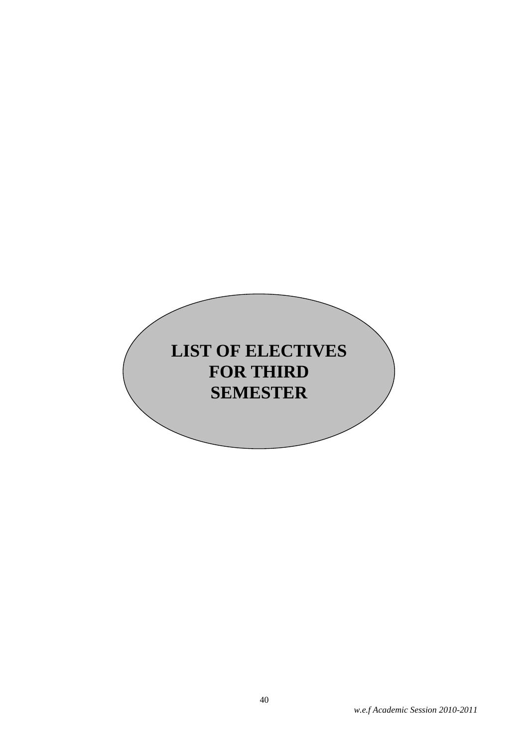# LIST OF ELECTIVES FOR THIRD SEMESTER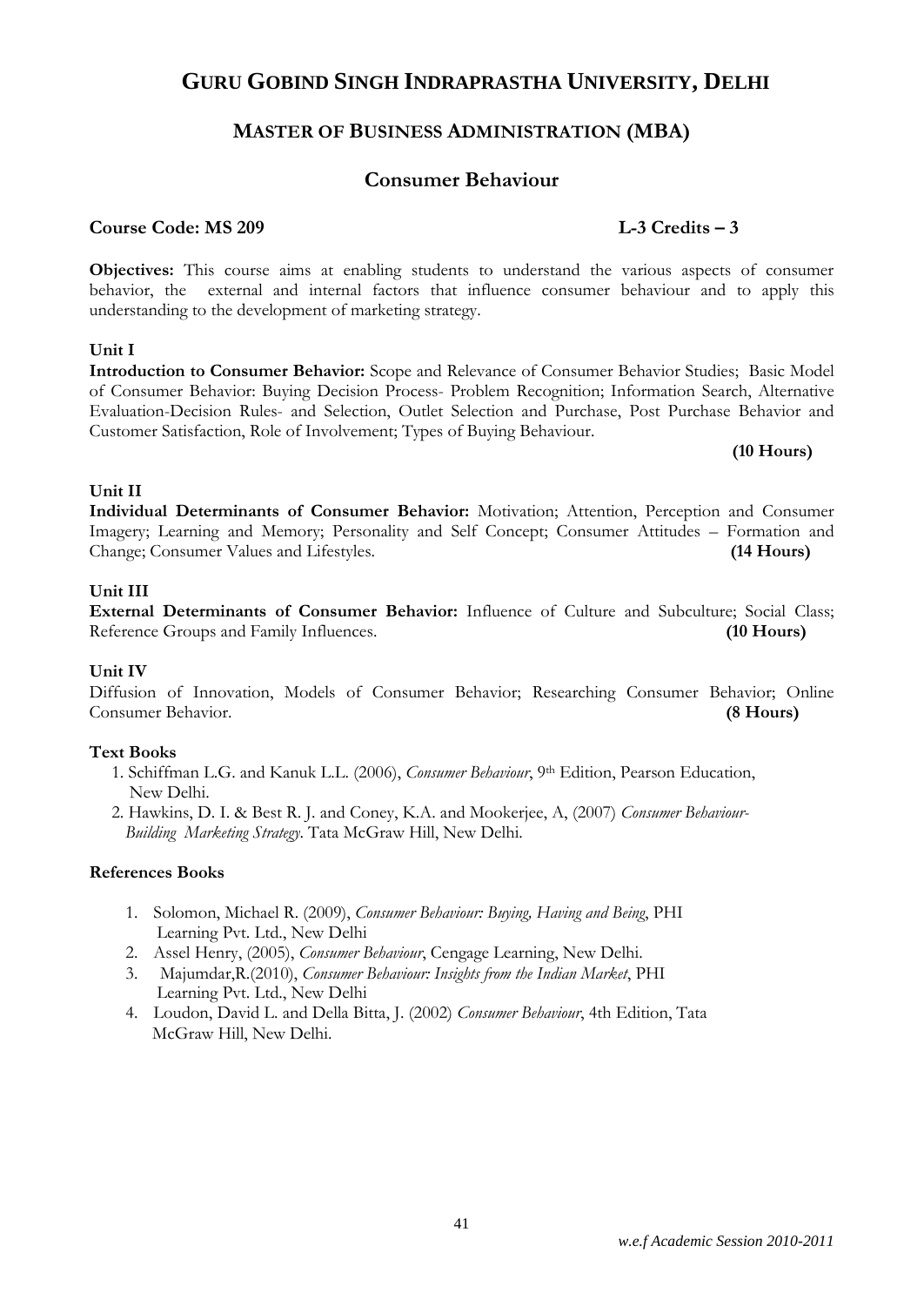# GURU GOBIND SINGH INDRAPRASTHA UNIVERSITY, DELHI

## MASTER OF BUSINESS ADMINISTRATION (MBA)

## Consumer Behaviour

**Course Code: MS 209** **L-3 Credits – 3**

**Objectives:** This course aims at enabling students to understand the various aspects of consumer behavior, the external and internal factors that influence consumer behaviour and to apply this understanding to the development of marketing strategy.

**Unit I**

**Introduction to Consumer Behavior:** Scope and Relevance of Consumer Behavior Studies; Basic Model of Consumer Behavior: Buying Decision Process- Problem Recognition; Information Search, Alternative Evaluation-Decision Rules- and Selection, Outlet Selection and Purchase, Post Purchase Behavior and Customer Satisfaction, Role of Involvement; Types of Buying Behaviour.

**(10 Hours)**

**Unit II**

**Individual Determinants of Consumer Behavior:** Motivation; Attention, Perception and Consumer Imagery; Learning and Memory; Personality and Self Concept; Consumer Attitudes – Formation and Change; Consumer Values and Lifestyles. **(14 Hours)**

**Unit III**

**External Determinants of Consumer Behavior:** Influence of Culture and Subculture; Social Class; Reference Groups and Family Influences. **(10 Hours)**

**Unit IV**

Diffusion of Innovation, Models of Consumer Behavior; Researching Consumer Behavior; Online Consumer Behavior. **(8 Hours)**

**Text Books**

1. Schiffman L.G. and Kanuk L.L. (2006), *Consumer Behaviour*, 9th Edition, Pearson Education, New Delhi.
2. Hawkins, D. I. & Best R. J. and Coney, K.A. and Mookerjee, A, (2007) *Consumer Behaviour-Building Marketing Strategy*. Tata McGraw Hill, New Delhi.

**References Books**

1. Solomon, Michael R. (2009), *Consumer Behaviour: Buying, Having and Being*, PHI Learning Pvt. Ltd., New Delhi
2. Assel Henry, (2005), *Consumer Behaviour*, Cengage Learning, New Delhi.
3. Majumdar,R.(2010), *Consumer Behaviour: Insights from the Indian Market*, PHI Learning Pvt. Ltd., New Delhi
4. Loudon, David L. and Della Bitta, J. (2002) *Consumer Behaviour*, 4th Edition, Tata McGraw Hill, New Delhi.

*w.e.f Academic Session 2010-2011*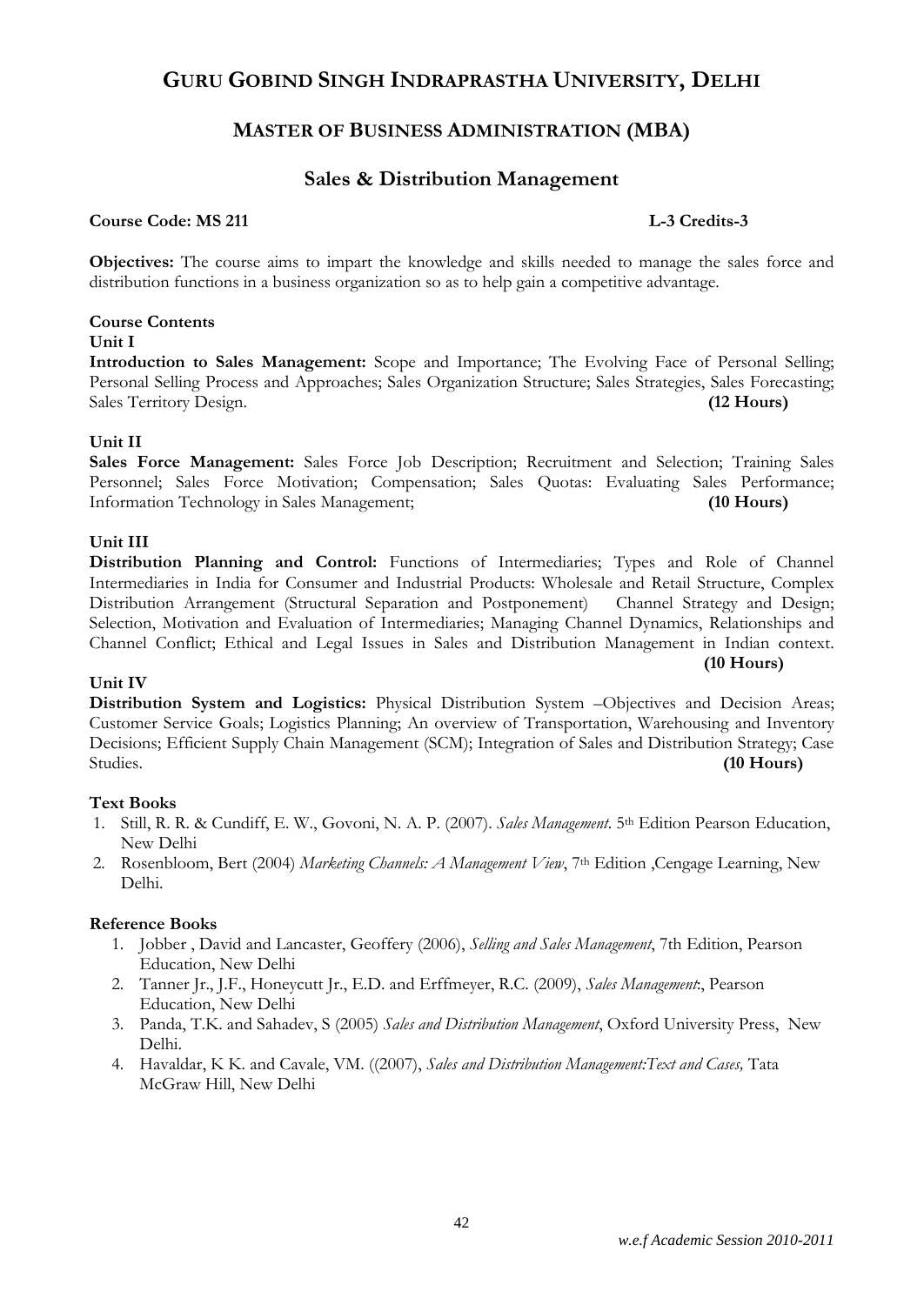# GURU GOBIND SINGH INDRAPRASTHA UNIVERSITY, DELHI

## MASTER OF BUSINESS ADMINISTRATION (MBA)

### Sales & Distribution Management

**Course Code: MS 211** **L-3 Credits-3**

**Objectives:** The course aims to impart the knowledge and skills needed to manage the sales force and distribution functions in a business organization so as to help gain a competitive advantage.

**Course Contents**

**Unit I**

**Introduction to Sales Management:** Scope and Importance; The Evolving Face of Personal Selling; Personal Selling Process and Approaches; Sales Organization Structure; Sales Strategies, Sales Forecasting; Sales Territory Design. **(12 Hours)**

**Unit II**

**Sales Force Management:** Sales Force Job Description; Recruitment and Selection; Training Sales Personnel; Sales Force Motivation; Compensation; Sales Quotas: Evaluating Sales Performance; Information Technology in Sales Management; **(10 Hours)**

**Unit III**

**Distribution Planning and Control:** Functions of Intermediaries; Types and Role of Channel Intermediaries in India for Consumer and Industrial Products: Wholesale and Retail Structure, Complex Distribution Arrangement (Structural Separation and Postponement) Channel Strategy and Design; Selection, Motivation and Evaluation of Intermediaries; Managing Channel Dynamics, Relationships and Channel Conflict; Ethical and Legal Issues in Sales and Distribution Management in Indian context. **(10 Hours)**

**Unit IV**

**Distribution System and Logistics:** Physical Distribution System –Objectives and Decision Areas; Customer Service Goals; Logistics Planning; An overview of Transportation, Warehousing and Inventory Decisions; Efficient Supply Chain Management (SCM); Integration of Sales and Distribution Strategy; Case Studies. **(10 Hours)**

**Text Books**

1. Still, R. R. & Cundiff, E. W., Govoni, N. A. P. (2007). *Sales Management*. 5th Edition Pearson Education, New Delhi
2. Rosenbloom, Bert (2004) *Marketing Channels: A Management View*, 7th Edition ,Cengage Learning, New Delhi.

**Reference Books**

1. Jobber , David and Lancaster, Geoffery (2006), *Selling and Sales Management*, 7th Edition, Pearson Education, New Delhi
2. Tanner Jr., J.F., Honeycutt Jr., E.D. and Erffmeyer, R.C. (2009), *Sales Management:*, Pearson Education, New Delhi
3. Panda, T.K. and Sahadev, S (2005) *Sales and Distribution Management*, Oxford University Press, New Delhi.
4. Havaldar, K K. and Cavale, VM. ((2007), *Sales and Distribution Management:Text and Cases,* Tata McGraw Hill, New Delhi

*w.e.f Academic Session 2010-2011*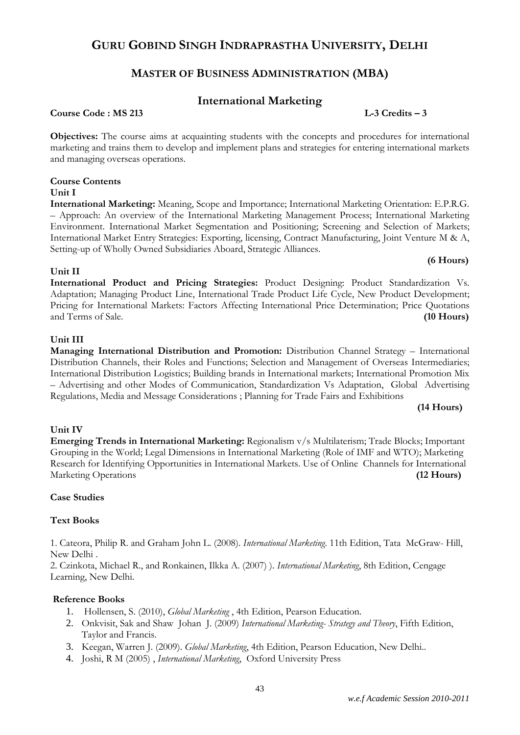# GURU GOBIND SINGH INDRAPRASTHA UNIVERSITY, DELHI

## MASTER OF BUSINESS ADMINISTRATION (MBA)

## International Marketing

**Course Code : MS 213** **L-3 Credits – 3**

**Objectives:** The course aims at acquainting students with the concepts and procedures for international marketing and trains them to develop and implement plans and strategies for entering international markets and managing overseas operations.

**Course Contents**

**Unit I**

**International Marketing:** Meaning, Scope and Importance; International Marketing Orientation: E.P.R.G. – Approach: An overview of the International Marketing Management Process; International Marketing Environment. International Market Segmentation and Positioning; Screening and Selection of Markets; International Market Entry Strategies: Exporting, licensing, Contract Manufacturing, Joint Venture M & A, Setting-up of Wholly Owned Subsidiaries Aboard, Strategic Alliances.

**(6 Hours)**

**Unit II**

**International Product and Pricing Strategies:** Product Designing: Product Standardization Vs. Adaptation; Managing Product Line, International Trade Product Life Cycle, New Product Development; Pricing for International Markets: Factors Affecting International Price Determination; Price Quotations and Terms of Sale. **(10 Hours)**

**Unit III**

**Managing International Distribution and Promotion:** Distribution Channel Strategy – International Distribution Channels, their Roles and Functions; Selection and Management of Overseas Intermediaries; International Distribution Logistics; Building brands in International markets; International Promotion Mix – Advertising and other Modes of Communication, Standardization Vs Adaptation, Global Advertising Regulations, Media and Message Considerations ; Planning for Trade Fairs and Exhibitions

**(14 Hours)**

**Unit IV**

**Emerging Trends in International Marketing:** Regionalism v/s Multilaterism; Trade Blocks; Important Grouping in the World; Legal Dimensions in International Marketing (Role of IMF and WTO); Marketing Research for Identifying Opportunities in International Markets. Use of Online Channels for International Marketing Operations **(12 Hours)**

**Case Studies**

**Text Books**

1. Cateora, Philip R. and Graham John L. (2008). *International Marketing*. 11th Edition, Tata McGraw- Hill, New Delhi .
2. Czinkota, Michael R., and Ronkainen, Ilkka A. (2007) ). *International Marketing*, 8th Edition, Cengage Learning, New Delhi.

**Reference Books**

1. Hollensen, S. (2010), *Global Marketing* , 4th Edition, Pearson Education.
2. Onkvisit, Sak and Shaw Johan J. (2009) *International Marketing- Strategy and Theory*, Fifth Edition, Taylor and Francis.
3. Keegan, Warren J. (2009). *Global Marketing*, 4th Edition, Pearson Education, New Delhi..
4. Joshi, R M (2005) , *International Marketing*, Oxford University Press

*w.e.f Academic Session 2010-2011*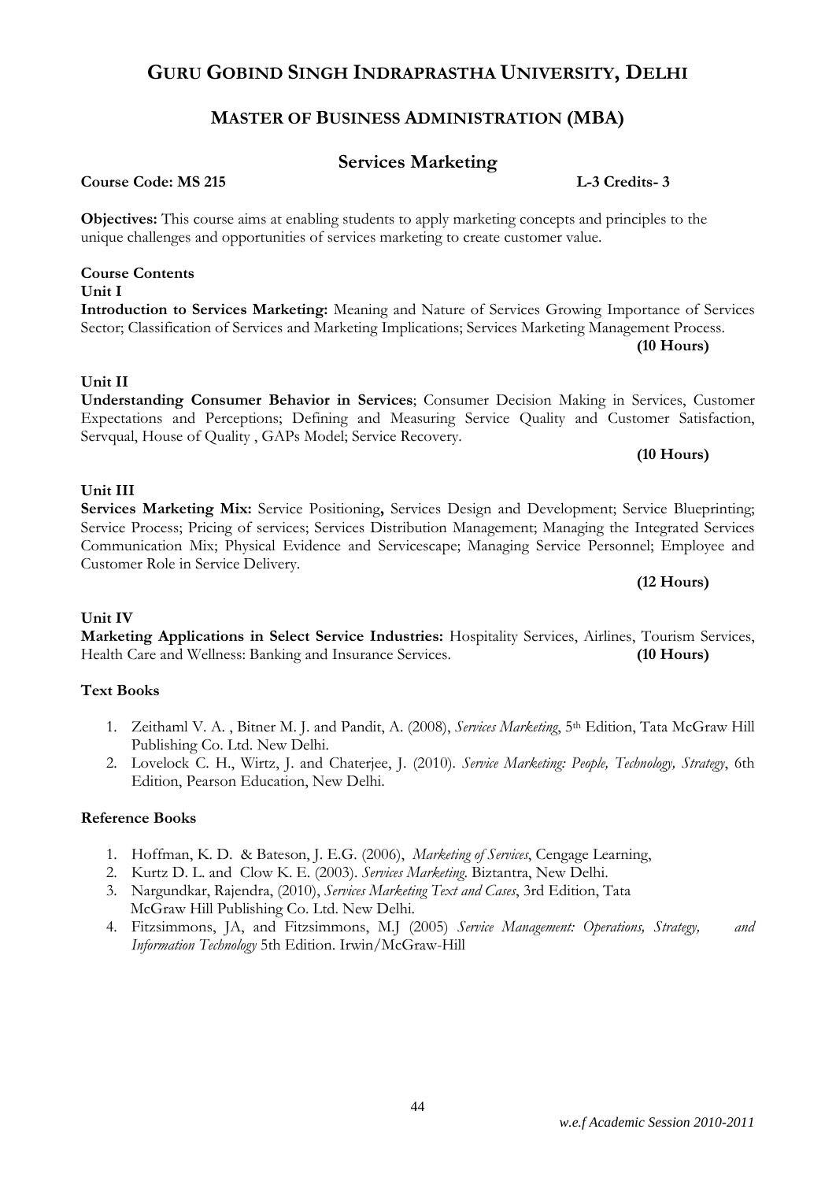# GURU GOBIND SINGH INDRAPRASTHA UNIVERSITY, DELHI

## MASTER OF BUSINESS ADMINISTRATION (MBA)

### Services Marketing

**Course Code: MS 215** **L-3 Credits- 3**

**Objectives:** This course aims at enabling students to apply marketing concepts and principles to the unique challenges and opportunities of services marketing to create customer value.

**Course Contents**

**Unit I**

**Introduction to Services Marketing:** Meaning and Nature of Services Growing Importance of Services Sector; Classification of Services and Marketing Implications; Services Marketing Management Process.

**(10 Hours)**

**Unit II**

**Understanding Consumer Behavior in Services**; Consumer Decision Making in Services, Customer Expectations and Perceptions; Defining and Measuring Service Quality and Customer Satisfaction, Servqual, House of Quality , GAPs Model; Service Recovery.

**(10 Hours)**

**Unit III**

**Services Marketing Mix:** Service Positioning**,** Services Design and Development; Service Blueprinting; Service Process; Pricing of services; Services Distribution Management; Managing the Integrated Services Communication Mix; Physical Evidence and Servicescape; Managing Service Personnel; Employee and Customer Role in Service Delivery.

**(12 Hours)**

**Unit IV**

**Marketing Applications in Select Service Industries:** Hospitality Services, Airlines, Tourism Services, Health Care and Wellness: Banking and Insurance Services. **(10 Hours)**

**Text Books**

1. Zeithaml V. A. , Bitner M. J. and Pandit, A. (2008), *Services Marketing*, 5th Edition, Tata McGraw Hill Publishing Co. Ltd. New Delhi.
2. Lovelock C. H., Wirtz, J. and Chaterjee, J. (2010). *Service Marketing: People, Technology, Strategy*, 6th Edition, Pearson Education, New Delhi.

**Reference Books**

1. Hoffman, K. D. & Bateson, J. E.G. (2006), *Marketing of Services*, Cengage Learning,
2. Kurtz D. L. and Clow K. E. (2003). *Services Marketing*. Biztantra, New Delhi.
3. Nargundkar, Rajendra, (2010), *Services Marketing Text and Cases*, 3rd Edition, Tata McGraw Hill Publishing Co. Ltd. New Delhi.
4. Fitzsimmons, JA, and Fitzsimmons, M.J (2005) *Service Management: Operations, Strategy, and Information Technology* 5th Edition. Irwin/McGraw-Hill

*w.e.f Academic Session 2010-2011*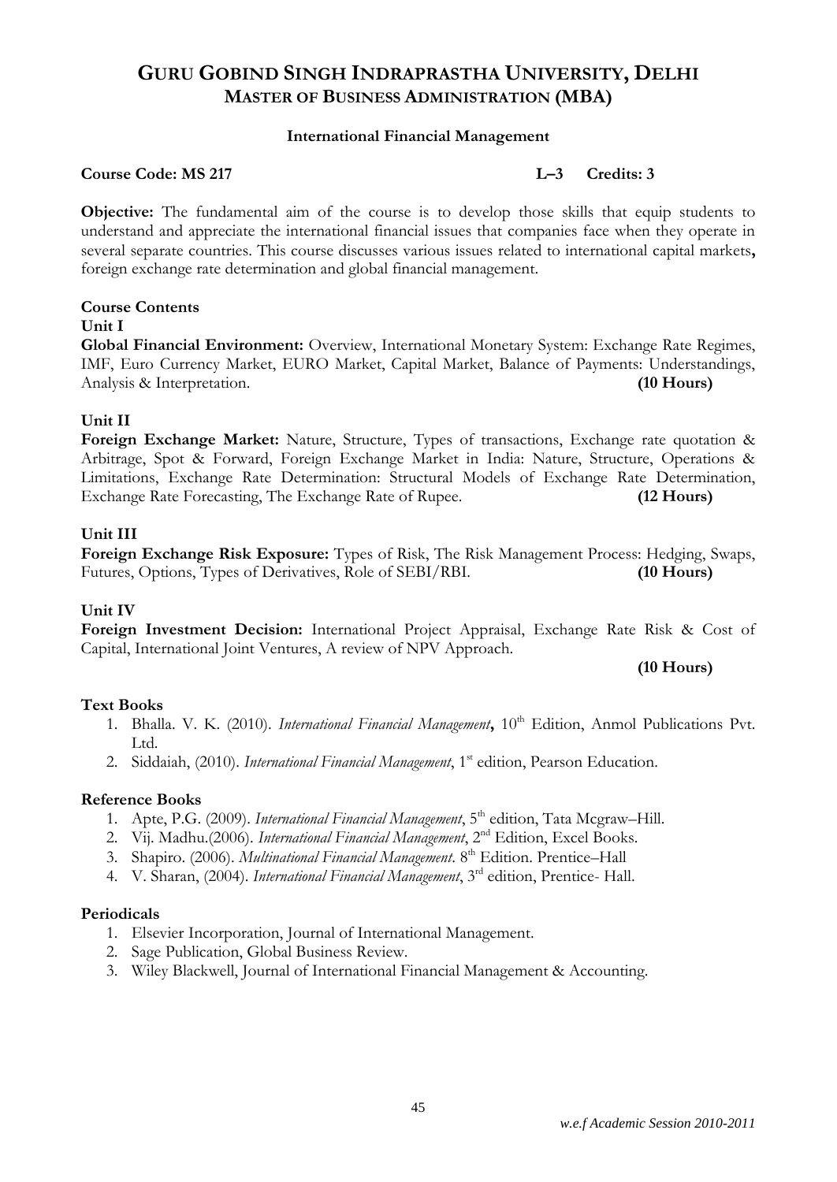# GURU GOBIND SINGH INDRAPRASTHA UNIVERSITY, DELHI
## MASTER OF BUSINESS ADMINISTRATION (MBA)

### International Financial Management

**Course Code: MS 217** **L–3 Credits: 3**

**Objective:** The fundamental aim of the course is to develop those skills that equip students to understand and appreciate the international financial issues that companies face when they operate in several separate countries. This course discusses various issues related to international capital markets**,** foreign exchange rate determination and global financial management.

**Course Contents**

**Unit I**

**Global Financial Environment:** Overview, International Monetary System: Exchange Rate Regimes, IMF, Euro Currency Market, EURO Market, Capital Market, Balance of Payments: Understandings, Analysis & Interpretation. **(10 Hours)**

**Unit II**

**Foreign Exchange Market:** Nature, Structure, Types of transactions, Exchange rate quotation & Arbitrage, Spot & Forward, Foreign Exchange Market in India: Nature, Structure, Operations & Limitations, Exchange Rate Determination: Structural Models of Exchange Rate Determination, Exchange Rate Forecasting, The Exchange Rate of Rupee. **(12 Hours)**

**Unit III**

**Foreign Exchange Risk Exposure:** Types of Risk, The Risk Management Process: Hedging, Swaps, Futures, Options, Types of Derivatives, Role of SEBI/RBI. **(10 Hours)**

**Unit IV**

**Foreign Investment Decision:** International Project Appraisal, Exchange Rate Risk & Cost of Capital, International Joint Ventures, A review of NPV Approach.

**(10 Hours)**

**Text Books**

1. Bhalla. V. K. (2010). *International Financial Management***,** 10th Edition, Anmol Publications Pvt. Ltd.
2. Siddaiah, (2010). *International Financial Management*, 1st edition, Pearson Education.

**Reference Books**

1. Apte, P.G. (2009). *International Financial Management*, 5th edition, Tata Mcgraw–Hill.
2. Vij. Madhu.(2006). *International Financial Management*, 2nd Edition, Excel Books.
3. Shapiro. (2006). *Multinational Financial Management*. 8th Edition. Prentice–Hall
4. V. Sharan, (2004). *International Financial Management*, 3rd edition, Prentice- Hall.

**Periodicals**

1. Elsevier Incorporation, Journal of International Management.
2. Sage Publication, Global Business Review.
3. Wiley Blackwell, Journal of International Financial Management & Accounting.

*w.e.f Academic Session 2010-2011*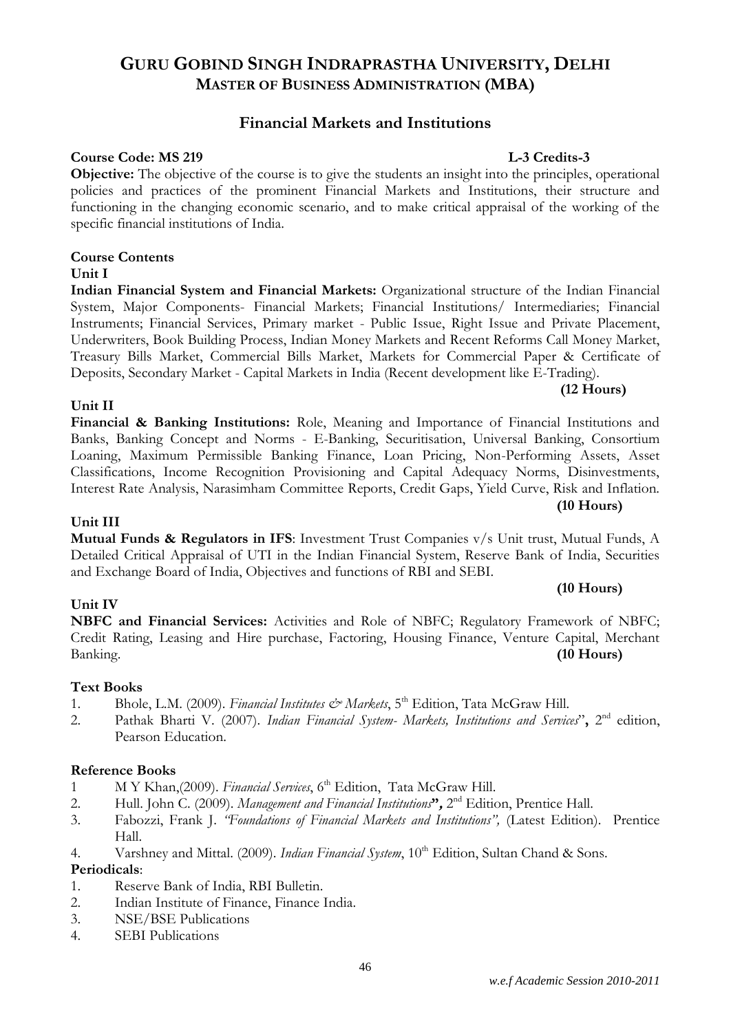# GURU GOBIND SINGH INDRAPRASTHA UNIVERSITY, DELHI
## MASTER OF BUSINESS ADMINISTRATION (MBA)

### Financial Markets and Institutions

**Course Code: MS 219** **L-3 Credits-3**

**Objective:** The objective of the course is to give the students an insight into the principles, operational policies and practices of the prominent Financial Markets and Institutions, their structure and functioning in the changing economic scenario, and to make critical appraisal of the working of the specific financial institutions of India.

**Course Contents**

**Unit I**

**Indian Financial System and Financial Markets:** Organizational structure of the Indian Financial System, Major Components- Financial Markets; Financial Institutions/ Intermediaries; Financial Instruments; Financial Services, Primary market - Public Issue, Right Issue and Private Placement, Underwriters, Book Building Process, Indian Money Markets and Recent Reforms Call Money Market, Treasury Bills Market, Commercial Bills Market, Markets for Commercial Paper & Certificate of Deposits, Secondary Market - Capital Markets in India (Recent development like E-Trading).
**(12 Hours)**

**Unit II**

**Financial & Banking Institutions:** Role, Meaning and Importance of Financial Institutions and Banks, Banking Concept and Norms - E-Banking, Securitisation, Universal Banking, Consortium Loaning, Maximum Permissible Banking Finance, Loan Pricing, Non-Performing Assets, Asset Classifications, Income Recognition Provisioning and Capital Adequacy Norms, Disinvestments, Interest Rate Analysis, Narasimham Committee Reports, Credit Gaps, Yield Curve, Risk and Inflation.
**(10 Hours)**

**Unit III**

**Mutual Funds & Regulators in IFS**: Investment Trust Companies v/s Unit trust, Mutual Funds, A Detailed Critical Appraisal of UTI in the Indian Financial System, Reserve Bank of India, Securities and Exchange Board of India, Objectives and functions of RBI and SEBI.
**(10 Hours)**

**Unit IV**

**NBFC and Financial Services:** Activities and Role of NBFC; Regulatory Framework of NBFC; Credit Rating, Leasing and Hire purchase, Factoring, Housing Finance, Venture Capital, Merchant Banking. **(10 Hours)**

**Text Books**

1. Bhole, L.M. (2009). *Financial Institutes & Markets*, 5th Edition, Tata McGraw Hill.
2. Pathak Bharti V. (2007). *Indian Financial System- Markets, Institutions and Services*"**,** 2nd edition, Pearson Education.

**Reference Books**

1. M Y Khan,(2009). *Financial Services*, 6th Edition, Tata McGraw Hill.
2. Hull. John C. (2009). *Management and Financial Institutions***",** 2nd Edition, Prentice Hall.
3. Fabozzi, Frank J. *"Foundations of Financial Markets and Institutions",* (Latest Edition). Prentice Hall.
4. Varshney and Mittal. (2009). *Indian Financial System*, 10th Edition, Sultan Chand & Sons.

**Periodicals**:

1. Reserve Bank of India, RBI Bulletin.
2. Indian Institute of Finance, Finance India.
3. NSE/BSE Publications
4. SEBI Publications

*w.e.f Academic Session 2010-2011*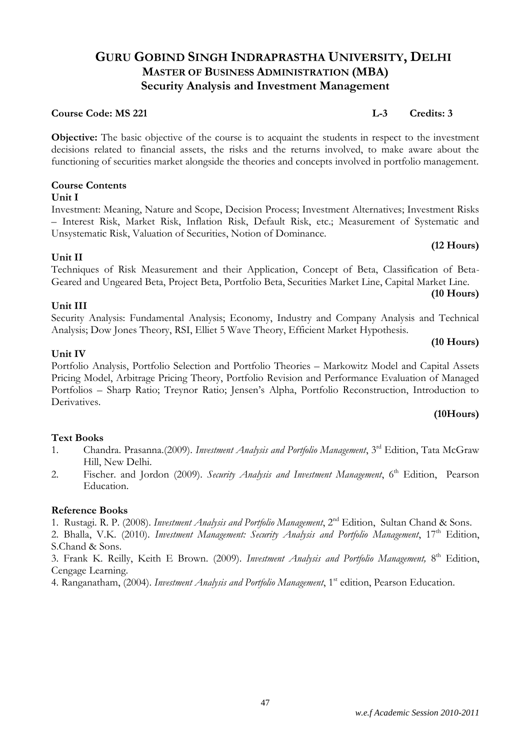# GURU GOBIND SINGH INDRAPRASTHA UNIVERSITY, DELHI

## MASTER OF BUSINESS ADMINISTRATION (MBA)

## Security Analysis and Investment Management

**Course Code: MS 221** **L-3 Credits: 3**

**Objective:** The basic objective of the course is to acquaint the students in respect to the investment decisions related to financial assets, the risks and the returns involved, to make aware about the functioning of securities market alongside the theories and concepts involved in portfolio management.

**Course Contents**

**Unit I**

Investment: Meaning, Nature and Scope, Decision Process; Investment Alternatives; Investment Risks – Interest Risk, Market Risk, Inflation Risk, Default Risk, etc.; Measurement of Systematic and Unsystematic Risk, Valuation of Securities, Notion of Dominance.

**(12 Hours)**

**Unit II**

Techniques of Risk Measurement and their Application, Concept of Beta, Classification of Beta-Geared and Ungeared Beta, Project Beta, Portfolio Beta, Securities Market Line, Capital Market Line.

**(10 Hours)**

**Unit III**

Security Analysis: Fundamental Analysis; Economy, Industry and Company Analysis and Technical Analysis; Dow Jones Theory, RSI, Elliet 5 Wave Theory, Efficient Market Hypothesis.

**(10 Hours)**

**Unit IV**

Portfolio Analysis, Portfolio Selection and Portfolio Theories – Markowitz Model and Capital Assets Pricing Model, Arbitrage Pricing Theory, Portfolio Revision and Performance Evaluation of Managed Portfolios – Sharp Ratio; Treynor Ratio; Jensen's Alpha, Portfolio Reconstruction, Introduction to Derivatives.

**(10Hours)**

**Text Books**

1. Chandra. Prasanna.(2009). *Investment Analysis and Portfolio Management*, 3rd Edition, Tata McGraw Hill, New Delhi.
2. Fischer. and Jordon (2009). *Security Analysis and Investment Management*, 6th Edition, Pearson Education.

**Reference Books**

1. Rustagi. R. P. (2008). *Investment Analysis and Portfolio Management*, 2nd Edition, Sultan Chand & Sons.
2. Bhalla, V.K. (2010). *Investment Management: Security Analysis and Portfolio Management*, 17th Edition, S.Chand & Sons.
3. Frank K. Reilly, Keith E Brown. (2009). *Investment Analysis and Portfolio Management,* 8th Edition, Cengage Learning.
4. Ranganatham, (2004). *Investment Analysis and Portfolio Management*, 1st edition, Pearson Education.

*w.e.f Academic Session 2010-2011*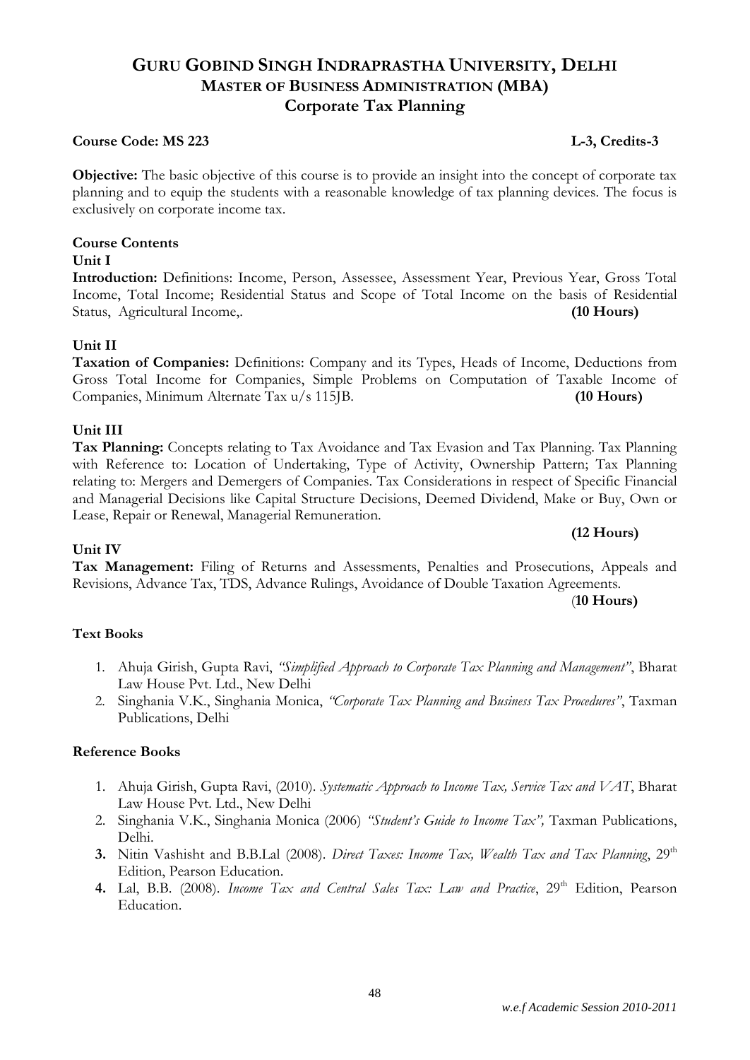# GURU GOBIND SINGH INDRAPRASTHA UNIVERSITY, DELHI
## MASTER OF BUSINESS ADMINISTRATION (MBA)
## Corporate Tax Planning

**Course Code: MS 223** **L-3, Credits-3**

**Objective:** The basic objective of this course is to provide an insight into the concept of corporate tax planning and to equip the students with a reasonable knowledge of tax planning devices. The focus is exclusively on corporate income tax.

### Course Contents

**Unit I**

**Introduction:** Definitions: Income, Person, Assessee, Assessment Year, Previous Year, Gross Total Income, Total Income; Residential Status and Scope of Total Income on the basis of Residential Status, Agricultural Income,. **(10 Hours)**

**Unit II**

**Taxation of Companies:** Definitions: Company and its Types, Heads of Income, Deductions from Gross Total Income for Companies, Simple Problems on Computation of Taxable Income of Companies, Minimum Alternate Tax u/s 115JB. **(10 Hours)**

**Unit III**

**Tax Planning:** Concepts relating to Tax Avoidance and Tax Evasion and Tax Planning. Tax Planning with Reference to: Location of Undertaking, Type of Activity, Ownership Pattern; Tax Planning relating to: Mergers and Demergers of Companies. Tax Considerations in respect of Specific Financial and Managerial Decisions like Capital Structure Decisions, Deemed Dividend, Make or Buy, Own or Lease, Repair or Renewal, Managerial Remuneration.

**(12 Hours)**

**Unit IV**

**Tax Management:** Filing of Returns and Assessments, Penalties and Prosecutions, Appeals and Revisions, Advance Tax, TDS, Advance Rulings, Avoidance of Double Taxation Agreements.

(**10 Hours)**

### Text Books

1. Ahuja Girish, Gupta Ravi, *"Simplified Approach to Corporate Tax Planning and Management"*, Bharat Law House Pvt. Ltd., New Delhi
2. Singhania V.K., Singhania Monica, *"Corporate Tax Planning and Business Tax Procedures"*, Taxman Publications, Delhi

### Reference Books

1. Ahuja Girish, Gupta Ravi, (2010). *Systematic Approach to Income Tax, Service Tax and VAT*, Bharat Law House Pvt. Ltd., New Delhi
2. Singhania V.K., Singhania Monica (2006) *"Student's Guide to Income Tax",* Taxman Publications, Delhi.
3. Nitin Vashisht and B.B.Lal (2008). *Direct Taxes: Income Tax, Wealth Tax and Tax Planning*, 29th Edition, Pearson Education.
4. Lal, B.B. (2008). *Income Tax and Central Sales Tax: Law and Practice*, 29th Edition, Pearson Education.

*w.e.f Academic Session 2010-2011*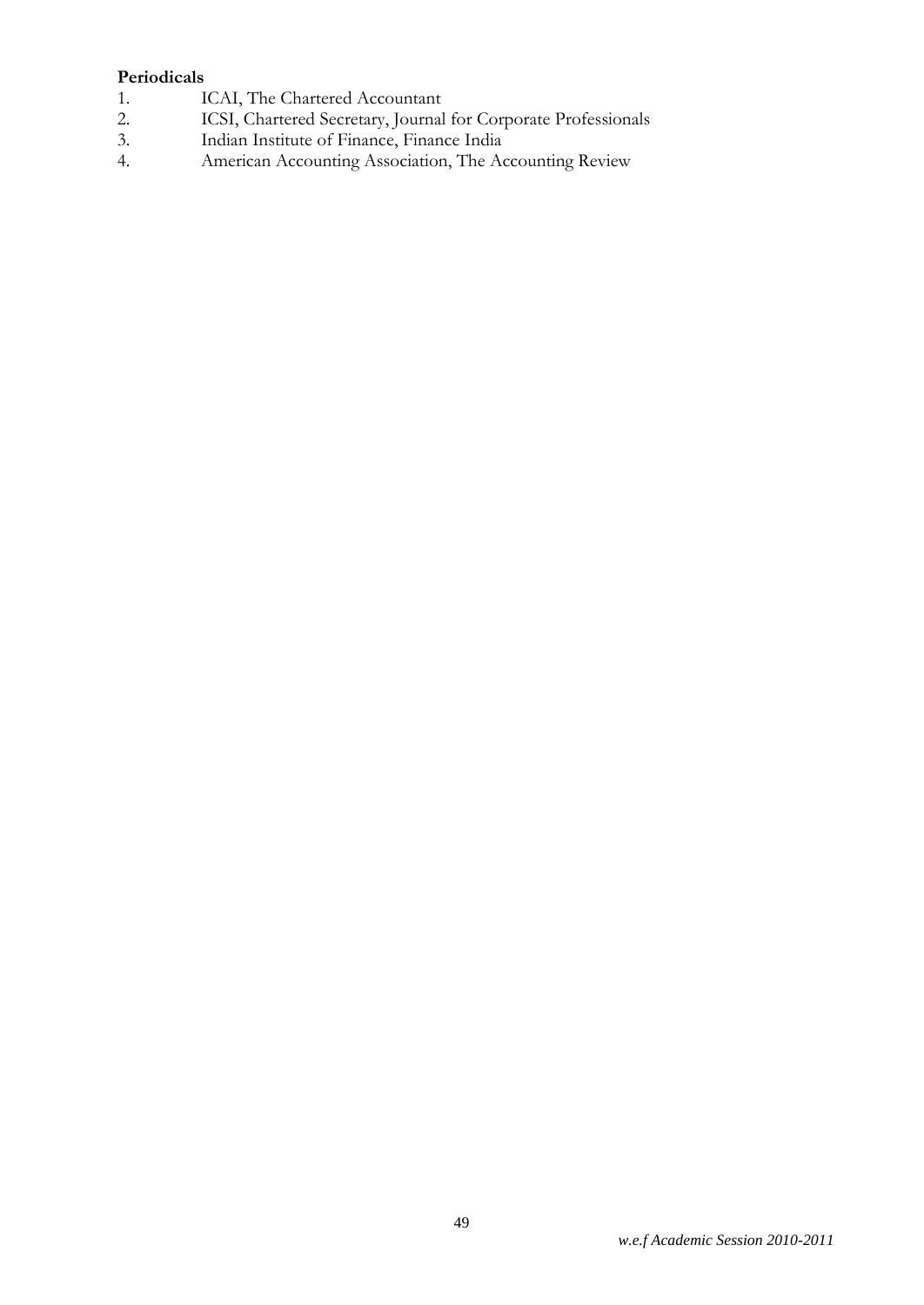**Periodicals**

1. ICAI, The Chartered Accountant
2. ICSI, Chartered Secretary, Journal for Corporate Professionals
3. Indian Institute of Finance, Finance India
4. American Accounting Association, The Accounting Review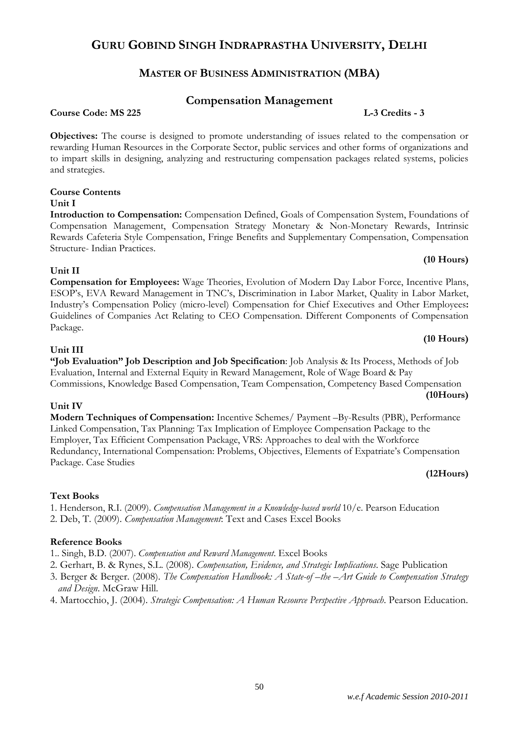# GURU GOBIND SINGH INDRAPRASTHA UNIVERSITY, DELHI

## MASTER OF BUSINESS ADMINISTRATION (MBA)

## Compensation Management

**Course Code: MS 225** **L-3 Credits - 3**

**Objectives:** The course is designed to promote understanding of issues related to the compensation or rewarding Human Resources in the Corporate Sector, public services and other forms of organizations and to impart skills in designing, analyzing and restructuring compensation packages related systems, policies and strategies.

**Course Contents**

**Unit I**

**Introduction to Compensation:** Compensation Defined, Goals of Compensation System, Foundations of Compensation Management, Compensation Strategy Monetary & Non-Monetary Rewards, Intrinsic Rewards Cafeteria Style Compensation, Fringe Benefits and Supplementary Compensation, Compensation Structure- Indian Practices.

**(10 Hours)**

**Unit II**

**Compensation for Employees:** Wage Theories, Evolution of Modern Day Labor Force, Incentive Plans, ESOP's, EVA Reward Management in TNC's, Discrimination in Labor Market, Quality in Labor Market, Industry's Compensation Policy (micro-level) Compensation for Chief Executives and Other Employees**:** Guidelines of Companies Act Relating to CEO Compensation. Different Components of Compensation Package.

**(10 Hours)**

**Unit III**

**"Job Evaluation" Job Description and Job Specification**: Job Analysis & Its Process, Methods of Job Evaluation, Internal and External Equity in Reward Management, Role of Wage Board & Pay Commissions, Knowledge Based Compensation, Team Compensation, Competency Based Compensation

**(10Hours)**

**Unit IV**

**Modern Techniques of Compensation:** Incentive Schemes/ Payment –By-Results (PBR), Performance Linked Compensation, Tax Planning: Tax Implication of Employee Compensation Package to the Employer, Tax Efficient Compensation Package, VRS: Approaches to deal with the Workforce Redundancy, International Compensation: Problems, Objectives, Elements of Expatriate's Compensation Package. Case Studies

**(12Hours)**

**Text Books**

1. Henderson, R.I. (2009). *Compensation Management in a Knowledge-based world* 10/e. Pearson Education
2. Deb, T. (2009). *Compensation Management*: Text and Cases Excel Books

**Reference Books**

1.. Singh, B.D. (2007). *Compensation and Reward Management*. Excel Books
2. Gerhart, B. & Rynes, S.L. (2008). *Compensation, Evidence, and Strategic Implications*. Sage Publication
3. Berger & Berger. (2008). *The Compensation Handbook: A State-of –the –Art Guide to Compensation Strategy and Design*. McGraw Hill.
4. Martocchio, J. (2004). *Strategic Compensation: A Human Resource Perspective Approach*. Pearson Education.

*w.e.f Academic Session 2010-2011*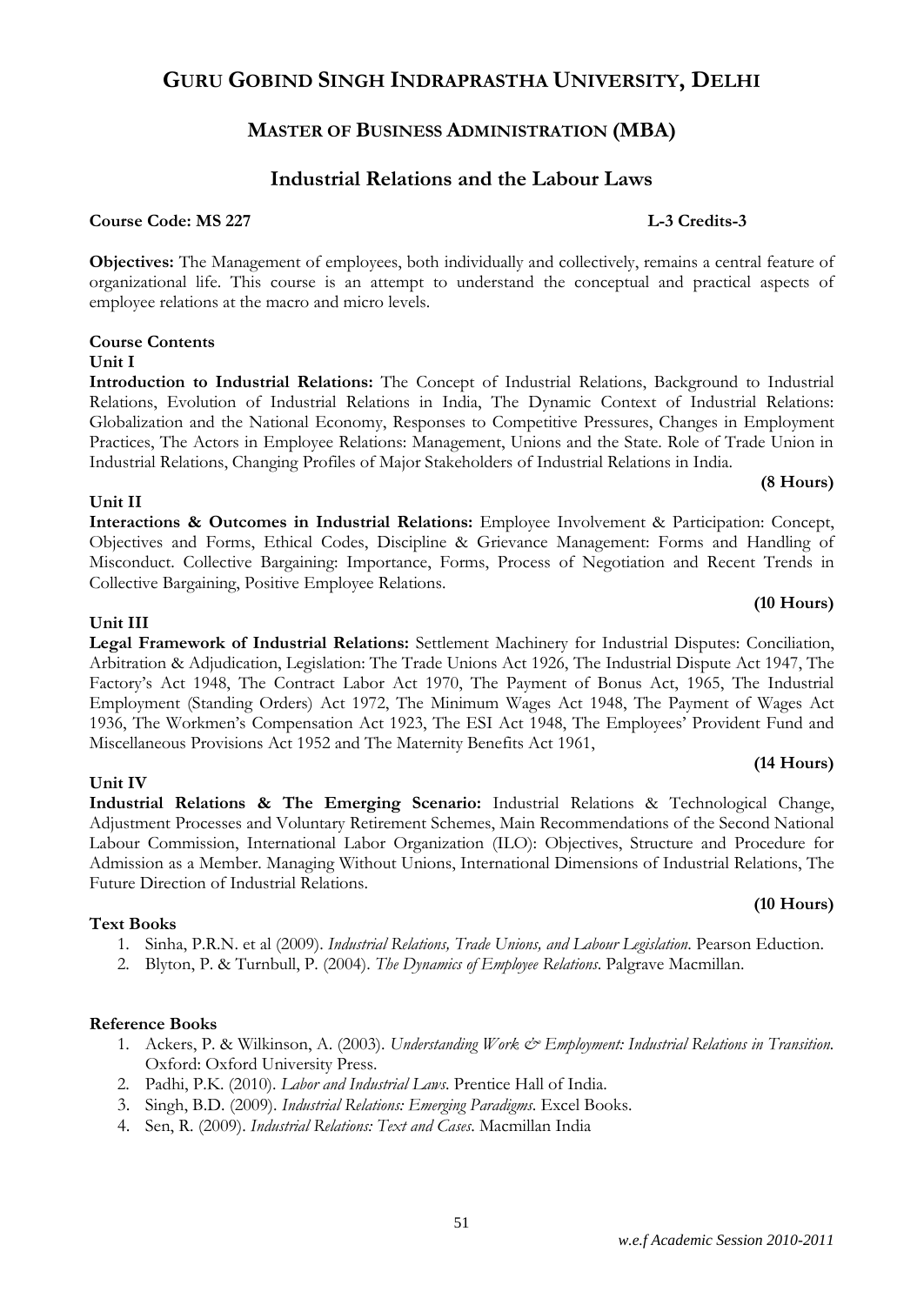# GURU GOBIND SINGH INDRAPRASTHA UNIVERSITY, DELHI

## MASTER OF BUSINESS ADMINISTRATION (MBA)

## Industrial Relations and the Labour Laws

**Course Code: MS 227** **L-3 Credits-3**

**Objectives:** The Management of employees, both individually and collectively, remains a central feature of organizational life. This course is an attempt to understand the conceptual and practical aspects of employee relations at the macro and micro levels.

**Course Contents**

**Unit I**

**Introduction to Industrial Relations:** The Concept of Industrial Relations, Background to Industrial Relations, Evolution of Industrial Relations in India, The Dynamic Context of Industrial Relations: Globalization and the National Economy, Responses to Competitive Pressures, Changes in Employment Practices, The Actors in Employee Relations: Management, Unions and the State. Role of Trade Union in Industrial Relations, Changing Profiles of Major Stakeholders of Industrial Relations in India.

**(8 Hours)**

**Unit II**

**Interactions & Outcomes in Industrial Relations:** Employee Involvement & Participation: Concept, Objectives and Forms, Ethical Codes, Discipline & Grievance Management: Forms and Handling of Misconduct. Collective Bargaining: Importance, Forms, Process of Negotiation and Recent Trends in Collective Bargaining, Positive Employee Relations.

**(10 Hours)**

**Unit III**

**Legal Framework of Industrial Relations:** Settlement Machinery for Industrial Disputes: Conciliation, Arbitration & Adjudication, Legislation: The Trade Unions Act 1926, The Industrial Dispute Act 1947, The Factory's Act 1948, The Contract Labor Act 1970, The Payment of Bonus Act, 1965, The Industrial Employment (Standing Orders) Act 1972, The Minimum Wages Act 1948, The Payment of Wages Act 1936, The Workmen's Compensation Act 1923, The ESI Act 1948, The Employees' Provident Fund and Miscellaneous Provisions Act 1952 and The Maternity Benefits Act 1961,

**(14 Hours)**

**Unit IV**

**Industrial Relations & The Emerging Scenario:** Industrial Relations & Technological Change, Adjustment Processes and Voluntary Retirement Schemes, Main Recommendations of the Second National Labour Commission, International Labor Organization (ILO): Objectives, Structure and Procedure for Admission as a Member. Managing Without Unions, International Dimensions of Industrial Relations, The Future Direction of Industrial Relations.

**(10 Hours)**

**Text Books**

1. Sinha, P.R.N. et al (2009). *Industrial Relations, Trade Unions, and Labour Legislation*. Pearson Eduction.
2. Blyton, P. & Turnbull, P. (2004). *The Dynamics of Employee Relations*. Palgrave Macmillan.

**Reference Books**

1. Ackers, P. & Wilkinson, A. (2003). *Understanding Work & Employment: Industrial Relations in Transition*. Oxford: Oxford University Press.
2. Padhi, P.K. (2010). *Labor and Industrial Laws*. Prentice Hall of India.
3. Singh, B.D. (2009). *Industrial Relations: Emerging Paradigms*. Excel Books.
4. Sen, R. (2009). *Industrial Relations: Text and Cases*. Macmillan India

*w.e.f Academic Session 2010-2011*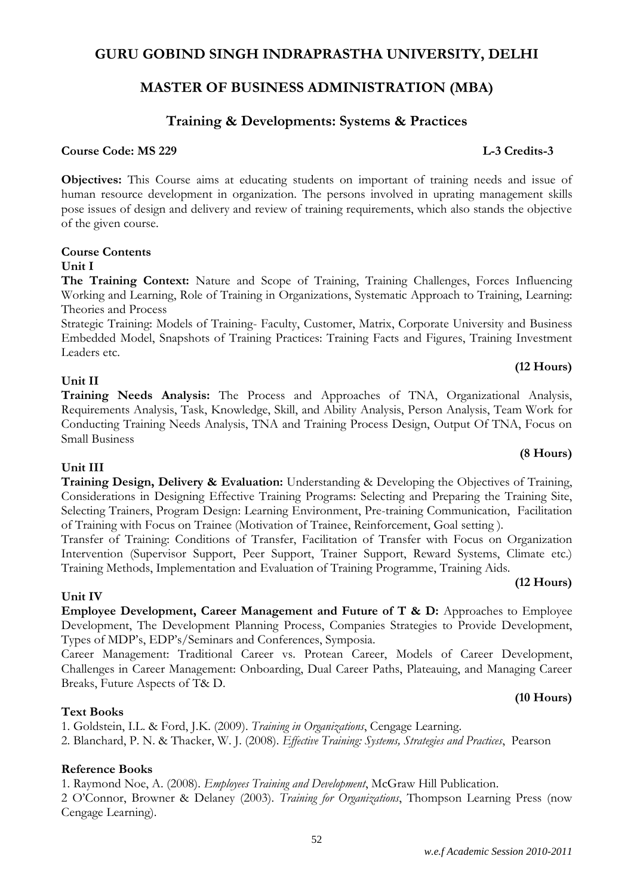# GURU GOBIND SINGH INDRAPRASTHA UNIVERSITY, DELHI

## MASTER OF BUSINESS ADMINISTRATION (MBA)

### Training & Developments: Systems & Practices

**Course Code: MS 229** **L-3 Credits-3**

**Objectives:** This Course aims at educating students on important of training needs and issue of human resource development in organization. The persons involved in uprating management skills pose issues of design and delivery and review of training requirements, which also stands the objective of the given course.

**Course Contents**

**Unit I**

**The Training Context:** Nature and Scope of Training, Training Challenges, Forces Influencing Working and Learning, Role of Training in Organizations, Systematic Approach to Training, Learning: Theories and Process

Strategic Training: Models of Training- Faculty, Customer, Matrix, Corporate University and Business Embedded Model, Snapshots of Training Practices: Training Facts and Figures, Training Investment Leaders etc.

**(12 Hours)**

**Unit II**

**Training Needs Analysis:** The Process and Approaches of TNA, Organizational Analysis, Requirements Analysis, Task, Knowledge, Skill, and Ability Analysis, Person Analysis, Team Work for Conducting Training Needs Analysis, TNA and Training Process Design, Output Of TNA, Focus on Small Business

**(8 Hours)**

**Unit III**

**Training Design, Delivery & Evaluation:** Understanding & Developing the Objectives of Training, Considerations in Designing Effective Training Programs: Selecting and Preparing the Training Site, Selecting Trainers, Program Design: Learning Environment, Pre-training Communication, Facilitation of Training with Focus on Trainee (Motivation of Trainee, Reinforcement, Goal setting ).

Transfer of Training: Conditions of Transfer, Facilitation of Transfer with Focus on Organization Intervention (Supervisor Support, Peer Support, Trainer Support, Reward Systems, Climate etc.) Training Methods, Implementation and Evaluation of Training Programme, Training Aids.

**(12 Hours)**

**Unit IV**

**Employee Development, Career Management and Future of T & D:** Approaches to Employee Development, The Development Planning Process, Companies Strategies to Provide Development, Types of MDP's, EDP's/Seminars and Conferences, Symposia.

Career Management: Traditional Career vs. Protean Career, Models of Career Development, Challenges in Career Management: Onboarding, Dual Career Paths, Plateauing, and Managing Career Breaks, Future Aspects of T& D.

**(10 Hours)**

**Text Books**

1. Goldstein, I.L. & Ford, J.K. (2009). *Training in Organizations*, Cengage Learning.
2. Blanchard, P. N. & Thacker, W. J. (2008). *Effective Training: Systems, Strategies and Practices*, Pearson

**Reference Books**

1. Raymond Noe, A. (2008). *Employees Training and Development*, McGraw Hill Publication.

2 O'Connor, Browner & Delaney (2003). *Training for Organizations*, Thompson Learning Press (now Cengage Learning).

*w.e.f Academic Session 2010-2011*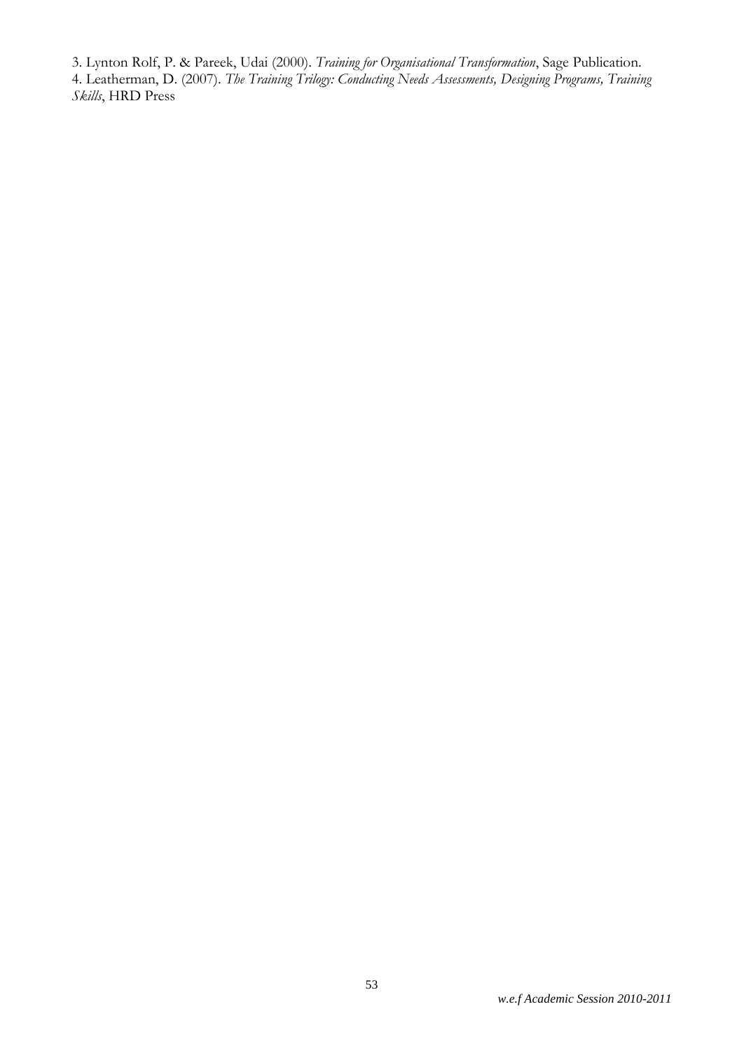3. Lynton Rolf, P. & Pareek, Udai (2000). *Training for Organisational Transformation*, Sage Publication.
4. Leatherman, D. (2007). *The Training Trilogy: Conducting Needs Assessments, Designing Programs, Training Skills*, HRD Press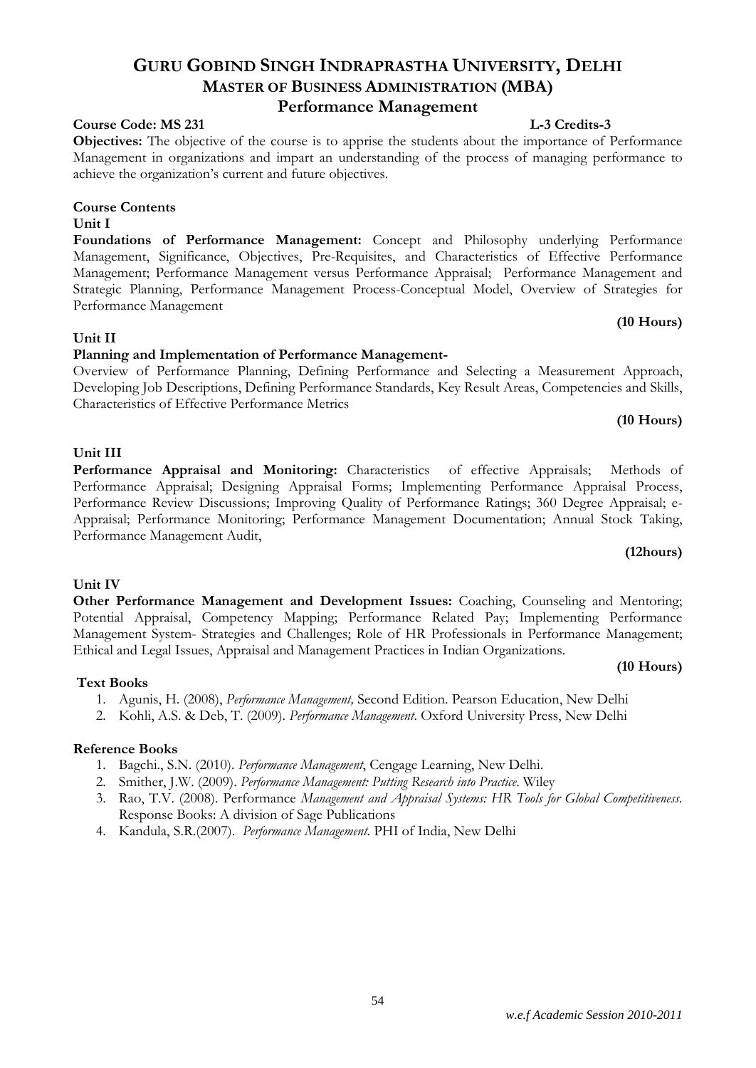# GURU GOBIND SINGH INDRAPRASTHA UNIVERSITY, DELHI

## MASTER OF BUSINESS ADMINISTRATION (MBA)

## Performance Management

**Course Code: MS 231** **L-3 Credits-3**

**Objectives:** The objective of the course is to apprise the students about the importance of Performance Management in organizations and impart an understanding of the process of managing performance to achieve the organization's current and future objectives.

**Course Contents**

**Unit I**

**Foundations of Performance Management:** Concept and Philosophy underlying Performance Management, Significance, Objectives, Pre-Requisites, and Characteristics of Effective Performance Management; Performance Management versus Performance Appraisal; Performance Management and Strategic Planning, Performance Management Process-Conceptual Model, Overview of Strategies for Performance Management

**(10 Hours)**

**Unit II**

**Planning and Implementation of Performance Management-**

Overview of Performance Planning, Defining Performance and Selecting a Measurement Approach, Developing Job Descriptions, Defining Performance Standards, Key Result Areas, Competencies and Skills, Characteristics of Effective Performance Metrics

**(10 Hours)**

**Unit III**

**Performance Appraisal and Monitoring:** Characteristics of effective Appraisals; Methods of Performance Appraisal; Designing Appraisal Forms; Implementing Performance Appraisal Process, Performance Review Discussions; Improving Quality of Performance Ratings; 360 Degree Appraisal; e-Appraisal; Performance Monitoring; Performance Management Documentation; Annual Stock Taking, Performance Management Audit,

**(12hours)**

**Unit IV**

**Other Performance Management and Development Issues:** Coaching, Counseling and Mentoring; Potential Appraisal, Competency Mapping; Performance Related Pay; Implementing Performance Management System- Strategies and Challenges; Role of HR Professionals in Performance Management; Ethical and Legal Issues, Appraisal and Management Practices in Indian Organizations.

**(10 Hours)**

**Text Books**

1. Agunis, H. (2008), *Performance Management,* Second Edition. Pearson Education, New Delhi
2. Kohli, A.S. & Deb, T. (2009). *Performance Management*. Oxford University Press, New Delhi

**Reference Books**

1. Bagchi., S.N. (2010). *Performance Management*, Cengage Learning, New Delhi.
2. Smither, J.W. (2009). *Performance Management: Putting Research into Practice*. Wiley
3. Rao, T.V. (2008). Performance *Management and Appraisal Systems: HR Tools for Global Competitiveness.* Response Books: A division of Sage Publications
4. Kandula, S.R.(2007). *Performance Management*. PHI of India, New Delhi

*w.e.f Academic Session 2010-2011*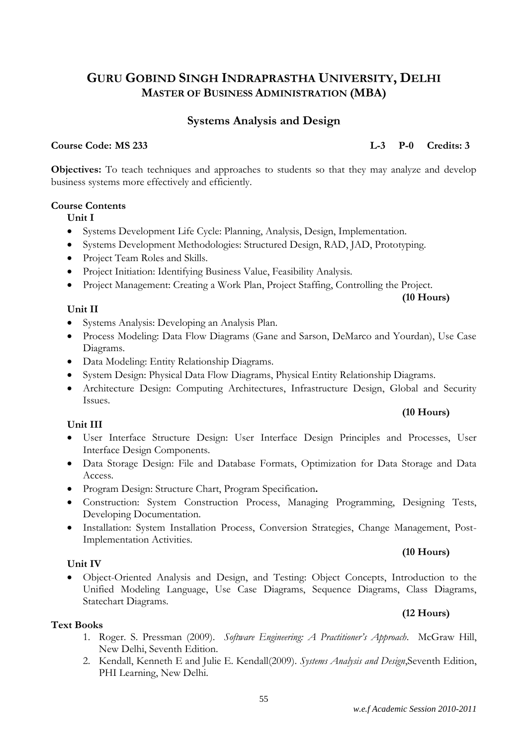# GURU GOBIND SINGH INDRAPRASTHA UNIVERSITY, DELHI

## MASTER OF BUSINESS ADMINISTRATION (MBA)

## Systems Analysis and Design

**Course Code: MS 233** **L-3 P-0 Credits: 3**

**Objectives:** To teach techniques and approaches to students so that they may analyze and develop business systems more effectively and efficiently.

**Course Contents**

**Unit I**

- Systems Development Life Cycle: Planning, Analysis, Design, Implementation.
- Systems Development Methodologies: Structured Design, RAD, JAD, Prototyping.
- Project Team Roles and Skills.
- Project Initiation: Identifying Business Value, Feasibility Analysis.
- Project Management: Creating a Work Plan, Project Staffing, Controlling the Project.

**(10 Hours)**

**Unit II**

- Systems Analysis: Developing an Analysis Plan.
- Process Modeling: Data Flow Diagrams (Gane and Sarson, DeMarco and Yourdan), Use Case Diagrams.
- Data Modeling: Entity Relationship Diagrams.
- System Design: Physical Data Flow Diagrams, Physical Entity Relationship Diagrams.
- Architecture Design: Computing Architectures, Infrastructure Design, Global and Security Issues.

**(10 Hours)**

**Unit III**

- User Interface Structure Design: User Interface Design Principles and Processes, User Interface Design Components.
- Data Storage Design: File and Database Formats, Optimization for Data Storage and Data Access.
- Program Design: Structure Chart, Program Specification**.**
- Construction: System Construction Process, Managing Programming, Designing Tests, Developing Documentation.
- Installation: System Installation Process, Conversion Strategies, Change Management, Post-Implementation Activities.

**(10 Hours)**

**Unit IV**

- Object-Oriented Analysis and Design, and Testing: Object Concepts, Introduction to the Unified Modeling Language, Use Case Diagrams, Sequence Diagrams, Class Diagrams, Statechart Diagrams.

**(12 Hours)**

**Text Books**

1. Roger. S. Pressman (2009). *Software Engineering: A Practitioner's Approach*. McGraw Hill, New Delhi, Seventh Edition.
2. Kendall, Kenneth E and Julie E. Kendall(2009). *Systems Analysis and Design*,Seventh Edition, PHI Learning, New Delhi.

*w.e.f Academic Session 2010-2011*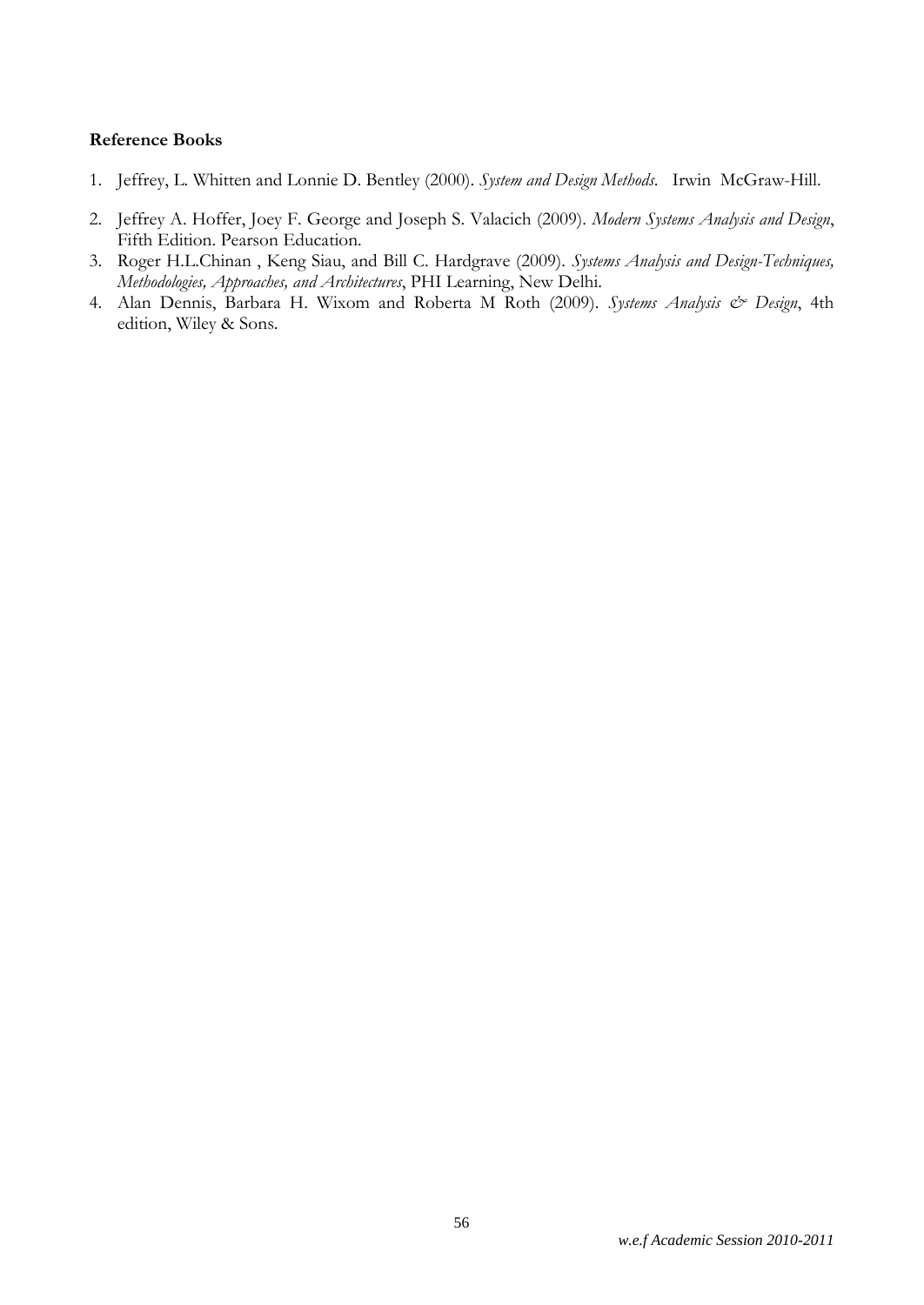**Reference Books**

1. Jeffrey, L. Whitten and Lonnie D. Bentley (2000). *System and Design Methods*. Irwin McGraw-Hill.
2. Jeffrey A. Hoffer, Joey F. George and Joseph S. Valacich (2009). *Modern Systems Analysis and Design*, Fifth Edition. Pearson Education.
3. Roger H.L.Chinan , Keng Siau, and Bill C. Hardgrave (2009). *Systems Analysis and Design-Techniques, Methodologies, Approaches, and Architectures*, PHI Learning, New Delhi.
4. Alan Dennis, Barbara H. Wixom and Roberta M Roth (2009). *Systems Analysis & Design*, 4th edition, Wiley & Sons.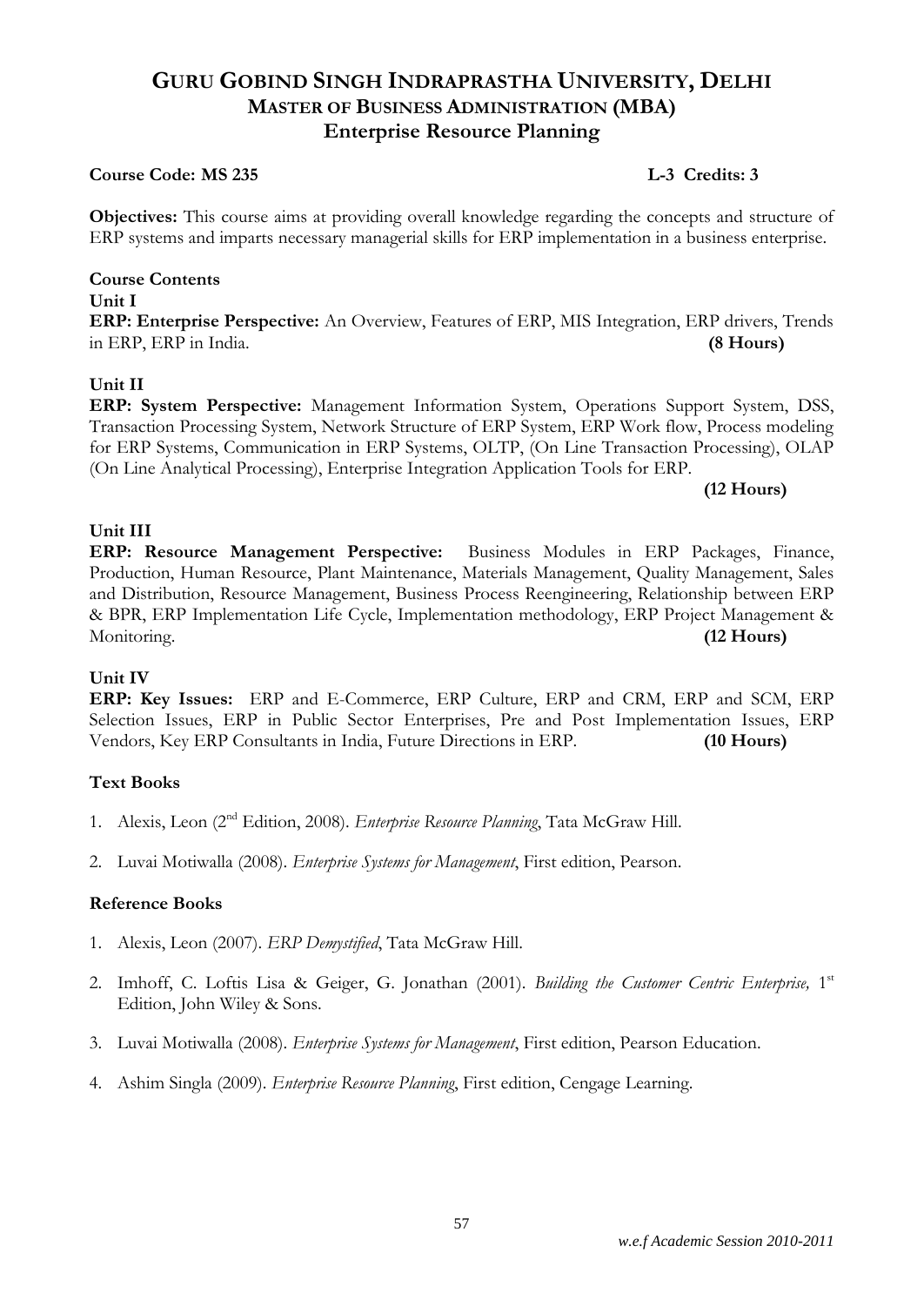# GURU GOBIND SINGH INDRAPRASTHA UNIVERSITY, DELHI
## MASTER OF BUSINESS ADMINISTRATION (MBA)
## Enterprise Resource Planning

**Course Code: MS 235** **L-3 Credits: 3**

**Objectives:** This course aims at providing overall knowledge regarding the concepts and structure of ERP systems and imparts necessary managerial skills for ERP implementation in a business enterprise.

**Course Contents**

**Unit I**

**ERP: Enterprise Perspective:** An Overview, Features of ERP, MIS Integration, ERP drivers, Trends in ERP, ERP in India. **(8 Hours)**

**Unit II**

**ERP: System Perspective:** Management Information System, Operations Support System, DSS, Transaction Processing System, Network Structure of ERP System, ERP Work flow, Process modeling for ERP Systems, Communication in ERP Systems, OLTP, (On Line Transaction Processing), OLAP (On Line Analytical Processing), Enterprise Integration Application Tools for ERP. **(12 Hours)**

**Unit III**

**ERP: Resource Management Perspective:** Business Modules in ERP Packages, Finance, Production, Human Resource, Plant Maintenance, Materials Management, Quality Management, Sales and Distribution, Resource Management, Business Process Reengineering, Relationship between ERP & BPR, ERP Implementation Life Cycle, Implementation methodology, ERP Project Management & Monitoring. **(12 Hours)**

**Unit IV**

**ERP: Key Issues:** ERP and E-Commerce, ERP Culture, ERP and CRM, ERP and SCM, ERP Selection Issues, ERP in Public Sector Enterprises, Pre and Post Implementation Issues, ERP Vendors, Key ERP Consultants in India, Future Directions in ERP. **(10 Hours)**

**Text Books**

1. Alexis, Leon (2nd Edition, 2008). *Enterprise Resource Planning*, Tata McGraw Hill.
2. Luvai Motiwalla (2008). *Enterprise Systems for Management*, First edition, Pearson.

**Reference Books**

1. Alexis, Leon (2007). *ERP Demystified*, Tata McGraw Hill.
2. Imhoff, C. Loftis Lisa & Geiger, G. Jonathan (2001). *Building the Customer Centric Enterprise,* 1st Edition, John Wiley & Sons.
3. Luvai Motiwalla (2008). *Enterprise Systems for Management*, First edition, Pearson Education.
4. Ashim Singla (2009). *Enterprise Resource Planning*, First edition, Cengage Learning.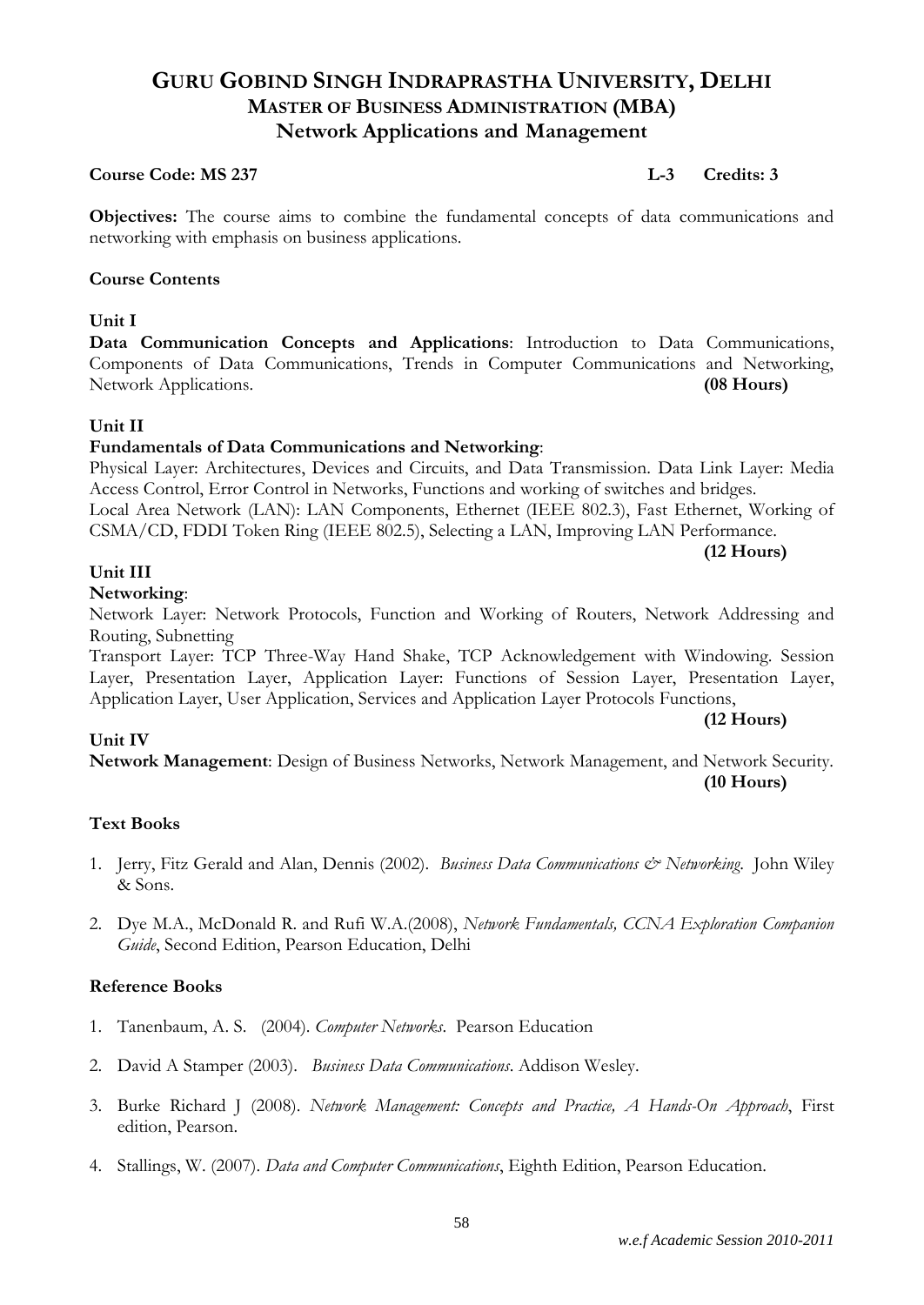# GURU GOBIND SINGH INDRAPRASTHA UNIVERSITY, DELHI
## MASTER OF BUSINESS ADMINISTRATION (MBA)
## Network Applications and Management

**Course Code: MS 237** **L-3 Credits: 3**

**Objectives:** The course aims to combine the fundamental concepts of data communications and networking with emphasis on business applications.

**Course Contents**

**Unit I**

**Data Communication Concepts and Applications**: Introduction to Data Communications, Components of Data Communications, Trends in Computer Communications and Networking, Network Applications. **(08 Hours)**

**Unit II**

**Fundamentals of Data Communications and Networking**:

Physical Layer: Architectures, Devices and Circuits, and Data Transmission. Data Link Layer: Media Access Control, Error Control in Networks, Functions and working of switches and bridges.

Local Area Network (LAN): LAN Components, Ethernet (IEEE 802.3), Fast Ethernet, Working of CSMA/CD, FDDI Token Ring (IEEE 802.5), Selecting a LAN, Improving LAN Performance. **(12 Hours)**

**Unit III**

**Networking**:

Network Layer: Network Protocols, Function and Working of Routers, Network Addressing and Routing, Subnetting

Transport Layer: TCP Three-Way Hand Shake, TCP Acknowledgement with Windowing. Session Layer, Presentation Layer, Application Layer: Functions of Session Layer, Presentation Layer, Application Layer, User Application, Services and Application Layer Protocols Functions, **(12 Hours)**

**Unit IV**

**Network Management**: Design of Business Networks, Network Management, and Network Security. **(10 Hours)**

**Text Books**

1. Jerry, Fitz Gerald and Alan, Dennis (2002). *Business Data Communications & Networking*. John Wiley & Sons.
2. Dye M.A., McDonald R. and Rufi W.A.(2008), *Network Fundamentals, CCNA Exploration Companion Guide*, Second Edition, Pearson Education, Delhi

**Reference Books**

1. Tanenbaum, A. S. (2004). *Computer Networks*. Pearson Education
2. David A Stamper (2003). *Business Data Communications*. Addison Wesley.
3. Burke Richard J (2008). *Network Management: Concepts and Practice, A Hands-On Approach*, First edition, Pearson.
4. Stallings, W. (2007). *Data and Computer Communications*, Eighth Edition, Pearson Education.

*w.e.f Academic Session 2010-2011*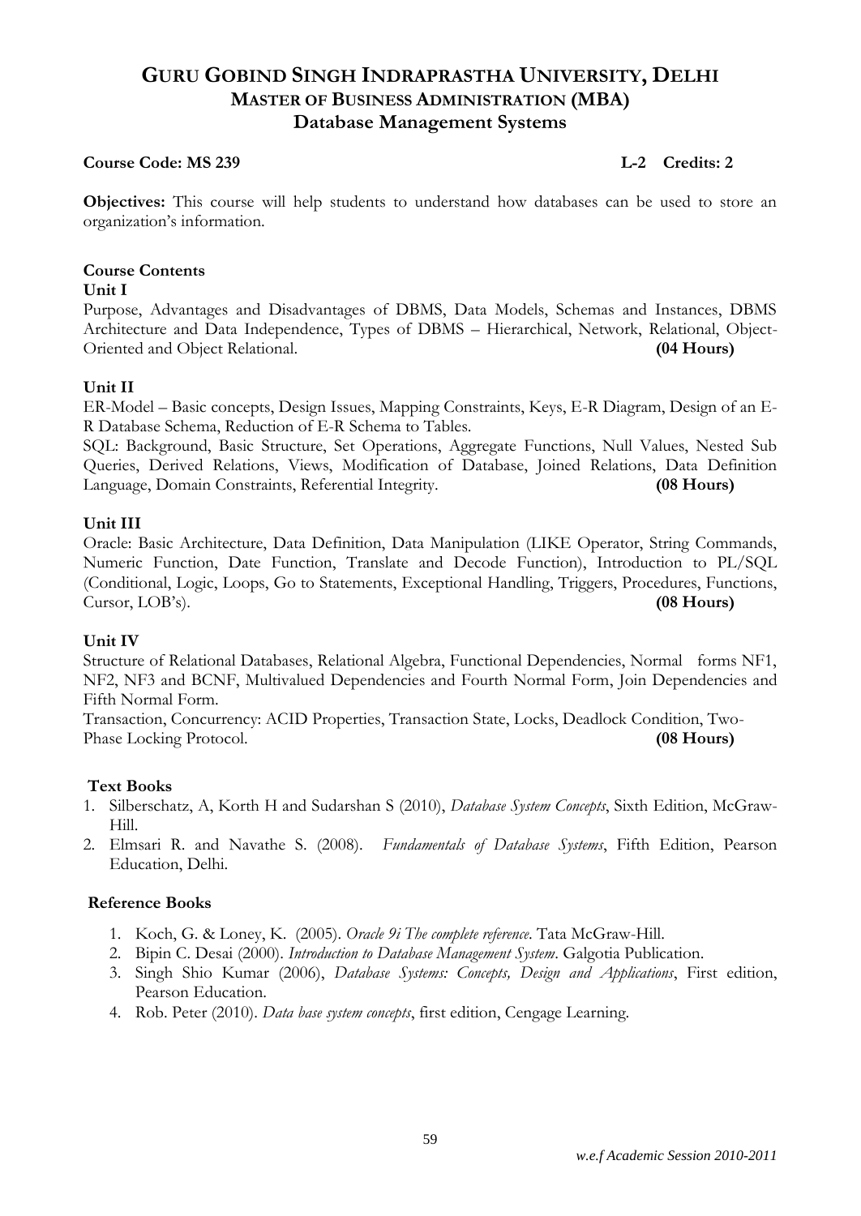# GURU GOBIND SINGH INDRAPRASTHA UNIVERSITY, DELHI
## MASTER OF BUSINESS ADMINISTRATION (MBA)
## Database Management Systems

**Course Code: MS 239** **L-2 Credits: 2**

**Objectives:** This course will help students to understand how databases can be used to store an organization's information.

**Course Contents**

**Unit I**

Purpose, Advantages and Disadvantages of DBMS, Data Models, Schemas and Instances, DBMS Architecture and Data Independence, Types of DBMS – Hierarchical, Network, Relational, Object-Oriented and Object Relational. **(04 Hours)**

**Unit II**

ER-Model – Basic concepts, Design Issues, Mapping Constraints, Keys, E-R Diagram, Design of an E-R Database Schema, Reduction of E-R Schema to Tables.

SQL: Background, Basic Structure, Set Operations, Aggregate Functions, Null Values, Nested Sub Queries, Derived Relations, Views, Modification of Database, Joined Relations, Data Definition Language, Domain Constraints, Referential Integrity. **(08 Hours)**

**Unit III**

Oracle: Basic Architecture, Data Definition, Data Manipulation (LIKE Operator, String Commands, Numeric Function, Date Function, Translate and Decode Function), Introduction to PL/SQL (Conditional, Logic, Loops, Go to Statements, Exceptional Handling, Triggers, Procedures, Functions, Cursor, LOB's). **(08 Hours)**

**Unit IV**

Structure of Relational Databases, Relational Algebra, Functional Dependencies, Normal forms NF1, NF2, NF3 and BCNF, Multivalued Dependencies and Fourth Normal Form, Join Dependencies and Fifth Normal Form.

Transaction, Concurrency: ACID Properties, Transaction State, Locks, Deadlock Condition, Two-Phase Locking Protocol. **(08 Hours)**

**Text Books**

1. Silberschatz, A, Korth H and Sudarshan S (2010), *Database System Concepts*, Sixth Edition, McGraw-Hill.
2. Elmsari R. and Navathe S. (2008). *Fundamentals of Database Systems*, Fifth Edition, Pearson Education, Delhi.

**Reference Books**

1. Koch, G. & Loney, K. (2005). *Oracle 9i The complete reference*. Tata McGraw-Hill.
2. Bipin C. Desai (2000). *Introduction to Database Management System*. Galgotia Publication.
3. Singh Shio Kumar (2006), *Database Systems: Concepts, Design and Applications*, First edition, Pearson Education.
4. Rob. Peter (2010). *Data base system concepts*, first edition, Cengage Learning.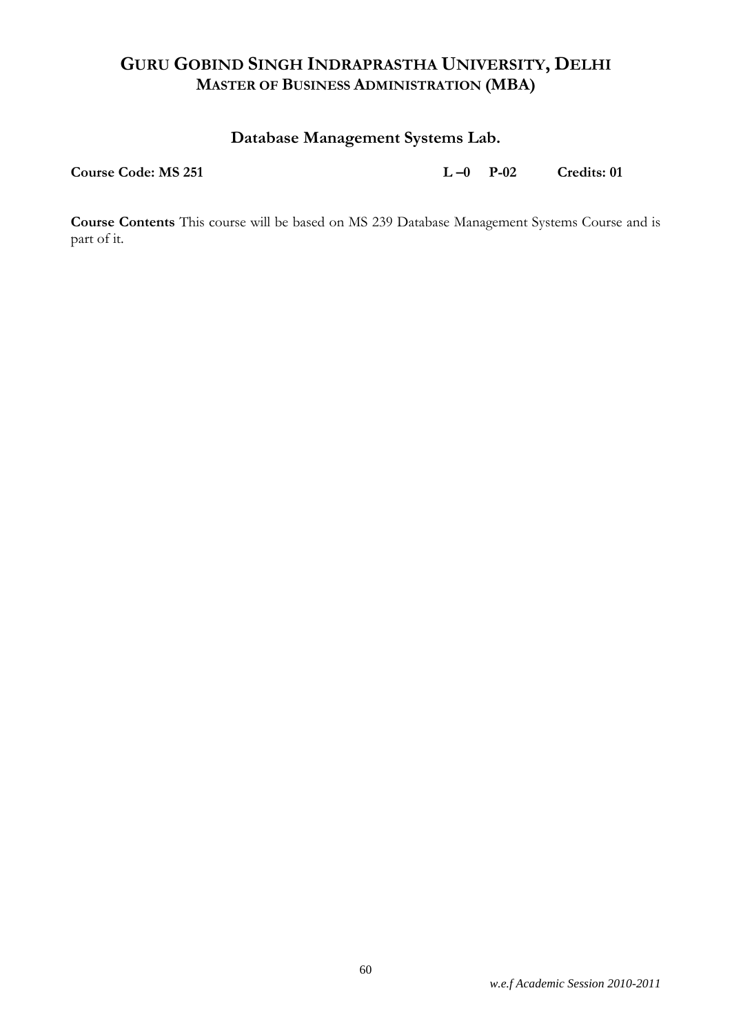# GURU GOBIND SINGH INDRAPRASTHA UNIVERSITY, DELHI
## MASTER OF BUSINESS ADMINISTRATION (MBA)

### Database Management Systems Lab.

**Course Code: MS 251** **L –0 P-02 Credits: 01**

**Course Contents** This course will be based on MS 239 Database Management Systems Course and is part of it.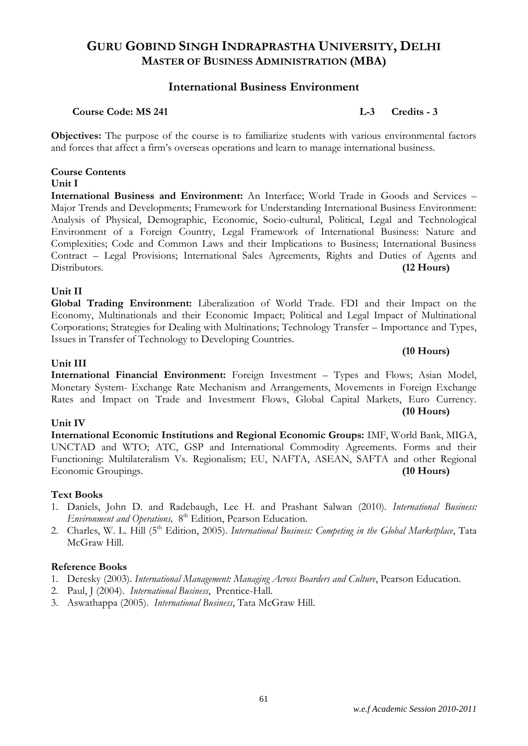# GURU GOBIND SINGH INDRAPRASTHA UNIVERSITY, DELHI
## MASTER OF BUSINESS ADMINISTRATION (MBA)

### International Business Environment

**Course Code: MS 241** **L-3 Credits - 3**

**Objectives:** The purpose of the course is to familiarize students with various environmental factors and forces that affect a firm's overseas operations and learn to manage international business.

**Course Contents**

**Unit I**

**International Business and Environment:** An Interface; World Trade in Goods and Services – Major Trends and Developments; Framework for Understanding International Business Environment: Analysis of Physical, Demographic, Economic, Socio-cultural, Political, Legal and Technological Environment of a Foreign Country, Legal Framework of International Business: Nature and Complexities; Code and Common Laws and their Implications to Business; International Business Contract – Legal Provisions; International Sales Agreements, Rights and Duties of Agents and Distributors. **(12 Hours)**

**Unit II**

**Global Trading Environment:** Liberalization of World Trade. FDI and their Impact on the Economy, Multinationals and their Economic Impact; Political and Legal Impact of Multinational Corporations; Strategies for Dealing with Multinations; Technology Transfer – Importance and Types, Issues in Transfer of Technology to Developing Countries. **(10 Hours)**

**Unit III**

**International Financial Environment:** Foreign Investment – Types and Flows; Asian Model, Monetary System- Exchange Rate Mechanism and Arrangements, Movements in Foreign Exchange Rates and Impact on Trade and Investment Flows, Global Capital Markets, Euro Currency. **(10 Hours)**

**Unit IV**

**International Economic Institutions and Regional Economic Groups:** IMF, World Bank, MIGA, UNCTAD and WTO; ATC, GSP and International Commodity Agreements. Forms and their Functioning: Multilateralism Vs. Regionalism; EU, NAFTA, ASEAN, SAFTA and other Regional Economic Groupings. **(10 Hours)**

**Text Books**

1. Daniels, John D. and Radebaugh, Lee H. and Prashant Salwan (2010). *International Business: Environment and Operations,* 8th Edition, Pearson Education.
2. Charles, W. L. Hill (5th Edition, 2005). *International Business: Competing in the Global Marketplace*, Tata McGraw Hill.

**Reference Books**

1. Deresky (2003). *International Management: Managing Across Boarders and Culture*, Pearson Education.
2. Paul, J (2004). *International Business*, Prentice-Hall.
3. Aswathappa (2005). *International Business*, Tata McGraw Hill.

*w.e.f Academic Session 2010-2011*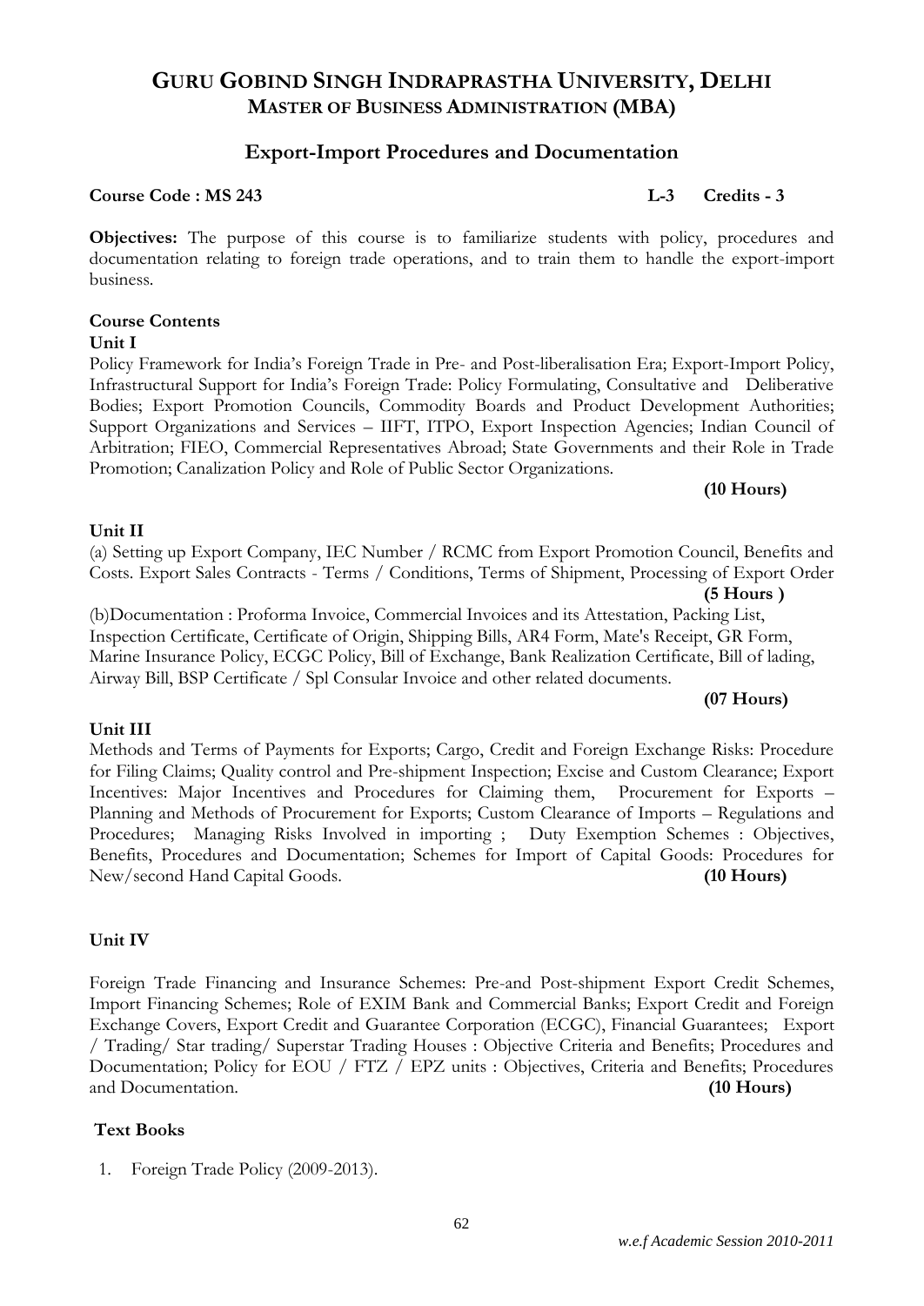# GURU GOBIND SINGH INDRAPRASTHA UNIVERSITY, DELHI
## MASTER OF BUSINESS ADMINISTRATION (MBA)

## Export-Import Procedures and Documentation

**Course Code : MS 243** **L-3 Credits - 3**

**Objectives:** The purpose of this course is to familiarize students with policy, procedures and documentation relating to foreign trade operations, and to train them to handle the export-import business.

**Course Contents**

**Unit I**

Policy Framework for India's Foreign Trade in Pre- and Post-liberalisation Era; Export-Import Policy, Infrastructural Support for India's Foreign Trade: Policy Formulating, Consultative and Deliberative Bodies; Export Promotion Councils, Commodity Boards and Product Development Authorities; Support Organizations and Services – IIFT, ITPO, Export Inspection Agencies; Indian Council of Arbitration; FIEO, Commercial Representatives Abroad; State Governments and their Role in Trade Promotion; Canalization Policy and Role of Public Sector Organizations.

**(10 Hours)**

**Unit II**

(a) Setting up Export Company, IEC Number / RCMC from Export Promotion Council, Benefits and Costs. Export Sales Contracts - Terms / Conditions, Terms of Shipment, Processing of Export Order

**(5 Hours )**

(b)Documentation : Proforma Invoice, Commercial Invoices and its Attestation, Packing List, Inspection Certificate, Certificate of Origin, Shipping Bills, AR4 Form, Mate's Receipt, GR Form, Marine Insurance Policy, ECGC Policy, Bill of Exchange, Bank Realization Certificate, Bill of lading, Airway Bill, BSP Certificate / Spl Consular Invoice and other related documents.

**(07 Hours)**

**Unit III**

Methods and Terms of Payments for Exports; Cargo, Credit and Foreign Exchange Risks: Procedure for Filing Claims; Quality control and Pre-shipment Inspection; Excise and Custom Clearance; Export Incentives: Major Incentives and Procedures for Claiming them, Procurement for Exports – Planning and Methods of Procurement for Exports; Custom Clearance of Imports – Regulations and Procedures; Managing Risks Involved in importing ; Duty Exemption Schemes : Objectives, Benefits, Procedures and Documentation; Schemes for Import of Capital Goods: Procedures for New/second Hand Capital Goods. **(10 Hours)**

**Unit IV**

Foreign Trade Financing and Insurance Schemes: Pre-and Post-shipment Export Credit Schemes, Import Financing Schemes; Role of EXIM Bank and Commercial Banks; Export Credit and Foreign Exchange Covers, Export Credit and Guarantee Corporation (ECGC), Financial Guarantees; Export / Trading/ Star trading/ Superstar Trading Houses : Objective Criteria and Benefits; Procedures and Documentation; Policy for EOU / FTZ / EPZ units : Objectives, Criteria and Benefits; Procedures and Documentation. **(10 Hours)**

**Text Books**

1. Foreign Trade Policy (2009-2013).

*w.e.f Academic Session 2010-2011*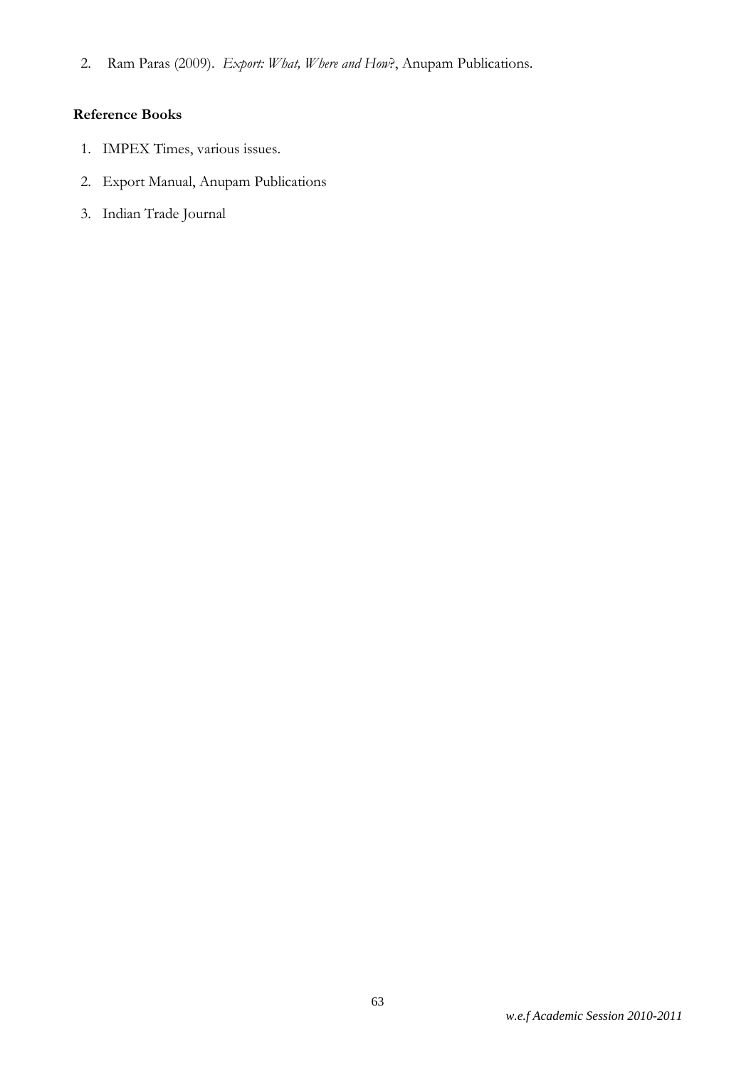2. Ram Paras (2009). *Export: What, Where and How*?, Anupam Publications.

**Reference Books**

1. IMPEX Times, various issues.
2. Export Manual, Anupam Publications
3. Indian Trade Journal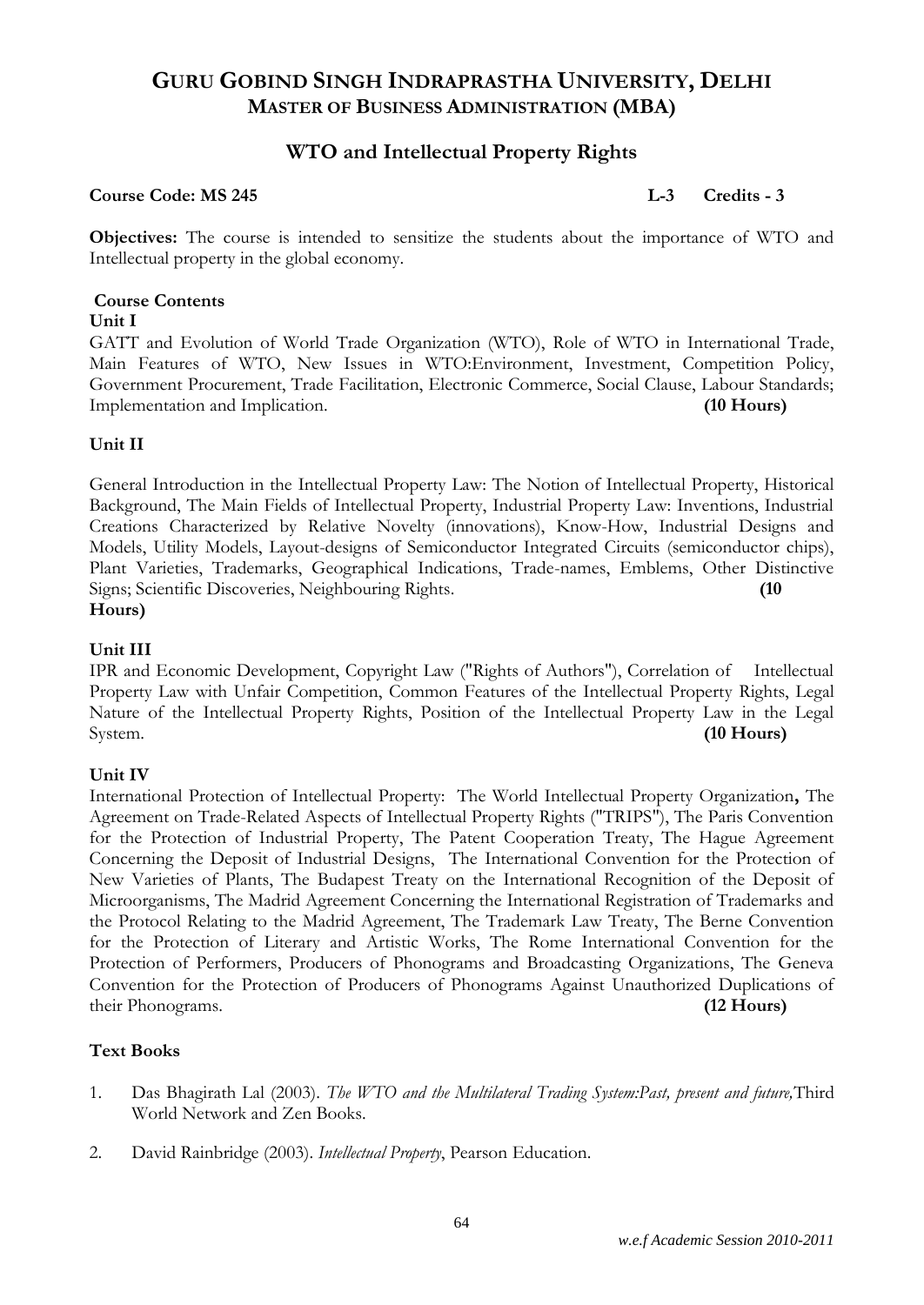# GURU GOBIND SINGH INDRAPRASTHA UNIVERSITY, DELHI
## MASTER OF BUSINESS ADMINISTRATION (MBA)

## WTO and Intellectual Property Rights

**Course Code: MS 245** **L-3 Credits - 3**

**Objectives:** The course is intended to sensitize the students about the importance of WTO and Intellectual property in the global economy.

**Course Contents**

**Unit I**

GATT and Evolution of World Trade Organization (WTO), Role of WTO in International Trade, Main Features of WTO, New Issues in WTO:Environment, Investment, Competition Policy, Government Procurement, Trade Facilitation, Electronic Commerce, Social Clause, Labour Standards; Implementation and Implication. **(10 Hours)**

**Unit II**

General Introduction in the Intellectual Property Law: The Notion of Intellectual Property, Historical Background, The Main Fields of Intellectual Property, Industrial Property Law: Inventions, Industrial Creations Characterized by Relative Novelty (innovations), Know-How, Industrial Designs and Models, Utility Models, Layout-designs of Semiconductor Integrated Circuits (semiconductor chips), Plant Varieties, Trademarks, Geographical Indications, Trade-names, Emblems, Other Distinctive Signs; Scientific Discoveries, Neighbouring Rights. **(10 Hours)**

**Unit III**

IPR and Economic Development, Copyright Law ("Rights of Authors"), Correlation of Intellectual Property Law with Unfair Competition, Common Features of the Intellectual Property Rights, Legal Nature of the Intellectual Property Rights, Position of the Intellectual Property Law in the Legal System. **(10 Hours)**

**Unit IV**

International Protection of Intellectual Property: The World Intellectual Property Organization**,** The Agreement on Trade-Related Aspects of Intellectual Property Rights ("TRIPS"), The Paris Convention for the Protection of Industrial Property, The Patent Cooperation Treaty, The Hague Agreement Concerning the Deposit of Industrial Designs, The International Convention for the Protection of New Varieties of Plants, The Budapest Treaty on the International Recognition of the Deposit of Microorganisms, The Madrid Agreement Concerning the International Registration of Trademarks and the Protocol Relating to the Madrid Agreement, The Trademark Law Treaty, The Berne Convention for the Protection of Literary and Artistic Works, The Rome International Convention for the Protection of Performers, Producers of Phonograms and Broadcasting Organizations, The Geneva Convention for the Protection of Producers of Phonograms Against Unauthorized Duplications of their Phonograms. **(12 Hours)**

**Text Books**

1. Das Bhagirath Lal (2003). *The WTO and the Multilateral Trading System:Past, present and future,*Third World Network and Zen Books.
2. David Rainbridge (2003). *Intellectual Property*, Pearson Education.

*w.e.f Academic Session 2010-2011*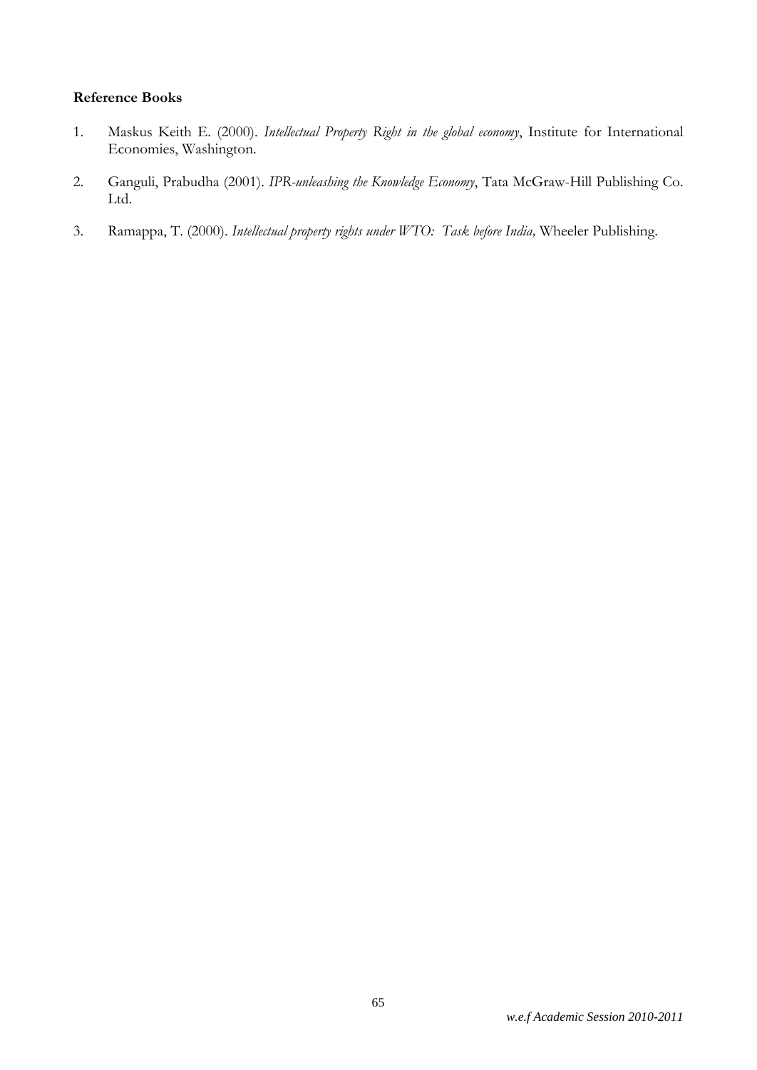**Reference Books**

1. Maskus Keith E. (2000). *Intellectual Property Right in the global economy*, Institute for International Economies, Washington.

2. Ganguli, Prabudha (2001). *IPR-unleashing the Knowledge Economy*, Tata McGraw-Hill Publishing Co. Ltd.

3. Ramappa, T. (2000). *Intellectual property rights under WTO: Task before India,* Wheeler Publishing.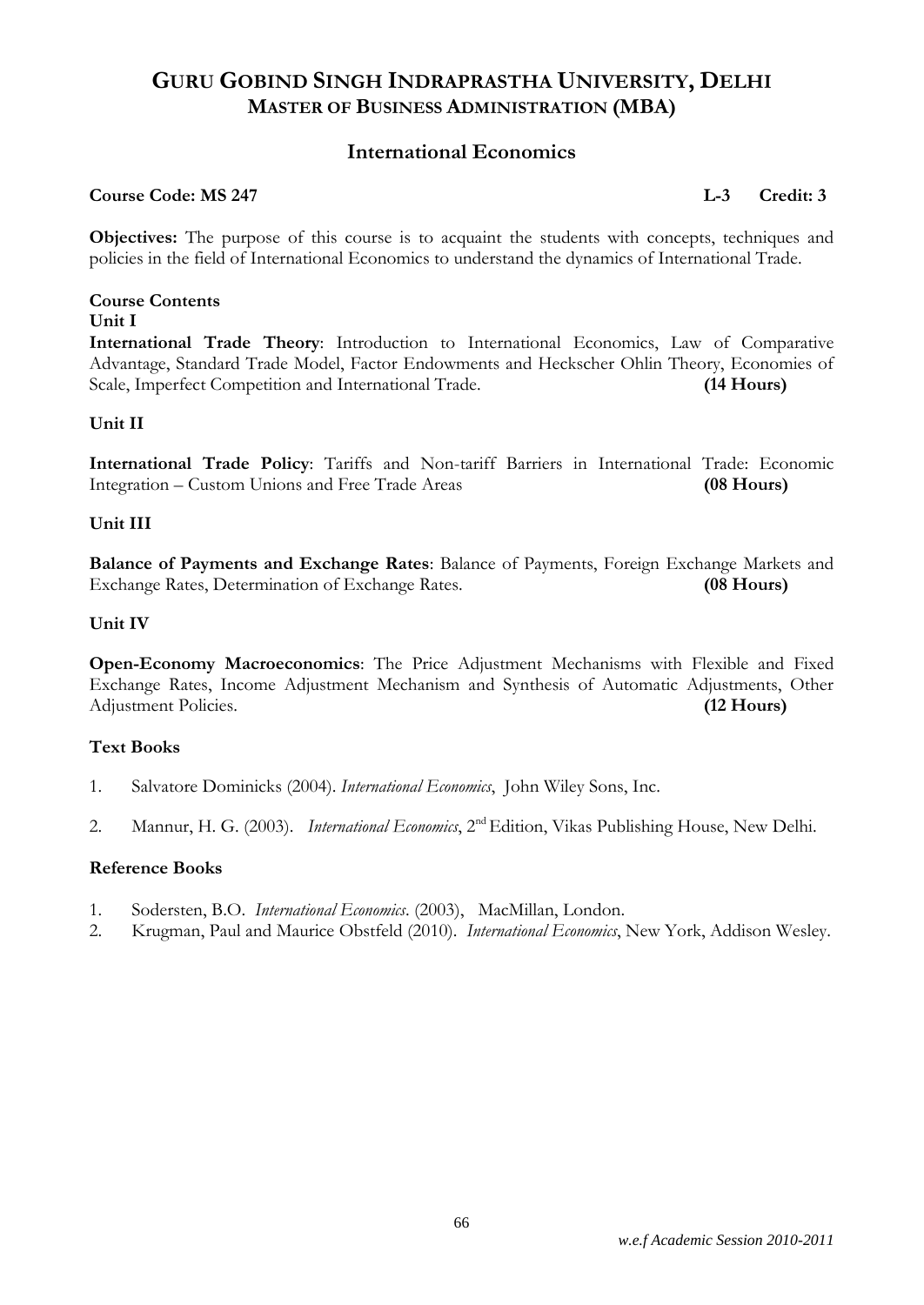# GURU GOBIND SINGH INDRAPRASTHA UNIVERSITY, DELHI
## MASTER OF BUSINESS ADMINISTRATION (MBA)

### International Economics

**Course Code: MS 247** **L-3 Credit: 3**

**Objectives:** The purpose of this course is to acquaint the students with concepts, techniques and policies in the field of International Economics to understand the dynamics of International Trade.

**Course Contents**

**Unit I**

**International Trade Theory**: Introduction to International Economics, Law of Comparative Advantage, Standard Trade Model, Factor Endowments and Heckscher Ohlin Theory, Economies of Scale, Imperfect Competition and International Trade. **(14 Hours)**

**Unit II**

**International Trade Policy**: Tariffs and Non-tariff Barriers in International Trade: Economic Integration – Custom Unions and Free Trade Areas **(08 Hours)**

**Unit III**

**Balance of Payments and Exchange Rates**: Balance of Payments, Foreign Exchange Markets and Exchange Rates, Determination of Exchange Rates. **(08 Hours)**

**Unit IV**

**Open-Economy Macroeconomics**: The Price Adjustment Mechanisms with Flexible and Fixed Exchange Rates, Income Adjustment Mechanism and Synthesis of Automatic Adjustments, Other Adjustment Policies. **(12 Hours)**

**Text Books**

1. Salvatore Dominicks (2004). *International Economics*, John Wiley Sons, Inc.
2. Mannur, H. G. (2003). *International Economics*, 2nd Edition, Vikas Publishing House, New Delhi.

**Reference Books**

1. Sodersten, B.O. *International Economics*. (2003), MacMillan, London.
2. Krugman, Paul and Maurice Obstfeld (2010). *International Economics*, New York, Addison Wesley.

*w.e.f Academic Session 2010-2011*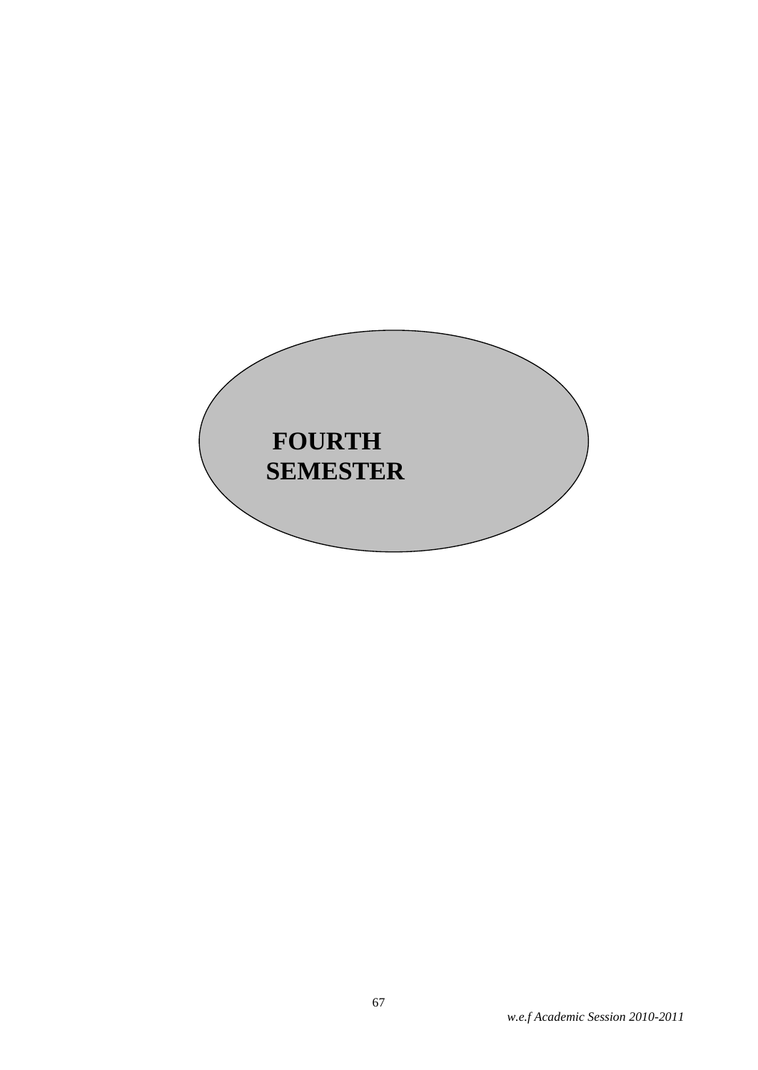# FOURTH SEMESTER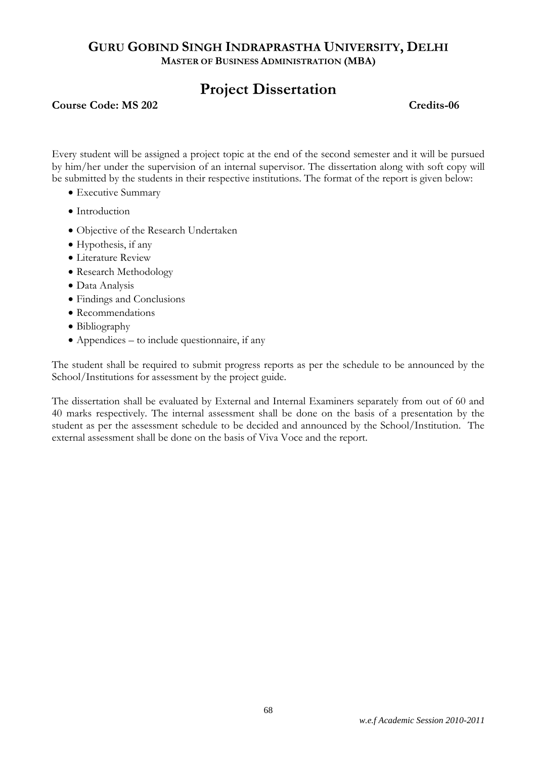**GURU GOBIND SINGH INDRAPRASTHA UNIVERSITY, DELHI**
**MASTER OF BUSINESS ADMINISTRATION (MBA)**

# Project Dissertation

**Course Code: MS 202** **Credits-06**

Every student will be assigned a project topic at the end of the second semester and it will be pursued by him/her under the supervision of an internal supervisor. The dissertation along with soft copy will be submitted by the students in their respective institutions. The format of the report is given below:

- Executive Summary
- Introduction
- Objective of the Research Undertaken
- Hypothesis, if any
- Literature Review
- Research Methodology
- Data Analysis
- Findings and Conclusions
- Recommendations
- Bibliography
- Appendices – to include questionnaire, if any

The student shall be required to submit progress reports as per the schedule to be announced by the School/Institutions for assessment by the project guide.

The dissertation shall be evaluated by External and Internal Examiners separately from out of 60 and 40 marks respectively. The internal assessment shall be done on the basis of a presentation by the student as per the assessment schedule to be decided and announced by the School/Institution. The external assessment shall be done on the basis of Viva Voce and the report.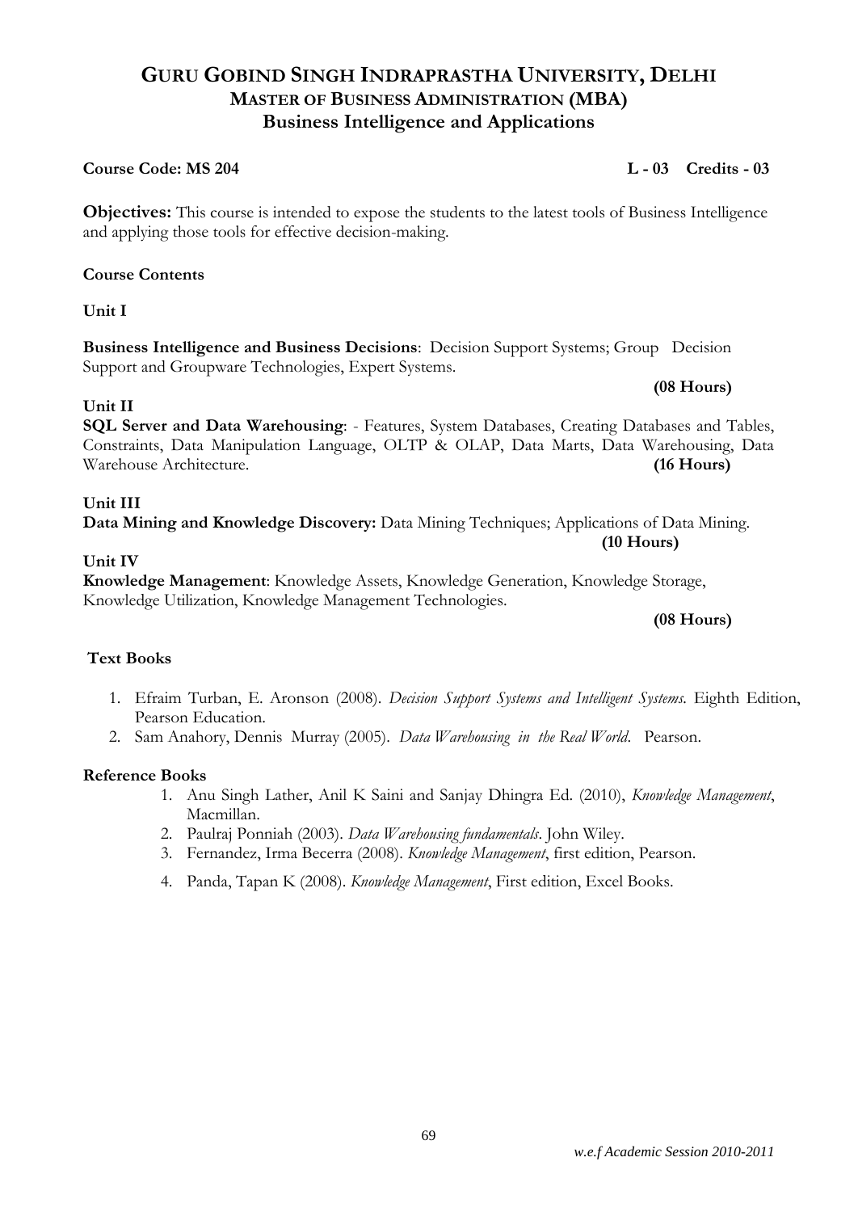# GURU GOBIND SINGH INDRAPRASTHA UNIVERSITY, DELHI
## MASTER OF BUSINESS ADMINISTRATION (MBA)
## Business Intelligence and Applications

**Course Code: MS 204** **L - 03 Credits - 03**

**Objectives:** This course is intended to expose the students to the latest tools of Business Intelligence and applying those tools for effective decision-making.

**Course Contents**

**Unit I**

**Business Intelligence and Business Decisions**: Decision Support Systems; Group Decision Support and Groupware Technologies, Expert Systems. **(08 Hours)**

**Unit II**

**SQL Server and Data Warehousing**: - Features, System Databases, Creating Databases and Tables, Constraints, Data Manipulation Language, OLTP & OLAP, Data Marts, Data Warehousing, Data Warehouse Architecture. **(16 Hours)**

**Unit III**

**Data Mining and Knowledge Discovery:** Data Mining Techniques; Applications of Data Mining. **(10 Hours)**

**Unit IV**

**Knowledge Management**: Knowledge Assets, Knowledge Generation, Knowledge Storage, Knowledge Utilization, Knowledge Management Technologies. **(08 Hours)**

**Text Books**

1. Efraim Turban, E. Aronson (2008). *Decision Support Systems and Intelligent Systems.* Eighth Edition, Pearson Education.
2. Sam Anahory, Dennis Murray (2005). *Data Warehousing in the Real World*. Pearson.

**Reference Books**

1. Anu Singh Lather, Anil K Saini and Sanjay Dhingra Ed. (2010), *Knowledge Management*, Macmillan.
2. Paulraj Ponniah (2003). *Data Warehousing fundamentals*. John Wiley.
3. Fernandez, Irma Becerra (2008). *Knowledge Management*, first edition, Pearson.
4. Panda, Tapan K (2008). *Knowledge Management*, First edition, Excel Books.

*w.e.f Academic Session 2010-2011*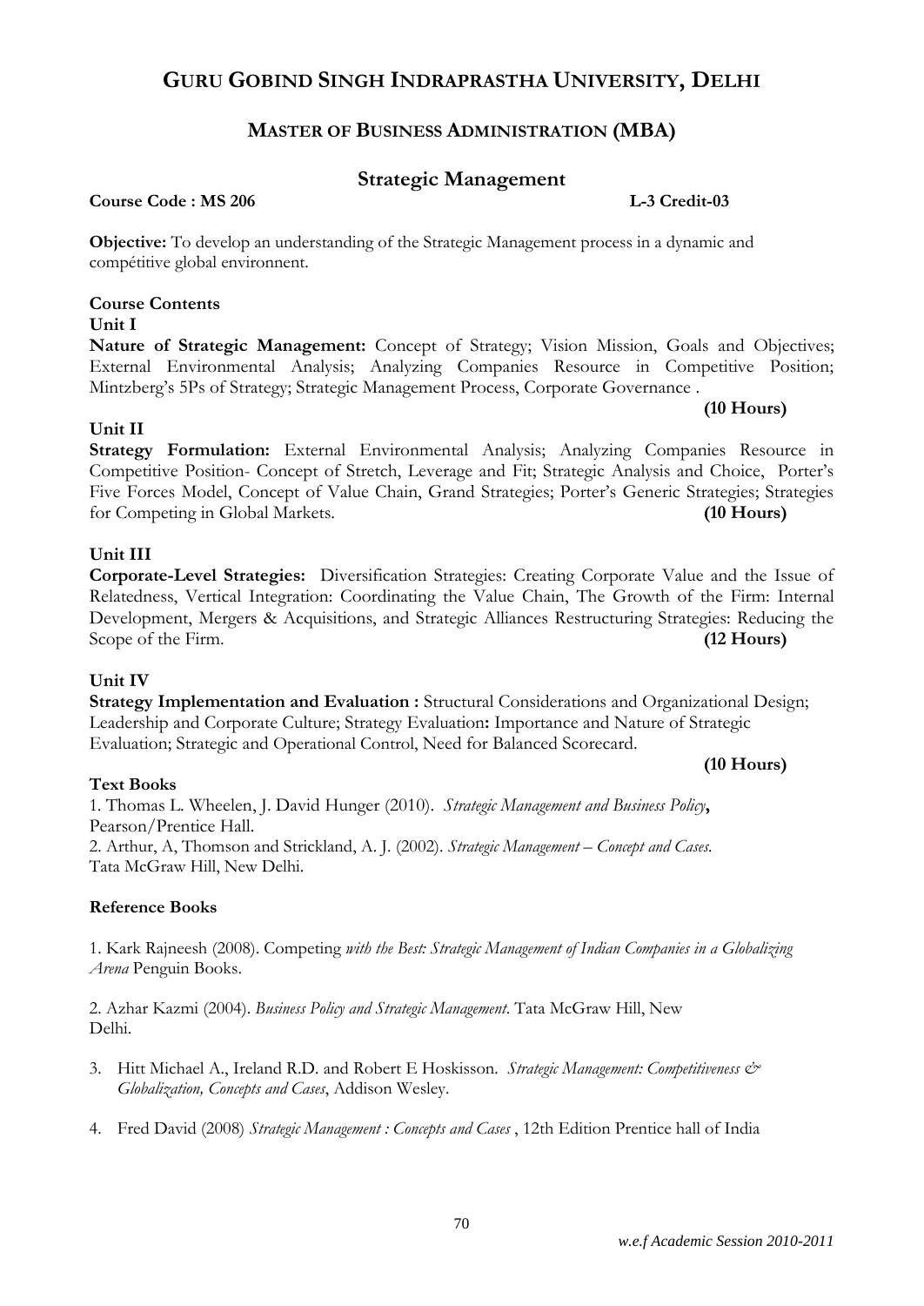# GURU GOBIND SINGH INDRAPRASTHA UNIVERSITY, DELHI

## MASTER OF BUSINESS ADMINISTRATION (MBA)

## Strategic Management

**Course Code : MS 206** **L-3 Credit-03**

**Objective:** To develop an understanding of the Strategic Management process in a dynamic and compétitive global environnent.

**Course Contents**

**Unit I**

**Nature of Strategic Management:** Concept of Strategy; Vision Mission, Goals and Objectives; External Environmental Analysis; Analyzing Companies Resource in Competitive Position; Mintzberg's 5Ps of Strategy; Strategic Management Process, Corporate Governance .

**(10 Hours)**

**Unit II**

**Strategy Formulation:** External Environmental Analysis; Analyzing Companies Resource in Competitive Position- Concept of Stretch, Leverage and Fit; Strategic Analysis and Choice, Porter's Five Forces Model, Concept of Value Chain, Grand Strategies; Porter's Generic Strategies; Strategies for Competing in Global Markets. **(10 Hours)**

**Unit III**

**Corporate-Level Strategies:** Diversification Strategies: Creating Corporate Value and the Issue of Relatedness, Vertical Integration: Coordinating the Value Chain, The Growth of the Firm: Internal Development, Mergers & Acquisitions, and Strategic Alliances Restructuring Strategies: Reducing the Scope of the Firm. **(12 Hours)**

**Unit IV**

**Strategy Implementation and Evaluation :** Structural Considerations and Organizational Design; Leadership and Corporate Culture; Strategy Evaluation**:** Importance and Nature of Strategic Evaluation; Strategic and Operational Control, Need for Balanced Scorecard.

**(10 Hours)**

**Text Books**

1. Thomas L. Wheelen, J. David Hunger (2010). *Strategic Management and Business Policy***,** Pearson/Prentice Hall.
2. Arthur, A, Thomson and Strickland, A. J. (2002). *Strategic Management – Concept and Cases.* Tata McGraw Hill, New Delhi.

**Reference Books**

1. Kark Rajneesh (2008). Competing *with the Best: Strategic Management of Indian Companies in a Globalizing Arena* Penguin Books.

2. Azhar Kazmi (2004). *Business Policy and Strategic Management*. Tata McGraw Hill, New Delhi.

3. Hitt Michael A., Ireland R.D. and Robert E Hoskisson. *Strategic Management: Competitiveness & Globalization, Concepts and Cases*, Addison Wesley.

4. Fred David (2008) *Strategic Management : Concepts and Cases* , 12th Edition Prentice hall of India

*w.e.f Academic Session 2010-2011*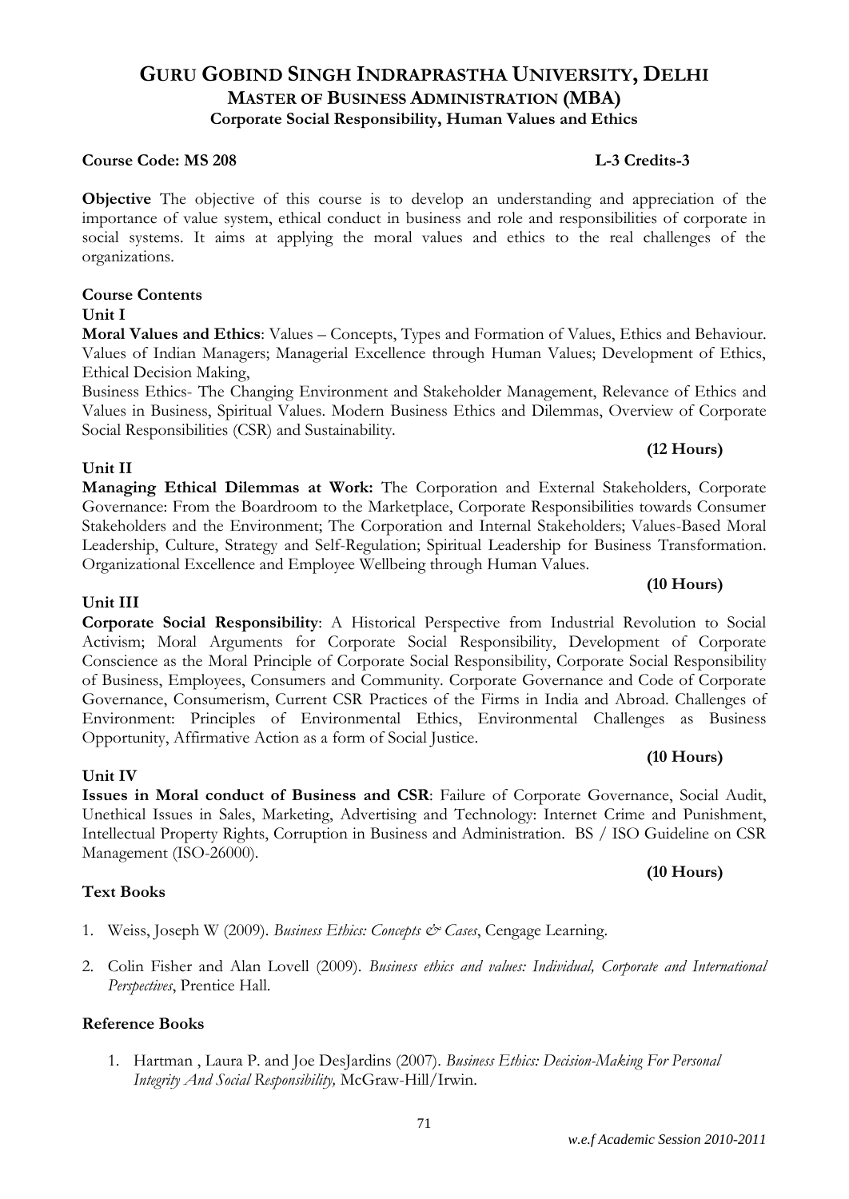# GURU GOBIND SINGH INDRAPRASTHA UNIVERSITY, DELHI

## MASTER OF BUSINESS ADMINISTRATION (MBA)

### Corporate Social Responsibility, Human Values and Ethics

**Course Code: MS 208** **L-3 Credits-3**

**Objective** The objective of this course is to develop an understanding and appreciation of the importance of value system, ethical conduct in business and role and responsibilities of corporate in social systems. It aims at applying the moral values and ethics to the real challenges of the organizations.

**Course Contents**

**Unit I**

**Moral Values and Ethics**: Values – Concepts, Types and Formation of Values, Ethics and Behaviour. Values of Indian Managers; Managerial Excellence through Human Values; Development of Ethics, Ethical Decision Making,

Business Ethics- The Changing Environment and Stakeholder Management, Relevance of Ethics and Values in Business, Spiritual Values. Modern Business Ethics and Dilemmas, Overview of Corporate Social Responsibilities (CSR) and Sustainability.

**(12 Hours)**

**Unit II**

**Managing Ethical Dilemmas at Work:** The Corporation and External Stakeholders, Corporate Governance: From the Boardroom to the Marketplace, Corporate Responsibilities towards Consumer Stakeholders and the Environment; The Corporation and Internal Stakeholders; Values-Based Moral Leadership, Culture, Strategy and Self-Regulation; Spiritual Leadership for Business Transformation. Organizational Excellence and Employee Wellbeing through Human Values.

**(10 Hours)**

**Unit III**

**Corporate Social Responsibility**: A Historical Perspective from Industrial Revolution to Social Activism; Moral Arguments for Corporate Social Responsibility, Development of Corporate Conscience as the Moral Principle of Corporate Social Responsibility, Corporate Social Responsibility of Business, Employees, Consumers and Community. Corporate Governance and Code of Corporate Governance, Consumerism, Current CSR Practices of the Firms in India and Abroad. Challenges of Environment: Principles of Environmental Ethics, Environmental Challenges as Business Opportunity, Affirmative Action as a form of Social Justice.

**(10 Hours)**

**Unit IV**

**Issues in Moral conduct of Business and CSR**: Failure of Corporate Governance, Social Audit, Unethical Issues in Sales, Marketing, Advertising and Technology: Internet Crime and Punishment, Intellectual Property Rights, Corruption in Business and Administration. BS / ISO Guideline on CSR Management (ISO-26000).

**(10 Hours)**

**Text Books**

1. Weiss, Joseph W (2009). *Business Ethics: Concepts & Cases*, Cengage Learning.
2. Colin Fisher and Alan Lovell (2009). *Business ethics and values: Individual, Corporate and International Perspectives*, Prentice Hall.

**Reference Books**

1. Hartman , Laura P. and Joe DesJardins (2007). *Business Ethics: Decision-Making For Personal Integrity And Social Responsibility,* McGraw-Hill/Irwin.

*w.e.f Academic Session 2010-2011*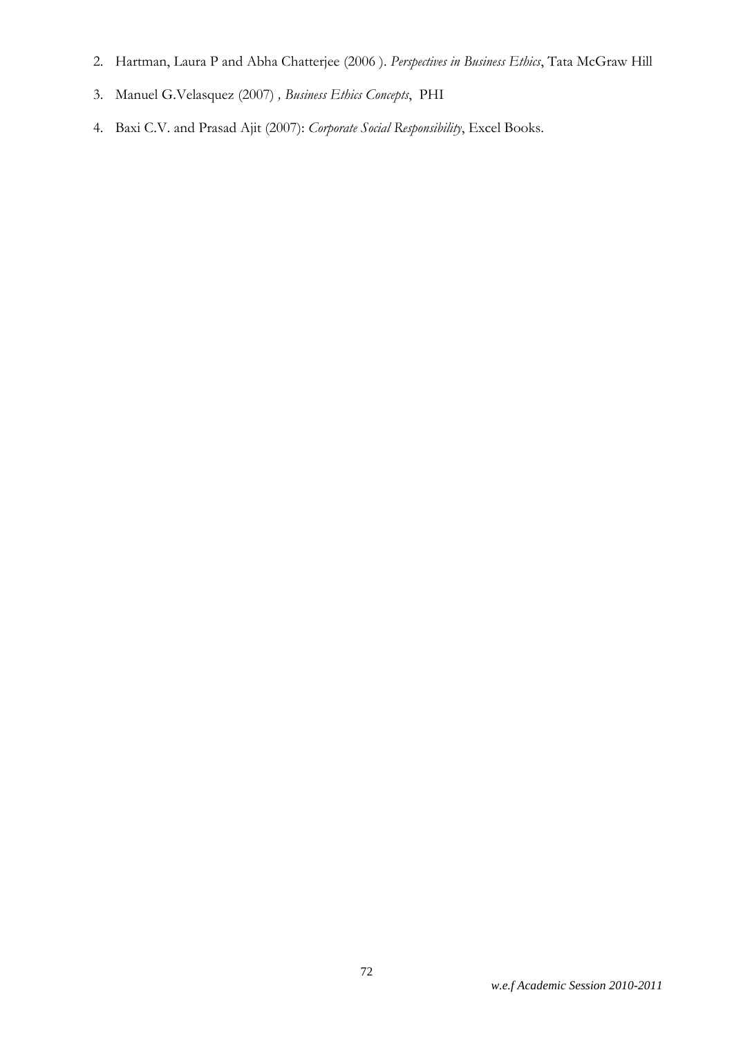2. Hartman, Laura P and Abha Chatterjee (2006 ). *Perspectives in Business Ethics*, Tata McGraw Hill
3. Manuel G.Velasquez (2007) *, Business Ethics Concepts*, PHI
4. Baxi C.V. and Prasad Ajit (2007): *Corporate Social Responsibility*, Excel Books.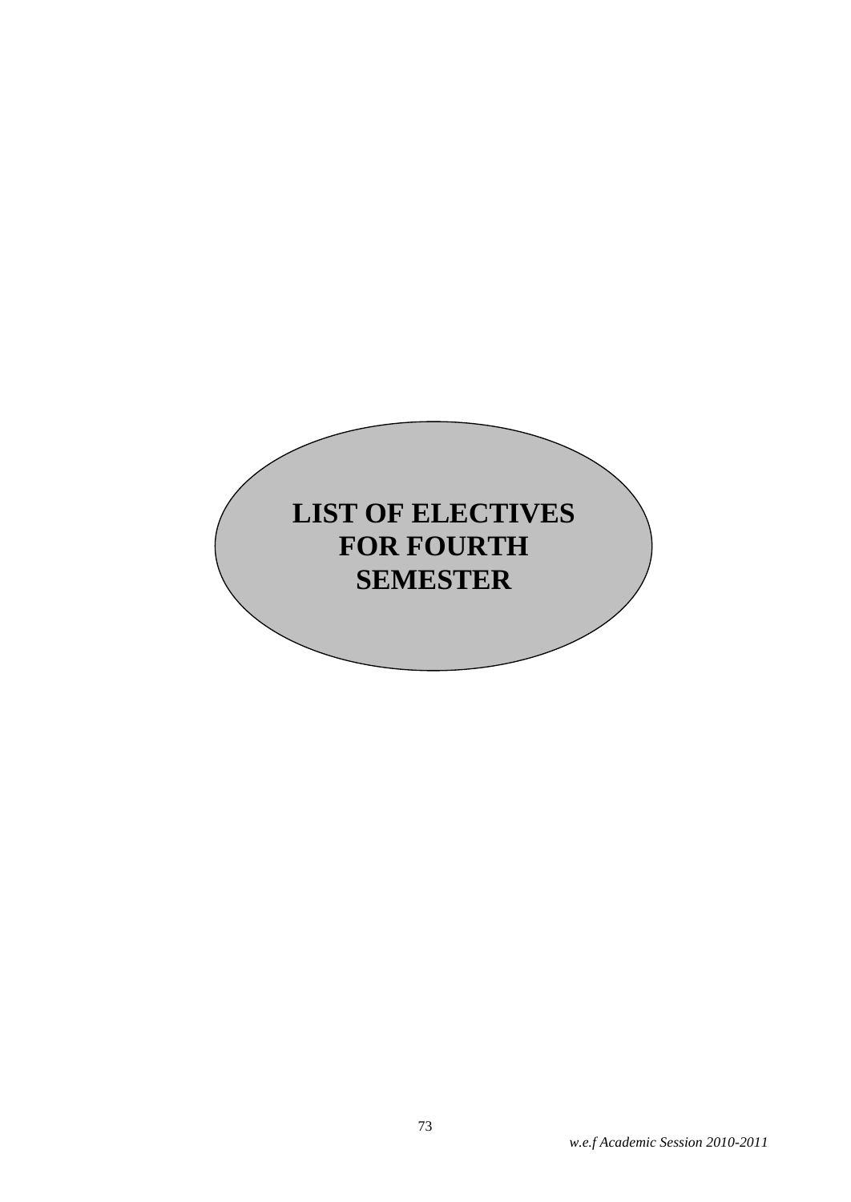# LIST OF ELECTIVES FOR FOURTH SEMESTER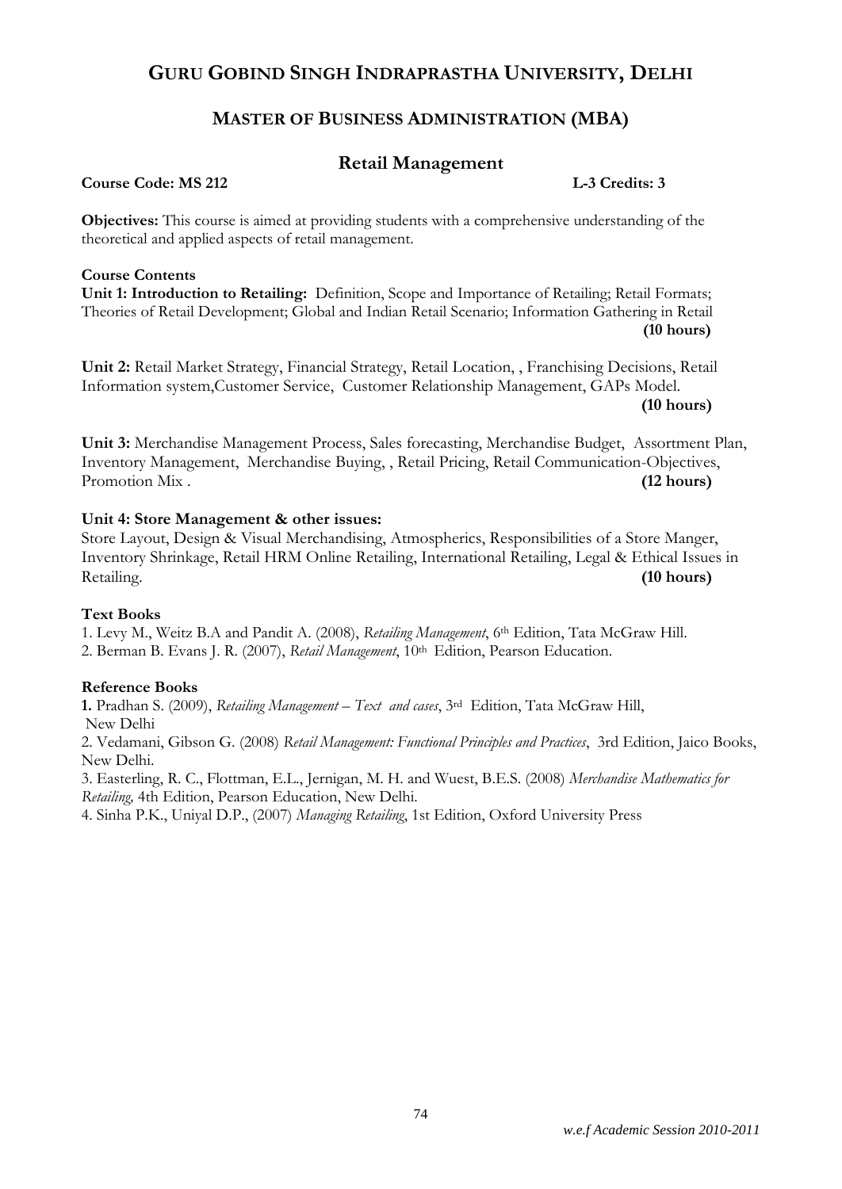# GURU GOBIND SINGH INDRAPRASTHA UNIVERSITY, DELHI

## MASTER OF BUSINESS ADMINISTRATION (MBA)

### Retail Management

**Course Code: MS 212** **L-3 Credits: 3**

**Objectives:** This course is aimed at providing students with a comprehensive understanding of the theoretical and applied aspects of retail management.

**Course Contents**

**Unit 1: Introduction to Retailing:** Definition, Scope and Importance of Retailing; Retail Formats; Theories of Retail Development; Global and Indian Retail Scenario; Information Gathering in Retail **(10 hours)**

**Unit 2:** Retail Market Strategy, Financial Strategy, Retail Location, , Franchising Decisions, Retail Information system,Customer Service, Customer Relationship Management, GAPs Model. **(10 hours)**

**Unit 3:** Merchandise Management Process, Sales forecasting, Merchandise Budget, Assortment Plan, Inventory Management, Merchandise Buying, , Retail Pricing, Retail Communication-Objectives, Promotion Mix . **(12 hours)**

**Unit 4: Store Management & other issues:**
Store Layout, Design & Visual Merchandising, Atmospherics, Responsibilities of a Store Manger, Inventory Shrinkage, Retail HRM Online Retailing, International Retailing, Legal & Ethical Issues in Retailing. **(10 hours)**

**Text Books**

1. Levy M., Weitz B.A and Pandit A. (2008), *Retailing Management*, 6th Edition, Tata McGraw Hill.
2. Berman B. Evans J. R. (2007), *Retail Management*, 10th Edition, Pearson Education.

**Reference Books**

**1.** Pradhan S. (2009), *Retailing Management – Text and cases*, 3rd Edition, Tata McGraw Hill, New Delhi
2. Vedamani, Gibson G. (2008) *Retail Management: Functional Principles and Practices*, 3rd Edition, Jaico Books, New Delhi.
3. Easterling, R. C., Flottman, E.L., Jernigan, M. H. and Wuest, B.E.S. (2008) *Merchandise Mathematics for Retailing,* 4th Edition, Pearson Education, New Delhi.
4. Sinha P.K., Uniyal D.P., (2007) *Managing Retailing*, 1st Edition, Oxford University Press

*w.e.f Academic Session 2010-2011*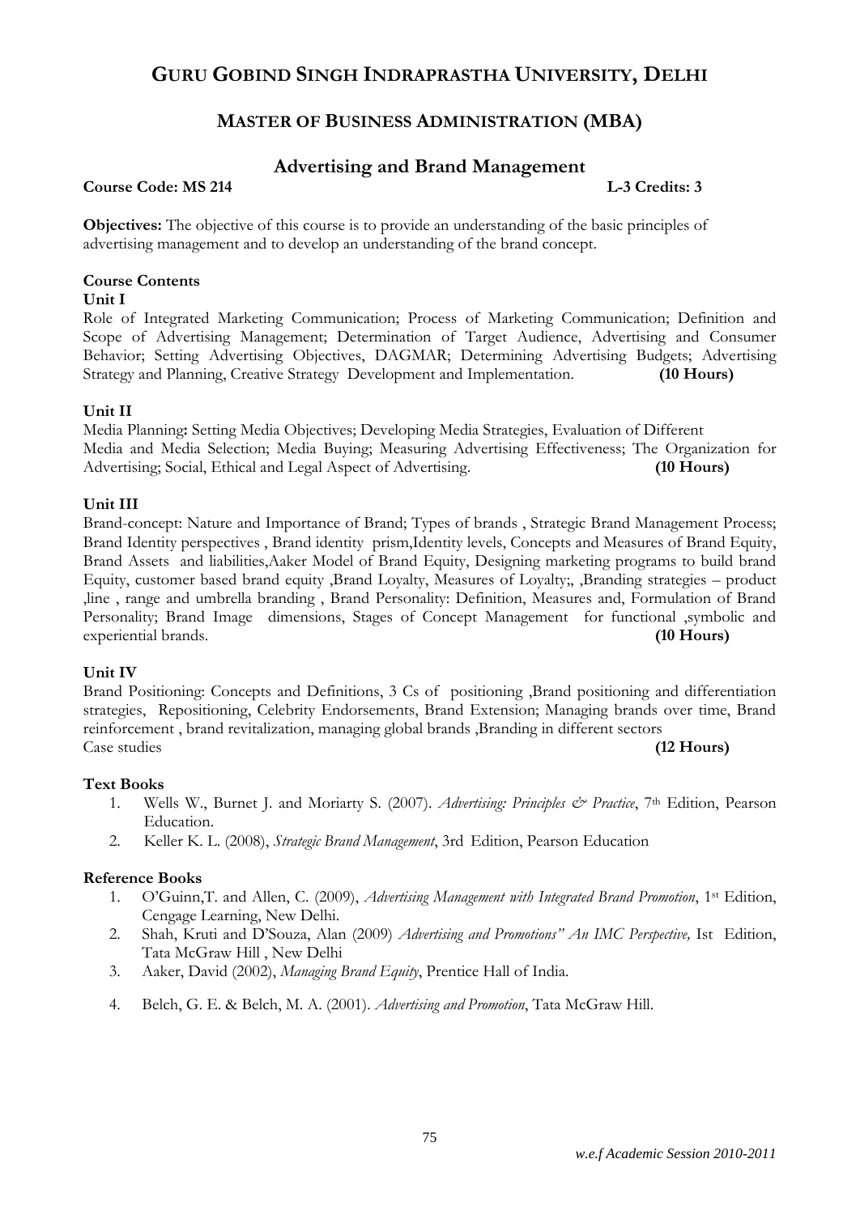# GURU GOBIND SINGH INDRAPRASTHA UNIVERSITY, DELHI

## MASTER OF BUSINESS ADMINISTRATION (MBA)

### Advertising and Brand Management

**Course Code: MS 214** **L-3 Credits: 3**

**Objectives:** The objective of this course is to provide an understanding of the basic principles of advertising management and to develop an understanding of the brand concept.

**Course Contents**

**Unit I**

Role of Integrated Marketing Communication; Process of Marketing Communication; Definition and Scope of Advertising Management; Determination of Target Audience, Advertising and Consumer Behavior; Setting Advertising Objectives, DAGMAR; Determining Advertising Budgets; Advertising Strategy and Planning, Creative Strategy Development and Implementation. **(10 Hours)**

**Unit II**

Media Planning**:** Setting Media Objectives; Developing Media Strategies, Evaluation of Different Media and Media Selection; Media Buying; Measuring Advertising Effectiveness; The Organization for Advertising; Social, Ethical and Legal Aspect of Advertising. **(10 Hours)**

**Unit III**

Brand-concept: Nature and Importance of Brand; Types of brands , Strategic Brand Management Process; Brand Identity perspectives , Brand identity prism,Identity levels, Concepts and Measures of Brand Equity, Brand Assets and liabilities,Aaker Model of Brand Equity, Designing marketing programs to build brand Equity, customer based brand equity ,Brand Loyalty, Measures of Loyalty;, ,Branding strategies – product ,line , range and umbrella branding , Brand Personality: Definition, Measures and, Formulation of Brand Personality; Brand Image dimensions, Stages of Concept Management for functional ,symbolic and experiential brands. **(10 Hours)**

**Unit IV**

Brand Positioning: Concepts and Definitions, 3 Cs of positioning ,Brand positioning and differentiation strategies, Repositioning, Celebrity Endorsements, Brand Extension; Managing brands over time, Brand reinforcement , brand revitalization, managing global brands ,Branding in different sectors
Case studies **(12 Hours)**

**Text Books**

1. Wells W., Burnet J. and Moriarty S. (2007). *Advertising: Principles & Practice*, 7th Edition, Pearson Education.
2. Keller K. L. (2008), *Strategic Brand Management*, 3rd Edition, Pearson Education

**Reference Books**

1. O'Guinn,T. and Allen, C. (2009), *Advertising Management with Integrated Brand Promotion*, 1st Edition, Cengage Learning, New Delhi.
2. Shah, Kruti and D'Souza, Alan (2009) *Advertising and Promotions" An IMC Perspective,* Ist Edition, Tata McGraw Hill , New Delhi
3. Aaker, David (2002), *Managing Brand Equity*, Prentice Hall of India.
4. Belch, G. E. & Belch, M. A. (2001). *Advertising and Promotion*, Tata McGraw Hill.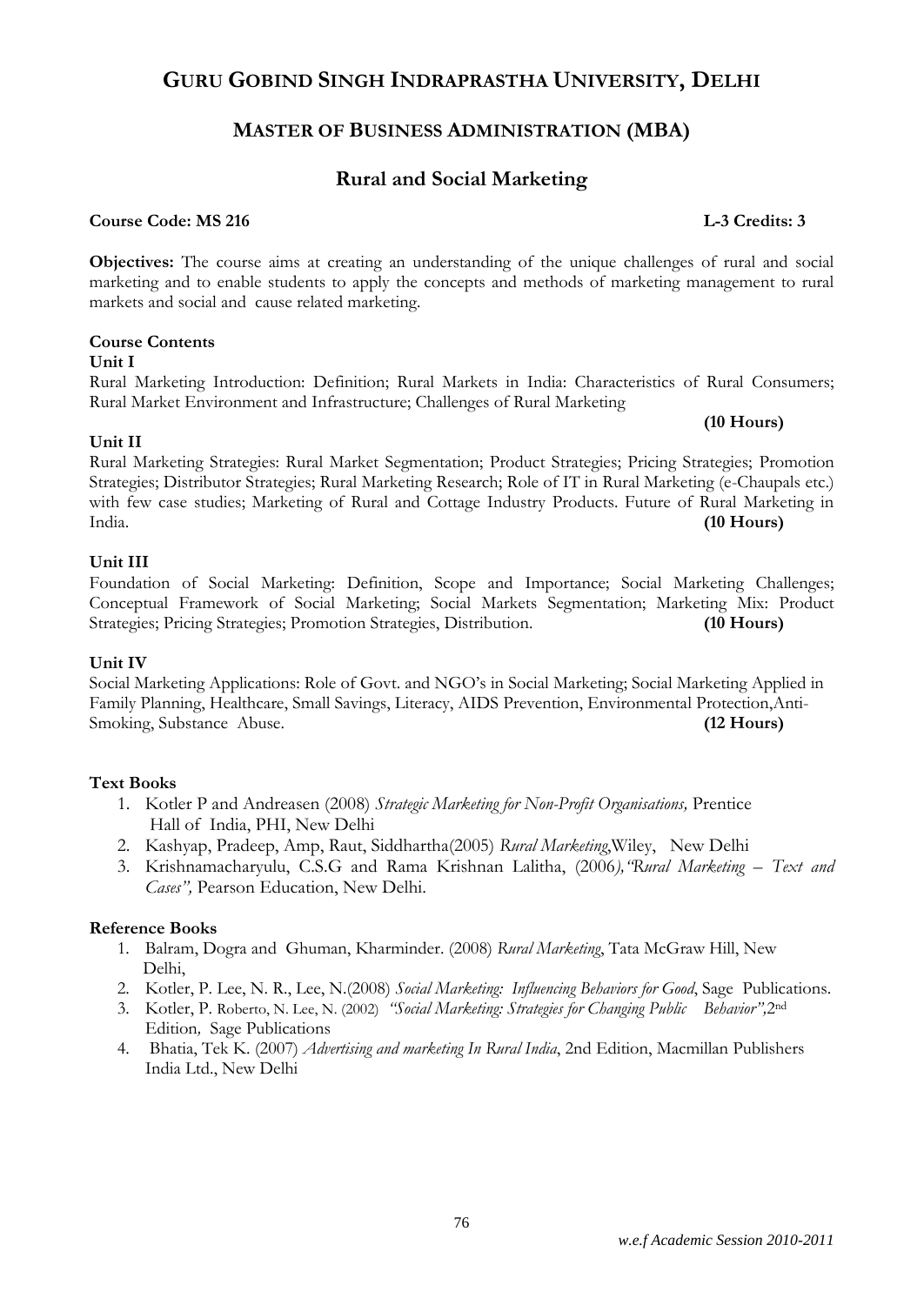# GURU GOBIND SINGH INDRAPRASTHA UNIVERSITY, DELHI

## MASTER OF BUSINESS ADMINISTRATION (MBA)

## Rural and Social Marketing

**Course Code: MS 216** **L-3 Credits: 3**

**Objectives:** The course aims at creating an understanding of the unique challenges of rural and social marketing and to enable students to apply the concepts and methods of marketing management to rural markets and social and cause related marketing.

**Course Contents**

**Unit I**

Rural Marketing Introduction: Definition; Rural Markets in India: Characteristics of Rural Consumers; Rural Market Environment and Infrastructure; Challenges of Rural Marketing

**(10 Hours)**

**Unit II**

Rural Marketing Strategies: Rural Market Segmentation; Product Strategies; Pricing Strategies; Promotion Strategies; Distributor Strategies; Rural Marketing Research; Role of IT in Rural Marketing (e-Chaupals etc.) with few case studies; Marketing of Rural and Cottage Industry Products. Future of Rural Marketing in India. **(10 Hours)**

**Unit III**

Foundation of Social Marketing: Definition, Scope and Importance; Social Marketing Challenges; Conceptual Framework of Social Marketing; Social Markets Segmentation; Marketing Mix: Product Strategies; Pricing Strategies; Promotion Strategies, Distribution. **(10 Hours)**

**Unit IV**

Social Marketing Applications: Role of Govt. and NGO's in Social Marketing; Social Marketing Applied in Family Planning, Healthcare, Small Savings, Literacy, AIDS Prevention, Environmental Protection,Anti-Smoking, Substance Abuse. **(12 Hours)**

**Text Books**

1. Kotler P and Andreasen (2008) *Strategic Marketing for Non-Profit Organisations,* Prentice Hall of India, PHI, New Delhi
2. Kashyap, Pradeep, Amp, Raut, Siddhartha(2005) *Rural Marketing*,Wiley, New Delhi
3. Krishnamacharyulu, C.S.G and Rama Krishnan Lalitha, (2006*),"Rural Marketing – Text and Cases",* Pearson Education, New Delhi.

**Reference Books**

1. Balram, Dogra and Ghuman, Kharminder. (2008) *Rural Marketing*, Tata McGraw Hill, New Delhi,
2. Kotler, P. Lee, N. R., Lee, N.(2008) *Social Marketing: Influencing Behaviors for Good*, Sage Publications.
3. Kotler, P. Roberto, N. Lee, N. (2002) *"Social Marketing: Strategies for Changing Public Behavior",*2nd Edition*,* Sage Publications
4. Bhatia, Tek K. (2007) *Advertising and marketing In Rural India*, 2nd Edition, Macmillan Publishers India Ltd., New Delhi

*w.e.f Academic Session 2010-2011*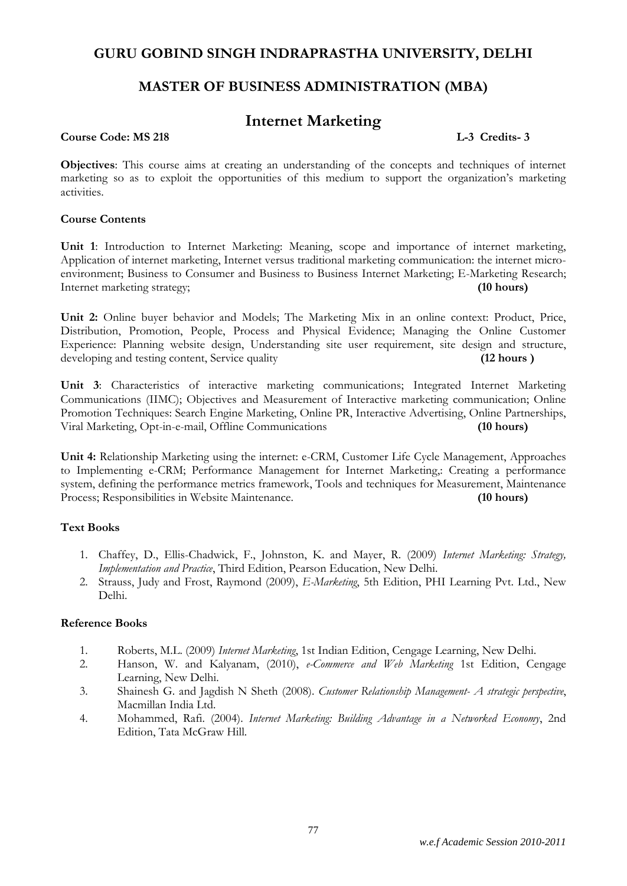# GURU GOBIND SINGH INDRAPRASTHA UNIVERSITY, DELHI

## MASTER OF BUSINESS ADMINISTRATION (MBA)

## Internet Marketing

**Course Code: MS 218** **L-3 Credits- 3**

**Objectives**: This course aims at creating an understanding of the concepts and techniques of internet marketing so as to exploit the opportunities of this medium to support the organization's marketing activities.

### Course Contents

**Unit 1**: Introduction to Internet Marketing: Meaning, scope and importance of internet marketing, Application of internet marketing, Internet versus traditional marketing communication: the internet micro-environment; Business to Consumer and Business to Business Internet Marketing; E-Marketing Research; Internet marketing strategy; **(10 hours)**

**Unit 2:** Online buyer behavior and Models; The Marketing Mix in an online context: Product, Price, Distribution, Promotion, People, Process and Physical Evidence; Managing the Online Customer Experience: Planning website design, Understanding site user requirement, site design and structure, developing and testing content, Service quality **(12 hours )**

**Unit 3**: Characteristics of interactive marketing communications; Integrated Internet Marketing Communications (IIMC); Objectives and Measurement of Interactive marketing communication; Online Promotion Techniques: Search Engine Marketing, Online PR, Interactive Advertising, Online Partnerships, Viral Marketing, Opt-in-e-mail, Offline Communications **(10 hours)**

**Unit 4:** Relationship Marketing using the internet: e-CRM, Customer Life Cycle Management, Approaches to Implementing e-CRM; Performance Management for Internet Marketing,: Creating a performance system, defining the performance metrics framework, Tools and techniques for Measurement, Maintenance Process; Responsibilities in Website Maintenance. **(10 hours)**

### Text Books

1. Chaffey, D., Ellis-Chadwick, F., Johnston, K. and Mayer, R. (2009) *Internet Marketing: Strategy, Implementation and Practice*, Third Edition, Pearson Education, New Delhi.
2. Strauss, Judy and Frost, Raymond (2009), *E-Marketing*, 5th Edition, PHI Learning Pvt. Ltd., New Delhi.

### Reference Books

1. Roberts, M.L. (2009) *Internet Marketing*, 1st Indian Edition, Cengage Learning, New Delhi.
2. Hanson, W. and Kalyanam, (2010), *e-Commerce and Web Marketing* 1st Edition, Cengage Learning, New Delhi.
3. Shainesh G. and Jagdish N Sheth (2008). *Customer Relationship Management- A strategic perspective*, Macmillan India Ltd.
4. Mohammed, Rafi. (2004). *Internet Marketing: Building Advantage in a Networked Economy*, 2nd Edition, Tata McGraw Hill.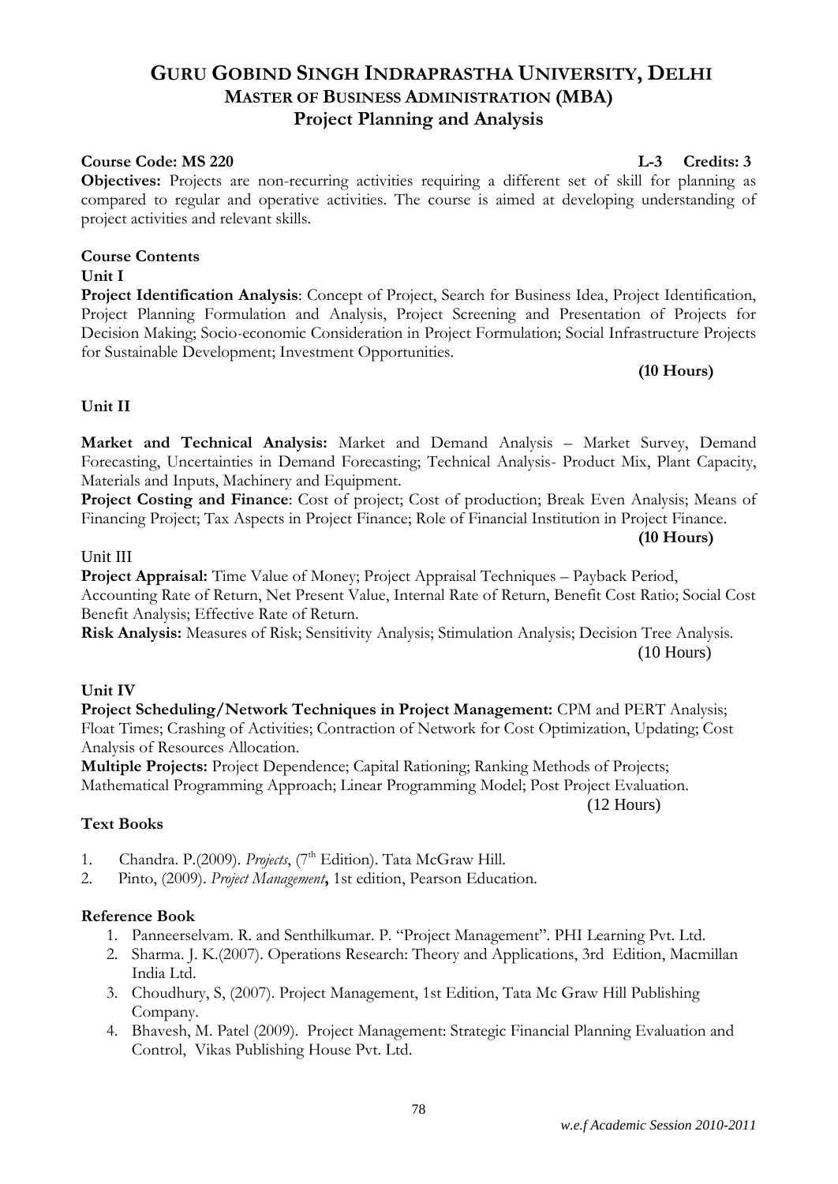# GURU GOBIND SINGH INDRAPRASTHA UNIVERSITY, DELHI
## MASTER OF BUSINESS ADMINISTRATION (MBA)
## Project Planning and Analysis

**Course Code: MS 220** **L-3 Credits: 3**

**Objectives:** Projects are non-recurring activities requiring a different set of skill for planning as compared to regular and operative activities. The course is aimed at developing understanding of project activities and relevant skills.

**Course Contents**

**Unit I**

**Project Identification Analysis**: Concept of Project, Search for Business Idea, Project Identification, Project Planning Formulation and Analysis, Project Screening and Presentation of Projects for Decision Making; Socio-economic Consideration in Project Formulation; Social Infrastructure Projects for Sustainable Development; Investment Opportunities.

**(10 Hours)**

**Unit II**

**Market and Technical Analysis:** Market and Demand Analysis – Market Survey, Demand Forecasting, Uncertainties in Demand Forecasting; Technical Analysis- Product Mix, Plant Capacity, Materials and Inputs, Machinery and Equipment.

**Project Costing and Finance**: Cost of project; Cost of production; Break Even Analysis; Means of Financing Project; Tax Aspects in Project Finance; Role of Financial Institution in Project Finance.

**(10 Hours)**

Unit III

**Project Appraisal:** Time Value of Money; Project Appraisal Techniques – Payback Period, Accounting Rate of Return, Net Present Value, Internal Rate of Return, Benefit Cost Ratio; Social Cost Benefit Analysis; Effective Rate of Return.

**Risk Analysis:** Measures of Risk; Sensitivity Analysis; Stimulation Analysis; Decision Tree Analysis.

(10 Hours)

**Unit IV**

**Project Scheduling/Network Techniques in Project Management:** CPM and PERT Analysis; Float Times; Crashing of Activities; Contraction of Network for Cost Optimization, Updating; Cost Analysis of Resources Allocation.

**Multiple Projects:** Project Dependence; Capital Rationing; Ranking Methods of Projects; Mathematical Programming Approach; Linear Programming Model; Post Project Evaluation.

(12 Hours)

**Text Books**

1. Chandra. P.(2009). *Projects*, (7th Edition). Tata McGraw Hill.
2. Pinto, (2009). *Project Management*, 1st edition, Pearson Education.

**Reference Book**

1. Panneerselvam. R. and Senthilkumar. P. "Project Management". PHI Learning Pvt. Ltd.
2. Sharma. J. K.(2007). Operations Research: Theory and Applications, 3rd Edition, Macmillan India Ltd.
3. Choudhury, S, (2007). Project Management, 1st Edition, Tata Mc Graw Hill Publishing Company.
4. Bhavesh, M. Patel (2009). Project Management: Strategic Financial Planning Evaluation and Control, Vikas Publishing House Pvt. Ltd.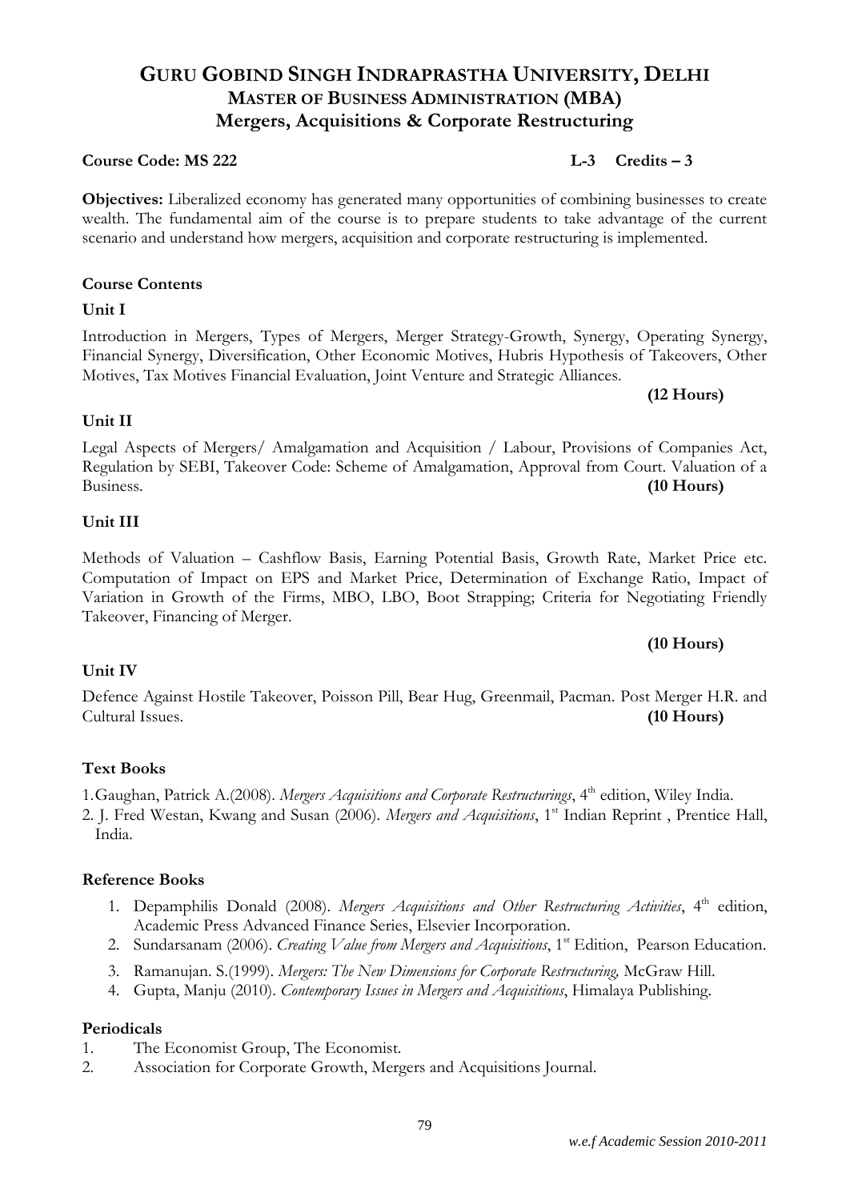# GURU GOBIND SINGH INDRAPRASTHA UNIVERSITY, DELHI
## MASTER OF BUSINESS ADMINISTRATION (MBA)
## Mergers, Acquisitions & Corporate Restructuring

**Course Code: MS 222** **L-3 Credits – 3**

**Objectives:** Liberalized economy has generated many opportunities of combining businesses to create wealth. The fundamental aim of the course is to prepare students to take advantage of the current scenario and understand how mergers, acquisition and corporate restructuring is implemented.

**Course Contents**

**Unit I**

Introduction in Mergers, Types of Mergers, Merger Strategy-Growth, Synergy, Operating Synergy, Financial Synergy, Diversification, Other Economic Motives, Hubris Hypothesis of Takeovers, Other Motives, Tax Motives Financial Evaluation, Joint Venture and Strategic Alliances.

**(12 Hours)**

**Unit II**

Legal Aspects of Mergers/ Amalgamation and Acquisition / Labour, Provisions of Companies Act, Regulation by SEBI, Takeover Code: Scheme of Amalgamation, Approval from Court. Valuation of a Business. **(10 Hours)**

**Unit III**

Methods of Valuation – Cashflow Basis, Earning Potential Basis, Growth Rate, Market Price etc. Computation of Impact on EPS and Market Price, Determination of Exchange Ratio, Impact of Variation in Growth of the Firms, MBO, LBO, Boot Strapping; Criteria for Negotiating Friendly Takeover, Financing of Merger.

**(10 Hours)**

**Unit IV**

Defence Against Hostile Takeover, Poisson Pill, Bear Hug, Greenmail, Pacman. Post Merger H.R. and Cultural Issues. **(10 Hours)**

**Text Books**

1. Gaughan, Patrick A.(2008). *Mergers Acquisitions and Corporate Restructurings*, 4th edition, Wiley India.
2. J. Fred Westan, Kwang and Susan (2006). *Mergers and Acquisitions*, 1st Indian Reprint , Prentice Hall, India.

**Reference Books**

1. Depamphilis Donald (2008). *Mergers Acquisitions and Other Restructuring Activities*, 4th edition, Academic Press Advanced Finance Series, Elsevier Incorporation.
2. Sundarsanam (2006). *Creating Value from Mergers and Acquisitions*, 1st Edition, Pearson Education.
3. Ramanujan. S.(1999). *Mergers: The New Dimensions for Corporate Restructuring,* McGraw Hill.
4. Gupta, Manju (2010). *Contemporary Issues in Mergers and Acquisitions*, Himalaya Publishing.

**Periodicals**

1. The Economist Group, The Economist.
2. Association for Corporate Growth, Mergers and Acquisitions Journal.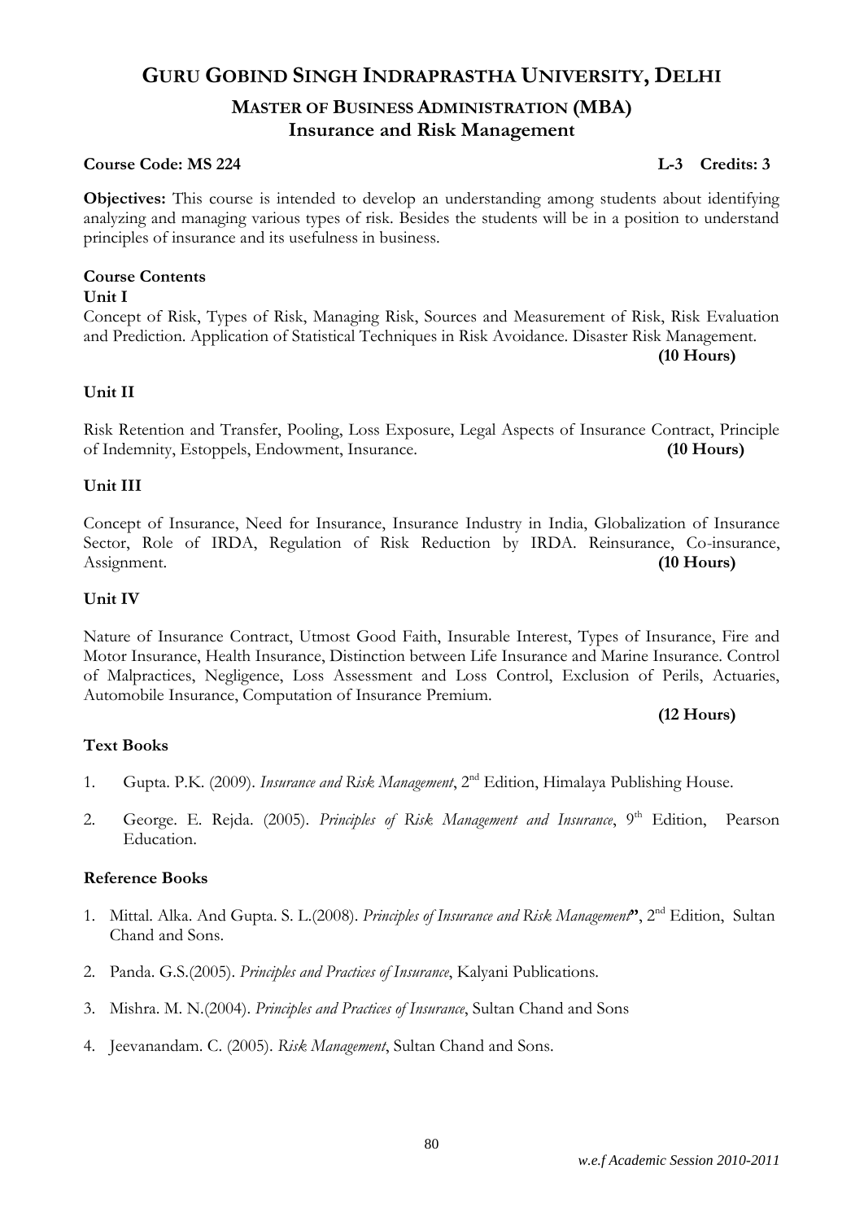# GURU GOBIND SINGH INDRAPRASTHA UNIVERSITY, DELHI

## MASTER OF BUSINESS ADMINISTRATION (MBA)
## Insurance and Risk Management

**Course Code: MS 224** **L-3 Credits: 3**

**Objectives:** This course is intended to develop an understanding among students about identifying analyzing and managing various types of risk. Besides the students will be in a position to understand principles of insurance and its usefulness in business.

**Course Contents**

**Unit I**

Concept of Risk, Types of Risk, Managing Risk, Sources and Measurement of Risk, Risk Evaluation and Prediction. Application of Statistical Techniques in Risk Avoidance. Disaster Risk Management. **(10 Hours)**

**Unit II**

Risk Retention and Transfer, Pooling, Loss Exposure, Legal Aspects of Insurance Contract, Principle of Indemnity, Estoppels, Endowment, Insurance. **(10 Hours)**

**Unit III**

Concept of Insurance, Need for Insurance, Insurance Industry in India, Globalization of Insurance Sector, Role of IRDA, Regulation of Risk Reduction by IRDA. Reinsurance, Co-insurance, Assignment. **(10 Hours)**

**Unit IV**

Nature of Insurance Contract, Utmost Good Faith, Insurable Interest, Types of Insurance, Fire and Motor Insurance, Health Insurance, Distinction between Life Insurance and Marine Insurance. Control of Malpractices, Negligence, Loss Assessment and Loss Control, Exclusion of Perils, Actuaries, Automobile Insurance, Computation of Insurance Premium. **(12 Hours)**

**Text Books**

1. Gupta. P.K. (2009). *Insurance and Risk Management*, 2nd Edition, Himalaya Publishing House.
2. George. E. Rejda. (2005). *Principles of Risk Management and Insurance*, 9th Edition, Pearson Education.

**Reference Books**

1. Mittal. Alka. And Gupta. S. L.(2008). *Principles of Insurance and Risk Management*", 2nd Edition, Sultan Chand and Sons.
2. Panda. G.S.(2005). *Principles and Practices of Insurance*, Kalyani Publications.
3. Mishra. M. N.(2004). *Principles and Practices of Insurance*, Sultan Chand and Sons
4. Jeevanandam. C. (2005). *Risk Management*, Sultan Chand and Sons.

*w.e.f Academic Session 2010-2011*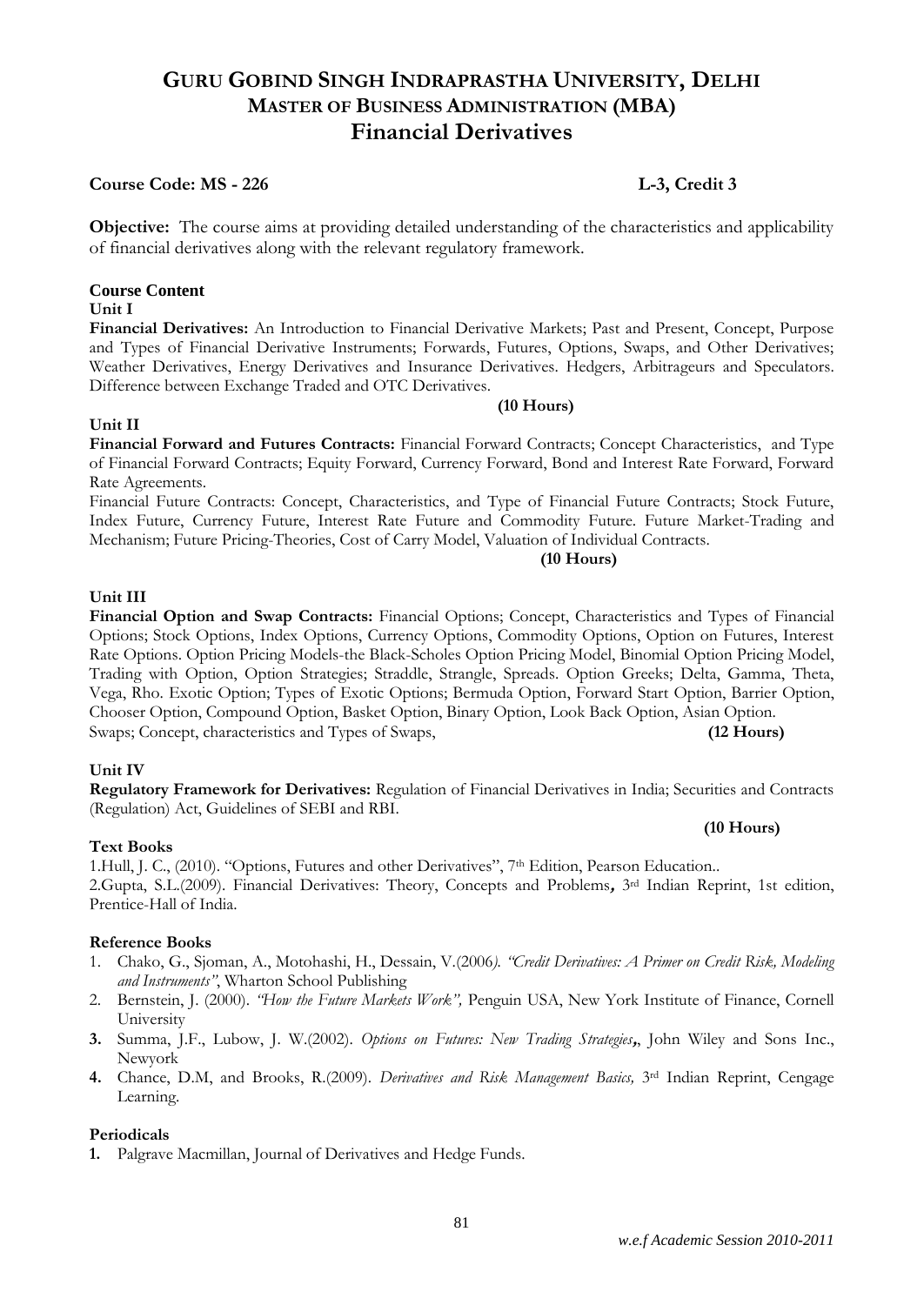# GURU GOBIND SINGH INDRAPRASTHA UNIVERSITY, DELHI

## MASTER OF BUSINESS ADMINISTRATION (MBA)

## Financial Derivatives

**Course Code: MS - 226** **L-3, Credit 3**

**Objective:** The course aims at providing detailed understanding of the characteristics and applicability of financial derivatives along with the relevant regulatory framework.

**Course Content**

**Unit I**

**Financial Derivatives:** An Introduction to Financial Derivative Markets; Past and Present, Concept, Purpose and Types of Financial Derivative Instruments; Forwards, Futures, Options, Swaps, and Other Derivatives; Weather Derivatives, Energy Derivatives and Insurance Derivatives. Hedgers, Arbitrageurs and Speculators. Difference between Exchange Traded and OTC Derivatives.

**(10 Hours)**

**Unit II**

**Financial Forward and Futures Contracts:** Financial Forward Contracts; Concept Characteristics, and Type of Financial Forward Contracts; Equity Forward, Currency Forward, Bond and Interest Rate Forward, Forward Rate Agreements.

Financial Future Contracts: Concept, Characteristics, and Type of Financial Future Contracts; Stock Future, Index Future, Currency Future, Interest Rate Future and Commodity Future. Future Market-Trading and Mechanism; Future Pricing-Theories, Cost of Carry Model, Valuation of Individual Contracts.

**(10 Hours)**

**Unit III**

**Financial Option and Swap Contracts:** Financial Options; Concept, Characteristics and Types of Financial Options; Stock Options, Index Options, Currency Options, Commodity Options, Option on Futures, Interest Rate Options. Option Pricing Models-the Black-Scholes Option Pricing Model, Binomial Option Pricing Model, Trading with Option, Option Strategies; Straddle, Strangle, Spreads. Option Greeks; Delta, Gamma, Theta, Vega, Rho. Exotic Option; Types of Exotic Options; Bermuda Option, Forward Start Option, Barrier Option, Chooser Option, Compound Option, Basket Option, Binary Option, Look Back Option, Asian Option.

Swaps; Concept, characteristics and Types of Swaps, **(12 Hours)**

**Unit IV**

**Regulatory Framework for Derivatives:** Regulation of Financial Derivatives in India; Securities and Contracts (Regulation) Act, Guidelines of SEBI and RBI.

**(10 Hours)**

**Text Books**

1.Hull, J. C., (2010). "Options, Futures and other Derivatives", 7th Edition, Pearson Education..

2.Gupta, S.L.(2009). Financial Derivatives: Theory, Concepts and Problems**,** 3rd Indian Reprint, 1st edition, Prentice-Hall of India.

**Reference Books**

1. Chako, G., Sjoman, A., Motohashi, H., Dessain, V.(2006*). "Credit Derivatives: A Primer on Credit Risk, Modeling and Instruments"*, Wharton School Publishing
2. Bernstein, J. (2000). *"How the Future Markets Work",* Penguin USA, New York Institute of Finance, Cornell University
3. Summa, J.F., Lubow, J. W.(2002). *Options on Futures: New Trading Strategies*,, John Wiley and Sons Inc., Newyork
4. Chance, D.M, and Brooks, R.(2009). *Derivatives and Risk Management Basics,* 3rd Indian Reprint, Cengage Learning.

**Periodicals**

1. Palgrave Macmillan, Journal of Derivatives and Hedge Funds.

*w.e.f Academic Session 2010-2011*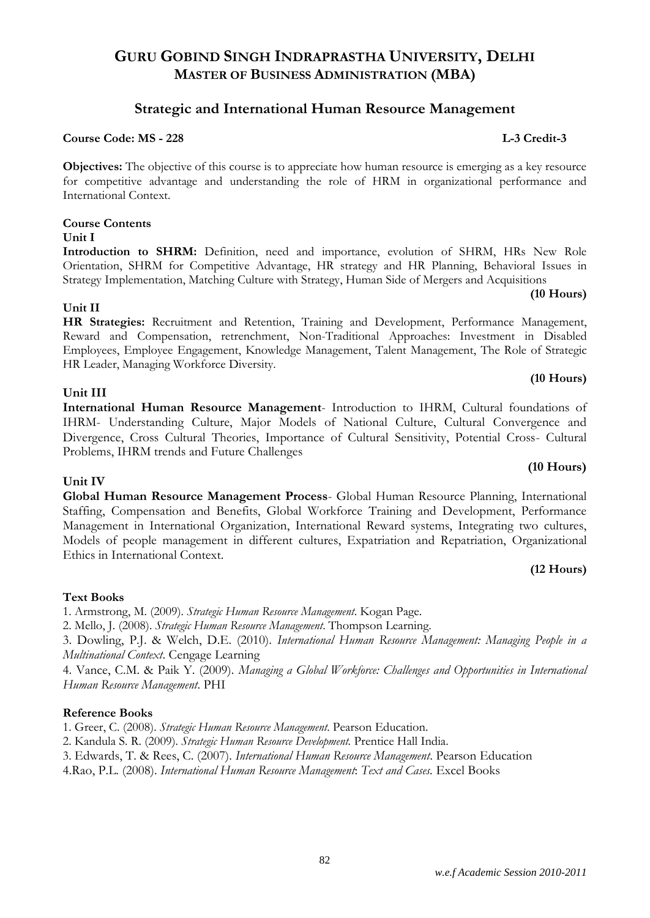# GURU GOBIND SINGH INDRAPRASTHA UNIVERSITY, DELHI
## MASTER OF BUSINESS ADMINISTRATION (MBA)

### Strategic and International Human Resource Management

**Course Code: MS - 228** **L-3 Credit-3**

**Objectives:** The objective of this course is to appreciate how human resource is emerging as a key resource for competitive advantage and understanding the role of HRM in organizational performance and International Context.

**Course Contents**

**Unit I**

**Introduction to SHRM:** Definition, need and importance, evolution of SHRM, HRs New Role Orientation, SHRM for Competitive Advantage, HR strategy and HR Planning, Behavioral Issues in Strategy Implementation, Matching Culture with Strategy, Human Side of Mergers and Acquisitions

**(10 Hours)**

**Unit II**

**HR Strategies:** Recruitment and Retention, Training and Development, Performance Management, Reward and Compensation, retrenchment, Non-Traditional Approaches: Investment in Disabled Employees, Employee Engagement, Knowledge Management, Talent Management, The Role of Strategic HR Leader, Managing Workforce Diversity.

**(10 Hours)**

**Unit III**

**International Human Resource Management**- Introduction to IHRM, Cultural foundations of IHRM- Understanding Culture, Major Models of National Culture, Cultural Convergence and Divergence, Cross Cultural Theories, Importance of Cultural Sensitivity, Potential Cross- Cultural Problems, IHRM trends and Future Challenges

**(10 Hours)**

**Unit IV**

**Global Human Resource Management Process**- Global Human Resource Planning, International Staffing, Compensation and Benefits, Global Workforce Training and Development, Performance Management in International Organization, International Reward systems, Integrating two cultures, Models of people management in different cultures, Expatriation and Repatriation, Organizational Ethics in International Context.

**(12 Hours)**

**Text Books**

1. Armstrong, M. (2009). *Strategic Human Resource Management*. Kogan Page.
2. Mello, J. (2008). *Strategic Human Resource Management*. Thompson Learning.
3. Dowling, P.J. & Welch, D.E. (2010). *International Human Resource Management: Managing People in a Multinational Context*. Cengage Learning
4. Vance, C.M. & Paik Y. (2009). *Managing a Global Workforce: Challenges and Opportunities in International Human Resource Management*. PHI

**Reference Books**

1. Greer, C. (2008). *Strategic Human Resource Management*. Pearson Education.
2. Kandula S. R. (2009). *Strategic Human Resource Development*. Prentice Hall India.
3. Edwards, T. & Rees, C. (2007). *International Human Resource Management*. Pearson Education
4. Rao, P.L. (2008). *International Human Resource Management*: *Text and Cases*. Excel Books

*w.e.f Academic Session 2010-2011*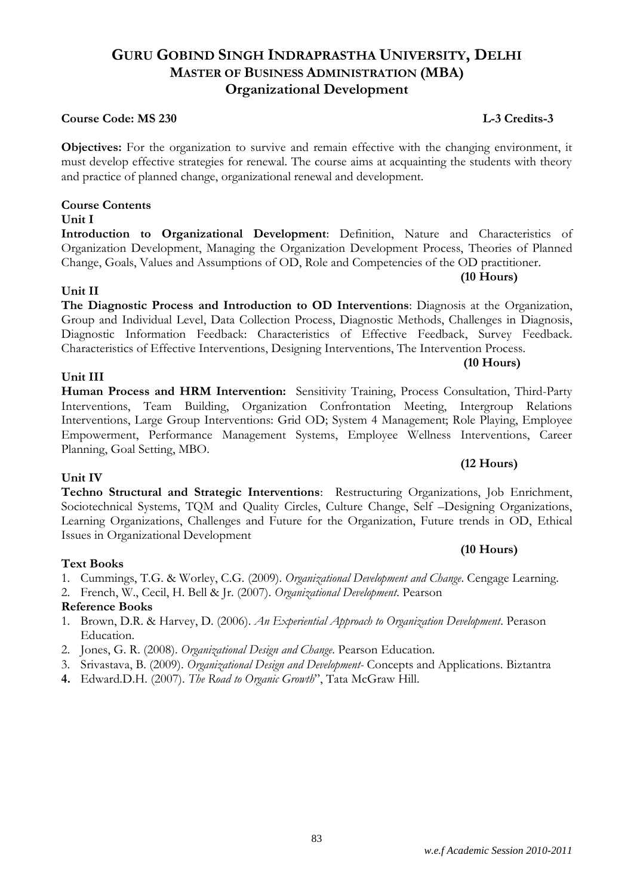# GURU GOBIND SINGH INDRAPRASTHA UNIVERSITY, DELHI
## MASTER OF BUSINESS ADMINISTRATION (MBA)
## Organizational Development

**Course Code: MS 230** **L-3 Credits-3**

**Objectives:** For the organization to survive and remain effective with the changing environment, it must develop effective strategies for renewal. The course aims at acquainting the students with theory and practice of planned change, organizational renewal and development.

**Course Contents**

**Unit I**

**Introduction to Organizational Development**: Definition, Nature and Characteristics of Organization Development, Managing the Organization Development Process, Theories of Planned Change, Goals, Values and Assumptions of OD, Role and Competencies of the OD practitioner.

**(10 Hours)**

**Unit II**

**The Diagnostic Process and Introduction to OD Interventions**: Diagnosis at the Organization, Group and Individual Level, Data Collection Process, Diagnostic Methods, Challenges in Diagnosis, Diagnostic Information Feedback: Characteristics of Effective Feedback, Survey Feedback. Characteristics of Effective Interventions, Designing Interventions, The Intervention Process.

**(10 Hours)**

**Unit III**

**Human Process and HRM Intervention:** Sensitivity Training, Process Consultation, Third-Party Interventions, Team Building, Organization Confrontation Meeting, Intergroup Relations Interventions, Large Group Interventions: Grid OD; System 4 Management; Role Playing, Employee Empowerment, Performance Management Systems, Employee Wellness Interventions, Career Planning, Goal Setting, MBO.

**(12 Hours)**

**Unit IV**

**Techno Structural and Strategic Interventions**: Restructuring Organizations, Job Enrichment, Sociotechnical Systems, TQM and Quality Circles, Culture Change, Self –Designing Organizations, Learning Organizations, Challenges and Future for the Organization, Future trends in OD, Ethical Issues in Organizational Development

**(10 Hours)**

**Text Books**

1. Cummings, T.G. & Worley, C.G. (2009). *Organizational Development and Change*. Cengage Learning.
2. French, W., Cecil, H. Bell & Jr. (2007). *Organizational Development*. Pearson

**Reference Books**

1. Brown, D.R. & Harvey, D. (2006). *An Experiential Approach to Organization Development*. Perason Education.
2. Jones, G. R. (2008). *Organizational Design and Change*. Pearson Education.
3. Srivastava, B. (2009). *Organizational Design and Development*- Concepts and Applications. Biztantra
4. Edward.D.H. (2007). *The Road to Organic Growth*", Tata McGraw Hill.

*w.e.f Academic Session 2010-2011*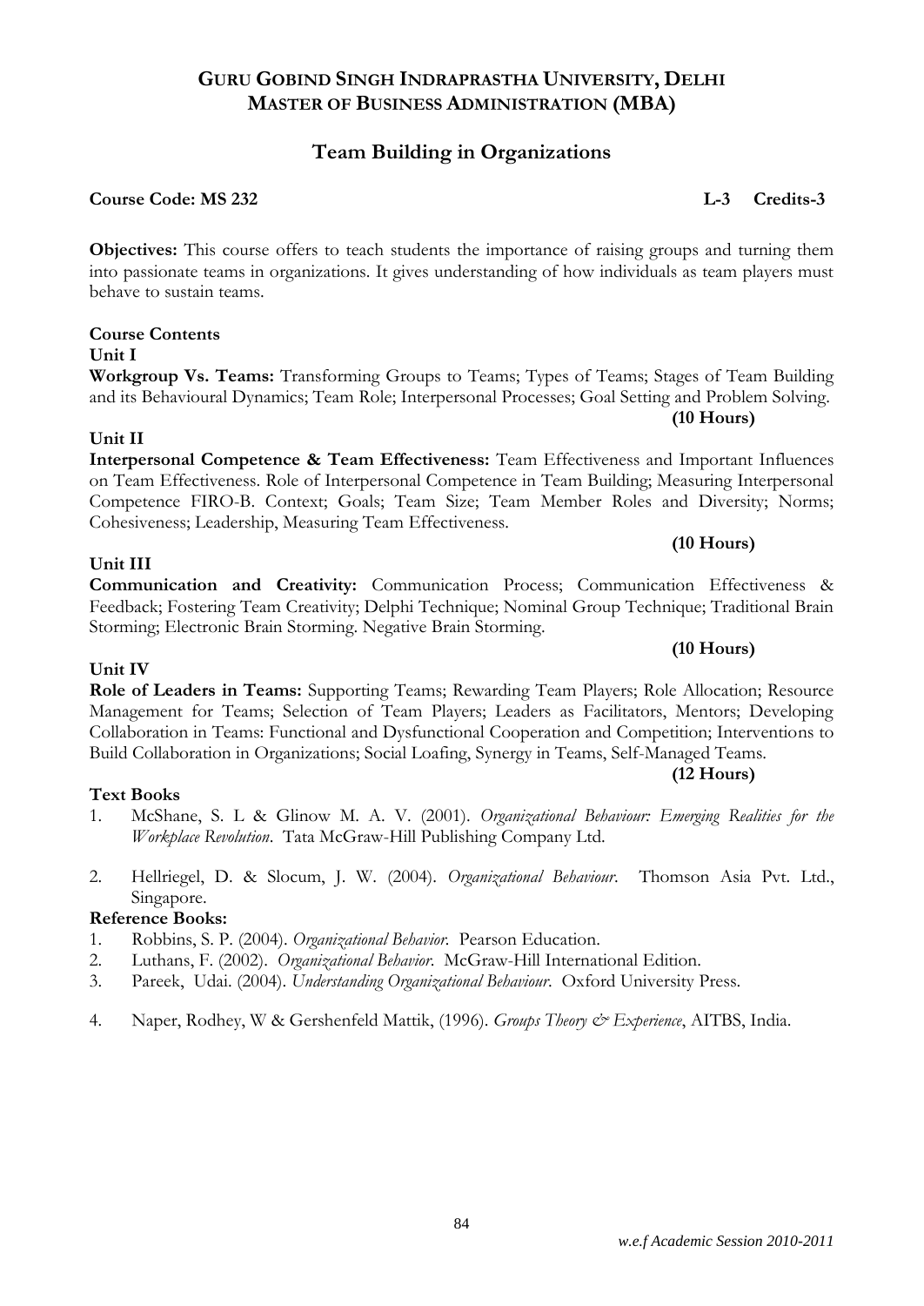# GURU GOBIND SINGH INDRAPRASTHA UNIVERSITY, DELHI
## MASTER OF BUSINESS ADMINISTRATION (MBA)

## Team Building in Organizations

**Course Code: MS 232** **L-3 Credits-3**

**Objectives:** This course offers to teach students the importance of raising groups and turning them into passionate teams in organizations. It gives understanding of how individuals as team players must behave to sustain teams.

**Course Contents**

**Unit I**

**Workgroup Vs. Teams:** Transforming Groups to Teams; Types of Teams; Stages of Team Building and its Behavioural Dynamics; Team Role; Interpersonal Processes; Goal Setting and Problem Solving.

**(10 Hours)**

**Unit II**

**Interpersonal Competence & Team Effectiveness:** Team Effectiveness and Important Influences on Team Effectiveness. Role of Interpersonal Competence in Team Building; Measuring Interpersonal Competence FIRO-B. Context; Goals; Team Size; Team Member Roles and Diversity; Norms; Cohesiveness; Leadership, Measuring Team Effectiveness.

**(10 Hours)**

**Unit III**

**Communication and Creativity:** Communication Process; Communication Effectiveness & Feedback; Fostering Team Creativity; Delphi Technique; Nominal Group Technique; Traditional Brain Storming; Electronic Brain Storming. Negative Brain Storming.

**(10 Hours)**

**Unit IV**

**Role of Leaders in Teams:** Supporting Teams; Rewarding Team Players; Role Allocation; Resource Management for Teams; Selection of Team Players; Leaders as Facilitators, Mentors; Developing Collaboration in Teams: Functional and Dysfunctional Cooperation and Competition; Interventions to Build Collaboration in Organizations; Social Loafing, Synergy in Teams, Self-Managed Teams.

**(12 Hours)**

**Text Books**

1. McShane, S. L & Glinow M. A. V. (2001). *Organizational Behaviour: Emerging Realities for the Workplace Revolution*. Tata McGraw-Hill Publishing Company Ltd.
2. Hellriegel, D. & Slocum, J. W. (2004). *Organizational Behaviour*. Thomson Asia Pvt. Ltd., Singapore.

**Reference Books:**

1. Robbins, S. P. (2004). *Organizational Behavior*. Pearson Education.
2. Luthans, F. (2002). *Organizational Behavior*. McGraw-Hill International Edition.
3. Pareek, Udai. (2004). *Understanding Organizational Behaviour*. Oxford University Press.
4. Naper, Rodhey, W & Gershenfeld Mattik, (1996). *Groups Theory & Experience*, AITBS, India.

*w.e.f Academic Session 2010-2011*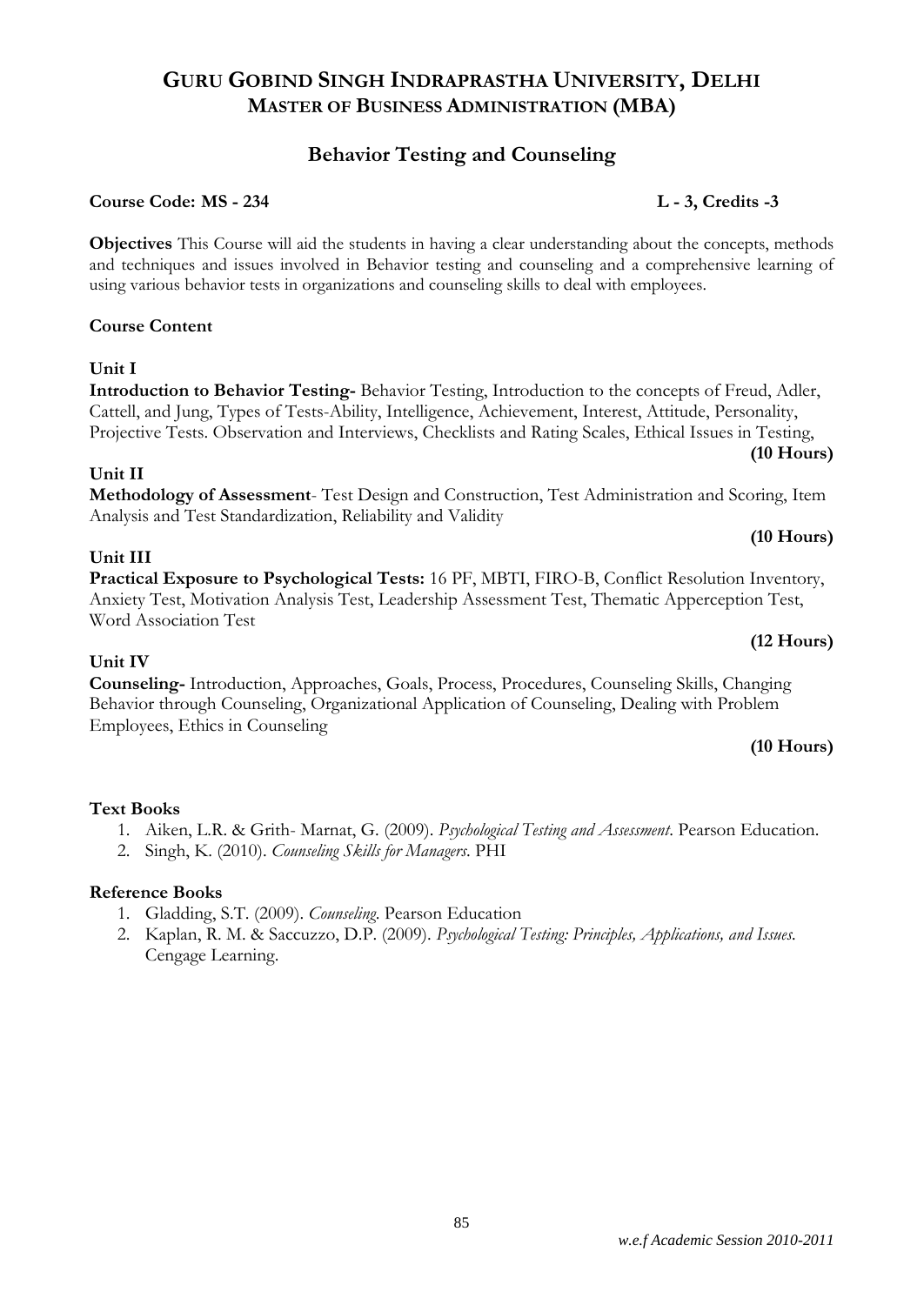# GURU GOBIND SINGH INDRAPRASTHA UNIVERSITY, DELHI
## MASTER OF BUSINESS ADMINISTRATION (MBA)

### Behavior Testing and Counseling

**Course Code: MS - 234** **L - 3, Credits -3**

**Objectives** This Course will aid the students in having a clear understanding about the concepts, methods and techniques and issues involved in Behavior testing and counseling and a comprehensive learning of using various behavior tests in organizations and counseling skills to deal with employees.

**Course Content**

**Unit I**

**Introduction to Behavior Testing-** Behavior Testing, Introduction to the concepts of Freud, Adler, Cattell, and Jung, Types of Tests-Ability, Intelligence, Achievement, Interest, Attitude, Personality, Projective Tests. Observation and Interviews, Checklists and Rating Scales, Ethical Issues in Testing,

**(10 Hours)**

**Unit II**

**Methodology of Assessment**- Test Design and Construction, Test Administration and Scoring, Item Analysis and Test Standardization, Reliability and Validity

**(10 Hours)**

**Unit III**

**Practical Exposure to Psychological Tests:** 16 PF, MBTI, FIRO-B, Conflict Resolution Inventory, Anxiety Test, Motivation Analysis Test, Leadership Assessment Test, Thematic Apperception Test, Word Association Test

**(12 Hours)**

**Unit IV**

**Counseling-** Introduction, Approaches, Goals, Process, Procedures, Counseling Skills, Changing Behavior through Counseling, Organizational Application of Counseling, Dealing with Problem Employees, Ethics in Counseling

**(10 Hours)**

**Text Books**

1. Aiken, L.R. & Grith- Marnat, G. (2009). *Psychological Testing and Assessment*. Pearson Education.
2. Singh, K. (2010). *Counseling Skills for Managers*. PHI

**Reference Books**

1. Gladding, S.T. (2009). *Counseling*. Pearson Education
2. Kaplan, R. M. & Saccuzzo, D.P. (2009). *Psychological Testing: Principles, Applications, and Issues*. Cengage Learning.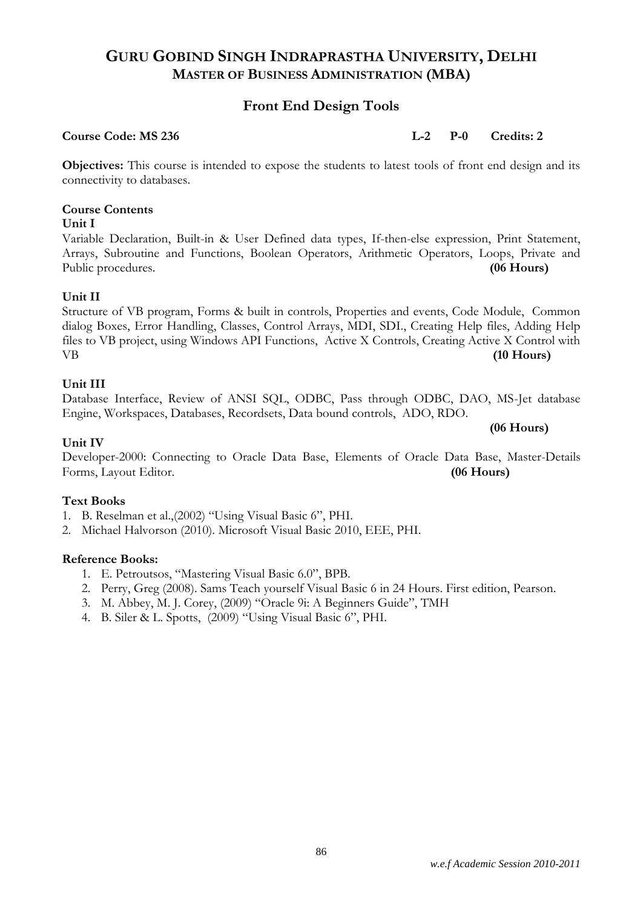# GURU GOBIND SINGH INDRAPRASTHA UNIVERSITY, DELHI

## MASTER OF BUSINESS ADMINISTRATION (MBA)

## Front End Design Tools

**Course Code: MS 236** **L-2 P-0 Credits: 2**

**Objectives:** This course is intended to expose the students to latest tools of front end design and its connectivity to databases.

### Course Contents

**Unit I**

Variable Declaration, Built-in & User Defined data types, If-then-else expression, Print Statement, Arrays, Subroutine and Functions, Boolean Operators, Arithmetic Operators, Loops, Private and Public procedures. **(06 Hours)**

**Unit II**

Structure of VB program, Forms & built in controls, Properties and events, Code Module, Common dialog Boxes, Error Handling, Classes, Control Arrays, MDI, SDI., Creating Help files, Adding Help files to VB project, using Windows API Functions, Active X Controls, Creating Active X Control with VB **(10 Hours)**

**Unit III**

Database Interface, Review of ANSI SQL, ODBC, Pass through ODBC, DAO, MS-Jet database Engine, Workspaces, Databases, Recordsets, Data bound controls, ADO, RDO. **(06 Hours)**

**Unit IV**

Developer-2000: Connecting to Oracle Data Base, Elements of Oracle Data Base, Master-Details Forms, Layout Editor. **(06 Hours)**

### Text Books

1. B. Reselman et al.,(2002) "Using Visual Basic 6", PHI.
2. Michael Halvorson (2010). Microsoft Visual Basic 2010, EEE, PHI.

### Reference Books:

1. E. Petroutsos, "Mastering Visual Basic 6.0", BPB.
2. Perry, Greg (2008). Sams Teach yourself Visual Basic 6 in 24 Hours. First edition, Pearson.
3. M. Abbey, M. J. Corey, (2009) "Oracle 9i: A Beginners Guide", TMH
4. B. Siler & L. Spotts, (2009) "Using Visual Basic 6", PHI.

*w.e.f Academic Session 2010-2011*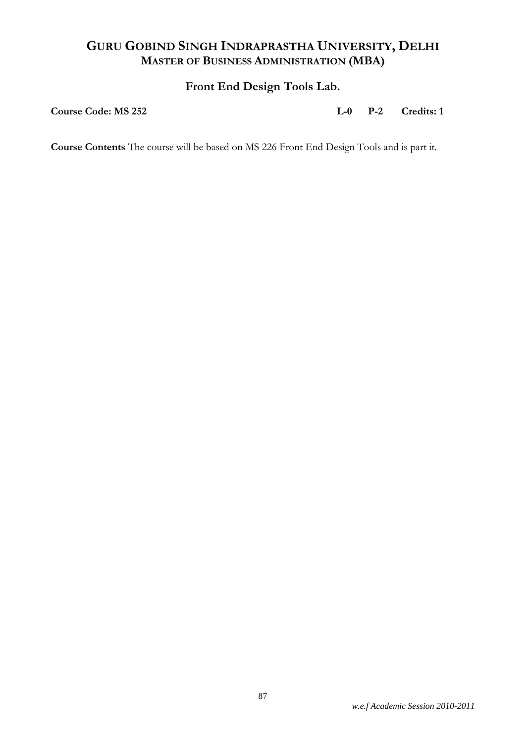# GURU GOBIND SINGH INDRAPRASTHA UNIVERSITY, DELHI

## MASTER OF BUSINESS ADMINISTRATION (MBA)

### Front End Design Tools Lab.

**Course Code: MS 252** **L-0 P-2 Credits: 1**

**Course Contents** The course will be based on MS 226 Front End Design Tools and is part it.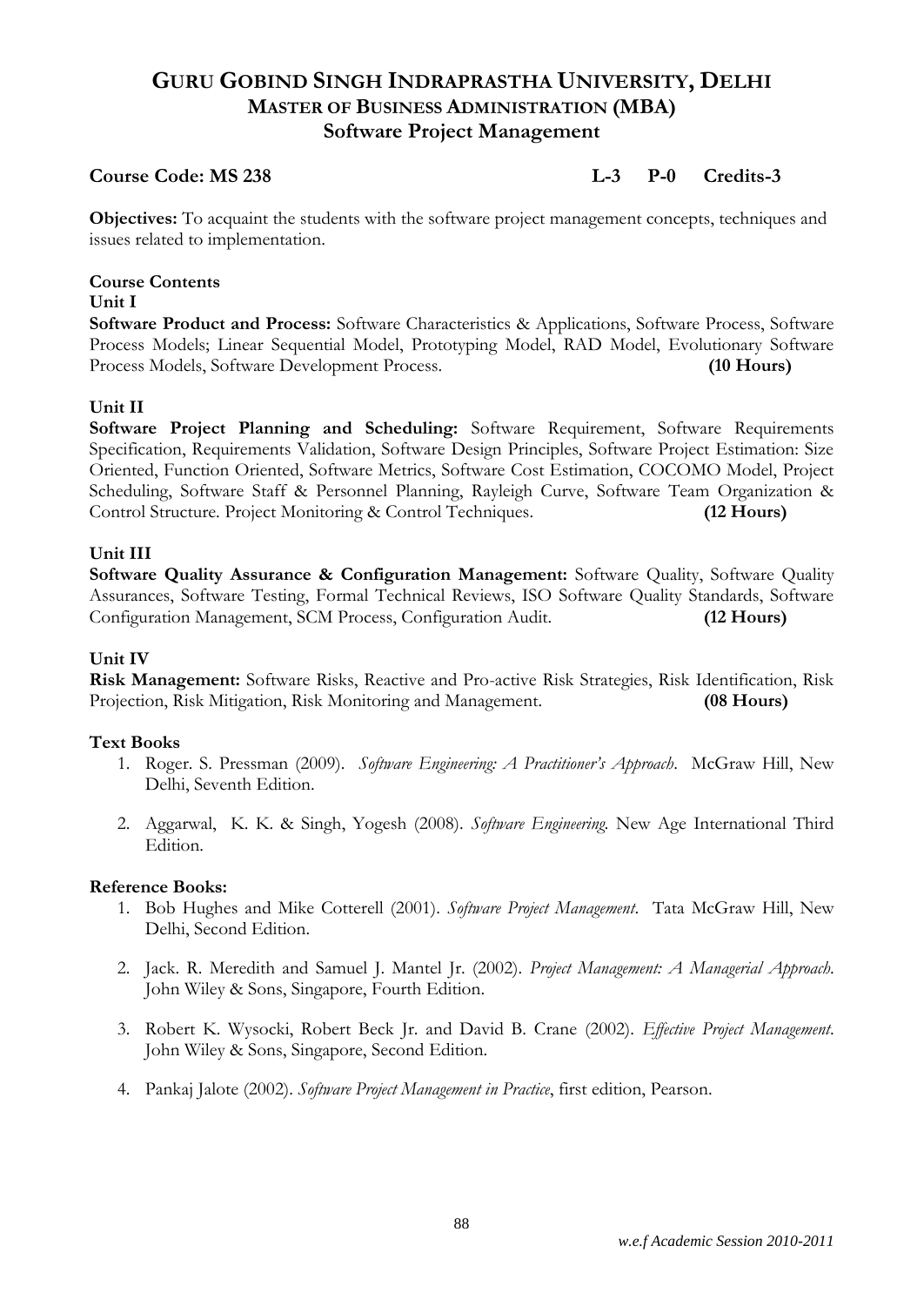# GURU GOBIND SINGH INDRAPRASTHA UNIVERSITY, DELHI

## MASTER OF BUSINESS ADMINISTRATION (MBA)

## Software Project Management

**Course Code: MS 238** **L-3 P-0 Credits-3**

**Objectives:** To acquaint the students with the software project management concepts, techniques and issues related to implementation.

**Course Contents**

**Unit I**

**Software Product and Process:** Software Characteristics & Applications, Software Process, Software Process Models; Linear Sequential Model, Prototyping Model, RAD Model, Evolutionary Software Process Models, Software Development Process. **(10 Hours)**

**Unit II**

**Software Project Planning and Scheduling:** Software Requirement, Software Requirements Specification, Requirements Validation, Software Design Principles, Software Project Estimation: Size Oriented, Function Oriented, Software Metrics, Software Cost Estimation, COCOMO Model, Project Scheduling, Software Staff & Personnel Planning, Rayleigh Curve, Software Team Organization & Control Structure. Project Monitoring & Control Techniques. **(12 Hours)**

**Unit III**

**Software Quality Assurance & Configuration Management:** Software Quality, Software Quality Assurances, Software Testing, Formal Technical Reviews, ISO Software Quality Standards, Software Configuration Management, SCM Process, Configuration Audit. **(12 Hours)**

**Unit IV**

**Risk Management:** Software Risks, Reactive and Pro-active Risk Strategies, Risk Identification, Risk Projection, Risk Mitigation, Risk Monitoring and Management. **(08 Hours)**

**Text Books**

1. Roger. S. Pressman (2009). *Software Engineering: A Practitioner's Approach*. McGraw Hill, New Delhi, Seventh Edition.
2. Aggarwal, K. K. & Singh, Yogesh (2008). *Software Engineering*. New Age International Third Edition.

**Reference Books:**

1. Bob Hughes and Mike Cotterell (2001). *Software Project Management*. Tata McGraw Hill, New Delhi, Second Edition.
2. Jack. R. Meredith and Samuel J. Mantel Jr. (2002). *Project Management: A Managerial Approach*. John Wiley & Sons, Singapore, Fourth Edition.
3. Robert K. Wysocki, Robert Beck Jr. and David B. Crane (2002). *Effective Project Management*. John Wiley & Sons, Singapore, Second Edition.
4. Pankaj Jalote (2002). *Software Project Management in Practice*, first edition, Pearson.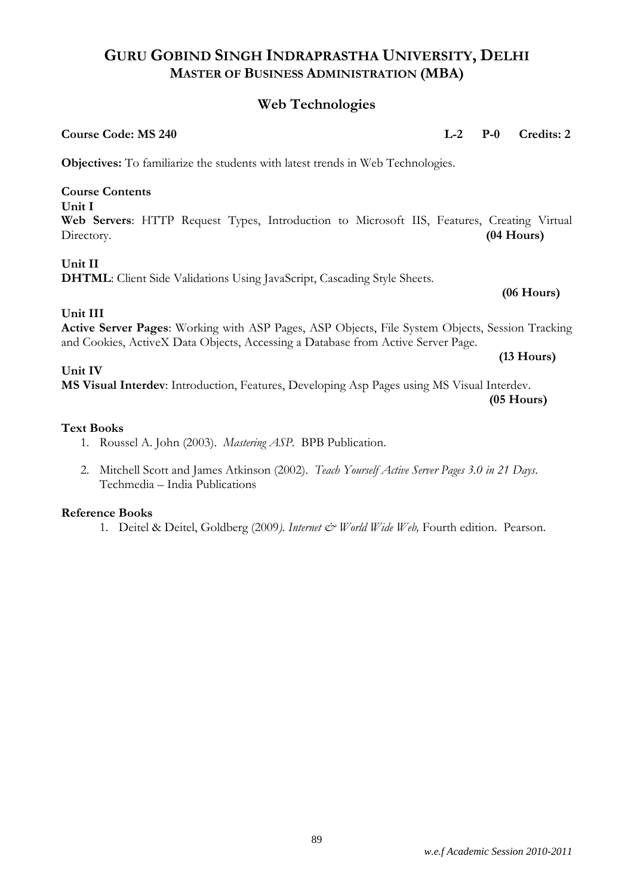# GURU GOBIND SINGH INDRAPRASTHA UNIVERSITY, DELHI

## MASTER OF BUSINESS ADMINISTRATION (MBA)

### Web Technologies

**Course Code: MS 240** **L-2 P-0 Credits: 2**

**Objectives:** To familiarize the students with latest trends in Web Technologies.

**Course Contents**

**Unit I**

**Web Servers**: HTTP Request Types, Introduction to Microsoft IIS, Features, Creating Virtual Directory. **(04 Hours)**

**Unit II**

**DHTML**: Client Side Validations Using JavaScript, Cascading Style Sheets. **(06 Hours)**

**Unit III**

**Active Server Pages**: Working with ASP Pages, ASP Objects, File System Objects, Session Tracking and Cookies, ActiveX Data Objects, Accessing a Database from Active Server Page. **(13 Hours)**

**Unit IV**

**MS Visual Interdev**: Introduction, Features, Developing Asp Pages using MS Visual Interdev. **(05 Hours)**

**Text Books**

1. Roussel A. John (2003). *Mastering ASP*. BPB Publication.
2. Mitchell Scott and James Atkinson (2002). *Teach Yourself Active Server Pages 3.0 in 21 Days*. Techmedia – India Publications

**Reference Books**

1. Deitel & Deitel, Goldberg (2009). *Internet & World Wide Web,* Fourth edition. Pearson.

*w.e.f Academic Session 2010-2011*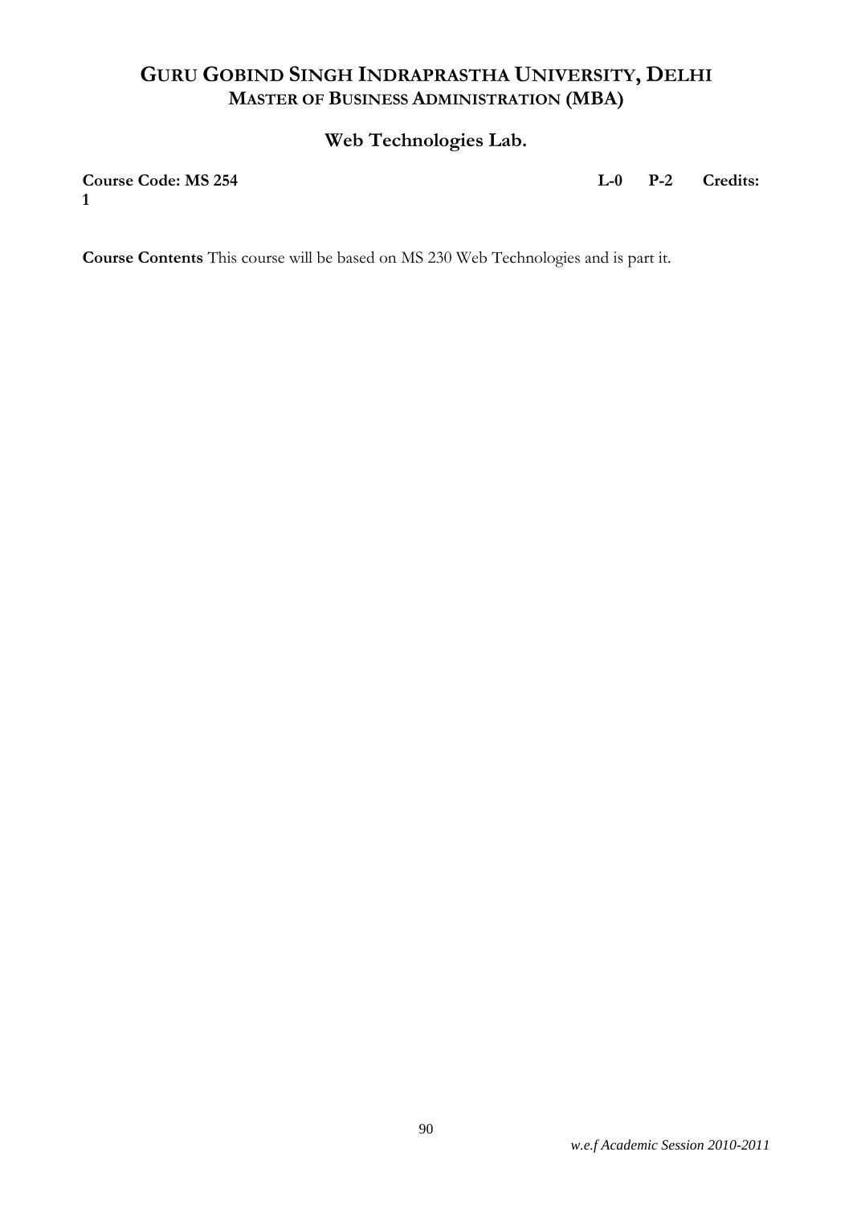# GURU GOBIND SINGH INDRAPRASTHA UNIVERSITY, DELHI
## MASTER OF BUSINESS ADMINISTRATION (MBA)

### Web Technologies Lab.

**Course Code: MS 254** **L-0 P-2 Credits: 1**

**Course Contents** This course will be based on MS 230 Web Technologies and is part it.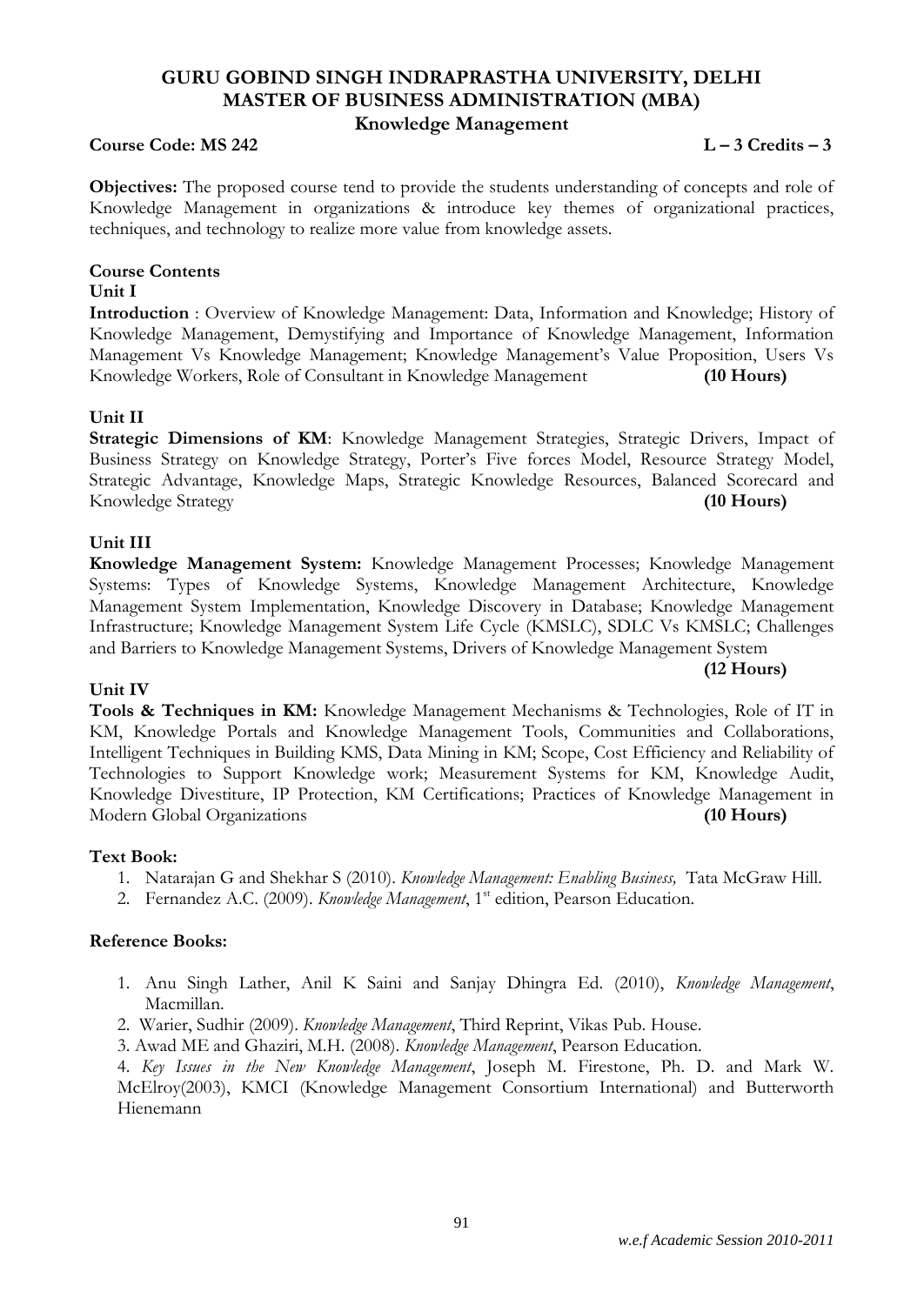# GURU GOBIND SINGH INDRAPRASTHA UNIVERSITY, DELHI
## MASTER OF BUSINESS ADMINISTRATION (MBA)
### Knowledge Management

**Course Code: MS 242** **L – 3 Credits – 3**

**Objectives:** The proposed course tend to provide the students understanding of concepts and role of Knowledge Management in organizations & introduce key themes of organizational practices, techniques, and technology to realize more value from knowledge assets.

**Course Contents**

**Unit I**

**Introduction** : Overview of Knowledge Management: Data, Information and Knowledge; History of Knowledge Management, Demystifying and Importance of Knowledge Management, Information Management Vs Knowledge Management; Knowledge Management's Value Proposition, Users Vs Knowledge Workers, Role of Consultant in Knowledge Management **(10 Hours)**

**Unit II**

**Strategic Dimensions of KM**: Knowledge Management Strategies, Strategic Drivers, Impact of Business Strategy on Knowledge Strategy, Porter's Five forces Model, Resource Strategy Model, Strategic Advantage, Knowledge Maps, Strategic Knowledge Resources, Balanced Scorecard and Knowledge Strategy **(10 Hours)**

**Unit III**

**Knowledge Management System:** Knowledge Management Processes; Knowledge Management Systems: Types of Knowledge Systems, Knowledge Management Architecture, Knowledge Management System Implementation, Knowledge Discovery in Database; Knowledge Management Infrastructure; Knowledge Management System Life Cycle (KMSLC), SDLC Vs KMSLC; Challenges and Barriers to Knowledge Management Systems, Drivers of Knowledge Management System **(12 Hours)**

**Unit IV**

**Tools & Techniques in KM:** Knowledge Management Mechanisms & Technologies, Role of IT in KM, Knowledge Portals and Knowledge Management Tools, Communities and Collaborations, Intelligent Techniques in Building KMS, Data Mining in KM; Scope, Cost Efficiency and Reliability of Technologies to Support Knowledge work; Measurement Systems for KM, Knowledge Audit, Knowledge Divestiture, IP Protection, KM Certifications; Practices of Knowledge Management in Modern Global Organizations **(10 Hours)**

**Text Book:**

1. Natarajan G and Shekhar S (2010). *Knowledge Management: Enabling Business,* Tata McGraw Hill.
2. Fernandez A.C. (2009). *Knowledge Management*, 1st edition, Pearson Education.

**Reference Books:**

1. Anu Singh Lather, Anil K Saini and Sanjay Dhingra Ed. (2010), *Knowledge Management*, Macmillan.
2. Warier, Sudhir (2009). *Knowledge Management*, Third Reprint, Vikas Pub. House.
3. Awad ME and Ghaziri, M.H. (2008). *Knowledge Management*, Pearson Education.
4. *Key Issues in the New Knowledge Management*, Joseph M. Firestone, Ph. D. and Mark W. McElroy(2003), KMCI (Knowledge Management Consortium International) and Butterworth Hienemann

*w.e.f Academic Session 2010-2011*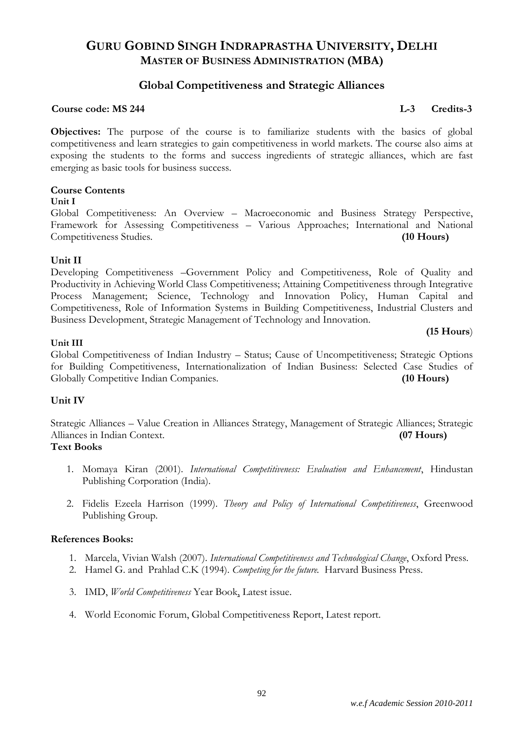# GURU GOBIND SINGH INDRAPRASTHA UNIVERSITY, DELHI
## MASTER OF BUSINESS ADMINISTRATION (MBA)

### Global Competitiveness and Strategic Alliances

**Course code: MS 244** **L-3 Credits-3**

**Objectives:** The purpose of the course is to familiarize students with the basics of global competitiveness and learn strategies to gain competitiveness in world markets. The course also aims at exposing the students to the forms and success ingredients of strategic alliances, which are fast emerging as basic tools for business success.

**Course Contents**

**Unit I**

Global Competitiveness: An Overview – Macroeconomic and Business Strategy Perspective, Framework for Assessing Competitiveness – Various Approaches; International and National Competitiveness Studies. **(10 Hours)**

**Unit II**

Developing Competitiveness –Government Policy and Competitiveness, Role of Quality and Productivity in Achieving World Class Competitiveness; Attaining Competitiveness through Integrative Process Management; Science, Technology and Innovation Policy, Human Capital and Competitiveness, Role of Information Systems in Building Competitiveness, Industrial Clusters and Business Development, Strategic Management of Technology and Innovation. **(15 Hours)**

**Unit III**

Global Competitiveness of Indian Industry – Status; Cause of Uncompetitiveness; Strategic Options for Building Competitiveness, Internationalization of Indian Business: Selected Case Studies of Globally Competitive Indian Companies. **(10 Hours)**

**Unit IV**

Strategic Alliances – Value Creation in Alliances Strategy, Management of Strategic Alliances; Strategic Alliances in Indian Context. **(07 Hours)**

**Text Books**

1. Momaya Kiran (2001). *International Competitiveness: Evaluation and Enhancement*, Hindustan Publishing Corporation (India).
2. Fidelis Ezeela Harrison (1999). *Theory and Policy of International Competitiveness*, Greenwood Publishing Group.

**References Books:**

1. Marcela, Vivian Walsh (2007). *International Competitiveness and Technological Change*, Oxford Press.
2. Hamel G. and Prahlad C.K (1994). *Competing for the future.* Harvard Business Press.
3. IMD, *World Competitiveness* Year Book, Latest issue.
4. World Economic Forum, Global Competitiveness Report, Latest report.

*w.e.f Academic Session 2010-2011*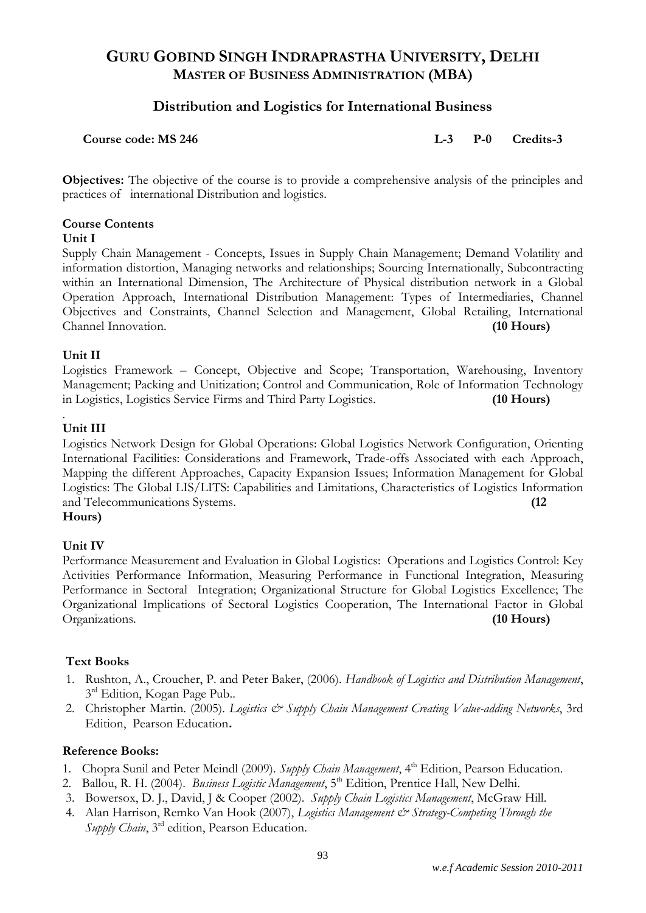# GURU GOBIND SINGH INDRAPRASTHA UNIVERSITY, DELHI
## MASTER OF BUSINESS ADMINISTRATION (MBA)

## Distribution and Logistics for International Business

**Course code: MS 246** **L-3 P-0 Credits-3**

**Objectives:** The objective of the course is to provide a comprehensive analysis of the principles and practices of international Distribution and logistics.

**Course Contents**

**Unit I**

Supply Chain Management - Concepts, Issues in Supply Chain Management; Demand Volatility and information distortion, Managing networks and relationships; Sourcing Internationally, Subcontracting within an International Dimension, The Architecture of Physical distribution network in a Global Operation Approach, International Distribution Management: Types of Intermediaries, Channel Objectives and Constraints, Channel Selection and Management, Global Retailing, International Channel Innovation. **(10 Hours)**

**Unit II**

Logistics Framework – Concept, Objective and Scope; Transportation, Warehousing, Inventory Management; Packing and Unitization; Control and Communication, Role of Information Technology in Logistics, Logistics Service Firms and Third Party Logistics. **(10 Hours)**

.

**Unit III**

Logistics Network Design for Global Operations: Global Logistics Network Configuration, Orienting International Facilities: Considerations and Framework, Trade-offs Associated with each Approach, Mapping the different Approaches, Capacity Expansion Issues; Information Management for Global Logistics: The Global LIS/LITS: Capabilities and Limitations, Characteristics of Logistics Information and Telecommunications Systems. **(12 Hours)**

**Unit IV**

Performance Measurement and Evaluation in Global Logistics: Operations and Logistics Control: Key Activities Performance Information, Measuring Performance in Functional Integration, Measuring Performance in Sectoral Integration; Organizational Structure for Global Logistics Excellence; The Organizational Implications of Sectoral Logistics Cooperation, The International Factor in Global Organizations. **(10 Hours)**

**Text Books**

1. Rushton, A., Croucher, P. and Peter Baker, (2006). *Handbook of Logistics and Distribution Management*, 3rd Edition, Kogan Page Pub..
2. Christopher Martin. (2005). *Logistics & Supply Chain Management Creating Value-adding Networks*, 3rd Edition, Pearson Education**.**

**Reference Books:**

1. Chopra Sunil and Peter Meindl (2009). *Supply Chain Management*, 4th Edition, Pearson Education.
2. Ballou, R. H. (2004). *Business Logistic Management*, 5th Edition, Prentice Hall, New Delhi.
3. Bowersox, D. J., David, J & Cooper (2002). *Supply Chain Logistics Management*, McGraw Hill.
4. Alan Harrison, Remko Van Hook (2007), *Logistics Management & Strategy-Competing Through the Supply Chain*, 3rd edition, Pearson Education.

*w.e.f Academic Session 2010-2011*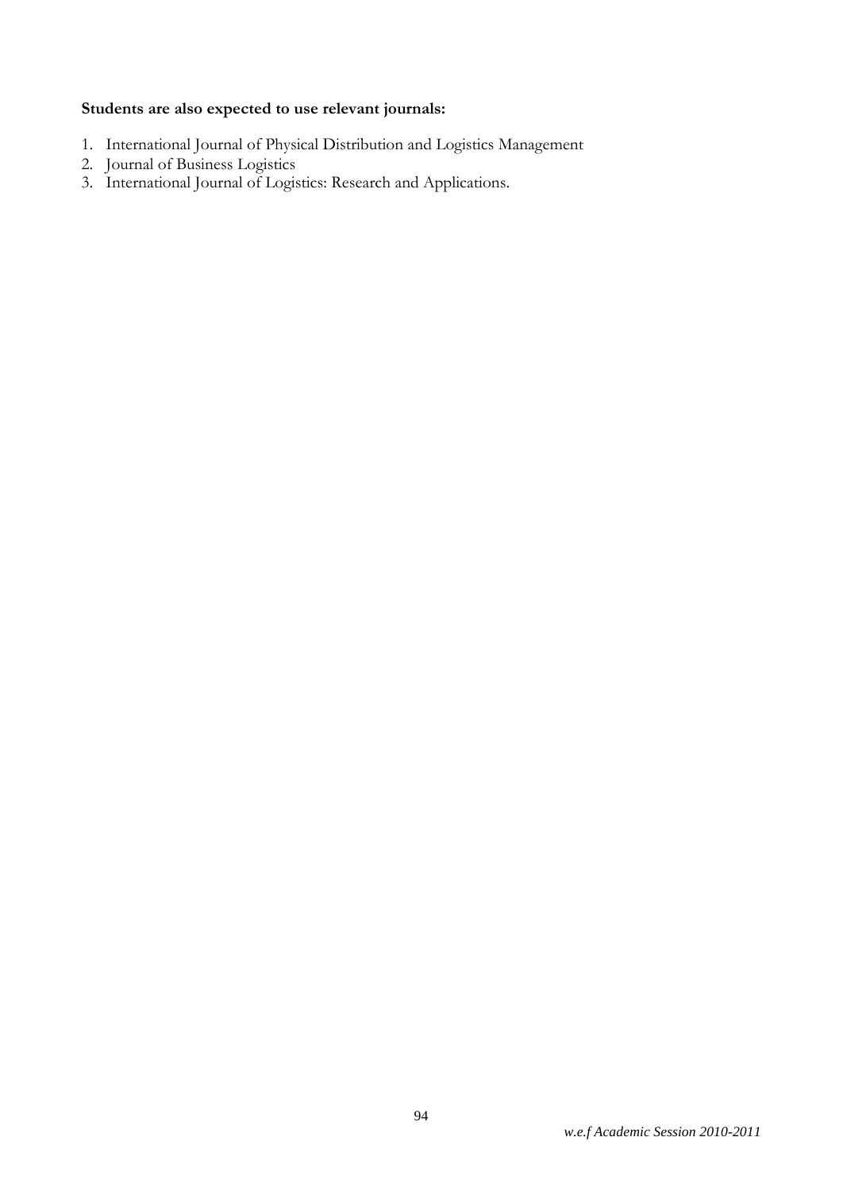**Students are also expected to use relevant journals:**

1. International Journal of Physical Distribution and Logistics Management
2. Journal of Business Logistics
3. International Journal of Logistics: Research and Applications.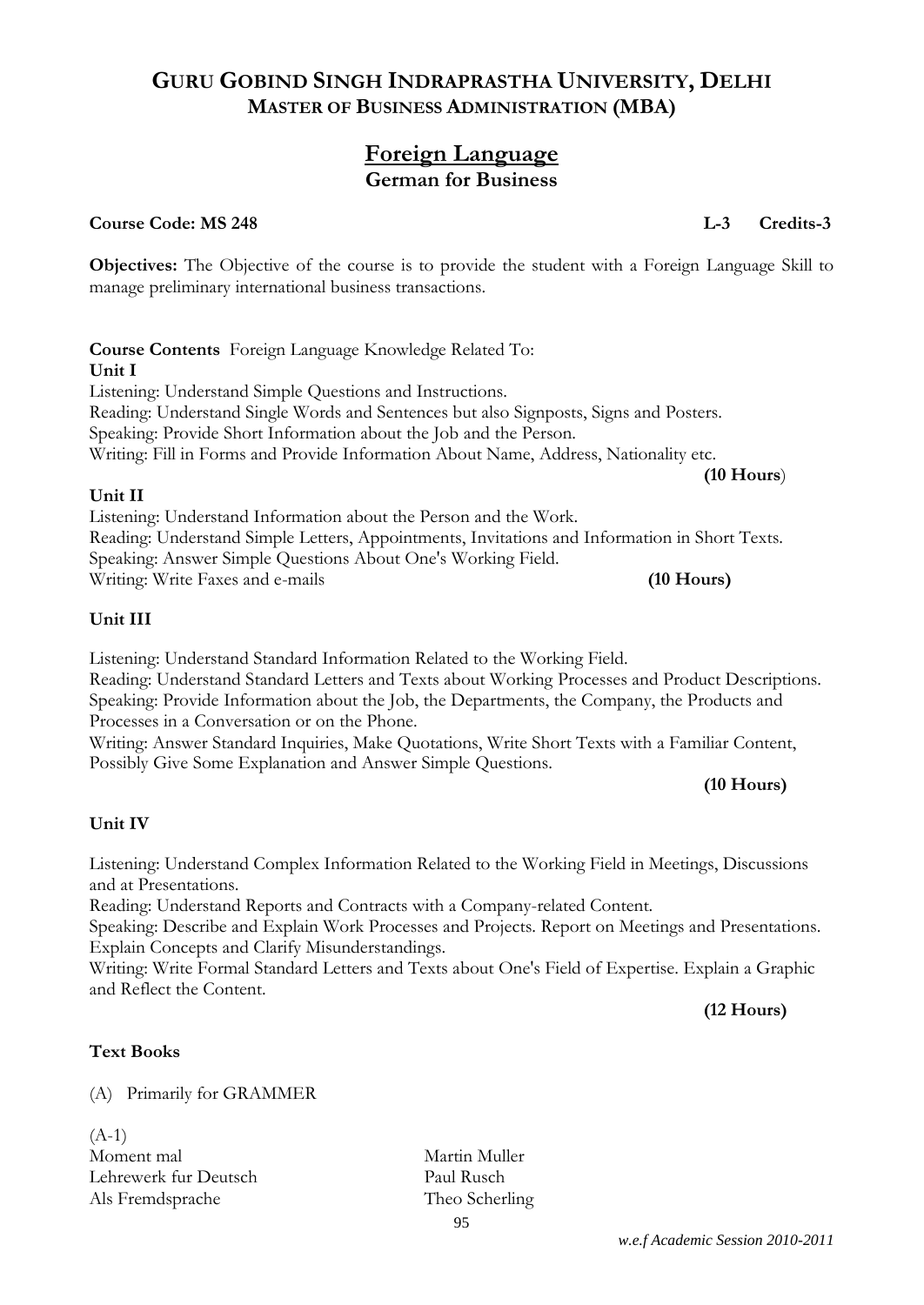# GURU GOBIND SINGH INDRAPRASTHA UNIVERSITY, DELHI
## MASTER OF BUSINESS ADMINISTRATION (MBA)

## Foreign Language
### German for Business

**Course Code: MS 248** **L-3 Credits-3**

**Objectives:** The Objective of the course is to provide the student with a Foreign Language Skill to manage preliminary international business transactions.

**Course Contents** Foreign Language Knowledge Related To:

**Unit I**

Listening: Understand Simple Questions and Instructions.
Reading: Understand Single Words and Sentences but also Signposts, Signs and Posters.
Speaking: Provide Short Information about the Job and the Person.
Writing: Fill in Forms and Provide Information About Name, Address, Nationality etc.

**(10 Hours)**

**Unit II**

Listening: Understand Information about the Person and the Work.
Reading: Understand Simple Letters, Appointments, Invitations and Information in Short Texts.
Speaking: Answer Simple Questions About One's Working Field.
Writing: Write Faxes and e-mails **(10 Hours)**

**Unit III**

Listening: Understand Standard Information Related to the Working Field.
Reading: Understand Standard Letters and Texts about Working Processes and Product Descriptions.
Speaking: Provide Information about the Job, the Departments, the Company, the Products and Processes in a Conversation or on the Phone.
Writing: Answer Standard Inquiries, Make Quotations, Write Short Texts with a Familiar Content, Possibly Give Some Explanation and Answer Simple Questions.

**(10 Hours)**

**Unit IV**

Listening: Understand Complex Information Related to the Working Field in Meetings, Discussions and at Presentations.
Reading: Understand Reports and Contracts with a Company-related Content.
Speaking: Describe and Explain Work Processes and Projects. Report on Meetings and Presentations. Explain Concepts and Clarify Misunderstandings.
Writing: Write Formal Standard Letters and Texts about One's Field of Expertise. Explain a Graphic and Reflect the Content.

**(12 Hours)**

**Text Books**

(A) Primarily for GRAMMER

(A-1)

| | |
|---|---|
| Moment mal | Martin Muller |
| Lehrewerk fur Deutsch | Paul Rusch |
| Als Fremdsprache | Theo Scherling |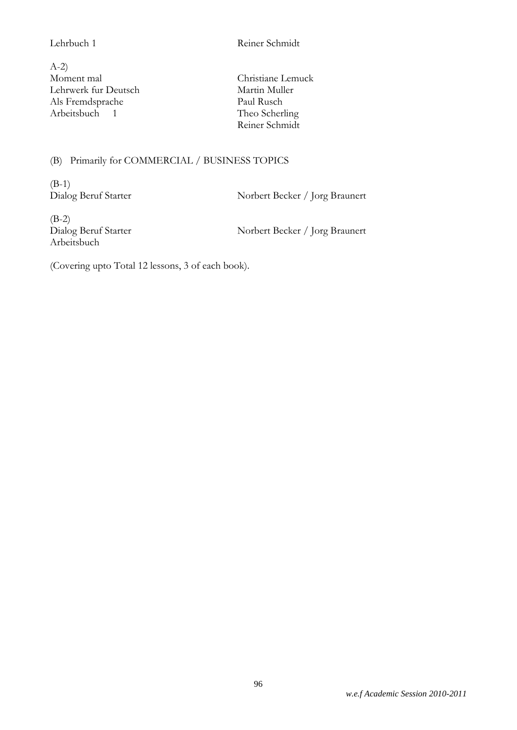Lehrbuch 1 — Reiner Schmidt

A-2)
Moment mal
Lehrwerk fur Deutsch
Als Fremdsprache
Arbeitsbuch 1

Christiane Lemuck
Martin Muller
Paul Rusch
Theo Scherling
Reiner Schmidt

(B) Primarily for COMMERCIAL / BUSINESS TOPICS

(B-1)
Dialog Beruf Starter — Norbert Becker / Jorg Braunert

(B-2)
Dialog Beruf Starter
Arbeitsbuch — Norbert Becker / Jorg Braunert

(Covering upto Total 12 lessons, 3 of each book).

*w.e.f Academic Session 2010-2011*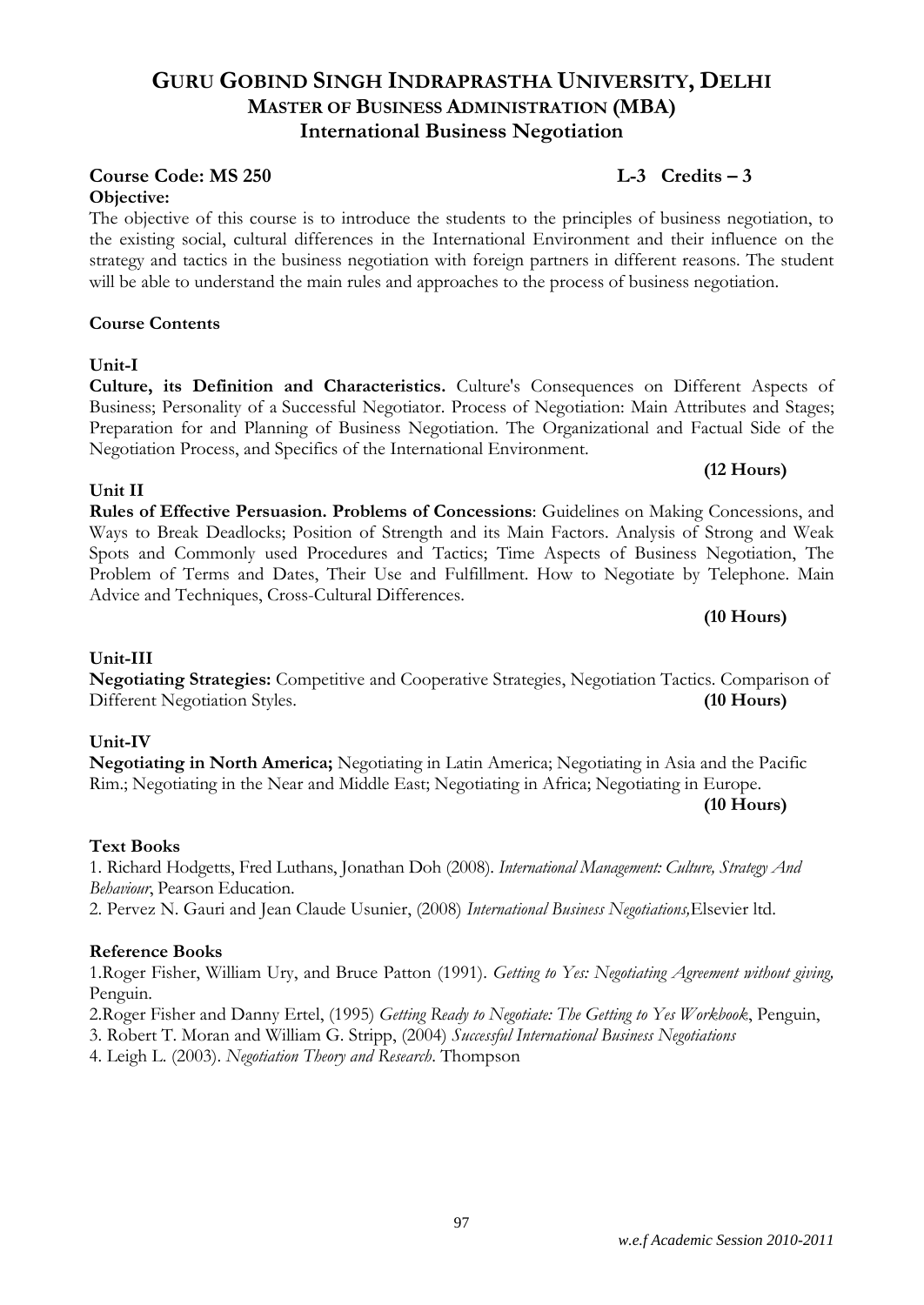# GURU GOBIND SINGH INDRAPRASTHA UNIVERSITY, DELHI
## MASTER OF BUSINESS ADMINISTRATION (MBA)
## International Business Negotiation

**Course Code: MS 250** **L-3 Credits – 3**

**Objective:**
The objective of this course is to introduce the students to the principles of business negotiation, to the existing social, cultural differences in the International Environment and their influence on the strategy and tactics in the business negotiation with foreign partners in different reasons. The student will be able to understand the main rules and approaches to the process of business negotiation.

**Course Contents**

**Unit-I**
**Culture, its Definition and Characteristics.** Culture's Consequences on Different Aspects of Business; Personality of a Successful Negotiator. Process of Negotiation: Main Attributes and Stages; Preparation for and Planning of Business Negotiation. The Organizational and Factual Side of the Negotiation Process, and Specifics of the International Environment.
**(12 Hours)**

**Unit II**
**Rules of Effective Persuasion. Problems of Concessions**: Guidelines on Making Concessions, and Ways to Break Deadlocks; Position of Strength and its Main Factors. Analysis of Strong and Weak Spots and Commonly used Procedures and Tactics; Time Aspects of Business Negotiation, The Problem of Terms and Dates, Their Use and Fulfillment. How to Negotiate by Telephone. Main Advice and Techniques, Cross-Cultural Differences.
**(10 Hours)**

**Unit-III**
**Negotiating Strategies:** Competitive and Cooperative Strategies, Negotiation Tactics. Comparison of Different Negotiation Styles. **(10 Hours)**

**Unit-IV**
**Negotiating in North America;** Negotiating in Latin America; Negotiating in Asia and the Pacific Rim.; Negotiating in the Near and Middle East; Negotiating in Africa; Negotiating in Europe.
**(10 Hours)**

**Text Books**
1. Richard Hodgetts, Fred Luthans, Jonathan Doh (2008). *International Management: Culture, Strategy And Behaviour*, Pearson Education.
2. Pervez N. Gauri and Jean Claude Usunier, (2008) *International Business Negotiations,*Elsevier ltd.

**Reference Books**
1.Roger Fisher, William Ury, and Bruce Patton (1991). *Getting to Yes: Negotiating Agreement without giving,* Penguin.
2.Roger Fisher and Danny Ertel, (1995) *Getting Ready to Negotiate: The Getting to Yes Workbook*, Penguin,
3. Robert T. Moran and William G. Stripp, (2004) *Successful International Business Negotiations*
4. Leigh L. (2003). *Negotiation Theory and Research*. Thompson

*w.e.f Academic Session 2010-2011*